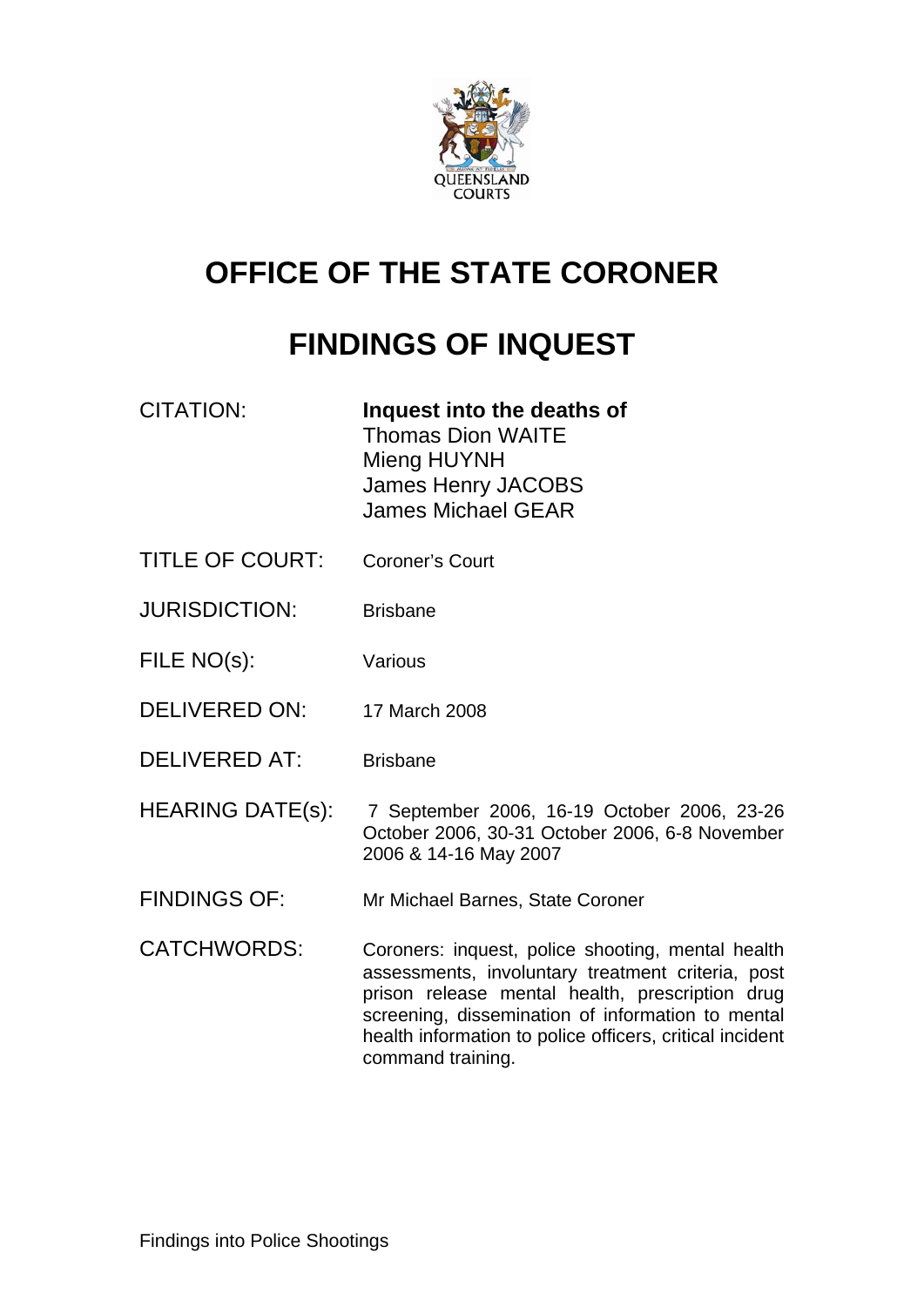QUEENSLAND COURTS

# OFFICE OF THE STATE CORONER

# FINDINGS OF INQUEST

| | |
|---|---|
| CITATION: | **Inquest into the deaths of**<br>Thomas Dion WAITE<br>Mieng HUYNH<br>James Henry JACOBS<br>James Michael GEAR |
| TITLE OF COURT: | Coroner's Court |
| JURISDICTION: | Brisbane |
| FILE NO(s): | Various |
| DELIVERED ON: | 17 March 2008 |
| DELIVERED AT: | Brisbane |
| HEARING DATE(s): | 7 September 2006, 16-19 October 2006, 23-26 October 2006, 30-31 October 2006, 6-8 November 2006 & 14-16 May 2007 |
| FINDINGS OF: | Mr Michael Barnes, State Coroner |
| CATCHWORDS: | Coroners: inquest, police shooting, mental health assessments, involuntary treatment criteria, post prison release mental health, prescription drug screening, dissemination of information to mental health information to police officers, critical incident command training. |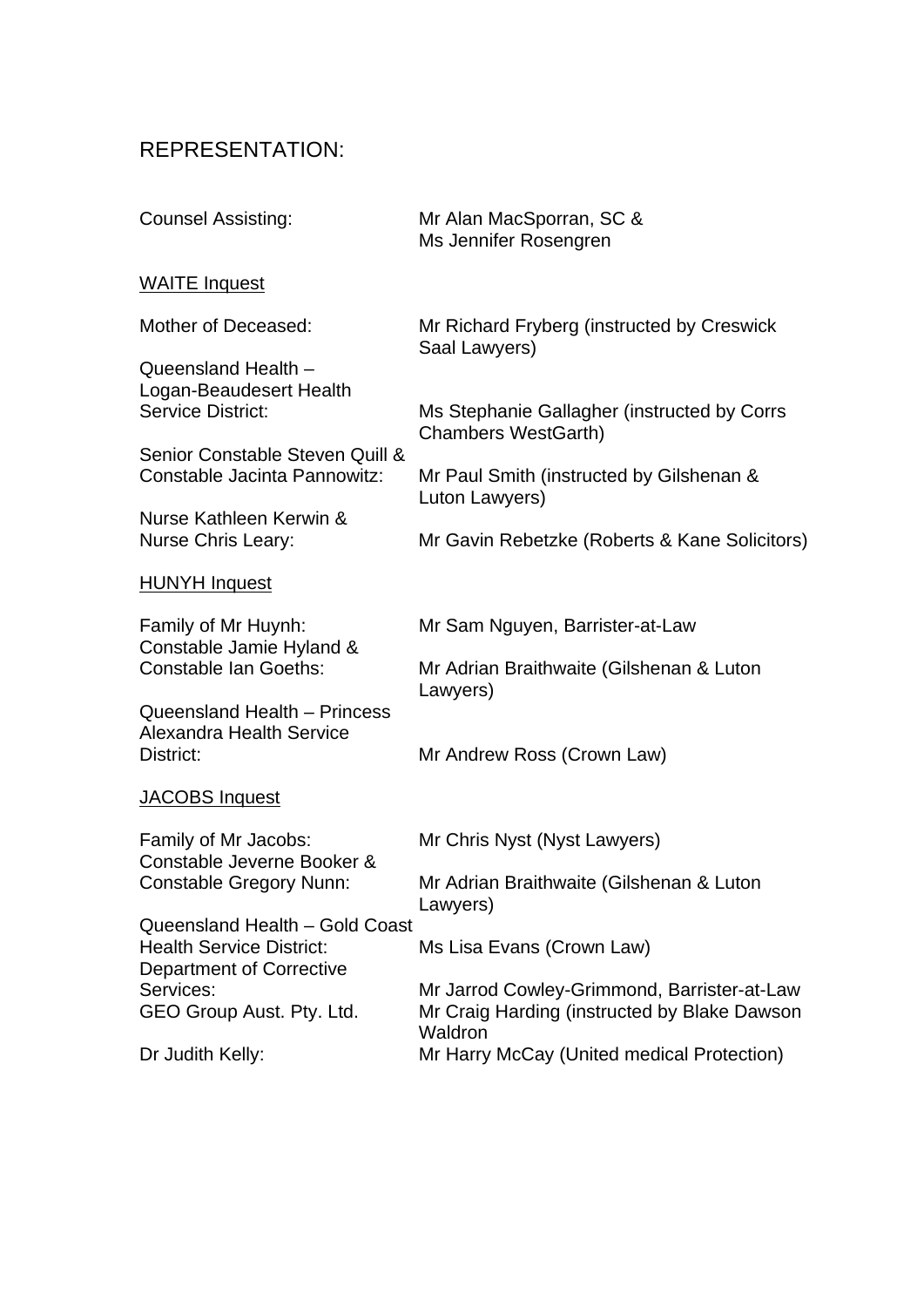## REPRESENTATION:

| | |
|---|---|
| Counsel Assisting: | Mr Alan MacSporran, SC & Ms Jennifer Rosengren |

<u>WAITE Inquest</u>

| | |
|---|---|
| Mother of Deceased: | Mr Richard Fryberg (instructed by Creswick Saal Lawyers) |
| Queensland Health – Logan-Beaudesert Health Service District: | Ms Stephanie Gallagher (instructed by Corrs Chambers WestGarth) |
| Senior Constable Steven Quill & Constable Jacinta Pannowitz: | Mr Paul Smith (instructed by Gilshenan & Luton Lawyers) |
| Nurse Kathleen Kerwin & Nurse Chris Leary: | Mr Gavin Rebetzke (Roberts & Kane Solicitors) |

<u>HUNYH Inquest</u>

| | |
|---|---|
| Family of Mr Huynh: | Mr Sam Nguyen, Barrister-at-Law |
| Constable Jamie Hyland & Constable Ian Goeths: | Mr Adrian Braithwaite (Gilshenan & Luton Lawyers) |
| Queensland Health – Princess Alexandra Health Service District: | Mr Andrew Ross (Crown Law) |

<u>JACOBS Inquest</u>

| | |
|---|---|
| Family of Mr Jacobs: | Mr Chris Nyst (Nyst Lawyers) |
| Constable Jeverne Booker & Constable Gregory Nunn: | Mr Adrian Braithwaite (Gilshenan & Luton Lawyers) |
| Queensland Health – Gold Coast Health Service District: | Ms Lisa Evans (Crown Law) |
| Department of Corrective Services: | Mr Jarrod Cowley-Grimmond, Barrister-at-Law |
| GEO Group Aust. Pty. Ltd. | Mr Craig Harding (instructed by Blake Dawson Waldron |
| Dr Judith Kelly: | Mr Harry McCay (United medical Protection) |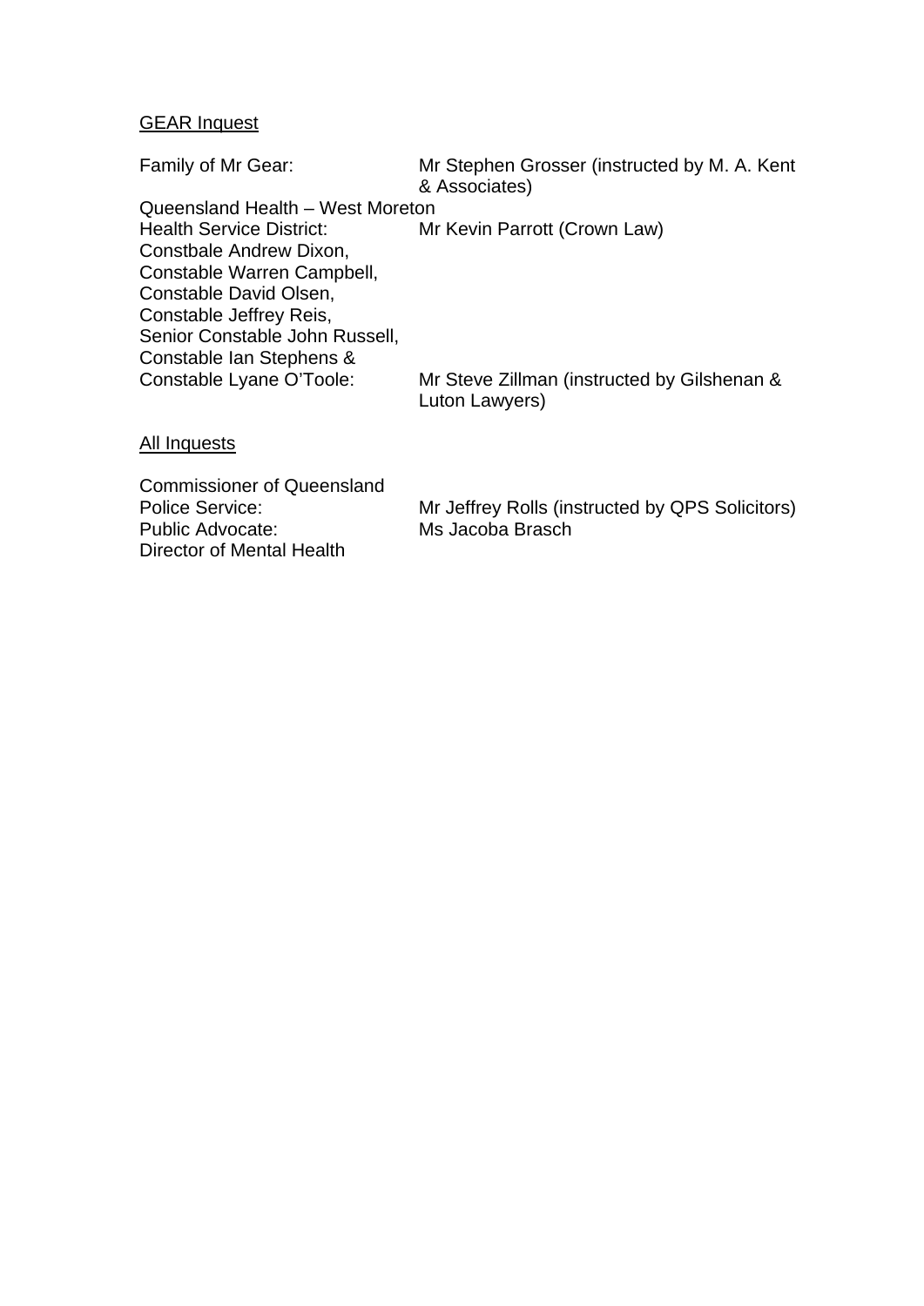<u>GEAR Inquest</u>

| | |
|---|---|
| Family of Mr Gear: | Mr Stephen Grosser (instructed by M. A. Kent & Associates) |
| Queensland Health – West Moreton Health Service District: | Mr Kevin Parrott (Crown Law) |
| Constbale Andrew Dixon, Constable Warren Campbell, Constable David Olsen, Constable Jeffrey Reis, Senior Constable John Russell, Constable Ian Stephens & Constable Lyane O'Toole: | Mr Steve Zillman (instructed by Gilshenan & Luton Lawyers) |

<u>All Inquests</u>

| | |
|---|---|
| Commissioner of Queensland Police Service: | Mr Jeffrey Rolls (instructed by QPS Solicitors) |
| Public Advocate: | Ms Jacoba Brasch |
| Director of Mental Health | |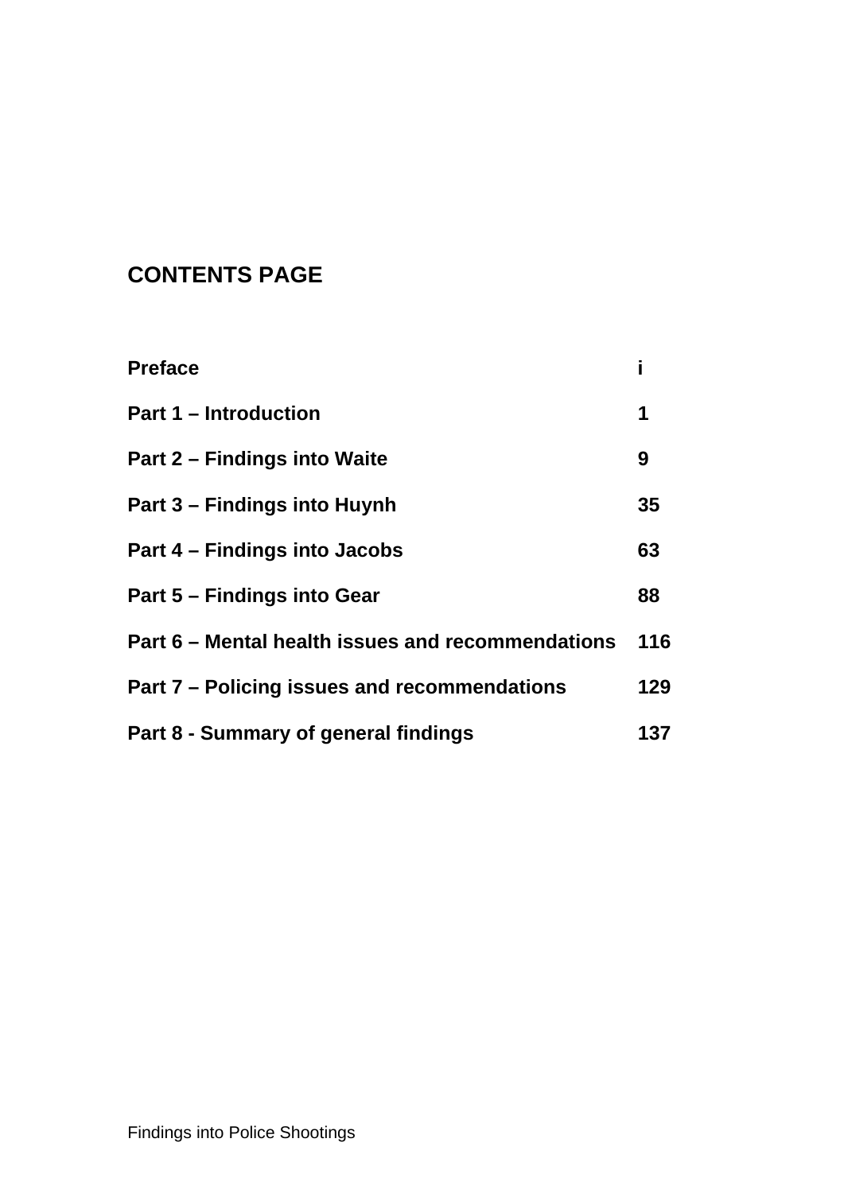## CONTENTS PAGE

| | |
|---|---|
| **Preface** | **i** |
| **Part 1 – Introduction** | **1** |
| **Part 2 – Findings into Waite** | **9** |
| **Part 3 – Findings into Huynh** | **35** |
| **Part 4 – Findings into Jacobs** | **63** |
| **Part 5 – Findings into Gear** | **88** |
| **Part 6 – Mental health issues and recommendations** | **116** |
| **Part 7 – Policing issues and recommendations** | **129** |
| **Part 8 - Summary of general findings** | **137** |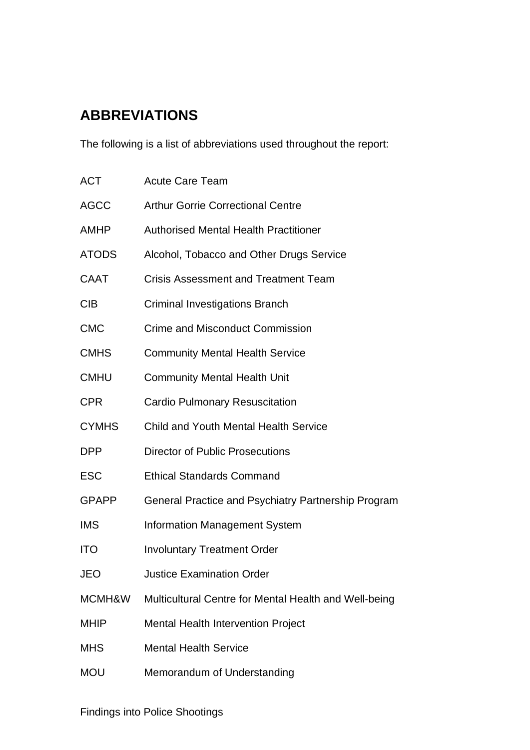## ABBREVIATIONS

The following is a list of abbreviations used throughout the report:

| | |
|---|---|
| ACT | Acute Care Team |
| AGCC | Arthur Gorrie Correctional Centre |
| AMHP | Authorised Mental Health Practitioner |
| ATODS | Alcohol, Tobacco and Other Drugs Service |
| CAAT | Crisis Assessment and Treatment Team |
| CIB | Criminal Investigations Branch |
| CMC | Crime and Misconduct Commission |
| CMHS | Community Mental Health Service |
| CMHU | Community Mental Health Unit |
| CPR | Cardio Pulmonary Resuscitation |
| CYMHS | Child and Youth Mental Health Service |
| DPP | Director of Public Prosecutions |
| ESC | Ethical Standards Command |
| GPAPP | General Practice and Psychiatry Partnership Program |
| IMS | Information Management System |
| ITO | Involuntary Treatment Order |
| JEO | Justice Examination Order |
| MCMH&W | Multicultural Centre for Mental Health and Well-being |
| MHIP | Mental Health Intervention Project |
| MHS | Mental Health Service |
| MOU | Memorandum of Understanding |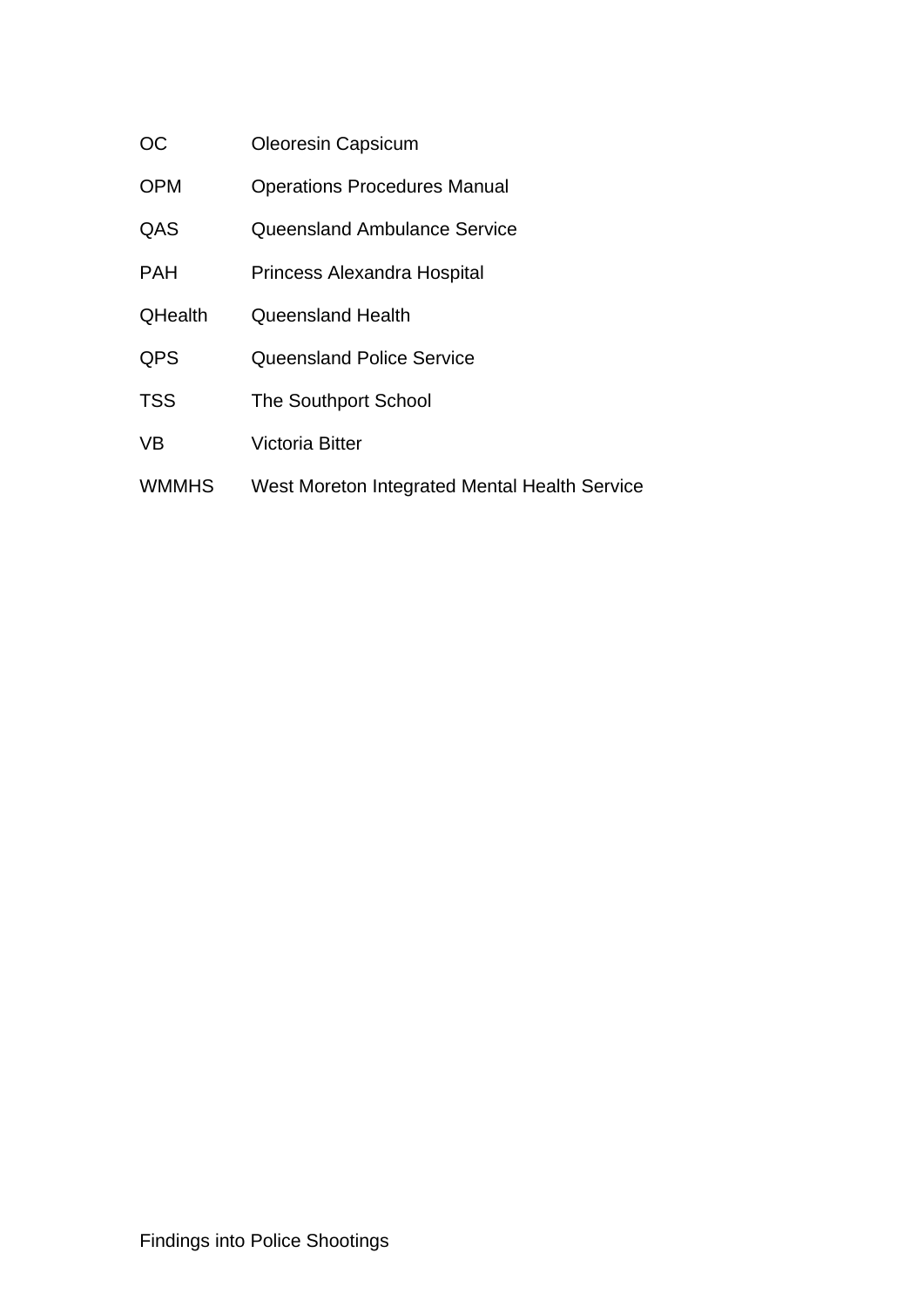| | |
|---|---|
| OC | Oleoresin Capsicum |
| OPM | Operations Procedures Manual |
| QAS | Queensland Ambulance Service |
| PAH | Princess Alexandra Hospital |
| QHealth | Queensland Health |
| QPS | Queensland Police Service |
| TSS | The Southport School |
| VB | Victoria Bitter |
| WMMHS | West Moreton Integrated Mental Health Service |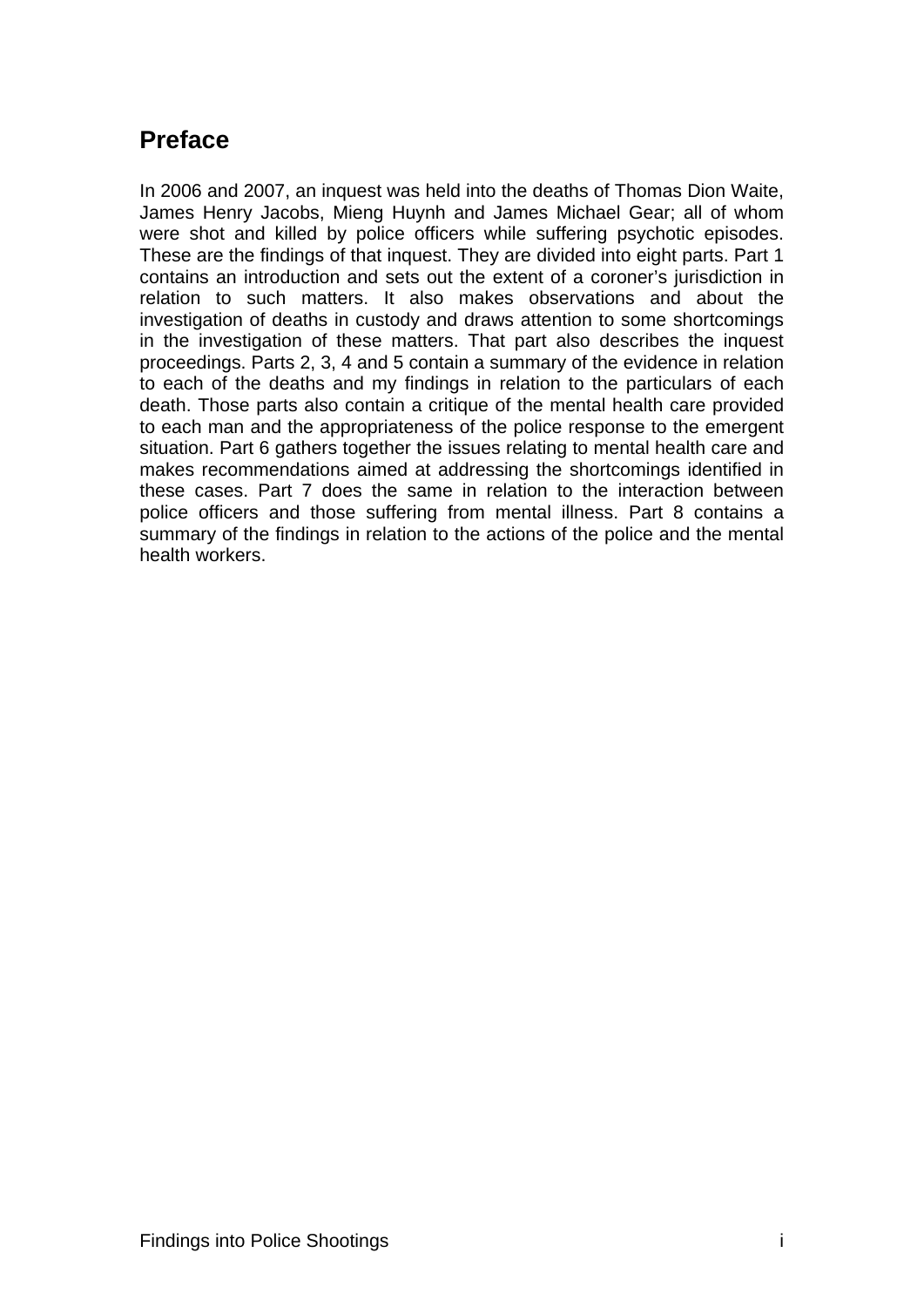## Preface

In 2006 and 2007, an inquest was held into the deaths of Thomas Dion Waite, James Henry Jacobs, Mieng Huynh and James Michael Gear; all of whom were shot and killed by police officers while suffering psychotic episodes. These are the findings of that inquest. They are divided into eight parts. Part 1 contains an introduction and sets out the extent of a coroner's jurisdiction in relation to such matters. It also makes observations and about the investigation of deaths in custody and draws attention to some shortcomings in the investigation of these matters. That part also describes the inquest proceedings. Parts 2, 3, 4 and 5 contain a summary of the evidence in relation to each of the deaths and my findings in relation to the particulars of each death. Those parts also contain a critique of the mental health care provided to each man and the appropriateness of the police response to the emergent situation. Part 6 gathers together the issues relating to mental health care and makes recommendations aimed at addressing the shortcomings identified in these cases. Part 7 does the same in relation to the interaction between police officers and those suffering from mental illness. Part 8 contains a summary of the findings in relation to the actions of the police and the mental health workers.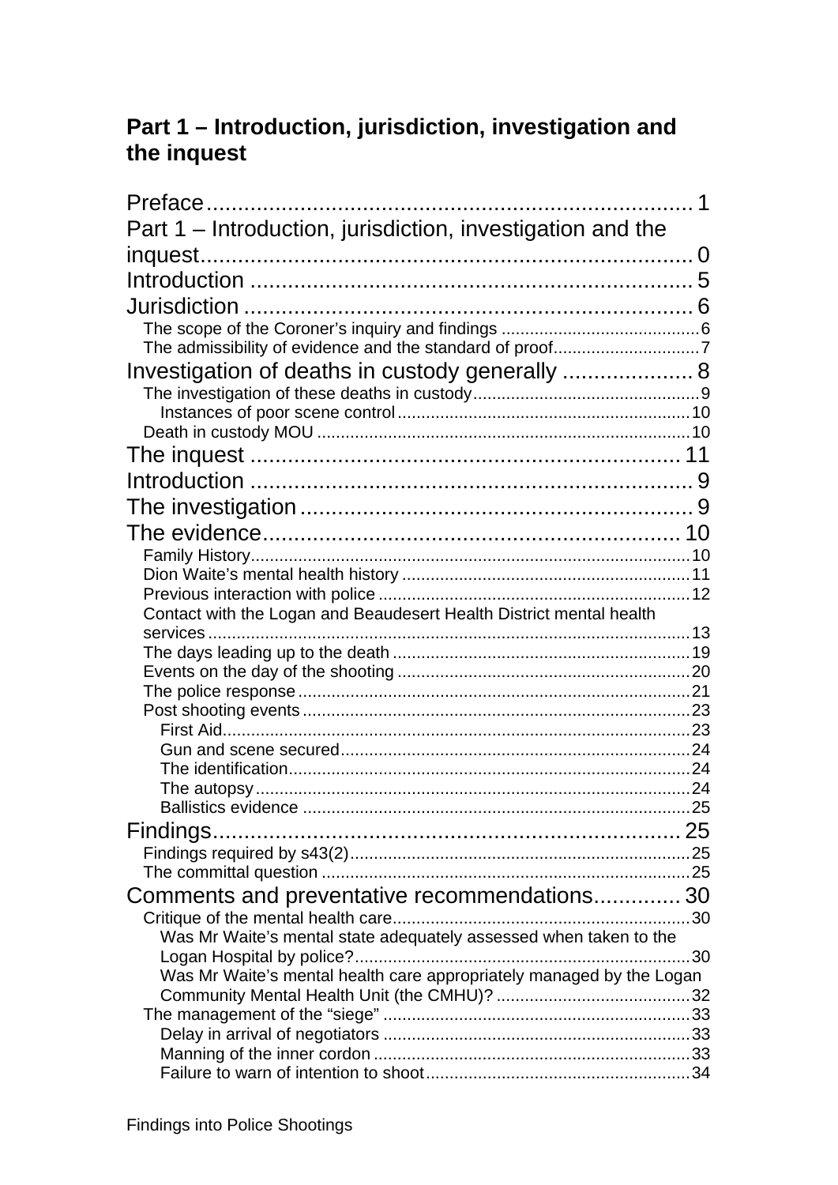## Part 1 – Introduction, jurisdiction, investigation and the inquest

Preface ............................................................................ 1
Part 1 – Introduction, jurisdiction, investigation and the inquest ............................................................................ 0
Introduction ............................................................................ 5
Jurisdiction ............................................................................ 6
- The scope of the Coroner's inquiry and findings ............................................................................ 6
- The admissibility of evidence and the standard of proof ............................................................................ 7

Investigation of deaths in custody generally ............................................................................ 8
- The investigation of these deaths in custody ............................................................................ 9
  - Instances of poor scene control ............................................................................ 10
- Death in custody MOU ............................................................................ 10

The inquest ............................................................................ 11
Introduction ............................................................................ 9
The investigation ............................................................................ 9
The evidence ............................................................................ 10
- Family History ............................................................................ 10
- Dion Waite's mental health history ............................................................................ 11
- Previous interaction with police ............................................................................ 12
- Contact with the Logan and Beaudesert Health District mental health services ............................................................................ 13
- The days leading up to the death ............................................................................ 19
- Events on the day of the shooting ............................................................................ 20
- The police response ............................................................................ 21
- Post shooting events ............................................................................ 23
  - First Aid ............................................................................ 23
  - Gun and scene secured ............................................................................ 24
  - The identification ............................................................................ 24
  - The autopsy ............................................................................ 24
  - Ballistics evidence ............................................................................ 25

Findings ............................................................................ 25
- Findings required by s43(2) ............................................................................ 25
- The committal question ............................................................................ 25

Comments and preventative recommendations ............................................................................ 30
- Critique of the mental health care ............................................................................ 30
  - Was Mr Waite's mental state adequately assessed when taken to the Logan Hospital by police? ............................................................................ 30
  - Was Mr Waite's mental health care appropriately managed by the Logan Community Mental Health Unit (the CMHU)? ............................................................................ 32
- The management of the "siege" ............................................................................ 33
  - Delay in arrival of negotiators ............................................................................ 33
  - Manning of the inner cordon ............................................................................ 33
  - Failure to warn of intention to shoot ............................................................................ 34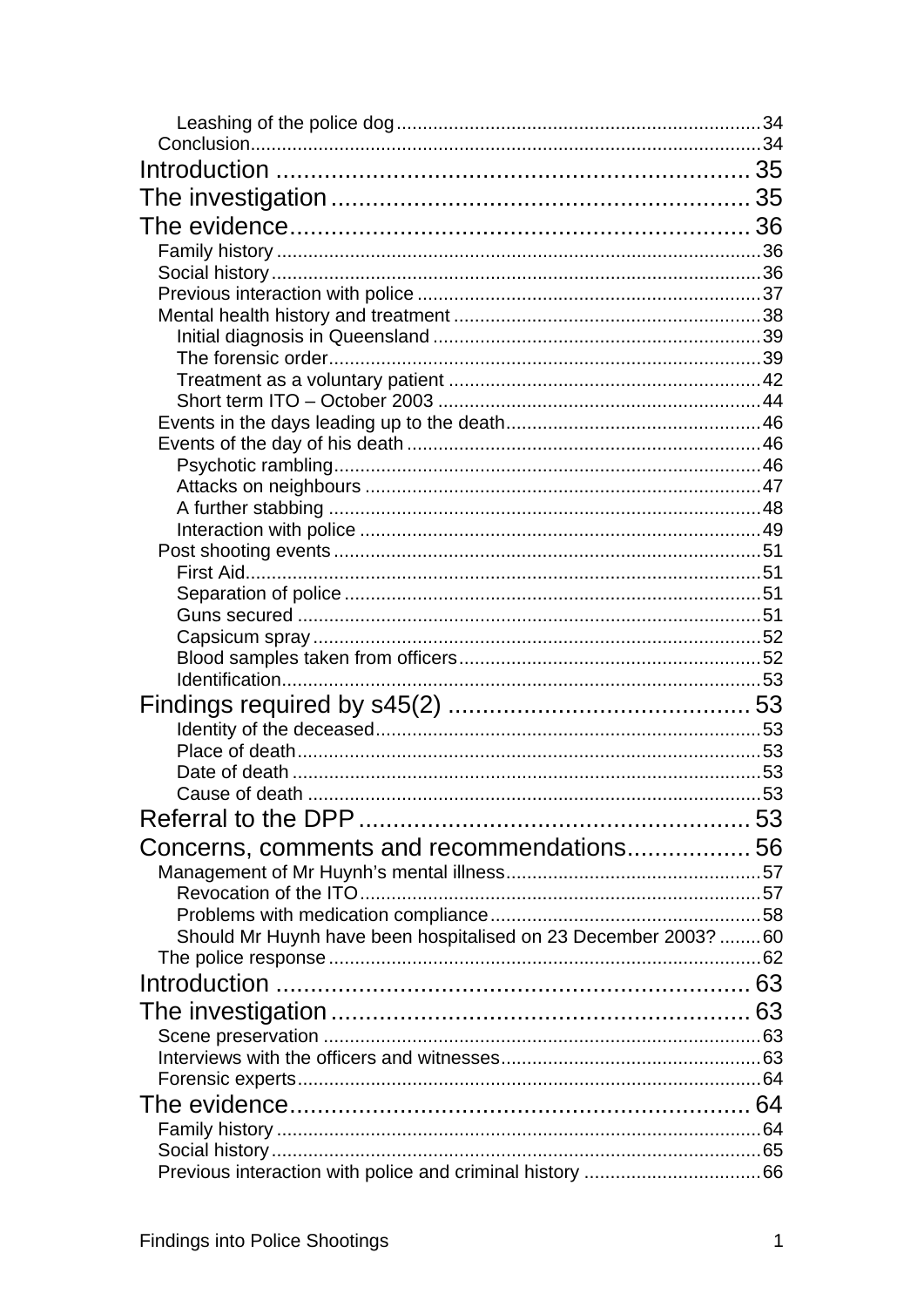Leashing of the police dog ..................................................................... 34
Conclusion ..................................................................................................... 34

Introduction ..................................................................... 35

The investigation ............................................................. 35

The evidence .................................................................... 36

Family history ............................................................................................... 36
Social history ................................................................................................ 36
Previous interaction with police ..................................................................... 37
Mental health history and treatment .............................................................. 38
Initial diagnosis in Queensland ................................................................. 39
The forensic order ..................................................................................... 39
Treatment as a voluntary patient .............................................................. 42
Short term ITO – October 2003 ................................................................ 44
Events in the days leading up to the death .................................................... 46
Events of the day of his death ....................................................................... 46
Psychotic rambling .................................................................................... 46
Attacks on neighbours .............................................................................. 47
A further stabbing ..................................................................................... 48
Interaction with police ............................................................................... 49
Post shooting events ..................................................................................... 51
First Aid ..................................................................................................... 51
Separation of police .................................................................................. 51
Guns secured ........................................................................................... 51
Capsicum spray ........................................................................................ 52
Blood samples taken from officers ............................................................. 52
Identification .............................................................................................. 53

Findings required by s45(2) ............................................ 53

Identity of the deceased ............................................................................ 53
Place of death ........................................................................................... 53
Date of death ............................................................................................ 53
Cause of death ......................................................................................... 53

Referral to the DPP .......................................................... 53

Concerns, comments and recommendations .................. 56

Management of Mr Huynh's mental illness .................................................... 57
Revocation of the ITO ............................................................................... 57
Problems with medication compliance ....................................................... 58
Should Mr Huynh have been hospitalised on 23 December 2003? ........ 60
The police response ..................................................................................... 62

Introduction ..................................................................... 63

The investigation ............................................................. 63

Scene preservation ....................................................................................... 63
Interviews with the officers and witnesses ..................................................... 63
Forensic experts ............................................................................................ 64

The evidence .................................................................... 64

Family history ............................................................................................... 64
Social history ................................................................................................ 65
Previous interaction with police and criminal history ..................................... 66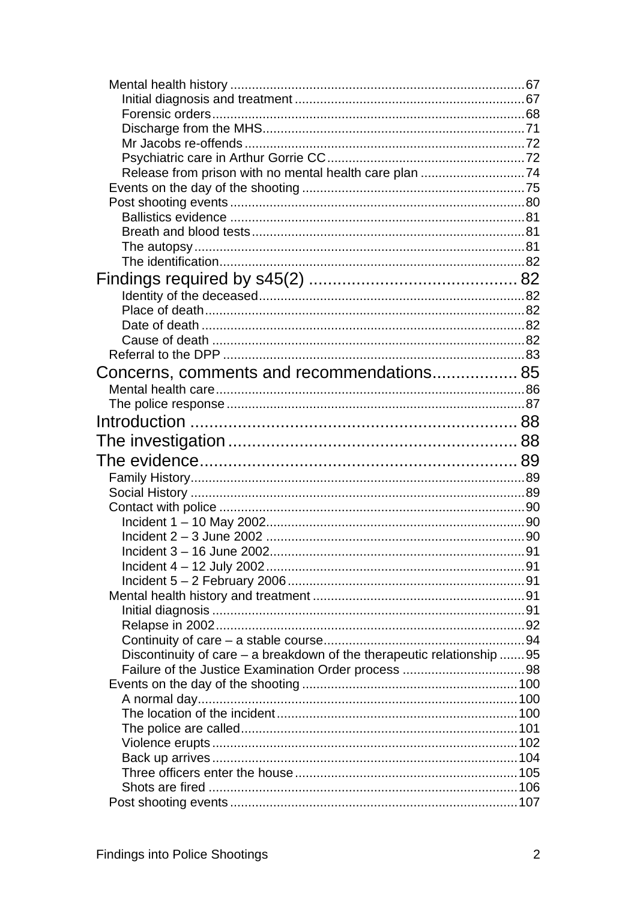- Mental health history ..... 67
  - Initial diagnosis and treatment ..... 67
  - Forensic orders ..... 68
  - Discharge from the MHS ..... 71
  - Mr Jacobs re-offends ..... 72
  - Psychiatric care in Arthur Gorrie CC ..... 72
  - Release from prison with no mental health care plan ..... 74
- Events on the day of the shooting ..... 75
- Post shooting events ..... 80
  - Ballistics evidence ..... 81
  - Breath and blood tests ..... 81
  - The autopsy ..... 81
  - The identification ..... 82

**Findings required by s45(2) ..... 82**

- Identity of the deceased ..... 82
- Place of death ..... 82
- Date of death ..... 82
- Cause of death ..... 82
- Referral to the DPP ..... 83

**Concerns, comments and recommendations ..... 85**

- Mental health care ..... 86
- The police response ..... 87

**Introduction ..... 88**

**The investigation ..... 88**

**The evidence ..... 89**

- Family History ..... 89
- Social History ..... 89
- Contact with police ..... 90
  - Incident 1 – 10 May 2002 ..... 90
  - Incident 2 – 3 June 2002 ..... 90
  - Incident 3 – 16 June 2002 ..... 91
  - Incident 4 – 12 July 2002 ..... 91
  - Incident 5 – 2 February 2006 ..... 91
- Mental health history and treatment ..... 91
  - Initial diagnosis ..... 91
  - Relapse in 2002 ..... 92
  - Continuity of care – a stable course ..... 94
  - Discontinuity of care – a breakdown of the therapeutic relationship ..... 95
  - Failure of the Justice Examination Order process ..... 98
- Events on the day of the shooting ..... 100
  - A normal day ..... 100
  - The location of the incident ..... 100
  - The police are called ..... 101
  - Violence erupts ..... 102
  - Back up arrives ..... 104
  - Three officers enter the house ..... 105
  - Shots are fired ..... 106
- Post shooting events ..... 107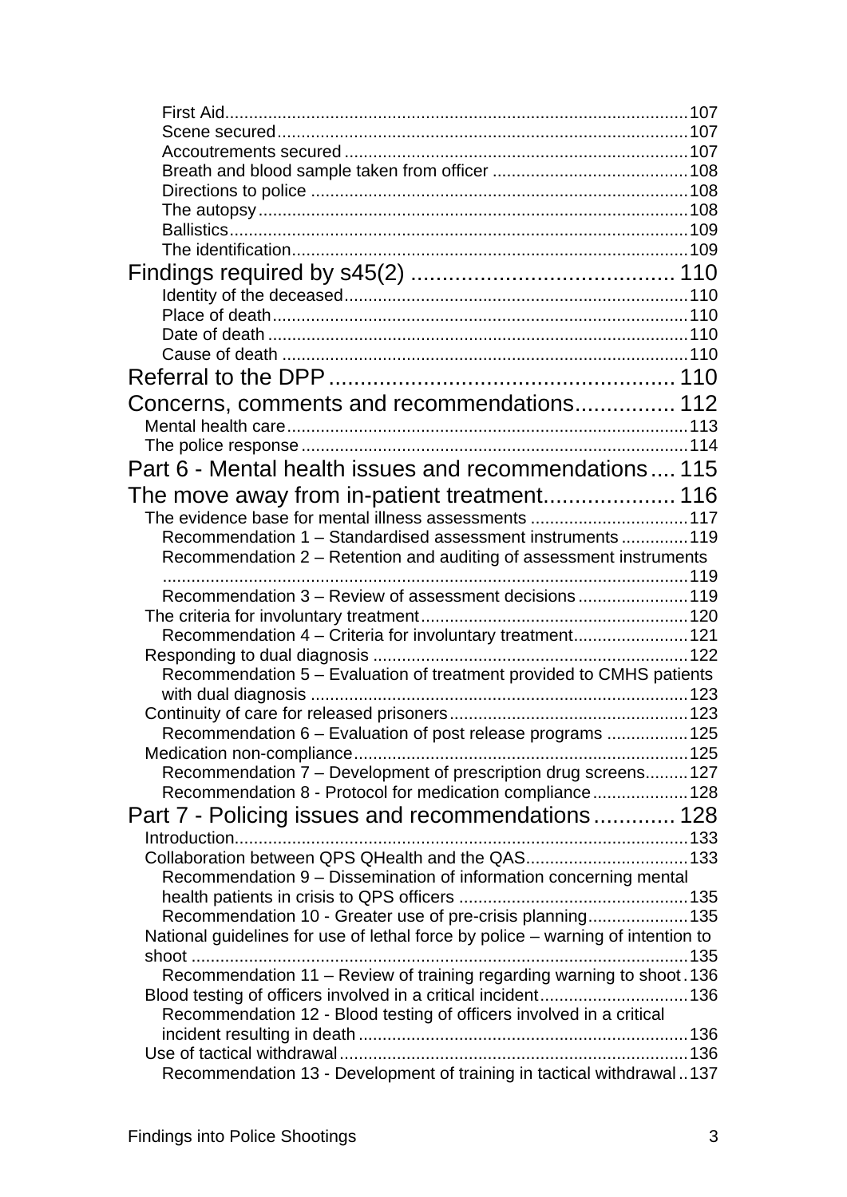First Aid ... 107
Scene secured ... 107
Accoutrements secured ... 107
Breath and blood sample taken from officer ... 108
Directions to police ... 108
The autopsy ... 108
Ballistics ... 109
The identification ... 109

Findings required by s45(2) ... 110

Identity of the deceased ... 110
Place of death ... 110
Date of death ... 110
Cause of death ... 110

Referral to the DPP ... 110

Concerns, comments and recommendations ... 112

Mental health care ... 113
The police response ... 114

Part 6 - Mental health issues and recommendations ... 115

The move away from in-patient treatment ... 116

The evidence base for mental illness assessments ... 117
Recommendation 1 – Standardised assessment instruments ... 119
Recommendation 2 – Retention and auditing of assessment instruments ... 119
Recommendation 3 – Review of assessment decisions ... 119
The criteria for involuntary treatment ... 120
Recommendation 4 – Criteria for involuntary treatment ... 121
Responding to dual diagnosis ... 122
Recommendation 5 – Evaluation of treatment provided to CMHS patients with dual diagnosis ... 123
Continuity of care for released prisoners ... 123
Recommendation 6 – Evaluation of post release programs ... 125
Medication non-compliance ... 125
Recommendation 7 – Development of prescription drug screens ... 127
Recommendation 8 - Protocol for medication compliance ... 128

Part 7 - Policing issues and recommendations ... 128

Introduction ... 133
Collaboration between QPS QHealth and the QAS ... 133
Recommendation 9 – Dissemination of information concerning mental health patients in crisis to QPS officers ... 135
Recommendation 10 - Greater use of pre-crisis planning ... 135
National guidelines for use of lethal force by police – warning of intention to shoot ... 135
Recommendation 11 – Review of training regarding warning to shoot ... 136
Blood testing of officers involved in a critical incident ... 136
Recommendation 12 - Blood testing of officers involved in a critical incident resulting in death ... 136
Use of tactical withdrawal ... 136
Recommendation 13 - Development of training in tactical withdrawal ... 137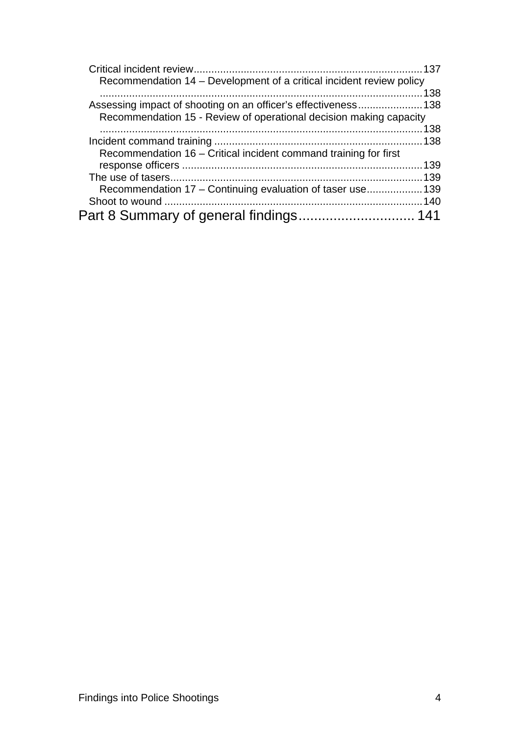Critical incident review ........................................................................ 137

Recommendation 14 – Development of a critical incident review policy ........................................................................ 138

Assessing impact of shooting on an officer's effectiveness ........................ 138

Recommendation 15 - Review of operational decision making capacity ........................................................................ 138

Incident command training ........................................................................ 138

Recommendation 16 – Critical incident command training for first response officers ........................................................................ 139

The use of tasers ........................................................................ 139

Recommendation 17 – Continuing evaluation of taser use ........................ 139

Shoot to wound ........................................................................ 140

Part 8 Summary of general findings ................................ 141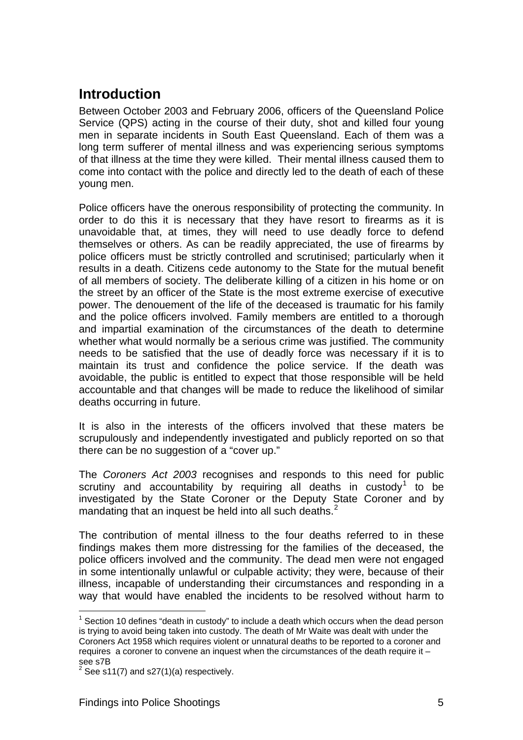## Introduction

Between October 2003 and February 2006, officers of the Queensland Police Service (QPS) acting in the course of their duty, shot and killed four young men in separate incidents in South East Queensland. Each of them was a long term sufferer of mental illness and was experiencing serious symptoms of that illness at the time they were killed. Their mental illness caused them to come into contact with the police and directly led to the death of each of these young men.

Police officers have the onerous responsibility of protecting the community. In order to do this it is necessary that they have resort to firearms as it is unavoidable that, at times, they will need to use deadly force to defend themselves or others. As can be readily appreciated, the use of firearms by police officers must be strictly controlled and scrutinised; particularly when it results in a death. Citizens cede autonomy to the State for the mutual benefit of all members of society. The deliberate killing of a citizen in his home or on the street by an officer of the State is the most extreme exercise of executive power. The denouement of the life of the deceased is traumatic for his family and the police officers involved. Family members are entitled to a thorough and impartial examination of the circumstances of the death to determine whether what would normally be a serious crime was justified. The community needs to be satisfied that the use of deadly force was necessary if it is to maintain its trust and confidence the police service. If the death was avoidable, the public is entitled to expect that those responsible will be held accountable and that changes will be made to reduce the likelihood of similar deaths occurring in future.

It is also in the interests of the officers involved that these maters be scrupulously and independently investigated and publicly reported on so that there can be no suggestion of a "cover up."

The *Coroners Act 2003* recognises and responds to this need for public scrutiny and accountability by requiring all deaths in custody[1] to be investigated by the State Coroner or the Deputy State Coroner and by mandating that an inquest be held into all such deaths.[2]

The contribution of mental illness to the four deaths referred to in these findings makes them more distressing for the families of the deceased, the police officers involved and the community. The dead men were not engaged in some intentionally unlawful or culpable activity; they were, because of their illness, incapable of understanding their circumstances and responding in a way that would have enabled the incidents to be resolved without harm to

[1] Section 10 defines "death in custody" to include a death which occurs when the dead person is trying to avoid being taken into custody. The death of Mr Waite was dealt with under the Coroners Act 1958 which requires violent or unnatural deaths to be reported to a coroner and requires a coroner to convene an inquest when the circumstances of the death require it – see s7B

[2] See s11(7) and s27(1)(a) respectively.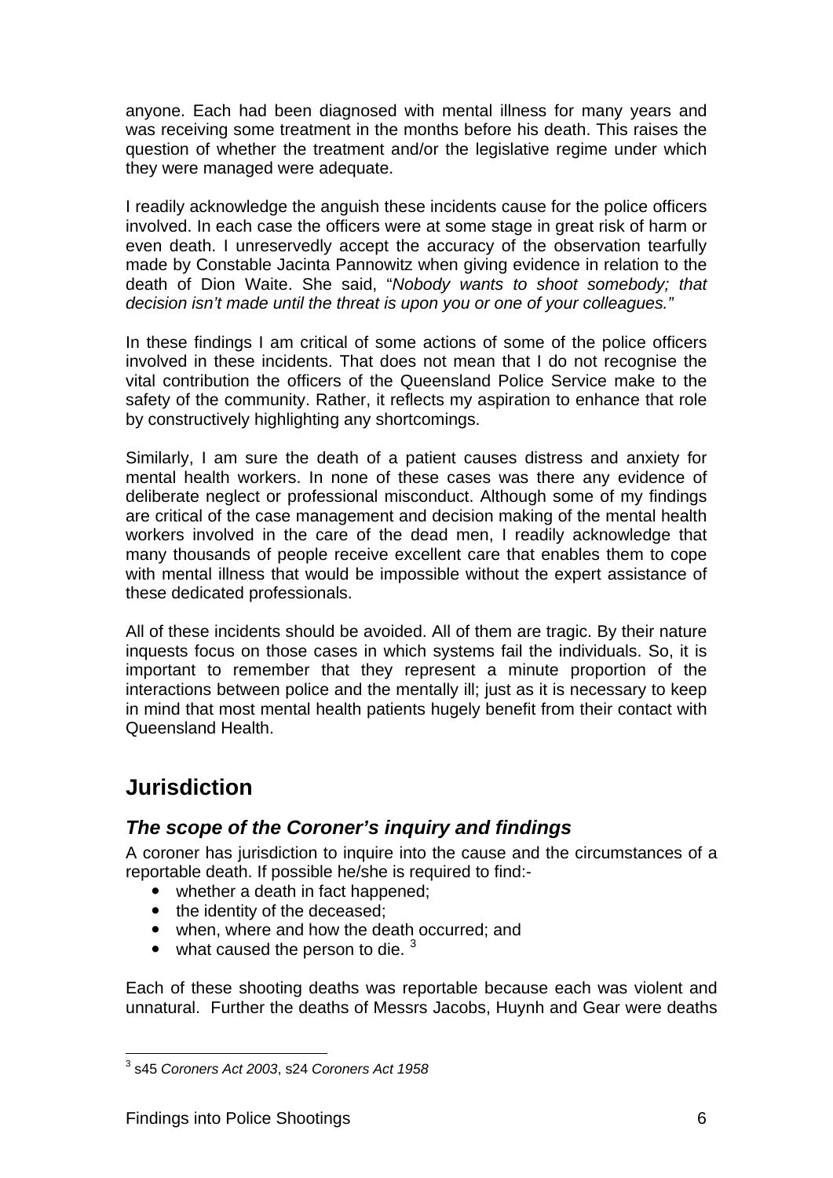anyone. Each had been diagnosed with mental illness for many years and was receiving some treatment in the months before his death. This raises the question of whether the treatment and/or the legislative regime under which they were managed were adequate.

I readily acknowledge the anguish these incidents cause for the police officers involved. In each case the officers were at some stage in great risk of harm or even death. I unreservedly accept the accuracy of the observation tearfully made by Constable Jacinta Pannowitz when giving evidence in relation to the death of Dion Waite. She said, "*Nobody wants to shoot somebody; that decision isn't made until the threat is upon you or one of your colleagues.*"

In these findings I am critical of some actions of some of the police officers involved in these incidents. That does not mean that I do not recognise the vital contribution the officers of the Queensland Police Service make to the safety of the community. Rather, it reflects my aspiration to enhance that role by constructively highlighting any shortcomings.

Similarly, I am sure the death of a patient causes distress and anxiety for mental health workers. In none of these cases was there any evidence of deliberate neglect or professional misconduct. Although some of my findings are critical of the case management and decision making of the mental health workers involved in the care of the dead men, I readily acknowledge that many thousands of people receive excellent care that enables them to cope with mental illness that would be impossible without the expert assistance of these dedicated professionals.

All of these incidents should be avoided. All of them are tragic. By their nature inquests focus on those cases in which systems fail the individuals. So, it is important to remember that they represent a minute proportion of the interactions between police and the mentally ill; just as it is necessary to keep in mind that most mental health patients hugely benefit from their contact with Queensland Health.

## Jurisdiction

### *The scope of the Coroner's inquiry and findings*

A coroner has jurisdiction to inquire into the cause and the circumstances of a reportable death. If possible he/she is required to find:-

- whether a death in fact happened;
- the identity of the deceased;
- when, where and how the death occurred; and
- what caused the person to die. [3]

Each of these shooting deaths was reportable because each was violent and unnatural. Further the deaths of Messrs Jacobs, Huynh and Gear were deaths

---

[3] s45 *Coroners Act 2003*, s24 *Coroners Act 1958*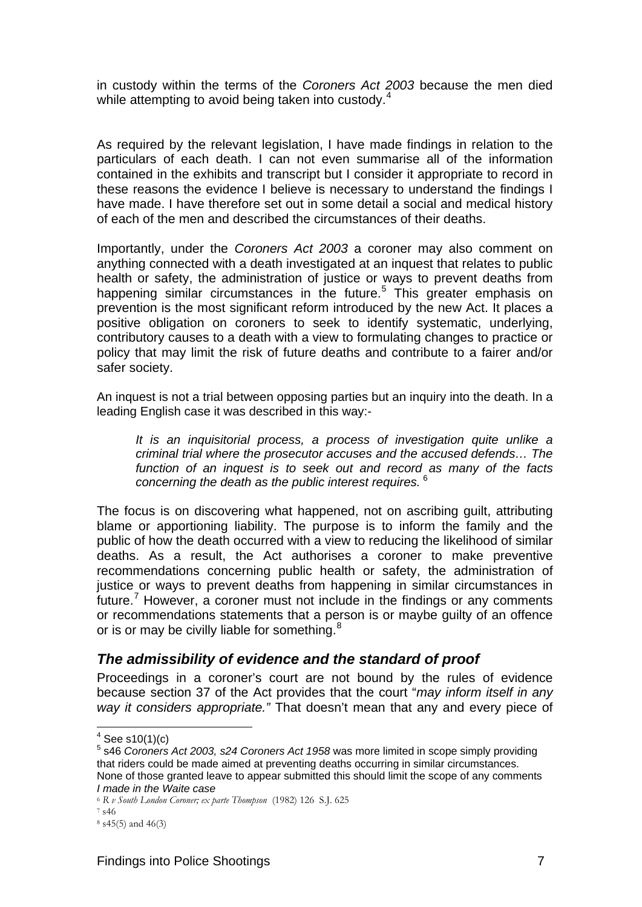in custody within the terms of the *Coroners Act 2003* because the men died while attempting to avoid being taken into custody.[4]

As required by the relevant legislation, I have made findings in relation to the particulars of each death. I can not even summarise all of the information contained in the exhibits and transcript but I consider it appropriate to record in these reasons the evidence I believe is necessary to understand the findings I have made. I have therefore set out in some detail a social and medical history of each of the men and described the circumstances of their deaths.

Importantly, under the *Coroners Act 2003* a coroner may also comment on anything connected with a death investigated at an inquest that relates to public health or safety, the administration of justice or ways to prevent deaths from happening similar circumstances in the future.[5] This greater emphasis on prevention is the most significant reform introduced by the new Act. It places a positive obligation on coroners to seek to identify systematic, underlying, contributory causes to a death with a view to formulating changes to practice or policy that may limit the risk of future deaths and contribute to a fairer and/or safer society.

An inquest is not a trial between opposing parties but an inquiry into the death. In a leading English case it was described in this way:-

> *It is an inquisitorial process, a process of investigation quite unlike a criminal trial where the prosecutor accuses and the accused defends… The function of an inquest is to seek out and record as many of the facts concerning the death as the public interest requires.* [6]

The focus is on discovering what happened, not on ascribing guilt, attributing blame or apportioning liability. The purpose is to inform the family and the public of how the death occurred with a view to reducing the likelihood of similar deaths. As a result, the Act authorises a coroner to make preventive recommendations concerning public health or safety, the administration of justice or ways to prevent deaths from happening in similar circumstances in future.[7] However, a coroner must not include in the findings or any comments or recommendations statements that a person is or maybe guilty of an offence or is or may be civilly liable for something.[8]

### *The admissibility of evidence and the standard of proof*

Proceedings in a coroner's court are not bound by the rules of evidence because section 37 of the Act provides that the court "*may inform itself in any way it considers appropriate.*" That doesn't mean that any and every piece of

---

[4] See s10(1)(c)

[5] s46 *Coroners Act 2003, s24 Coroners Act 1958* was more limited in scope simply providing that riders could be made aimed at preventing deaths occurring in similar circumstances. None of those granted leave to appear submitted this should limit the scope of any comments *I made in the Waite case*

[6] *R v South London Coroner; ex parte Thompson* (1982) 126 S.J. 625

[7] s46

[8] s45(5) and 46(3)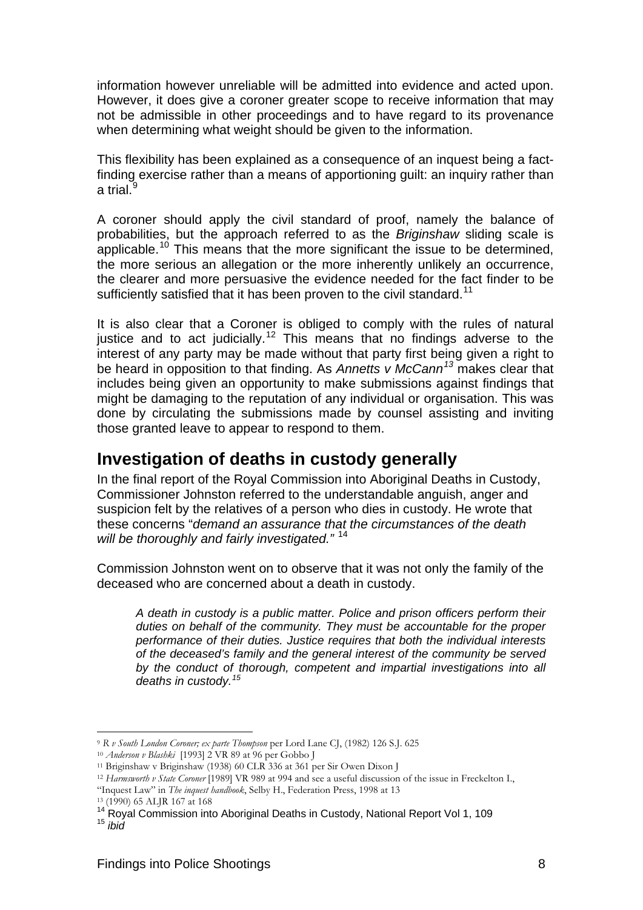information however unreliable will be admitted into evidence and acted upon. However, it does give a coroner greater scope to receive information that may not be admissible in other proceedings and to have regard to its provenance when determining what weight should be given to the information.

This flexibility has been explained as a consequence of an inquest being a fact-finding exercise rather than a means of apportioning guilt: an inquiry rather than a trial.[9]

A coroner should apply the civil standard of proof, namely the balance of probabilities, but the approach referred to as the *Briginshaw* sliding scale is applicable.[10] This means that the more significant the issue to be determined, the more serious an allegation or the more inherently unlikely an occurrence, the clearer and more persuasive the evidence needed for the fact finder to be sufficiently satisfied that it has been proven to the civil standard.[11]

It is also clear that a Coroner is obliged to comply with the rules of natural justice and to act judicially.[12] This means that no findings adverse to the interest of any party may be made without that party first being given a right to be heard in opposition to that finding. As *Annetts v McCann*[13] makes clear that includes being given an opportunity to make submissions against findings that might be damaging to the reputation of any individual or organisation. This was done by circulating the submissions made by counsel assisting and inviting those granted leave to appear to respond to them.

## Investigation of deaths in custody generally

In the final report of the Royal Commission into Aboriginal Deaths in Custody, Commissioner Johnston referred to the understandable anguish, anger and suspicion felt by the relatives of a person who dies in custody. He wrote that these concerns "*demand an assurance that the circumstances of the death will be thoroughly and fairly investigated."* [14]

Commission Johnston went on to observe that it was not only the family of the deceased who are concerned about a death in custody.

> *A death in custody is a public matter. Police and prison officers perform their duties on behalf of the community. They must be accountable for the proper performance of their duties. Justice requires that both the individual interests of the deceased's family and the general interest of the community be served by the conduct of thorough, competent and impartial investigations into all deaths in custody.*[15]

---

[9] *R v South London Coroner; ex parte Thompson* per Lord Lane CJ, (1982) 126 S.J. 625

[10] *Anderson v Blashki* [1993] 2 VR 89 at 96 per Gobbo J

[11] Briginshaw v Briginshaw (1938) 60 CLR 336 at 361 per Sir Owen Dixon J

[12] *Harmsworth v State Coroner* [1989] VR 989 at 994 and see a useful discussion of the issue in Freckelton I., "Inquest Law" in *The inquest handbook*, Selby H., Federation Press, 1998 at 13

[13] (1990) 65 ALJR 167 at 168

[14] Royal Commission into Aboriginal Deaths in Custody, National Report Vol 1, 109

[15] *ibid*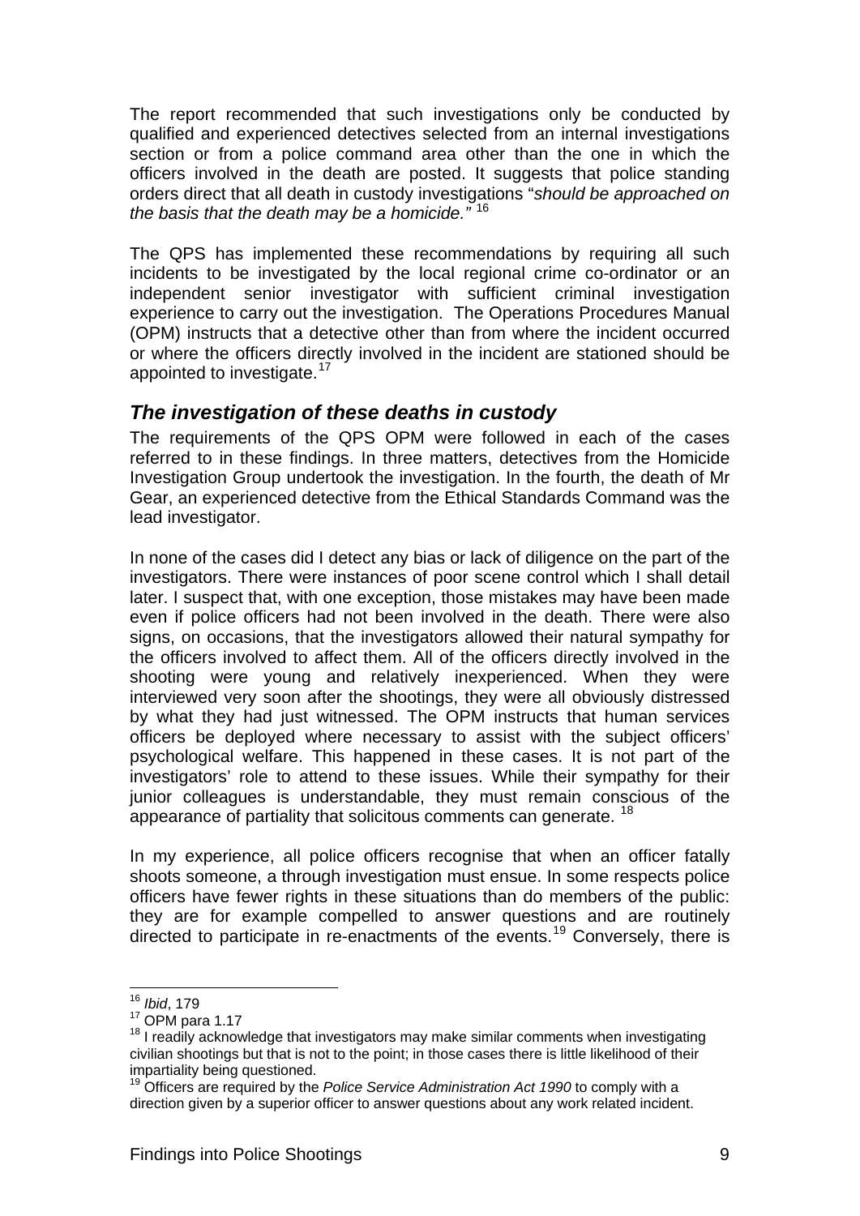The report recommended that such investigations only be conducted by qualified and experienced detectives selected from an internal investigations section or from a police command area other than the one in which the officers involved in the death are posted. It suggests that police standing orders direct that all death in custody investigations "*should be approached on the basis that the death may be a homicide.*" [16]

The QPS has implemented these recommendations by requiring all such incidents to be investigated by the local regional crime co-ordinator or an independent senior investigator with sufficient criminal investigation experience to carry out the investigation. The Operations Procedures Manual (OPM) instructs that a detective other than from where the incident occurred or where the officers directly involved in the incident are stationed should be appointed to investigate.[17]

### *The investigation of these deaths in custody*

The requirements of the QPS OPM were followed in each of the cases referred to in these findings. In three matters, detectives from the Homicide Investigation Group undertook the investigation. In the fourth, the death of Mr Gear, an experienced detective from the Ethical Standards Command was the lead investigator.

In none of the cases did I detect any bias or lack of diligence on the part of the investigators. There were instances of poor scene control which I shall detail later. I suspect that, with one exception, those mistakes may have been made even if police officers had not been involved in the death. There were also signs, on occasions, that the investigators allowed their natural sympathy for the officers involved to affect them. All of the officers directly involved in the shooting were young and relatively inexperienced. When they were interviewed very soon after the shootings, they were all obviously distressed by what they had just witnessed. The OPM instructs that human services officers be deployed where necessary to assist with the subject officers' psychological welfare. This happened in these cases. It is not part of the investigators' role to attend to these issues. While their sympathy for their junior colleagues is understandable, they must remain conscious of the appearance of partiality that solicitous comments can generate. [18]

In my experience, all police officers recognise that when an officer fatally shoots someone, a through investigation must ensue. In some respects police officers have fewer rights in these situations than do members of the public: they are for example compelled to answer questions and are routinely directed to participate in re-enactments of the events.[19] Conversely, there is

---

[16] *Ibid*, 179

[17] OPM para 1.17

[18] I readily acknowledge that investigators may make similar comments when investigating civilian shootings but that is not to the point; in those cases there is little likelihood of their impartiality being questioned.

[19] Officers are required by the *Police Service Administration Act 1990* to comply with a direction given by a superior officer to answer questions about any work related incident.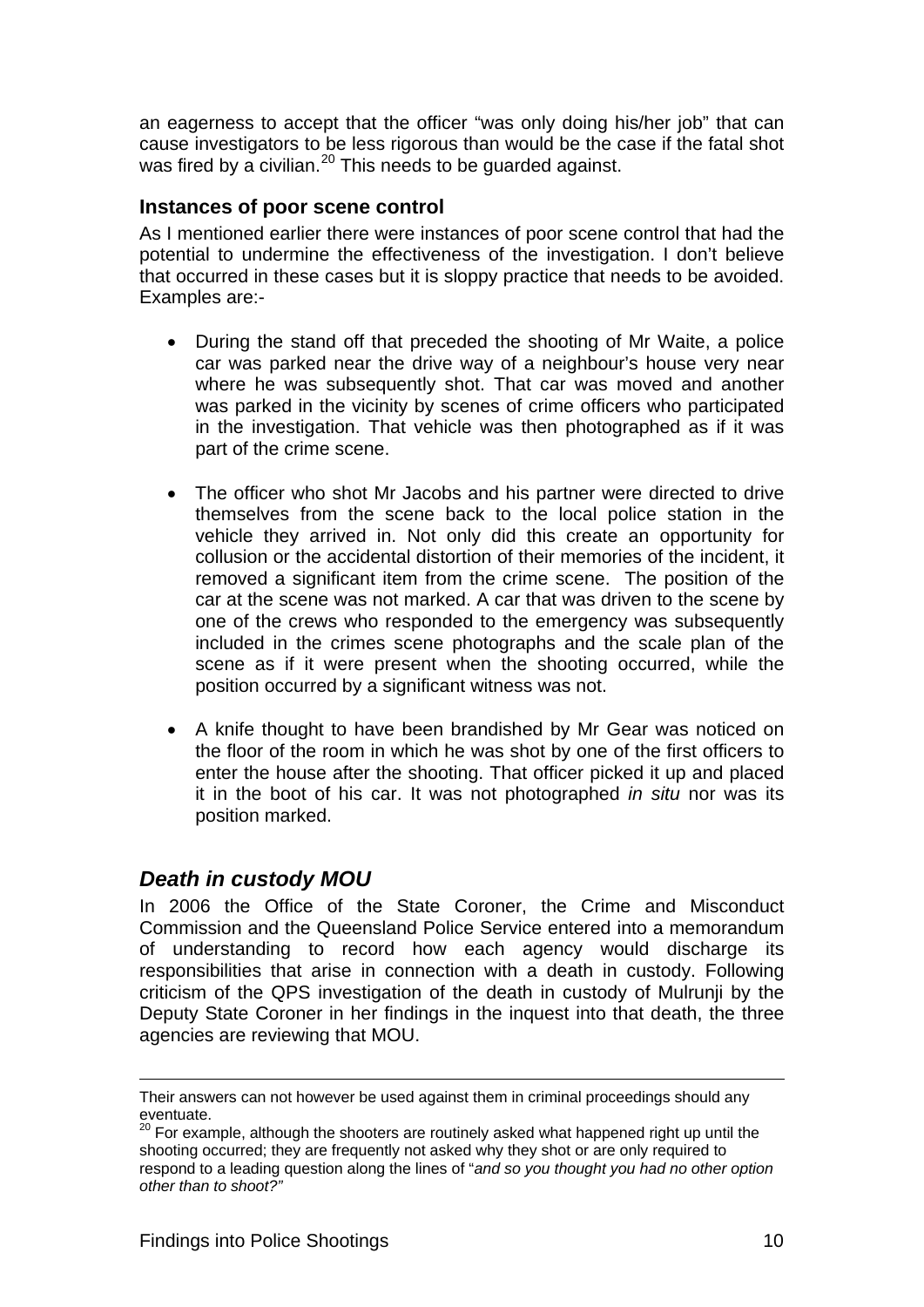an eagerness to accept that the officer "was only doing his/her job" that can cause investigators to be less rigorous than would be the case if the fatal shot was fired by a civilian.[20] This needs to be guarded against.

### Instances of poor scene control

As I mentioned earlier there were instances of poor scene control that had the potential to undermine the effectiveness of the investigation. I don't believe that occurred in these cases but it is sloppy practice that needs to be avoided. Examples are:-

- During the stand off that preceded the shooting of Mr Waite, a police car was parked near the drive way of a neighbour's house very near where he was subsequently shot. That car was moved and another was parked in the vicinity by scenes of crime officers who participated in the investigation. That vehicle was then photographed as if it was part of the crime scene.

- The officer who shot Mr Jacobs and his partner were directed to drive themselves from the scene back to the local police station in the vehicle they arrived in. Not only did this create an opportunity for collusion or the accidental distortion of their memories of the incident, it removed a significant item from the crime scene. The position of the car at the scene was not marked. A car that was driven to the scene by one of the crews who responded to the emergency was subsequently included in the crimes scene photographs and the scale plan of the scene as if it were present when the shooting occurred, while the position occurred by a significant witness was not.

- A knife thought to have been brandished by Mr Gear was noticed on the floor of the room in which he was shot by one of the first officers to enter the house after the shooting. That officer picked it up and placed it in the boot of his car. It was not photographed *in situ* nor was its position marked.

## *Death in custody MOU*

In 2006 the Office of the State Coroner, the Crime and Misconduct Commission and the Queensland Police Service entered into a memorandum of understanding to record how each agency would discharge its responsibilities that arise in connection with a death in custody. Following criticism of the QPS investigation of the death in custody of Mulrunji by the Deputy State Coroner in her findings in the inquest into that death, the three agencies are reviewing that MOU.

---

Their answers can not however be used against them in criminal proceedings should any eventuate.

[20] For example, although the shooters are routinely asked what happened right up until the shooting occurred; they are frequently not asked why they shot or are only required to respond to a leading question along the lines of "*and so you thought you had no other option other than to shoot?"*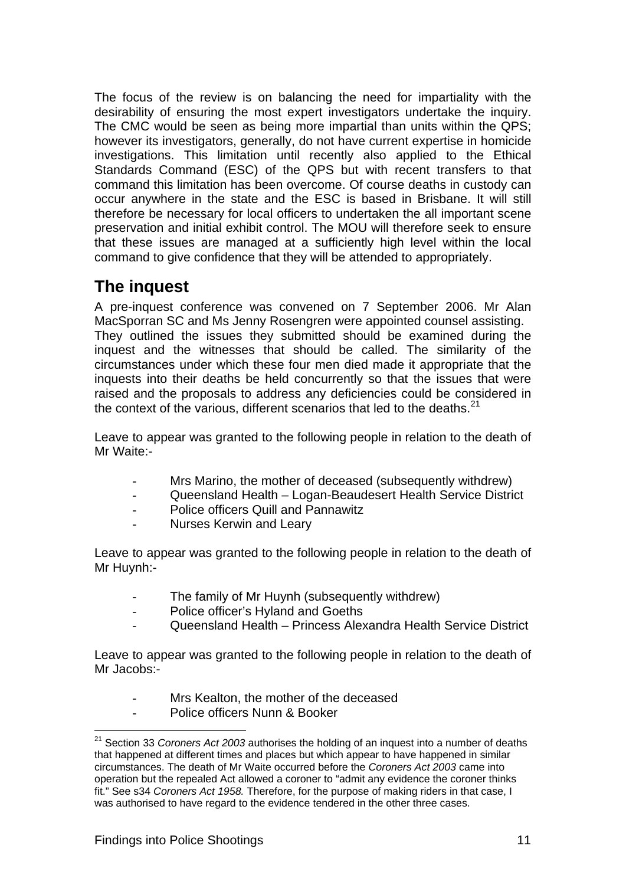The focus of the review is on balancing the need for impartiality with the desirability of ensuring the most expert investigators undertake the inquiry. The CMC would be seen as being more impartial than units within the QPS; however its investigators, generally, do not have current expertise in homicide investigations. This limitation until recently also applied to the Ethical Standards Command (ESC) of the QPS but with recent transfers to that command this limitation has been overcome. Of course deaths in custody can occur anywhere in the state and the ESC is based in Brisbane. It will still therefore be necessary for local officers to undertaken the all important scene preservation and initial exhibit control. The MOU will therefore seek to ensure that these issues are managed at a sufficiently high level within the local command to give confidence that they will be attended to appropriately.

## The inquest

A pre-inquest conference was convened on 7 September 2006. Mr Alan MacSporran SC and Ms Jenny Rosengren were appointed counsel assisting. They outlined the issues they submitted should be examined during the inquest and the witnesses that should be called. The similarity of the circumstances under which these four men died made it appropriate that the inquests into their deaths be held concurrently so that the issues that were raised and the proposals to address any deficiencies could be considered in the context of the various, different scenarios that led to the deaths.[21]

Leave to appear was granted to the following people in relation to the death of Mr Waite:-

- Mrs Marino, the mother of deceased (subsequently withdrew)
- Queensland Health – Logan-Beaudesert Health Service District
- Police officers Quill and Pannawitz
- Nurses Kerwin and Leary

Leave to appear was granted to the following people in relation to the death of Mr Huynh:-

- The family of Mr Huynh (subsequently withdrew)
- Police officer's Hyland and Goeths
- Queensland Health – Princess Alexandra Health Service District

Leave to appear was granted to the following people in relation to the death of Mr Jacobs:-

- Mrs Kealton, the mother of the deceased
- Police officers Nunn & Booker

---

[21] Section 33 *Coroners Act 2003* authorises the holding of an inquest into a number of deaths that happened at different times and places but which appear to have happened in similar circumstances. The death of Mr Waite occurred before the *Coroners Act 2003* came into operation but the repealed Act allowed a coroner to "admit any evidence the coroner thinks fit." See s34 *Coroners Act 1958.* Therefore, for the purpose of making riders in that case, I was authorised to have regard to the evidence tendered in the other three cases.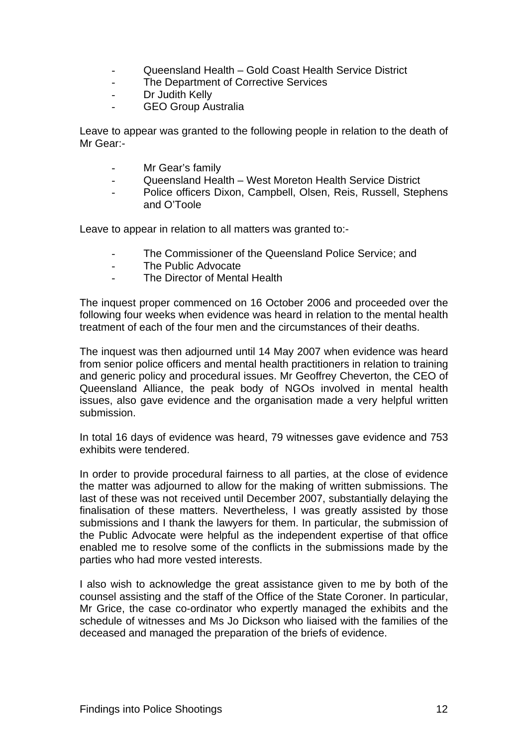- Queensland Health – Gold Coast Health Service District
- The Department of Corrective Services
- Dr Judith Kelly
- GEO Group Australia

Leave to appear was granted to the following people in relation to the death of Mr Gear:-

- Mr Gear's family
- Queensland Health – West Moreton Health Service District
- Police officers Dixon, Campbell, Olsen, Reis, Russell, Stephens and O'Toole

Leave to appear in relation to all matters was granted to:-

- The Commissioner of the Queensland Police Service; and
- The Public Advocate
- The Director of Mental Health

The inquest proper commenced on 16 October 2006 and proceeded over the following four weeks when evidence was heard in relation to the mental health treatment of each of the four men and the circumstances of their deaths.

The inquest was then adjourned until 14 May 2007 when evidence was heard from senior police officers and mental health practitioners in relation to training and generic policy and procedural issues. Mr Geoffrey Cheverton, the CEO of Queensland Alliance, the peak body of NGOs involved in mental health issues, also gave evidence and the organisation made a very helpful written submission.

In total 16 days of evidence was heard, 79 witnesses gave evidence and 753 exhibits were tendered.

In order to provide procedural fairness to all parties, at the close of evidence the matter was adjourned to allow for the making of written submissions. The last of these was not received until December 2007, substantially delaying the finalisation of these matters. Nevertheless, I was greatly assisted by those submissions and I thank the lawyers for them. In particular, the submission of the Public Advocate were helpful as the independent expertise of that office enabled me to resolve some of the conflicts in the submissions made by the parties who had more vested interests.

I also wish to acknowledge the great assistance given to me by both of the counsel assisting and the staff of the Office of the State Coroner. In particular, Mr Grice, the case co-ordinator who expertly managed the exhibits and the schedule of witnesses and Ms Jo Dickson who liaised with the families of the deceased and managed the preparation of the briefs of evidence.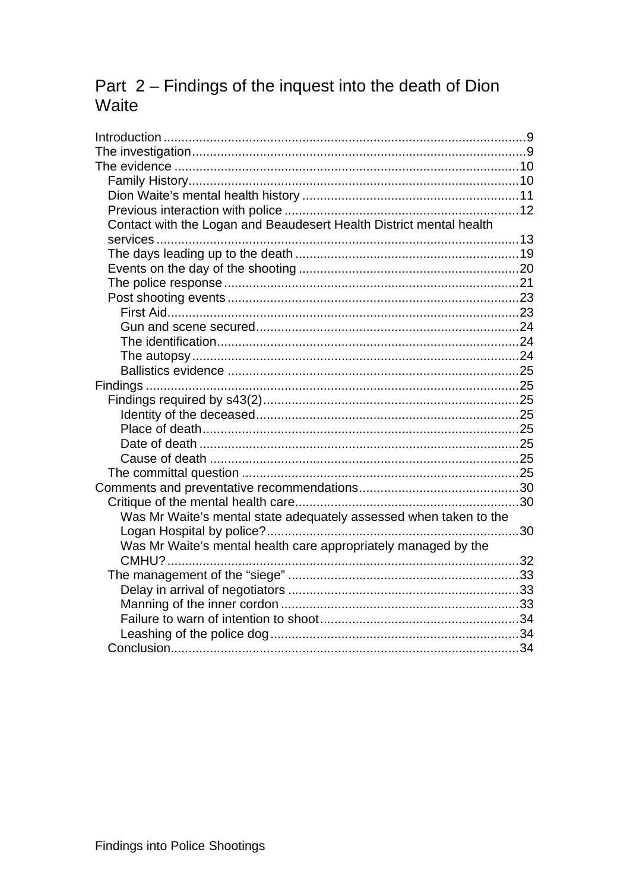# Part 2 – Findings of the inquest into the death of Dion Waite

Introduction .....9
The investigation .....9
The evidence .....10
- Family History .....10
- Dion Waite's mental health history .....11
- Previous interaction with police .....12
- Contact with the Logan and Beaudesert Health District mental health services .....13
- The days leading up to the death .....19
- Events on the day of the shooting .....20
- The police response .....21
- Post shooting events .....23
  - First Aid .....23
  - Gun and scene secured .....24
  - The identification .....24
  - The autopsy .....24
  - Ballistics evidence .....25

Findings .....25
- Findings required by s43(2) .....25
  - Identity of the deceased .....25
  - Place of death .....25
  - Date of death .....25
  - Cause of death .....25
- The committal question .....25

Comments and preventative recommendations .....30
- Critique of the mental health care .....30
  - Was Mr Waite's mental state adequately assessed when taken to the Logan Hospital by police? .....30
  - Was Mr Waite's mental health care appropriately managed by the CMHU? .....32
- The management of the "siege" .....33
  - Delay in arrival of negotiators .....33
  - Manning of the inner cordon .....33
  - Failure to warn of intention to shoot .....34
  - Leashing of the police dog .....34
- Conclusion .....34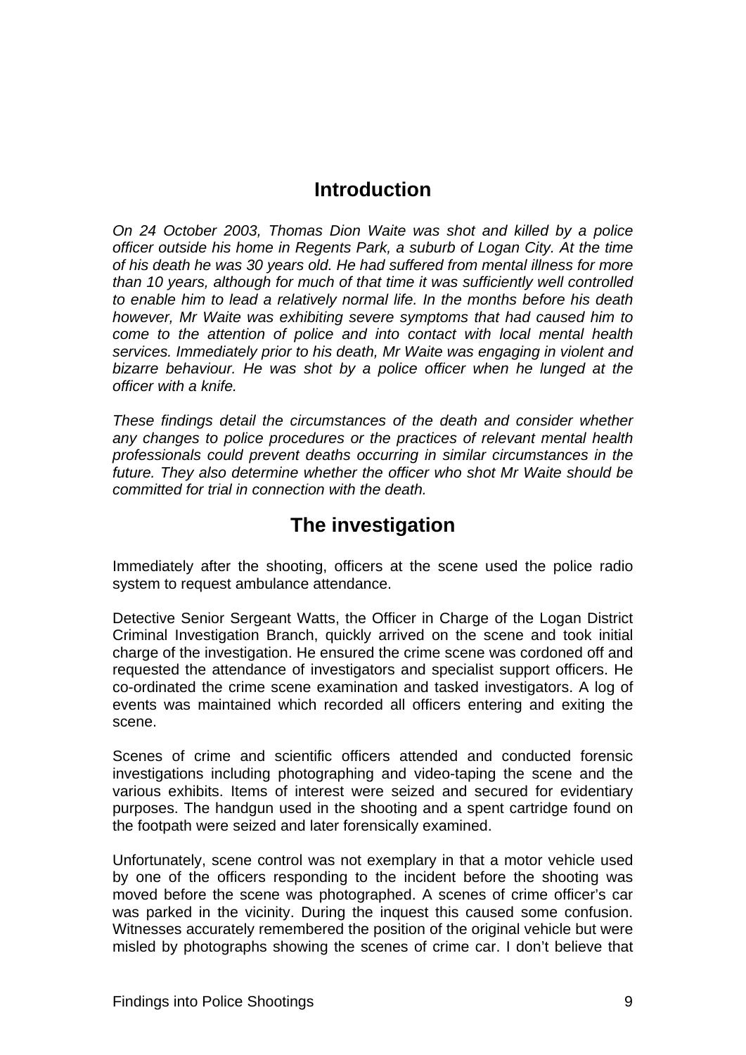## Introduction

*On 24 October 2003, Thomas Dion Waite was shot and killed by a police officer outside his home in Regents Park, a suburb of Logan City. At the time of his death he was 30 years old. He had suffered from mental illness for more than 10 years, although for much of that time it was sufficiently well controlled to enable him to lead a relatively normal life. In the months before his death however, Mr Waite was exhibiting severe symptoms that had caused him to come to the attention of police and into contact with local mental health services. Immediately prior to his death, Mr Waite was engaging in violent and bizarre behaviour. He was shot by a police officer when he lunged at the officer with a knife.*

*These findings detail the circumstances of the death and consider whether any changes to police procedures or the practices of relevant mental health professionals could prevent deaths occurring in similar circumstances in the future. They also determine whether the officer who shot Mr Waite should be committed for trial in connection with the death.*

## The investigation

Immediately after the shooting, officers at the scene used the police radio system to request ambulance attendance.

Detective Senior Sergeant Watts, the Officer in Charge of the Logan District Criminal Investigation Branch, quickly arrived on the scene and took initial charge of the investigation. He ensured the crime scene was cordoned off and requested the attendance of investigators and specialist support officers. He co-ordinated the crime scene examination and tasked investigators. A log of events was maintained which recorded all officers entering and exiting the scene.

Scenes of crime and scientific officers attended and conducted forensic investigations including photographing and video-taping the scene and the various exhibits. Items of interest were seized and secured for evidentiary purposes. The handgun used in the shooting and a spent cartridge found on the footpath were seized and later forensically examined.

Unfortunately, scene control was not exemplary in that a motor vehicle used by one of the officers responding to the incident before the shooting was moved before the scene was photographed. A scenes of crime officer's car was parked in the vicinity. During the inquest this caused some confusion. Witnesses accurately remembered the position of the original vehicle but were misled by photographs showing the scenes of crime car. I don't believe that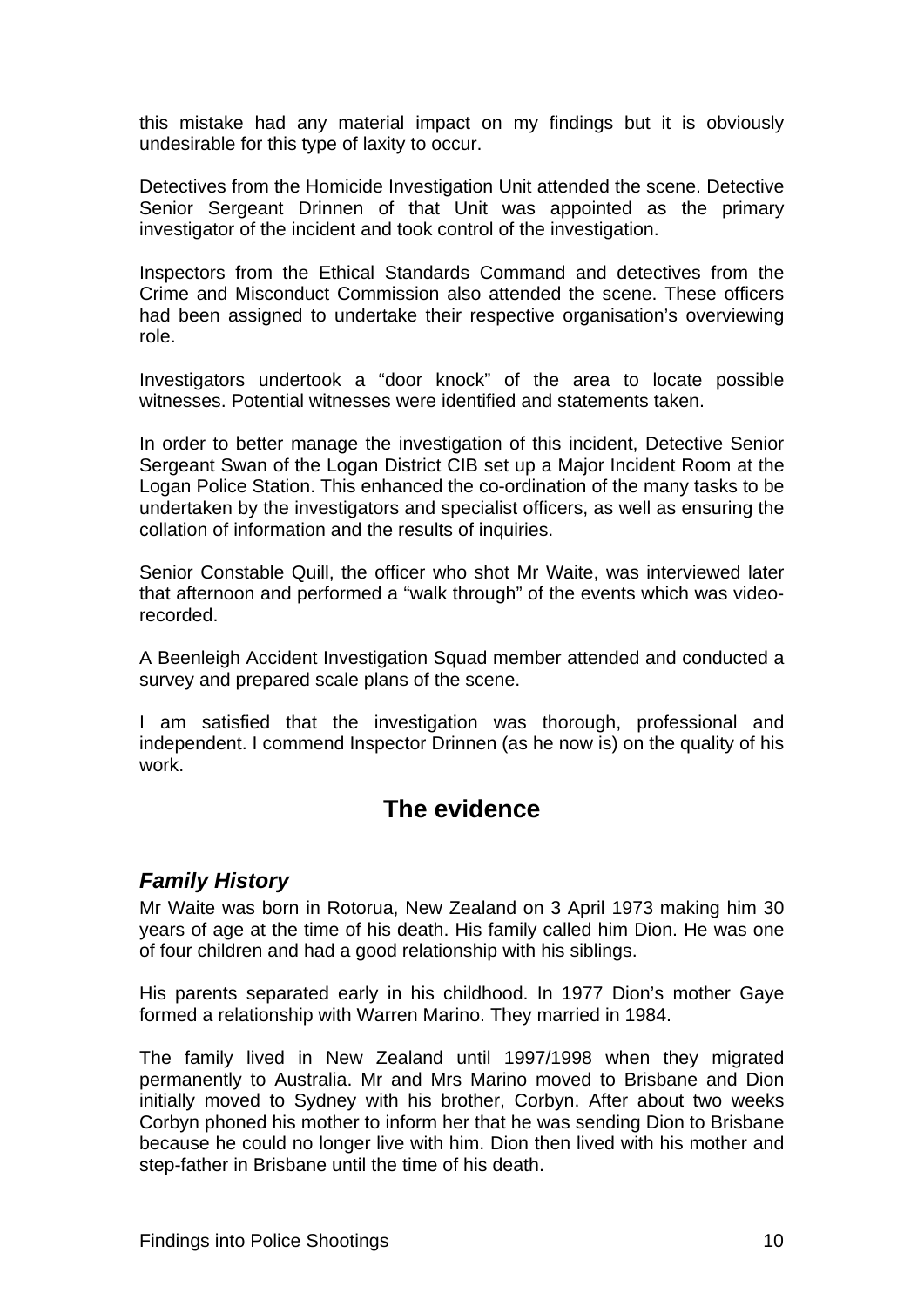this mistake had any material impact on my findings but it is obviously undesirable for this type of laxity to occur.

Detectives from the Homicide Investigation Unit attended the scene. Detective Senior Sergeant Drinnen of that Unit was appointed as the primary investigator of the incident and took control of the investigation.

Inspectors from the Ethical Standards Command and detectives from the Crime and Misconduct Commission also attended the scene. These officers had been assigned to undertake their respective organisation's overviewing role.

Investigators undertook a "door knock" of the area to locate possible witnesses. Potential witnesses were identified and statements taken.

In order to better manage the investigation of this incident, Detective Senior Sergeant Swan of the Logan District CIB set up a Major Incident Room at the Logan Police Station. This enhanced the co-ordination of the many tasks to be undertaken by the investigators and specialist officers, as well as ensuring the collation of information and the results of inquiries.

Senior Constable Quill, the officer who shot Mr Waite, was interviewed later that afternoon and performed a "walk through" of the events which was video-recorded.

A Beenleigh Accident Investigation Squad member attended and conducted a survey and prepared scale plans of the scene.

I am satisfied that the investigation was thorough, professional and independent. I commend Inspector Drinnen (as he now is) on the quality of his work.

## The evidence

### *Family History*

Mr Waite was born in Rotorua, New Zealand on 3 April 1973 making him 30 years of age at the time of his death. His family called him Dion. He was one of four children and had a good relationship with his siblings.

His parents separated early in his childhood. In 1977 Dion's mother Gaye formed a relationship with Warren Marino. They married in 1984.

The family lived in New Zealand until 1997/1998 when they migrated permanently to Australia. Mr and Mrs Marino moved to Brisbane and Dion initially moved to Sydney with his brother, Corbyn. After about two weeks Corbyn phoned his mother to inform her that he was sending Dion to Brisbane because he could no longer live with him. Dion then lived with his mother and step-father in Brisbane until the time of his death.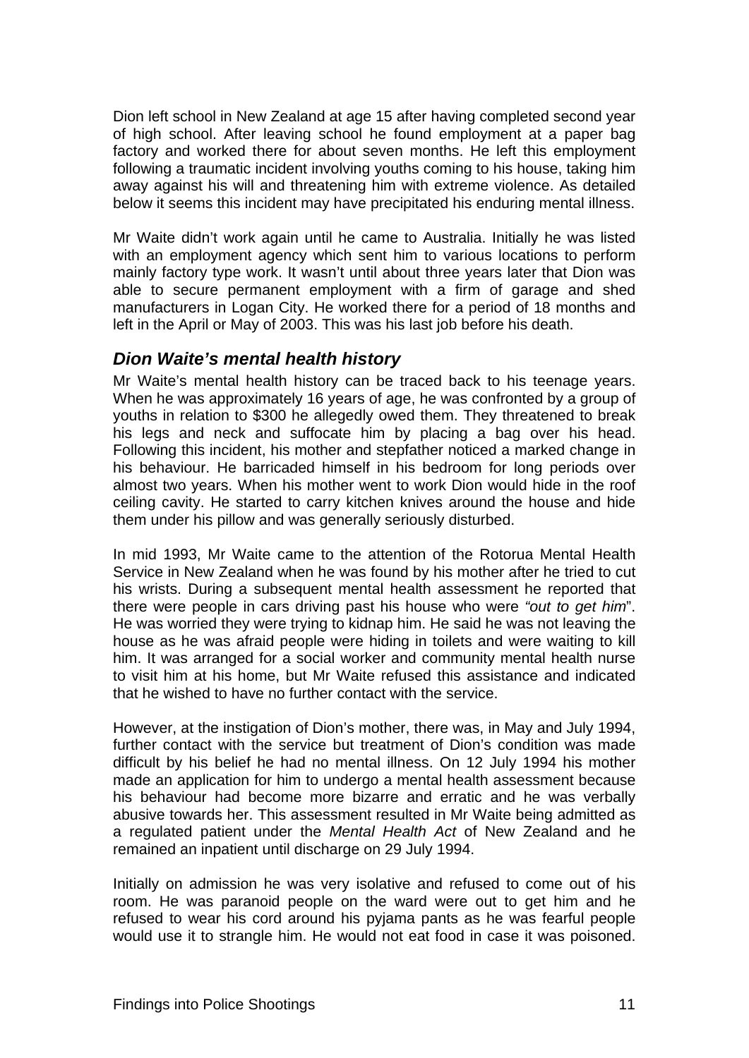Dion left school in New Zealand at age 15 after having completed second year of high school. After leaving school he found employment at a paper bag factory and worked there for about seven months. He left this employment following a traumatic incident involving youths coming to his house, taking him away against his will and threatening him with extreme violence. As detailed below it seems this incident may have precipitated his enduring mental illness.

Mr Waite didn't work again until he came to Australia. Initially he was listed with an employment agency which sent him to various locations to perform mainly factory type work. It wasn't until about three years later that Dion was able to secure permanent employment with a firm of garage and shed manufacturers in Logan City. He worked there for a period of 18 months and left in the April or May of 2003. This was his last job before his death.

### *Dion Waite's mental health history*

Mr Waite's mental health history can be traced back to his teenage years. When he was approximately 16 years of age, he was confronted by a group of youths in relation to $300 he allegedly owed them. They threatened to break his legs and neck and suffocate him by placing a bag over his head. Following this incident, his mother and stepfather noticed a marked change in his behaviour. He barricaded himself in his bedroom for long periods over almost two years. When his mother went to work Dion would hide in the roof ceiling cavity. He started to carry kitchen knives around the house and hide them under his pillow and was generally seriously disturbed.

In mid 1993, Mr Waite came to the attention of the Rotorua Mental Health Service in New Zealand when he was found by his mother after he tried to cut his wrists. During a subsequent mental health assessment he reported that there were people in cars driving past his house who were *"out to get him*". He was worried they were trying to kidnap him. He said he was not leaving the house as he was afraid people were hiding in toilets and were waiting to kill him. It was arranged for a social worker and community mental health nurse to visit him at his home, but Mr Waite refused this assistance and indicated that he wished to have no further contact with the service.

However, at the instigation of Dion's mother, there was, in May and July 1994, further contact with the service but treatment of Dion's condition was made difficult by his belief he had no mental illness. On 12 July 1994 his mother made an application for him to undergo a mental health assessment because his behaviour had become more bizarre and erratic and he was verbally abusive towards her. This assessment resulted in Mr Waite being admitted as a regulated patient under the *Mental Health Act* of New Zealand and he remained an inpatient until discharge on 29 July 1994.

Initially on admission he was very isolative and refused to come out of his room. He was paranoid people on the ward were out to get him and he refused to wear his cord around his pyjama pants as he was fearful people would use it to strangle him. He would not eat food in case it was poisoned.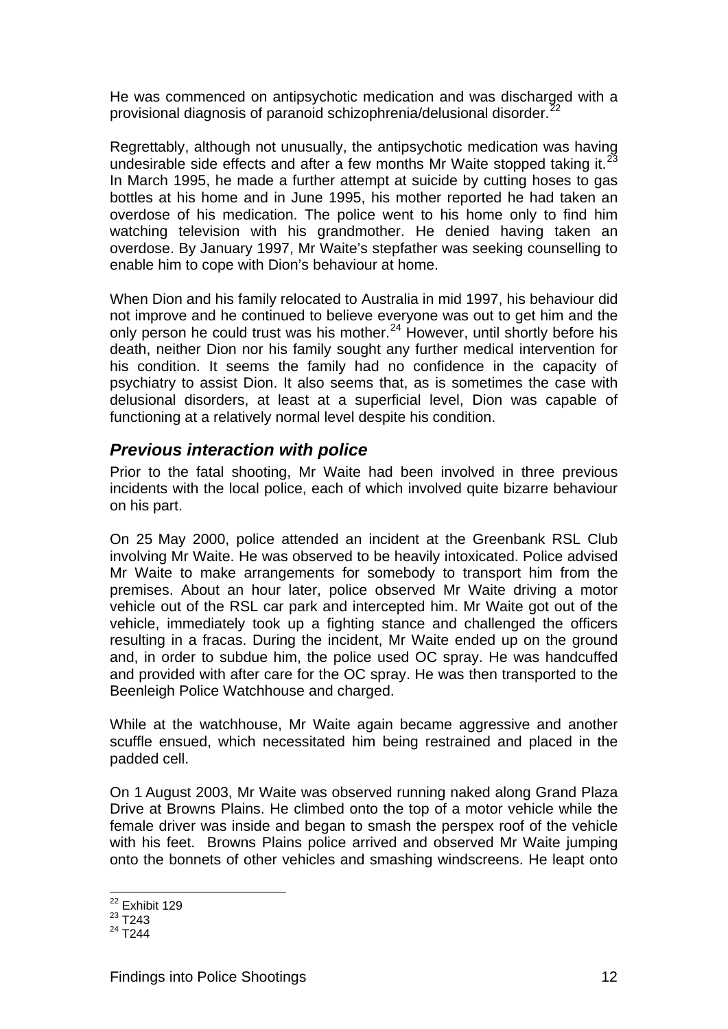He was commenced on antipsychotic medication and was discharged with a provisional diagnosis of paranoid schizophrenia/delusional disorder.[22]

Regrettably, although not unusually, the antipsychotic medication was having undesirable side effects and after a few months Mr Waite stopped taking it.[23] In March 1995, he made a further attempt at suicide by cutting hoses to gas bottles at his home and in June 1995, his mother reported he had taken an overdose of his medication. The police went to his home only to find him watching television with his grandmother. He denied having taken an overdose. By January 1997, Mr Waite's stepfather was seeking counselling to enable him to cope with Dion's behaviour at home.

When Dion and his family relocated to Australia in mid 1997, his behaviour did not improve and he continued to believe everyone was out to get him and the only person he could trust was his mother.[24] However, until shortly before his death, neither Dion nor his family sought any further medical intervention for his condition. It seems the family had no confidence in the capacity of psychiatry to assist Dion. It also seems that, as is sometimes the case with delusional disorders, at least at a superficial level, Dion was capable of functioning at a relatively normal level despite his condition.

## *Previous interaction with police*

Prior to the fatal shooting, Mr Waite had been involved in three previous incidents with the local police, each of which involved quite bizarre behaviour on his part.

On 25 May 2000, police attended an incident at the Greenbank RSL Club involving Mr Waite. He was observed to be heavily intoxicated. Police advised Mr Waite to make arrangements for somebody to transport him from the premises. About an hour later, police observed Mr Waite driving a motor vehicle out of the RSL car park and intercepted him. Mr Waite got out of the vehicle, immediately took up a fighting stance and challenged the officers resulting in a fracas. During the incident, Mr Waite ended up on the ground and, in order to subdue him, the police used OC spray. He was handcuffed and provided with after care for the OC spray. He was then transported to the Beenleigh Police Watchhouse and charged.

While at the watchhouse, Mr Waite again became aggressive and another scuffle ensued, which necessitated him being restrained and placed in the padded cell.

On 1 August 2003, Mr Waite was observed running naked along Grand Plaza Drive at Browns Plains. He climbed onto the top of a motor vehicle while the female driver was inside and began to smash the perspex roof of the vehicle with his feet. Browns Plains police arrived and observed Mr Waite jumping onto the bonnets of other vehicles and smashing windscreens. He leapt onto

[22] Exhibit 129
[23] T243
[24] T244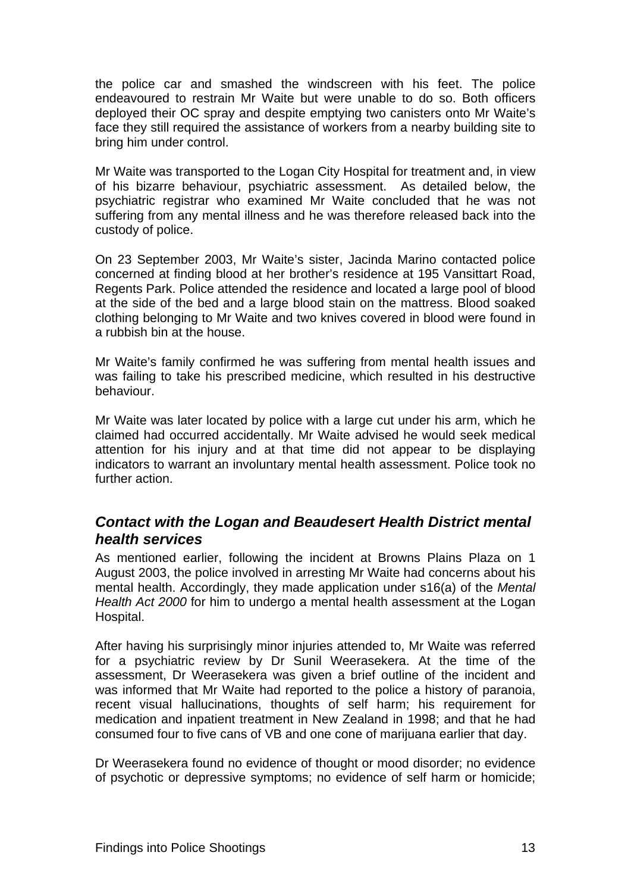the police car and smashed the windscreen with his feet. The police endeavoured to restrain Mr Waite but were unable to do so. Both officers deployed their OC spray and despite emptying two canisters onto Mr Waite's face they still required the assistance of workers from a nearby building site to bring him under control.

Mr Waite was transported to the Logan City Hospital for treatment and, in view of his bizarre behaviour, psychiatric assessment. As detailed below, the psychiatric registrar who examined Mr Waite concluded that he was not suffering from any mental illness and he was therefore released back into the custody of police.

On 23 September 2003, Mr Waite's sister, Jacinda Marino contacted police concerned at finding blood at her brother's residence at 195 Vansittart Road, Regents Park. Police attended the residence and located a large pool of blood at the side of the bed and a large blood stain on the mattress. Blood soaked clothing belonging to Mr Waite and two knives covered in blood were found in a rubbish bin at the house.

Mr Waite's family confirmed he was suffering from mental health issues and was failing to take his prescribed medicine, which resulted in his destructive behaviour.

Mr Waite was later located by police with a large cut under his arm, which he claimed had occurred accidentally. Mr Waite advised he would seek medical attention for his injury and at that time did not appear to be displaying indicators to warrant an involuntary mental health assessment. Police took no further action.

### *Contact with the Logan and Beaudesert Health District mental health services*

As mentioned earlier, following the incident at Browns Plains Plaza on 1 August 2003, the police involved in arresting Mr Waite had concerns about his mental health. Accordingly, they made application under s16(a) of the *Mental Health Act 2000* for him to undergo a mental health assessment at the Logan Hospital.

After having his surprisingly minor injuries attended to, Mr Waite was referred for a psychiatric review by Dr Sunil Weerasekera. At the time of the assessment, Dr Weerasekera was given a brief outline of the incident and was informed that Mr Waite had reported to the police a history of paranoia, recent visual hallucinations, thoughts of self harm; his requirement for medication and inpatient treatment in New Zealand in 1998; and that he had consumed four to five cans of VB and one cone of marijuana earlier that day.

Dr Weerasekera found no evidence of thought or mood disorder; no evidence of psychotic or depressive symptoms; no evidence of self harm or homicide;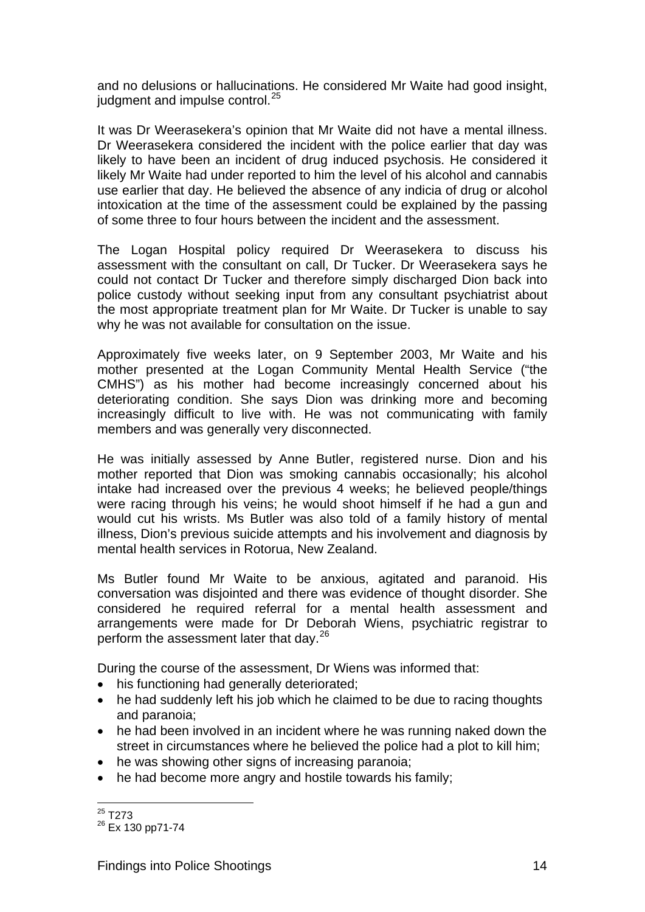and no delusions or hallucinations. He considered Mr Waite had good insight, judgment and impulse control.[25]

It was Dr Weerasekera's opinion that Mr Waite did not have a mental illness. Dr Weerasekera considered the incident with the police earlier that day was likely to have been an incident of drug induced psychosis. He considered it likely Mr Waite had under reported to him the level of his alcohol and cannabis use earlier that day. He believed the absence of any indicia of drug or alcohol intoxication at the time of the assessment could be explained by the passing of some three to four hours between the incident and the assessment.

The Logan Hospital policy required Dr Weerasekera to discuss his assessment with the consultant on call, Dr Tucker. Dr Weerasekera says he could not contact Dr Tucker and therefore simply discharged Dion back into police custody without seeking input from any consultant psychiatrist about the most appropriate treatment plan for Mr Waite. Dr Tucker is unable to say why he was not available for consultation on the issue.

Approximately five weeks later, on 9 September 2003, Mr Waite and his mother presented at the Logan Community Mental Health Service ("the CMHS") as his mother had become increasingly concerned about his deteriorating condition. She says Dion was drinking more and becoming increasingly difficult to live with. He was not communicating with family members and was generally very disconnected.

He was initially assessed by Anne Butler, registered nurse. Dion and his mother reported that Dion was smoking cannabis occasionally; his alcohol intake had increased over the previous 4 weeks; he believed people/things were racing through his veins; he would shoot himself if he had a gun and would cut his wrists. Ms Butler was also told of a family history of mental illness, Dion's previous suicide attempts and his involvement and diagnosis by mental health services in Rotorua, New Zealand.

Ms Butler found Mr Waite to be anxious, agitated and paranoid. His conversation was disjointed and there was evidence of thought disorder. She considered he required referral for a mental health assessment and arrangements were made for Dr Deborah Wiens, psychiatric registrar to perform the assessment later that day.[26]

During the course of the assessment, Dr Wiens was informed that:

- his functioning had generally deteriorated;
- he had suddenly left his job which he claimed to be due to racing thoughts and paranoia;
- he had been involved in an incident where he was running naked down the street in circumstances where he believed the police had a plot to kill him;
- he was showing other signs of increasing paranoia;
- he had become more angry and hostile towards his family;

---

[25] T273

[26] Ex 130 pp71-74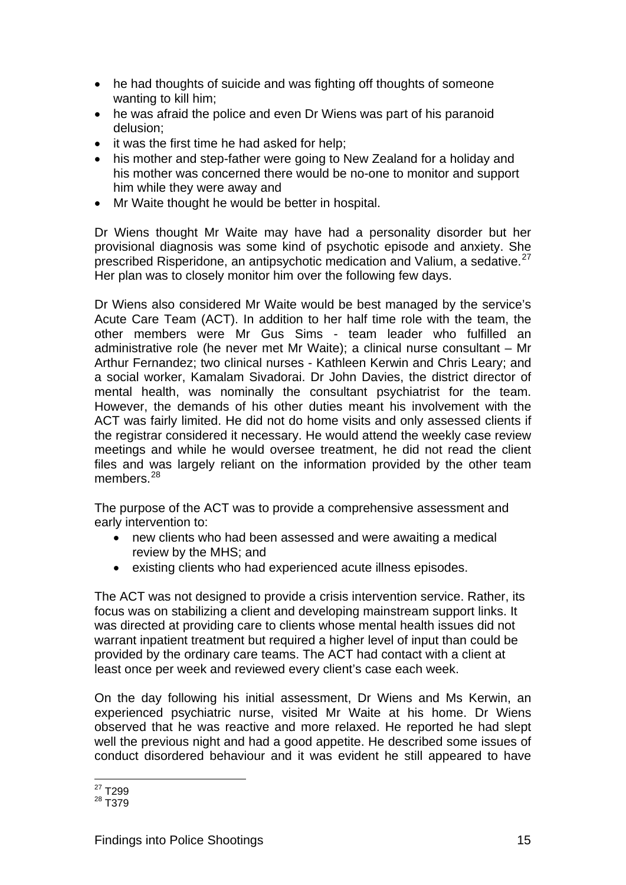- he had thoughts of suicide and was fighting off thoughts of someone wanting to kill him;
- he was afraid the police and even Dr Wiens was part of his paranoid delusion;
- it was the first time he had asked for help;
- his mother and step-father were going to New Zealand for a holiday and his mother was concerned there would be no-one to monitor and support him while they were away and
- Mr Waite thought he would be better in hospital.

Dr Wiens thought Mr Waite may have had a personality disorder but her provisional diagnosis was some kind of psychotic episode and anxiety. She prescribed Risperidone, an antipsychotic medication and Valium, a sedative.[27] Her plan was to closely monitor him over the following few days.

Dr Wiens also considered Mr Waite would be best managed by the service's Acute Care Team (ACT). In addition to her half time role with the team, the other members were Mr Gus Sims - team leader who fulfilled an administrative role (he never met Mr Waite); a clinical nurse consultant – Mr Arthur Fernandez; two clinical nurses - Kathleen Kerwin and Chris Leary; and a social worker, Kamalam Sivadorai. Dr John Davies, the district director of mental health, was nominally the consultant psychiatrist for the team. However, the demands of his other duties meant his involvement with the ACT was fairly limited. He did not do home visits and only assessed clients if the registrar considered it necessary. He would attend the weekly case review meetings and while he would oversee treatment, he did not read the client files and was largely reliant on the information provided by the other team members.[28]

The purpose of the ACT was to provide a comprehensive assessment and early intervention to:

- new clients who had been assessed and were awaiting a medical review by the MHS; and
- existing clients who had experienced acute illness episodes.

The ACT was not designed to provide a crisis intervention service. Rather, its focus was on stabilizing a client and developing mainstream support links. It was directed at providing care to clients whose mental health issues did not warrant inpatient treatment but required a higher level of input than could be provided by the ordinary care teams. The ACT had contact with a client at least once per week and reviewed every client's case each week.

On the day following his initial assessment, Dr Wiens and Ms Kerwin, an experienced psychiatric nurse, visited Mr Waite at his home. Dr Wiens observed that he was reactive and more relaxed. He reported he had slept well the previous night and had a good appetite. He described some issues of conduct disordered behaviour and it was evident he still appeared to have

[27] T299
[28] T379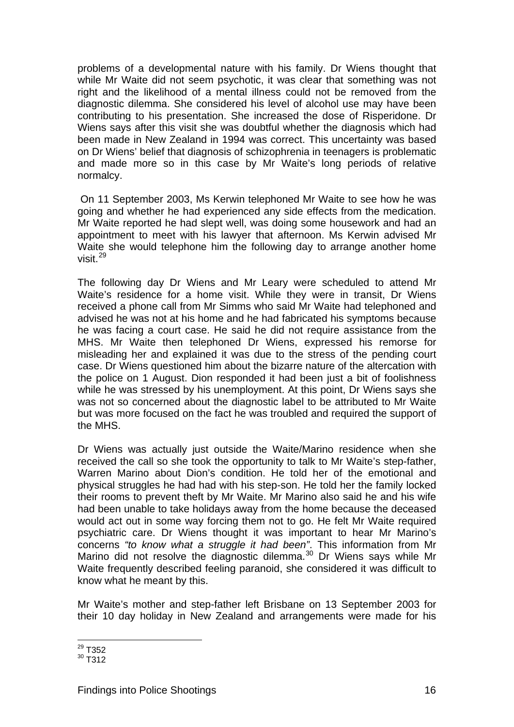problems of a developmental nature with his family. Dr Wiens thought that while Mr Waite did not seem psychotic, it was clear that something was not right and the likelihood of a mental illness could not be removed from the diagnostic dilemma. She considered his level of alcohol use may have been contributing to his presentation. She increased the dose of Risperidone. Dr Wiens says after this visit she was doubtful whether the diagnosis which had been made in New Zealand in 1994 was correct. This uncertainty was based on Dr Wiens' belief that diagnosis of schizophrenia in teenagers is problematic and made more so in this case by Mr Waite's long periods of relative normalcy.

On 11 September 2003, Ms Kerwin telephoned Mr Waite to see how he was going and whether he had experienced any side effects from the medication. Mr Waite reported he had slept well, was doing some housework and had an appointment to meet with his lawyer that afternoon. Ms Kerwin advised Mr Waite she would telephone him the following day to arrange another home visit.[29]

The following day Dr Wiens and Mr Leary were scheduled to attend Mr Waite's residence for a home visit. While they were in transit, Dr Wiens received a phone call from Mr Simms who said Mr Waite had telephoned and advised he was not at his home and he had fabricated his symptoms because he was facing a court case. He said he did not require assistance from the MHS. Mr Waite then telephoned Dr Wiens, expressed his remorse for misleading her and explained it was due to the stress of the pending court case. Dr Wiens questioned him about the bizarre nature of the altercation with the police on 1 August. Dion responded it had been just a bit of foolishness while he was stressed by his unemployment. At this point, Dr Wiens says she was not so concerned about the diagnostic label to be attributed to Mr Waite but was more focused on the fact he was troubled and required the support of the MHS.

Dr Wiens was actually just outside the Waite/Marino residence when she received the call so she took the opportunity to talk to Mr Waite's step-father, Warren Marino about Dion's condition. He told her of the emotional and physical struggles he had had with his step-son. He told her the family locked their rooms to prevent theft by Mr Waite. Mr Marino also said he and his wife had been unable to take holidays away from the home because the deceased would act out in some way forcing them not to go. He felt Mr Waite required psychiatric care. Dr Wiens thought it was important to hear Mr Marino's concerns *"to know what a struggle it had been"*. This information from Mr Marino did not resolve the diagnostic dilemma.[30] Dr Wiens says while Mr Waite frequently described feeling paranoid, she considered it was difficult to know what he meant by this.

Mr Waite's mother and step-father left Brisbane on 13 September 2003 for their 10 day holiday in New Zealand and arrangements were made for his

---

[29] T352

[30] T312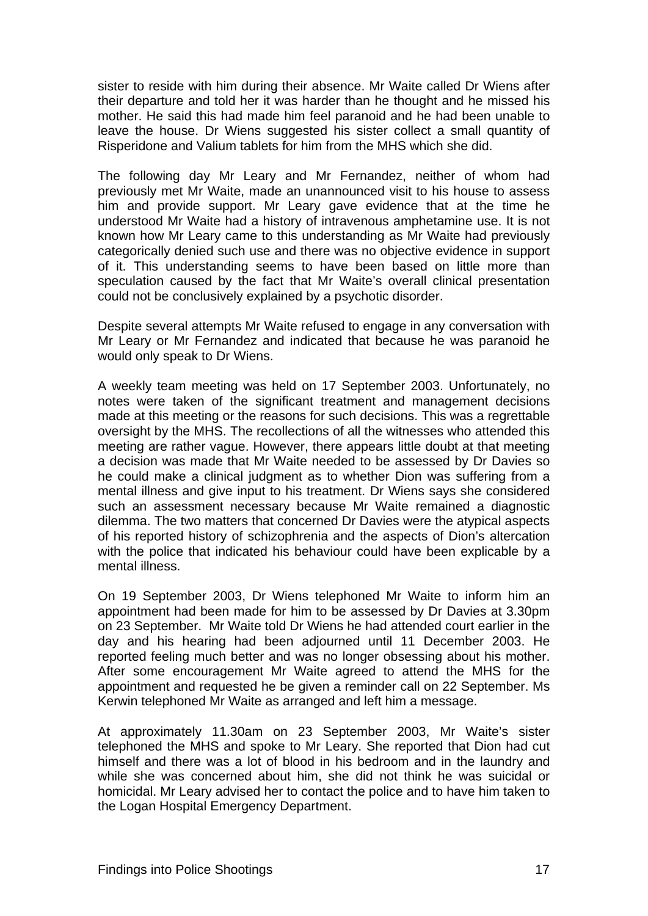sister to reside with him during their absence. Mr Waite called Dr Wiens after their departure and told her it was harder than he thought and he missed his mother. He said this had made him feel paranoid and he had been unable to leave the house. Dr Wiens suggested his sister collect a small quantity of Risperidone and Valium tablets for him from the MHS which she did.

The following day Mr Leary and Mr Fernandez, neither of whom had previously met Mr Waite, made an unannounced visit to his house to assess him and provide support. Mr Leary gave evidence that at the time he understood Mr Waite had a history of intravenous amphetamine use. It is not known how Mr Leary came to this understanding as Mr Waite had previously categorically denied such use and there was no objective evidence in support of it. This understanding seems to have been based on little more than speculation caused by the fact that Mr Waite's overall clinical presentation could not be conclusively explained by a psychotic disorder.

Despite several attempts Mr Waite refused to engage in any conversation with Mr Leary or Mr Fernandez and indicated that because he was paranoid he would only speak to Dr Wiens.

A weekly team meeting was held on 17 September 2003. Unfortunately, no notes were taken of the significant treatment and management decisions made at this meeting or the reasons for such decisions. This was a regrettable oversight by the MHS. The recollections of all the witnesses who attended this meeting are rather vague. However, there appears little doubt at that meeting a decision was made that Mr Waite needed to be assessed by Dr Davies so he could make a clinical judgment as to whether Dion was suffering from a mental illness and give input to his treatment. Dr Wiens says she considered such an assessment necessary because Mr Waite remained a diagnostic dilemma. The two matters that concerned Dr Davies were the atypical aspects of his reported history of schizophrenia and the aspects of Dion's altercation with the police that indicated his behaviour could have been explicable by a mental illness.

On 19 September 2003, Dr Wiens telephoned Mr Waite to inform him an appointment had been made for him to be assessed by Dr Davies at 3.30pm on 23 September. Mr Waite told Dr Wiens he had attended court earlier in the day and his hearing had been adjourned until 11 December 2003. He reported feeling much better and was no longer obsessing about his mother. After some encouragement Mr Waite agreed to attend the MHS for the appointment and requested he be given a reminder call on 22 September. Ms Kerwin telephoned Mr Waite as arranged and left him a message.

At approximately 11.30am on 23 September 2003, Mr Waite's sister telephoned the MHS and spoke to Mr Leary. She reported that Dion had cut himself and there was a lot of blood in his bedroom and in the laundry and while she was concerned about him, she did not think he was suicidal or homicidal. Mr Leary advised her to contact the police and to have him taken to the Logan Hospital Emergency Department.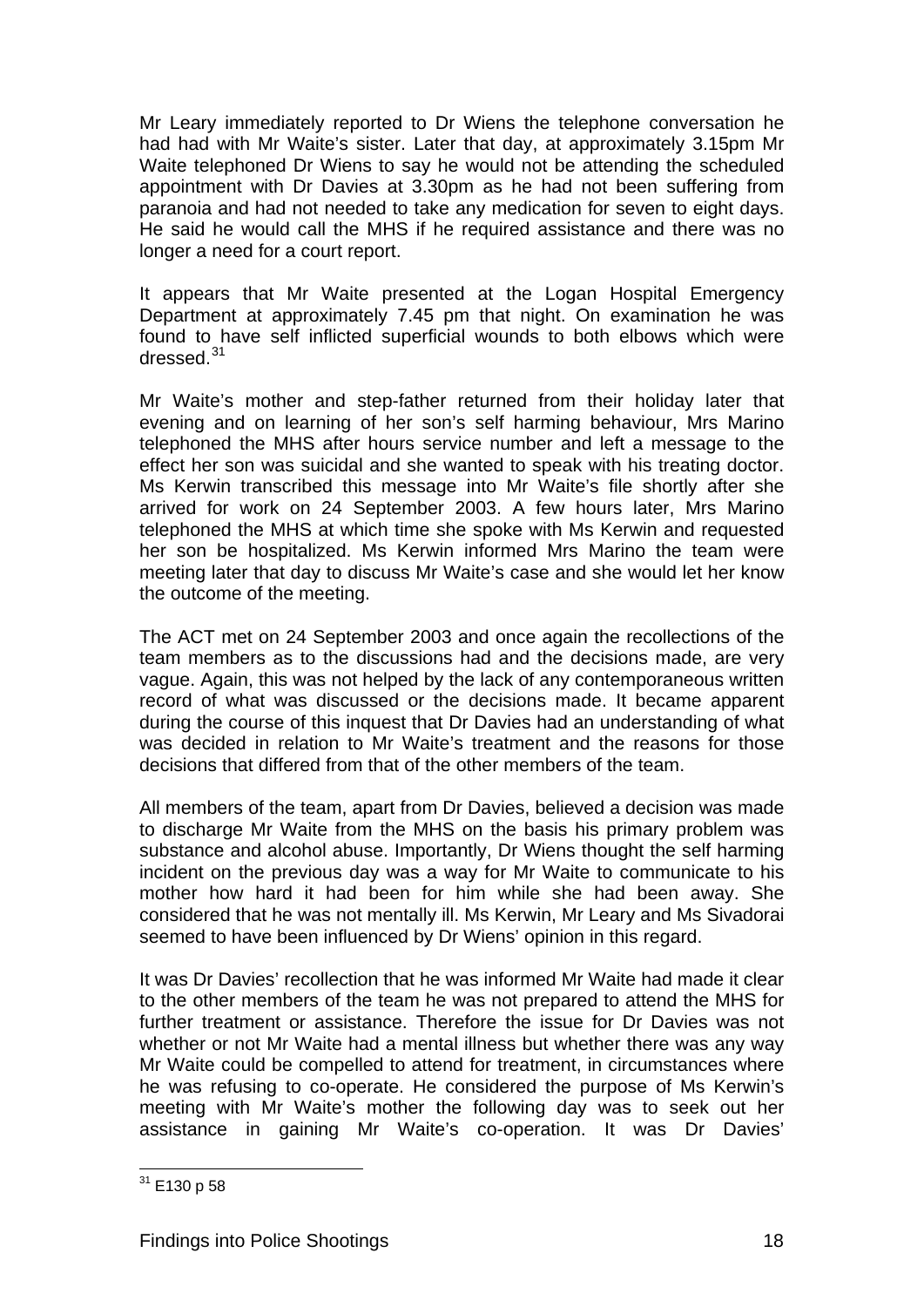Mr Leary immediately reported to Dr Wiens the telephone conversation he had had with Mr Waite's sister. Later that day, at approximately 3.15pm Mr Waite telephoned Dr Wiens to say he would not be attending the scheduled appointment with Dr Davies at 3.30pm as he had not been suffering from paranoia and had not needed to take any medication for seven to eight days. He said he would call the MHS if he required assistance and there was no longer a need for a court report.

It appears that Mr Waite presented at the Logan Hospital Emergency Department at approximately 7.45 pm that night. On examination he was found to have self inflicted superficial wounds to both elbows which were dressed.[31]

Mr Waite's mother and step-father returned from their holiday later that evening and on learning of her son's self harming behaviour, Mrs Marino telephoned the MHS after hours service number and left a message to the effect her son was suicidal and she wanted to speak with his treating doctor. Ms Kerwin transcribed this message into Mr Waite's file shortly after she arrived for work on 24 September 2003. A few hours later, Mrs Marino telephoned the MHS at which time she spoke with Ms Kerwin and requested her son be hospitalized. Ms Kerwin informed Mrs Marino the team were meeting later that day to discuss Mr Waite's case and she would let her know the outcome of the meeting.

The ACT met on 24 September 2003 and once again the recollections of the team members as to the discussions had and the decisions made, are very vague. Again, this was not helped by the lack of any contemporaneous written record of what was discussed or the decisions made. It became apparent during the course of this inquest that Dr Davies had an understanding of what was decided in relation to Mr Waite's treatment and the reasons for those decisions that differed from that of the other members of the team.

All members of the team, apart from Dr Davies, believed a decision was made to discharge Mr Waite from the MHS on the basis his primary problem was substance and alcohol abuse. Importantly, Dr Wiens thought the self harming incident on the previous day was a way for Mr Waite to communicate to his mother how hard it had been for him while she had been away. She considered that he was not mentally ill. Ms Kerwin, Mr Leary and Ms Sivadorai seemed to have been influenced by Dr Wiens' opinion in this regard.

It was Dr Davies' recollection that he was informed Mr Waite had made it clear to the other members of the team he was not prepared to attend the MHS for further treatment or assistance. Therefore the issue for Dr Davies was not whether or not Mr Waite had a mental illness but whether there was any way Mr Waite could be compelled to attend for treatment, in circumstances where he was refusing to co-operate. He considered the purpose of Ms Kerwin's meeting with Mr Waite's mother the following day was to seek out her assistance in gaining Mr Waite's co-operation. It was Dr Davies'

---

[31] E130 p 58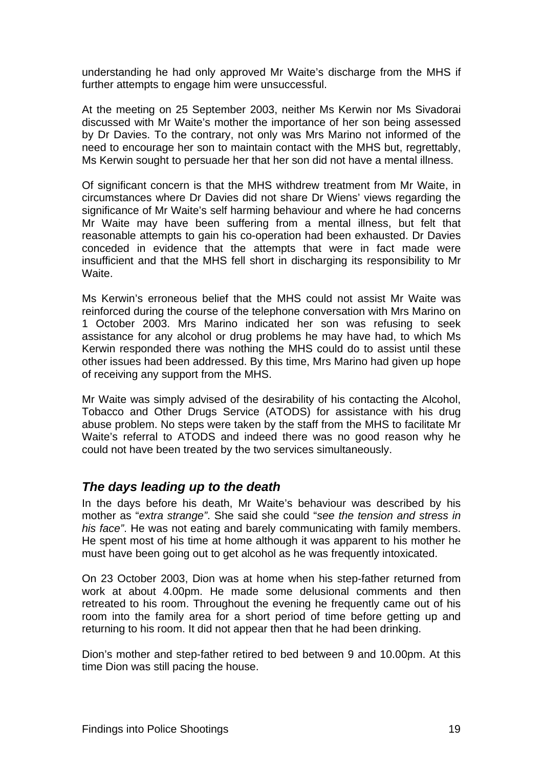understanding he had only approved Mr Waite's discharge from the MHS if further attempts to engage him were unsuccessful.

At the meeting on 25 September 2003, neither Ms Kerwin nor Ms Sivadorai discussed with Mr Waite's mother the importance of her son being assessed by Dr Davies. To the contrary, not only was Mrs Marino not informed of the need to encourage her son to maintain contact with the MHS but, regrettably, Ms Kerwin sought to persuade her that her son did not have a mental illness.

Of significant concern is that the MHS withdrew treatment from Mr Waite, in circumstances where Dr Davies did not share Dr Wiens' views regarding the significance of Mr Waite's self harming behaviour and where he had concerns Mr Waite may have been suffering from a mental illness, but felt that reasonable attempts to gain his co-operation had been exhausted. Dr Davies conceded in evidence that the attempts that were in fact made were insufficient and that the MHS fell short in discharging its responsibility to Mr Waite.

Ms Kerwin's erroneous belief that the MHS could not assist Mr Waite was reinforced during the course of the telephone conversation with Mrs Marino on 1 October 2003. Mrs Marino indicated her son was refusing to seek assistance for any alcohol or drug problems he may have had, to which Ms Kerwin responded there was nothing the MHS could do to assist until these other issues had been addressed. By this time, Mrs Marino had given up hope of receiving any support from the MHS.

Mr Waite was simply advised of the desirability of his contacting the Alcohol, Tobacco and Other Drugs Service (ATODS) for assistance with his drug abuse problem. No steps were taken by the staff from the MHS to facilitate Mr Waite's referral to ATODS and indeed there was no good reason why he could not have been treated by the two services simultaneously.

## *The days leading up to the death*

In the days before his death, Mr Waite's behaviour was described by his mother as "*extra strange*". She said she could "*see the tension and stress in his face*". He was not eating and barely communicating with family members. He spent most of his time at home although it was apparent to his mother he must have been going out to get alcohol as he was frequently intoxicated.

On 23 October 2003, Dion was at home when his step-father returned from work at about 4.00pm. He made some delusional comments and then retreated to his room. Throughout the evening he frequently came out of his room into the family area for a short period of time before getting up and returning to his room. It did not appear then that he had been drinking.

Dion's mother and step-father retired to bed between 9 and 10.00pm. At this time Dion was still pacing the house.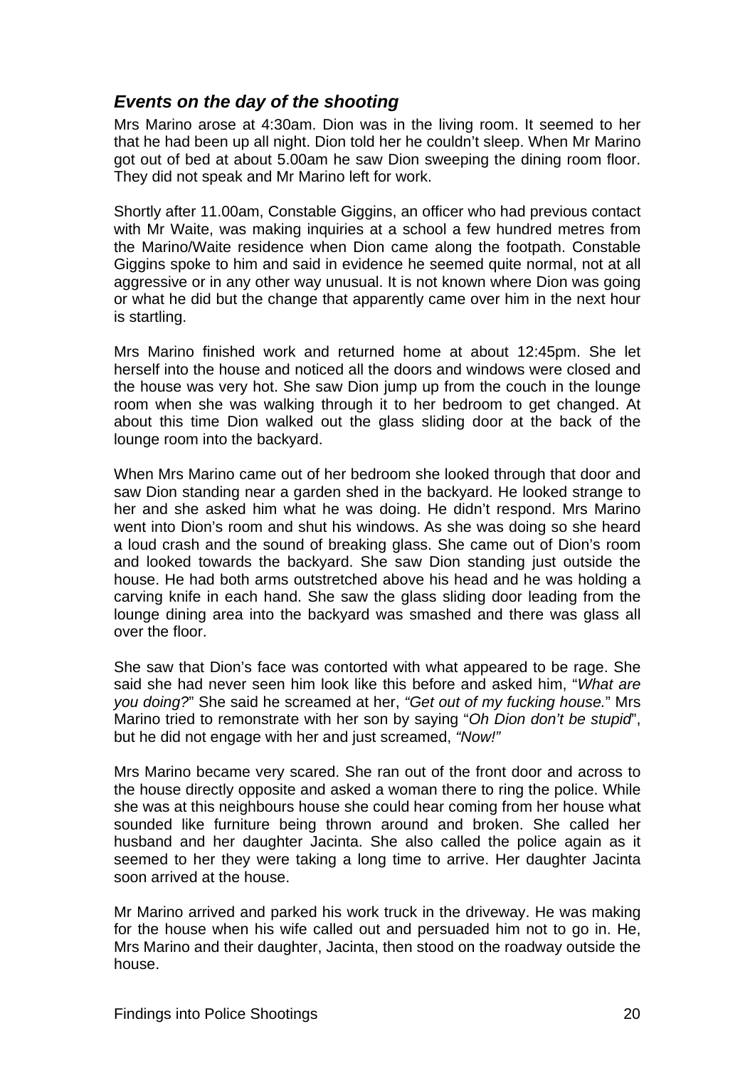## *Events on the day of the shooting*

Mrs Marino arose at 4:30am. Dion was in the living room. It seemed to her that he had been up all night. Dion told her he couldn't sleep. When Mr Marino got out of bed at about 5.00am he saw Dion sweeping the dining room floor. They did not speak and Mr Marino left for work.

Shortly after 11.00am, Constable Giggins, an officer who had previous contact with Mr Waite, was making inquiries at a school a few hundred metres from the Marino/Waite residence when Dion came along the footpath. Constable Giggins spoke to him and said in evidence he seemed quite normal, not at all aggressive or in any other way unusual. It is not known where Dion was going or what he did but the change that apparently came over him in the next hour is startling.

Mrs Marino finished work and returned home at about 12:45pm. She let herself into the house and noticed all the doors and windows were closed and the house was very hot. She saw Dion jump up from the couch in the lounge room when she was walking through it to her bedroom to get changed. At about this time Dion walked out the glass sliding door at the back of the lounge room into the backyard.

When Mrs Marino came out of her bedroom she looked through that door and saw Dion standing near a garden shed in the backyard. He looked strange to her and she asked him what he was doing. He didn't respond. Mrs Marino went into Dion's room and shut his windows. As she was doing so she heard a loud crash and the sound of breaking glass. She came out of Dion's room and looked towards the backyard. She saw Dion standing just outside the house. He had both arms outstretched above his head and he was holding a carving knife in each hand. She saw the glass sliding door leading from the lounge dining area into the backyard was smashed and there was glass all over the floor.

She saw that Dion's face was contorted with what appeared to be rage. She said she had never seen him look like this before and asked him, "*What are you doing?*" She said he screamed at her, *"Get out of my fucking house.*" Mrs Marino tried to remonstrate with her son by saying "*Oh Dion don't be stupid*", but he did not engage with her and just screamed, *"Now!"*

Mrs Marino became very scared. She ran out of the front door and across to the house directly opposite and asked a woman there to ring the police. While she was at this neighbours house she could hear coming from her house what sounded like furniture being thrown around and broken. She called her husband and her daughter Jacinta. She also called the police again as it seemed to her they were taking a long time to arrive. Her daughter Jacinta soon arrived at the house.

Mr Marino arrived and parked his work truck in the driveway. He was making for the house when his wife called out and persuaded him not to go in. He, Mrs Marino and their daughter, Jacinta, then stood on the roadway outside the house.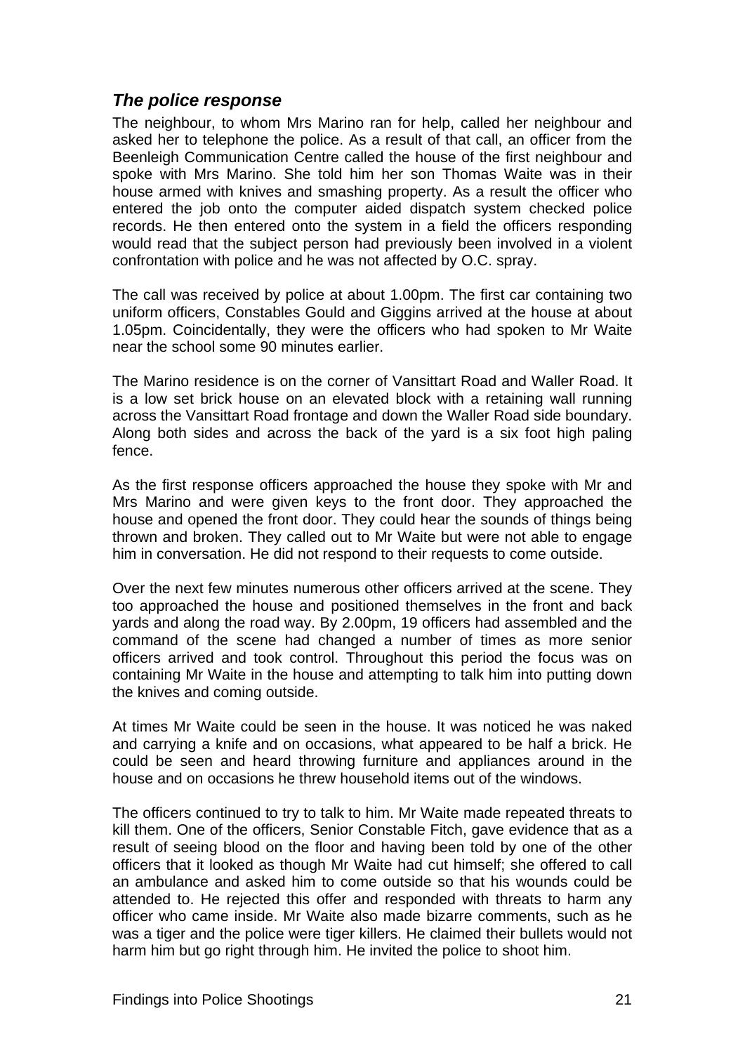### *The police response*

The neighbour, to whom Mrs Marino ran for help, called her neighbour and asked her to telephone the police. As a result of that call, an officer from the Beenleigh Communication Centre called the house of the first neighbour and spoke with Mrs Marino. She told him her son Thomas Waite was in their house armed with knives and smashing property. As a result the officer who entered the job onto the computer aided dispatch system checked police records. He then entered onto the system in a field the officers responding would read that the subject person had previously been involved in a violent confrontation with police and he was not affected by O.C. spray.

The call was received by police at about 1.00pm. The first car containing two uniform officers, Constables Gould and Giggins arrived at the house at about 1.05pm. Coincidentally, they were the officers who had spoken to Mr Waite near the school some 90 minutes earlier.

The Marino residence is on the corner of Vansittart Road and Waller Road. It is a low set brick house on an elevated block with a retaining wall running across the Vansittart Road frontage and down the Waller Road side boundary. Along both sides and across the back of the yard is a six foot high paling fence.

As the first response officers approached the house they spoke with Mr and Mrs Marino and were given keys to the front door. They approached the house and opened the front door. They could hear the sounds of things being thrown and broken. They called out to Mr Waite but were not able to engage him in conversation. He did not respond to their requests to come outside.

Over the next few minutes numerous other officers arrived at the scene. They too approached the house and positioned themselves in the front and back yards and along the road way. By 2.00pm, 19 officers had assembled and the command of the scene had changed a number of times as more senior officers arrived and took control. Throughout this period the focus was on containing Mr Waite in the house and attempting to talk him into putting down the knives and coming outside.

At times Mr Waite could be seen in the house. It was noticed he was naked and carrying a knife and on occasions, what appeared to be half a brick. He could be seen and heard throwing furniture and appliances around in the house and on occasions he threw household items out of the windows.

The officers continued to try to talk to him. Mr Waite made repeated threats to kill them. One of the officers, Senior Constable Fitch, gave evidence that as a result of seeing blood on the floor and having been told by one of the other officers that it looked as though Mr Waite had cut himself; she offered to call an ambulance and asked him to come outside so that his wounds could be attended to. He rejected this offer and responded with threats to harm any officer who came inside. Mr Waite also made bizarre comments, such as he was a tiger and the police were tiger killers. He claimed their bullets would not harm him but go right through him. He invited the police to shoot him.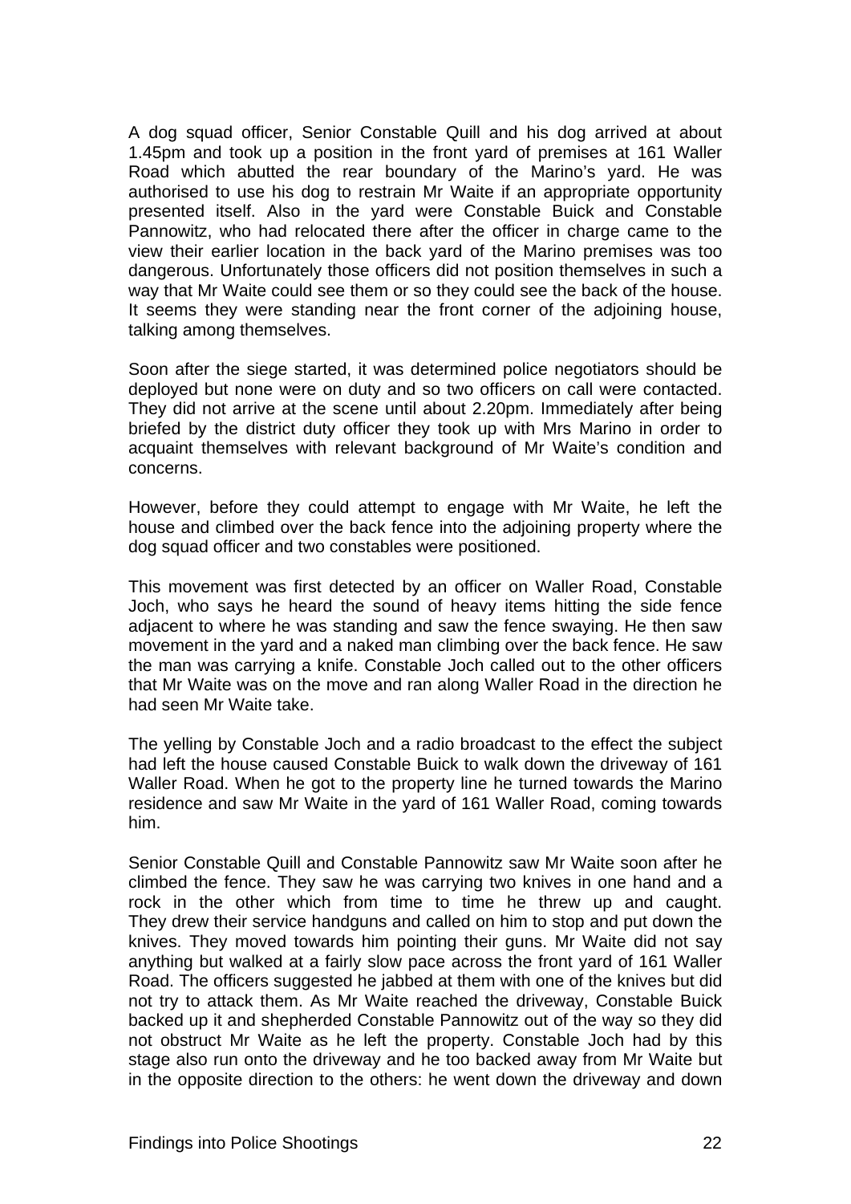A dog squad officer, Senior Constable Quill and his dog arrived at about 1.45pm and took up a position in the front yard of premises at 161 Waller Road which abutted the rear boundary of the Marino's yard. He was authorised to use his dog to restrain Mr Waite if an appropriate opportunity presented itself. Also in the yard were Constable Buick and Constable Pannowitz, who had relocated there after the officer in charge came to the view their earlier location in the back yard of the Marino premises was too dangerous. Unfortunately those officers did not position themselves in such a way that Mr Waite could see them or so they could see the back of the house. It seems they were standing near the front corner of the adjoining house, talking among themselves.

Soon after the siege started, it was determined police negotiators should be deployed but none were on duty and so two officers on call were contacted. They did not arrive at the scene until about 2.20pm. Immediately after being briefed by the district duty officer they took up with Mrs Marino in order to acquaint themselves with relevant background of Mr Waite's condition and concerns.

However, before they could attempt to engage with Mr Waite, he left the house and climbed over the back fence into the adjoining property where the dog squad officer and two constables were positioned.

This movement was first detected by an officer on Waller Road, Constable Joch, who says he heard the sound of heavy items hitting the side fence adjacent to where he was standing and saw the fence swaying. He then saw movement in the yard and a naked man climbing over the back fence. He saw the man was carrying a knife. Constable Joch called out to the other officers that Mr Waite was on the move and ran along Waller Road in the direction he had seen Mr Waite take.

The yelling by Constable Joch and a radio broadcast to the effect the subject had left the house caused Constable Buick to walk down the driveway of 161 Waller Road. When he got to the property line he turned towards the Marino residence and saw Mr Waite in the yard of 161 Waller Road, coming towards him.

Senior Constable Quill and Constable Pannowitz saw Mr Waite soon after he climbed the fence. They saw he was carrying two knives in one hand and a rock in the other which from time to time he threw up and caught. They drew their service handguns and called on him to stop and put down the knives. They moved towards him pointing their guns. Mr Waite did not say anything but walked at a fairly slow pace across the front yard of 161 Waller Road. The officers suggested he jabbed at them with one of the knives but did not try to attack them. As Mr Waite reached the driveway, Constable Buick backed up it and shepherded Constable Pannowitz out of the way so they did not obstruct Mr Waite as he left the property. Constable Joch had by this stage also run onto the driveway and he too backed away from Mr Waite but in the opposite direction to the others: he went down the driveway and down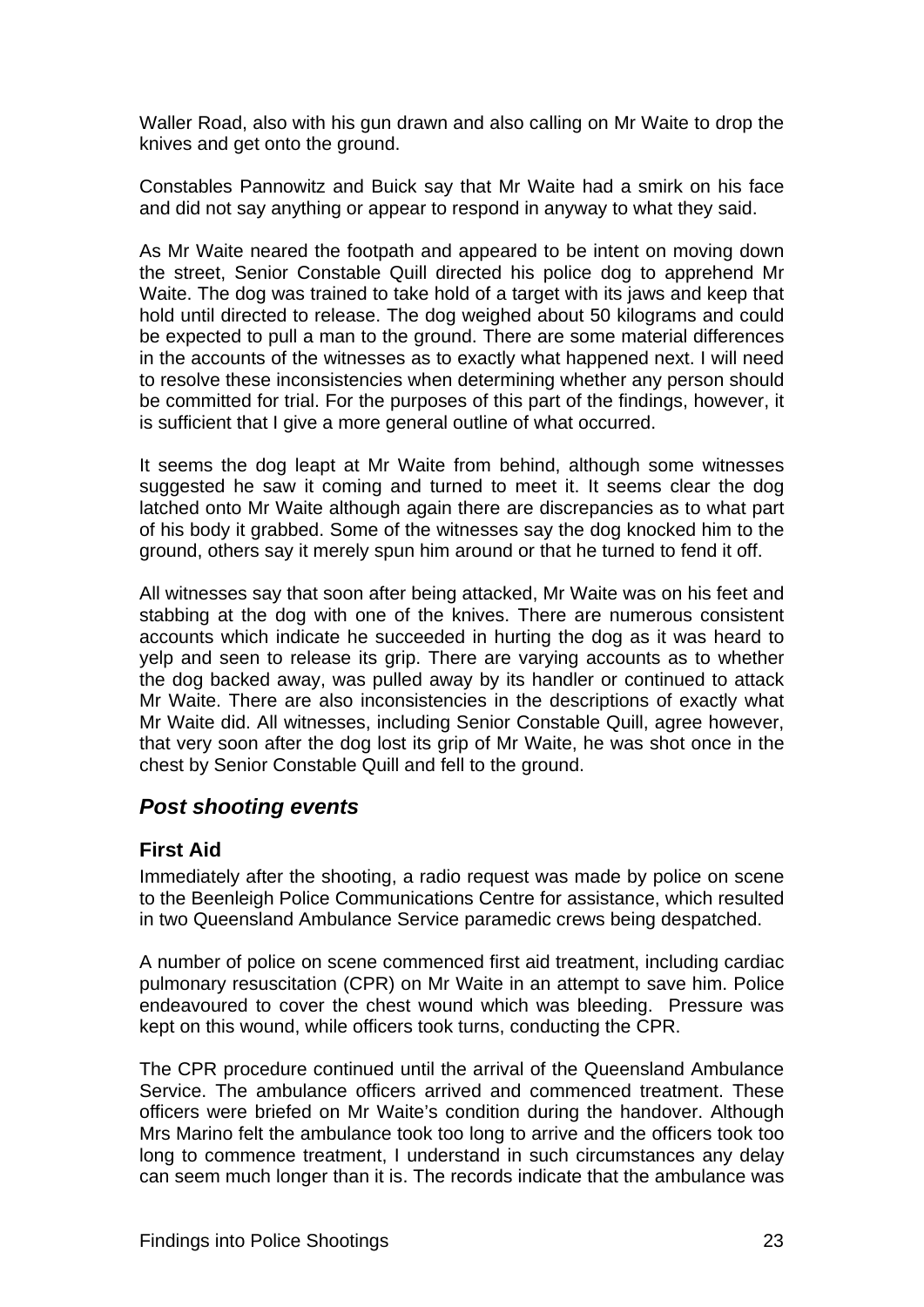Waller Road, also with his gun drawn and also calling on Mr Waite to drop the knives and get onto the ground.

Constables Pannowitz and Buick say that Mr Waite had a smirk on his face and did not say anything or appear to respond in anyway to what they said.

As Mr Waite neared the footpath and appeared to be intent on moving down the street, Senior Constable Quill directed his police dog to apprehend Mr Waite. The dog was trained to take hold of a target with its jaws and keep that hold until directed to release. The dog weighed about 50 kilograms and could be expected to pull a man to the ground. There are some material differences in the accounts of the witnesses as to exactly what happened next. I will need to resolve these inconsistencies when determining whether any person should be committed for trial. For the purposes of this part of the findings, however, it is sufficient that I give a more general outline of what occurred.

It seems the dog leapt at Mr Waite from behind, although some witnesses suggested he saw it coming and turned to meet it. It seems clear the dog latched onto Mr Waite although again there are discrepancies as to what part of his body it grabbed. Some of the witnesses say the dog knocked him to the ground, others say it merely spun him around or that he turned to fend it off.

All witnesses say that soon after being attacked, Mr Waite was on his feet and stabbing at the dog with one of the knives. There are numerous consistent accounts which indicate he succeeded in hurting the dog as it was heard to yelp and seen to release its grip. There are varying accounts as to whether the dog backed away, was pulled away by its handler or continued to attack Mr Waite. There are also inconsistencies in the descriptions of exactly what Mr Waite did. All witnesses, including Senior Constable Quill, agree however, that very soon after the dog lost its grip of Mr Waite, he was shot once in the chest by Senior Constable Quill and fell to the ground.

## *Post shooting events*

### First Aid

Immediately after the shooting, a radio request was made by police on scene to the Beenleigh Police Communications Centre for assistance, which resulted in two Queensland Ambulance Service paramedic crews being despatched.

A number of police on scene commenced first aid treatment, including cardiac pulmonary resuscitation (CPR) on Mr Waite in an attempt to save him. Police endeavoured to cover the chest wound which was bleeding. Pressure was kept on this wound, while officers took turns, conducting the CPR.

The CPR procedure continued until the arrival of the Queensland Ambulance Service. The ambulance officers arrived and commenced treatment. These officers were briefed on Mr Waite's condition during the handover. Although Mrs Marino felt the ambulance took too long to arrive and the officers took too long to commence treatment, I understand in such circumstances any delay can seem much longer than it is. The records indicate that the ambulance was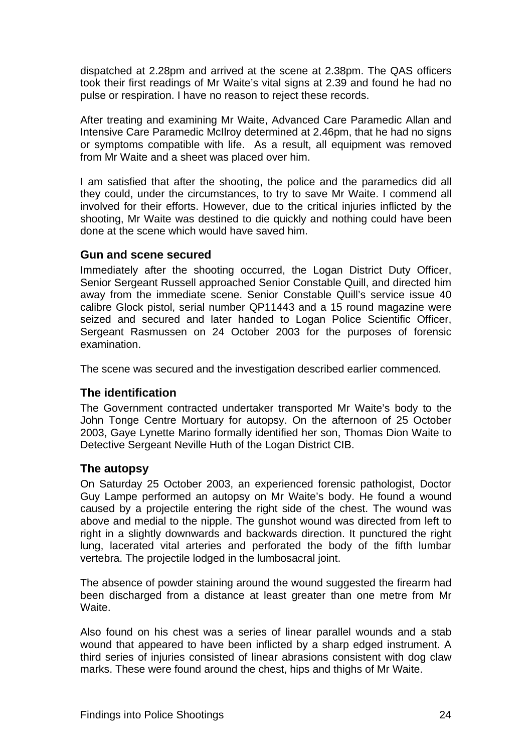dispatched at 2.28pm and arrived at the scene at 2.38pm. The QAS officers took their first readings of Mr Waite's vital signs at 2.39 and found he had no pulse or respiration. I have no reason to reject these records.

After treating and examining Mr Waite, Advanced Care Paramedic Allan and Intensive Care Paramedic McIlroy determined at 2.46pm, that he had no signs or symptoms compatible with life. As a result, all equipment was removed from Mr Waite and a sheet was placed over him.

I am satisfied that after the shooting, the police and the paramedics did all they could, under the circumstances, to try to save Mr Waite. I commend all involved for their efforts. However, due to the critical injuries inflicted by the shooting, Mr Waite was destined to die quickly and nothing could have been done at the scene which would have saved him.

### Gun and scene secured

Immediately after the shooting occurred, the Logan District Duty Officer, Senior Sergeant Russell approached Senior Constable Quill, and directed him away from the immediate scene. Senior Constable Quill's service issue 40 calibre Glock pistol, serial number QP11443 and a 15 round magazine were seized and secured and later handed to Logan Police Scientific Officer, Sergeant Rasmussen on 24 October 2003 for the purposes of forensic examination.

The scene was secured and the investigation described earlier commenced.

### The identification

The Government contracted undertaker transported Mr Waite's body to the John Tonge Centre Mortuary for autopsy. On the afternoon of 25 October 2003, Gaye Lynette Marino formally identified her son, Thomas Dion Waite to Detective Sergeant Neville Huth of the Logan District CIB.

### The autopsy

On Saturday 25 October 2003, an experienced forensic pathologist, Doctor Guy Lampe performed an autopsy on Mr Waite's body. He found a wound caused by a projectile entering the right side of the chest. The wound was above and medial to the nipple. The gunshot wound was directed from left to right in a slightly downwards and backwards direction. It punctured the right lung, lacerated vital arteries and perforated the body of the fifth lumbar vertebra. The projectile lodged in the lumbosacral joint.

The absence of powder staining around the wound suggested the firearm had been discharged from a distance at least greater than one metre from Mr Waite.

Also found on his chest was a series of linear parallel wounds and a stab wound that appeared to have been inflicted by a sharp edged instrument. A third series of injuries consisted of linear abrasions consistent with dog claw marks. These were found around the chest, hips and thighs of Mr Waite.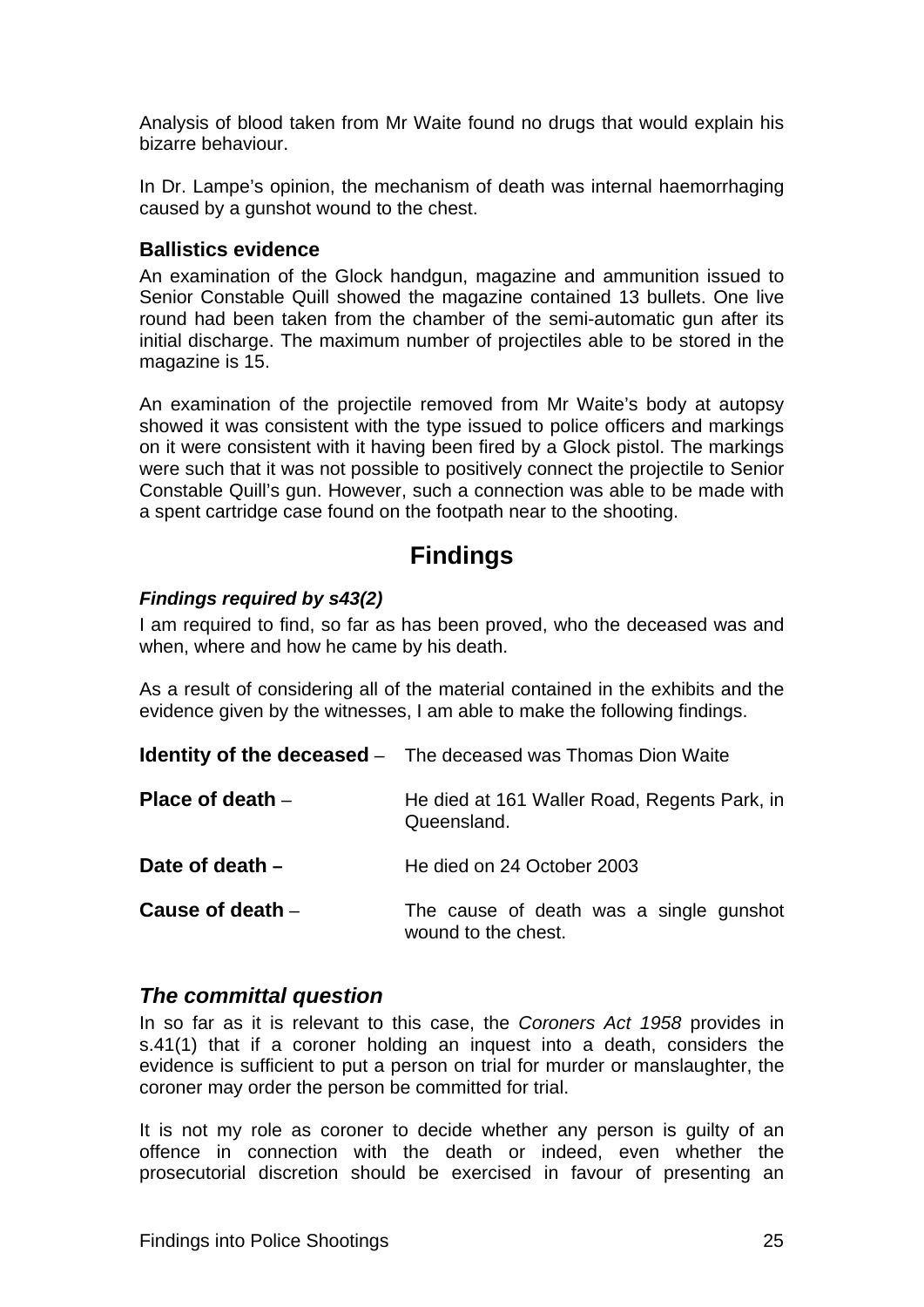Analysis of blood taken from Mr Waite found no drugs that would explain his bizarre behaviour.

In Dr. Lampe's opinion, the mechanism of death was internal haemorrhaging caused by a gunshot wound to the chest.

### Ballistics evidence

An examination of the Glock handgun, magazine and ammunition issued to Senior Constable Quill showed the magazine contained 13 bullets. One live round had been taken from the chamber of the semi-automatic gun after its initial discharge. The maximum number of projectiles able to be stored in the magazine is 15.

An examination of the projectile removed from Mr Waite's body at autopsy showed it was consistent with the type issued to police officers and markings on it were consistent with it having been fired by a Glock pistol. The markings were such that it was not possible to positively connect the projectile to Senior Constable Quill's gun. However, such a connection was able to be made with a spent cartridge case found on the footpath near to the shooting.

## Findings

#### *Findings required by s43(2)*

I am required to find, so far as has been proved, who the deceased was and when, where and how he came by his death.

As a result of considering all of the material contained in the exhibits and the evidence given by the witnesses, I am able to make the following findings.

**Identity of the deceased** – The deceased was Thomas Dion Waite

**Place of death** – He died at 161 Waller Road, Regents Park, in Queensland.

**Date of death –** He died on 24 October 2003

**Cause of death** – The cause of death was a single gunshot wound to the chest.

### *The committal question*

In so far as it is relevant to this case, the *Coroners Act 1958* provides in s.41(1) that if a coroner holding an inquest into a death, considers the evidence is sufficient to put a person on trial for murder or manslaughter, the coroner may order the person be committed for trial.

It is not my role as coroner to decide whether any person is guilty of an offence in connection with the death or indeed, even whether the prosecutorial discretion should be exercised in favour of presenting an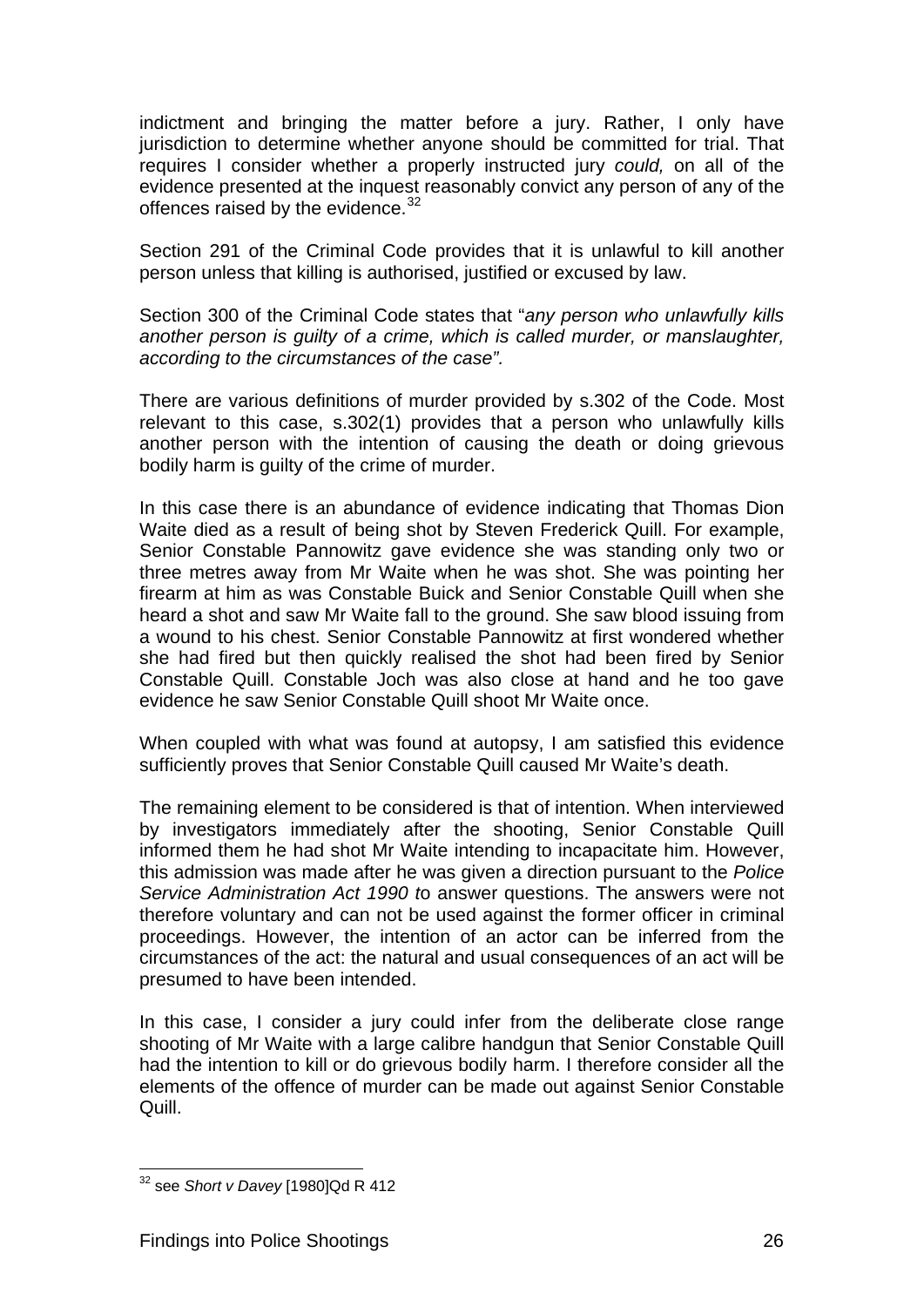indictment and bringing the matter before a jury. Rather, I only have jurisdiction to determine whether anyone should be committed for trial. That requires I consider whether a properly instructed jury *could,* on all of the evidence presented at the inquest reasonably convict any person of any of the offences raised by the evidence.[32]

Section 291 of the Criminal Code provides that it is unlawful to kill another person unless that killing is authorised, justified or excused by law.

Section 300 of the Criminal Code states that "*any person who unlawfully kills another person is guilty of a crime, which is called murder, or manslaughter, according to the circumstances of the case".*

There are various definitions of murder provided by s.302 of the Code. Most relevant to this case, s.302(1) provides that a person who unlawfully kills another person with the intention of causing the death or doing grievous bodily harm is guilty of the crime of murder.

In this case there is an abundance of evidence indicating that Thomas Dion Waite died as a result of being shot by Steven Frederick Quill. For example, Senior Constable Pannowitz gave evidence she was standing only two or three metres away from Mr Waite when he was shot. She was pointing her firearm at him as was Constable Buick and Senior Constable Quill when she heard a shot and saw Mr Waite fall to the ground. She saw blood issuing from a wound to his chest. Senior Constable Pannowitz at first wondered whether she had fired but then quickly realised the shot had been fired by Senior Constable Quill. Constable Joch was also close at hand and he too gave evidence he saw Senior Constable Quill shoot Mr Waite once.

When coupled with what was found at autopsy, I am satisfied this evidence sufficiently proves that Senior Constable Quill caused Mr Waite's death.

The remaining element to be considered is that of intention. When interviewed by investigators immediately after the shooting, Senior Constable Quill informed them he had shot Mr Waite intending to incapacitate him. However, this admission was made after he was given a direction pursuant to the *Police Service Administration Act 1990 t*o answer questions. The answers were not therefore voluntary and can not be used against the former officer in criminal proceedings. However, the intention of an actor can be inferred from the circumstances of the act: the natural and usual consequences of an act will be presumed to have been intended.

In this case, I consider a jury could infer from the deliberate close range shooting of Mr Waite with a large calibre handgun that Senior Constable Quill had the intention to kill or do grievous bodily harm. I therefore consider all the elements of the offence of murder can be made out against Senior Constable Quill.

---

[32] see *Short v Davey* [1980]Qd R 412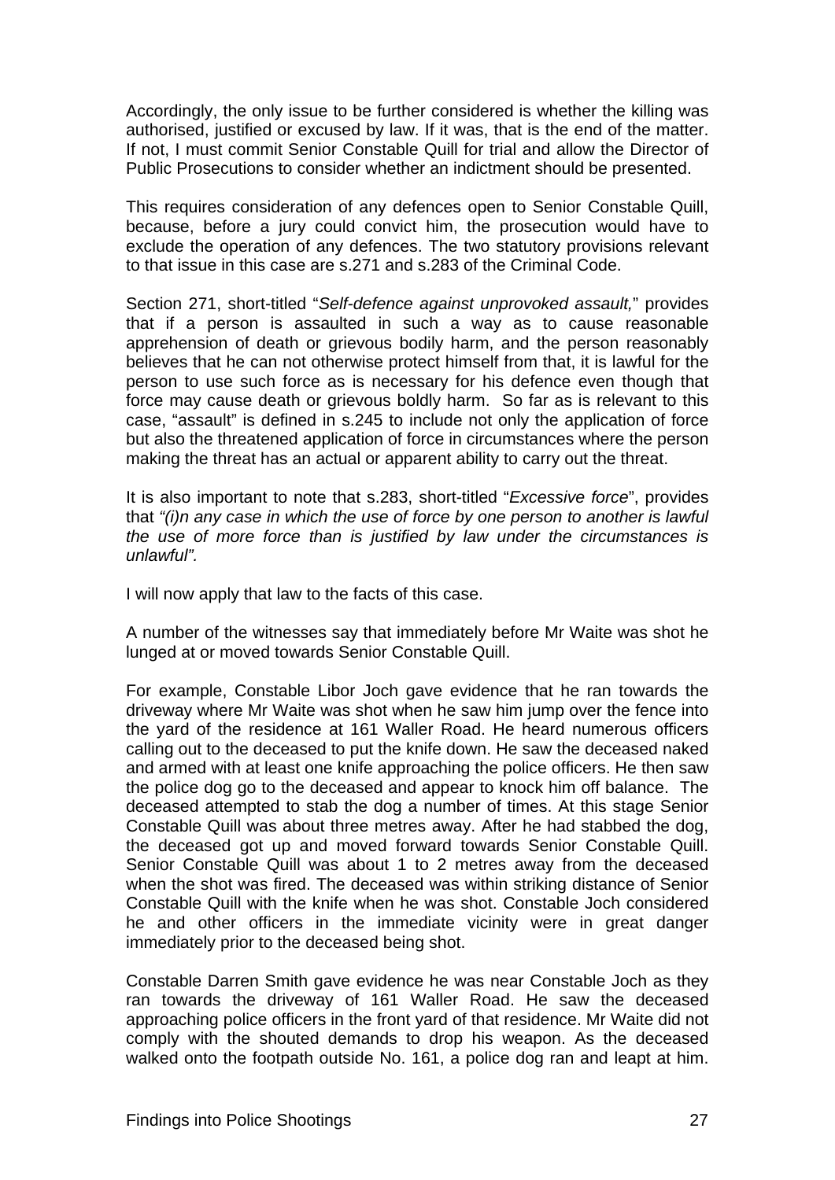Accordingly, the only issue to be further considered is whether the killing was authorised, justified or excused by law. If it was, that is the end of the matter. If not, I must commit Senior Constable Quill for trial and allow the Director of Public Prosecutions to consider whether an indictment should be presented.

This requires consideration of any defences open to Senior Constable Quill, because, before a jury could convict him, the prosecution would have to exclude the operation of any defences. The two statutory provisions relevant to that issue in this case are s.271 and s.283 of the Criminal Code.

Section 271, short-titled "*Self-defence against unprovoked assault,*" provides that if a person is assaulted in such a way as to cause reasonable apprehension of death or grievous bodily harm, and the person reasonably believes that he can not otherwise protect himself from that, it is lawful for the person to use such force as is necessary for his defence even though that force may cause death or grievous boldly harm. So far as is relevant to this case, "assault" is defined in s.245 to include not only the application of force but also the threatened application of force in circumstances where the person making the threat has an actual or apparent ability to carry out the threat.

It is also important to note that s.283, short-titled "*Excessive force*", provides that *"(i)n any case in which the use of force by one person to another is lawful the use of more force than is justified by law under the circumstances is unlawful".*

I will now apply that law to the facts of this case.

A number of the witnesses say that immediately before Mr Waite was shot he lunged at or moved towards Senior Constable Quill.

For example, Constable Libor Joch gave evidence that he ran towards the driveway where Mr Waite was shot when he saw him jump over the fence into the yard of the residence at 161 Waller Road. He heard numerous officers calling out to the deceased to put the knife down. He saw the deceased naked and armed with at least one knife approaching the police officers. He then saw the police dog go to the deceased and appear to knock him off balance. The deceased attempted to stab the dog a number of times. At this stage Senior Constable Quill was about three metres away. After he had stabbed the dog, the deceased got up and moved forward towards Senior Constable Quill. Senior Constable Quill was about 1 to 2 metres away from the deceased when the shot was fired. The deceased was within striking distance of Senior Constable Quill with the knife when he was shot. Constable Joch considered he and other officers in the immediate vicinity were in great danger immediately prior to the deceased being shot.

Constable Darren Smith gave evidence he was near Constable Joch as they ran towards the driveway of 161 Waller Road. He saw the deceased approaching police officers in the front yard of that residence. Mr Waite did not comply with the shouted demands to drop his weapon. As the deceased walked onto the footpath outside No. 161, a police dog ran and leapt at him.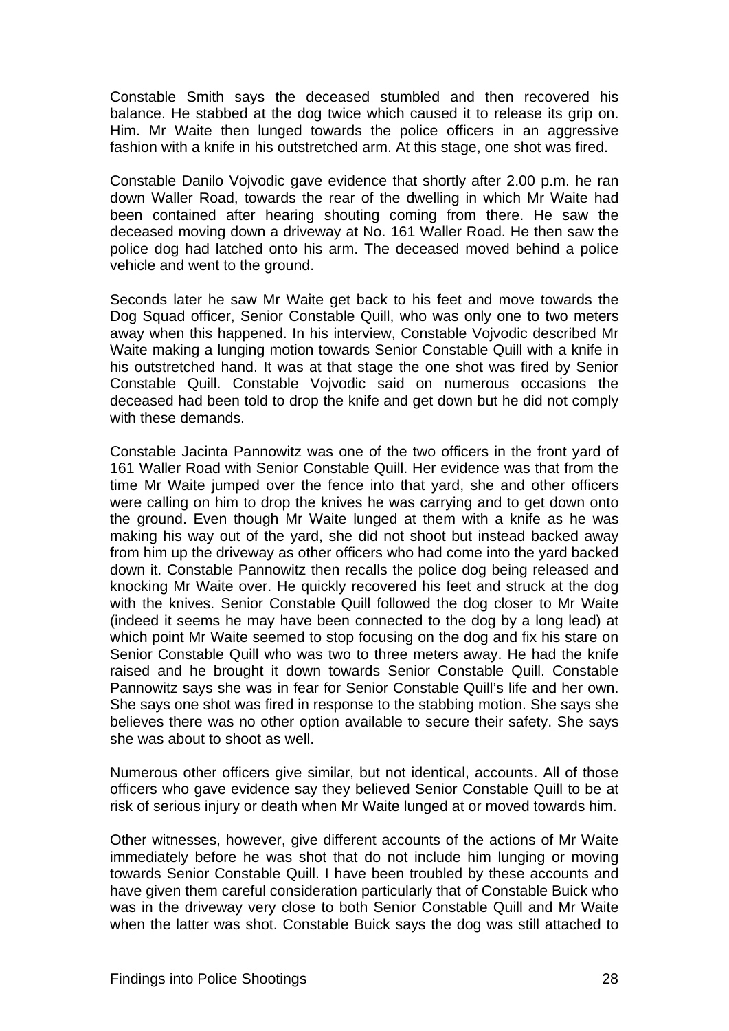Constable Smith says the deceased stumbled and then recovered his balance. He stabbed at the dog twice which caused it to release its grip on. Him. Mr Waite then lunged towards the police officers in an aggressive fashion with a knife in his outstretched arm. At this stage, one shot was fired.

Constable Danilo Vojvodic gave evidence that shortly after 2.00 p.m. he ran down Waller Road, towards the rear of the dwelling in which Mr Waite had been contained after hearing shouting coming from there. He saw the deceased moving down a driveway at No. 161 Waller Road. He then saw the police dog had latched onto his arm. The deceased moved behind a police vehicle and went to the ground.

Seconds later he saw Mr Waite get back to his feet and move towards the Dog Squad officer, Senior Constable Quill, who was only one to two meters away when this happened. In his interview, Constable Vojvodic described Mr Waite making a lunging motion towards Senior Constable Quill with a knife in his outstretched hand. It was at that stage the one shot was fired by Senior Constable Quill. Constable Vojvodic said on numerous occasions the deceased had been told to drop the knife and get down but he did not comply with these demands.

Constable Jacinta Pannowitz was one of the two officers in the front yard of 161 Waller Road with Senior Constable Quill. Her evidence was that from the time Mr Waite jumped over the fence into that yard, she and other officers were calling on him to drop the knives he was carrying and to get down onto the ground. Even though Mr Waite lunged at them with a knife as he was making his way out of the yard, she did not shoot but instead backed away from him up the driveway as other officers who had come into the yard backed down it. Constable Pannowitz then recalls the police dog being released and knocking Mr Waite over. He quickly recovered his feet and struck at the dog with the knives. Senior Constable Quill followed the dog closer to Mr Waite (indeed it seems he may have been connected to the dog by a long lead) at which point Mr Waite seemed to stop focusing on the dog and fix his stare on Senior Constable Quill who was two to three meters away. He had the knife raised and he brought it down towards Senior Constable Quill. Constable Pannowitz says she was in fear for Senior Constable Quill's life and her own. She says one shot was fired in response to the stabbing motion. She says she believes there was no other option available to secure their safety. She says she was about to shoot as well.

Numerous other officers give similar, but not identical, accounts. All of those officers who gave evidence say they believed Senior Constable Quill to be at risk of serious injury or death when Mr Waite lunged at or moved towards him.

Other witnesses, however, give different accounts of the actions of Mr Waite immediately before he was shot that do not include him lunging or moving towards Senior Constable Quill. I have been troubled by these accounts and have given them careful consideration particularly that of Constable Buick who was in the driveway very close to both Senior Constable Quill and Mr Waite when the latter was shot. Constable Buick says the dog was still attached to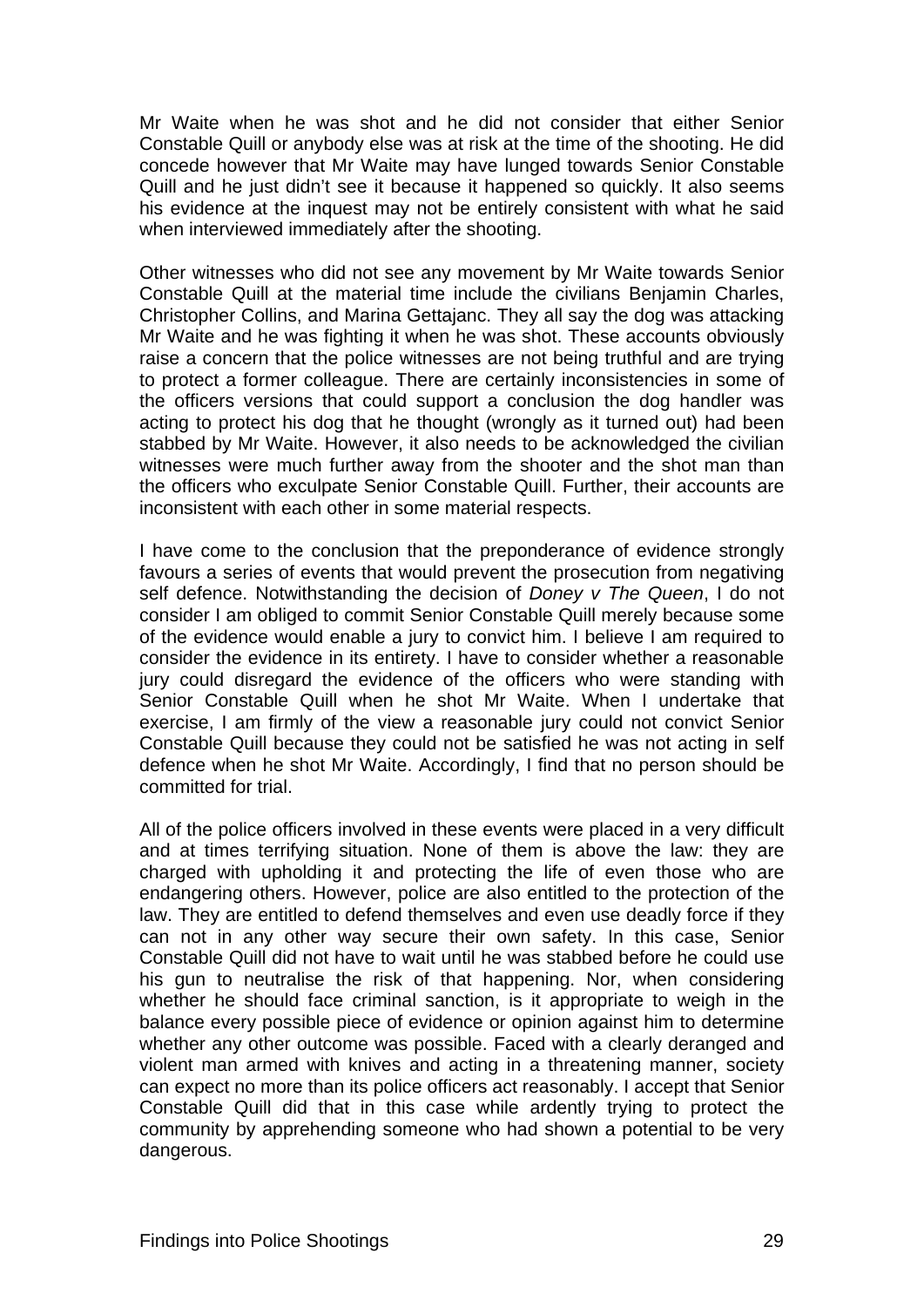Mr Waite when he was shot and he did not consider that either Senior Constable Quill or anybody else was at risk at the time of the shooting. He did concede however that Mr Waite may have lunged towards Senior Constable Quill and he just didn't see it because it happened so quickly. It also seems his evidence at the inquest may not be entirely consistent with what he said when interviewed immediately after the shooting.

Other witnesses who did not see any movement by Mr Waite towards Senior Constable Quill at the material time include the civilians Benjamin Charles, Christopher Collins, and Marina Gettajanc. They all say the dog was attacking Mr Waite and he was fighting it when he was shot. These accounts obviously raise a concern that the police witnesses are not being truthful and are trying to protect a former colleague. There are certainly inconsistencies in some of the officers versions that could support a conclusion the dog handler was acting to protect his dog that he thought (wrongly as it turned out) had been stabbed by Mr Waite. However, it also needs to be acknowledged the civilian witnesses were much further away from the shooter and the shot man than the officers who exculpate Senior Constable Quill. Further, their accounts are inconsistent with each other in some material respects.

I have come to the conclusion that the preponderance of evidence strongly favours a series of events that would prevent the prosecution from negativing self defence. Notwithstanding the decision of *Doney v The Queen*, I do not consider I am obliged to commit Senior Constable Quill merely because some of the evidence would enable a jury to convict him. I believe I am required to consider the evidence in its entirety. I have to consider whether a reasonable jury could disregard the evidence of the officers who were standing with Senior Constable Quill when he shot Mr Waite. When I undertake that exercise, I am firmly of the view a reasonable jury could not convict Senior Constable Quill because they could not be satisfied he was not acting in self defence when he shot Mr Waite. Accordingly, I find that no person should be committed for trial.

All of the police officers involved in these events were placed in a very difficult and at times terrifying situation. None of them is above the law: they are charged with upholding it and protecting the life of even those who are endangering others. However, police are also entitled to the protection of the law. They are entitled to defend themselves and even use deadly force if they can not in any other way secure their own safety. In this case, Senior Constable Quill did not have to wait until he was stabbed before he could use his gun to neutralise the risk of that happening. Nor, when considering whether he should face criminal sanction, is it appropriate to weigh in the balance every possible piece of evidence or opinion against him to determine whether any other outcome was possible. Faced with a clearly deranged and violent man armed with knives and acting in a threatening manner, society can expect no more than its police officers act reasonably. I accept that Senior Constable Quill did that in this case while ardently trying to protect the community by apprehending someone who had shown a potential to be very dangerous.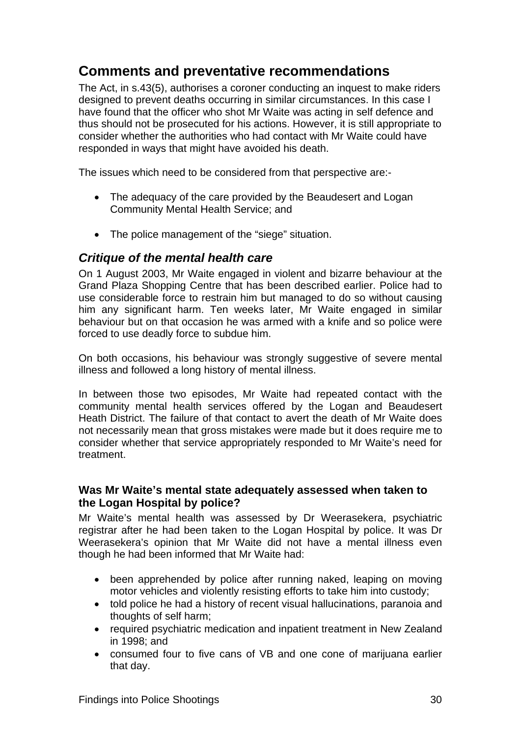## Comments and preventative recommendations

The Act, in s.43(5), authorises a coroner conducting an inquest to make riders designed to prevent deaths occurring in similar circumstances. In this case I have found that the officer who shot Mr Waite was acting in self defence and thus should not be prosecuted for his actions. However, it is still appropriate to consider whether the authorities who had contact with Mr Waite could have responded in ways that might have avoided his death.

The issues which need to be considered from that perspective are:-

- The adequacy of the care provided by the Beaudesert and Logan Community Mental Health Service; and
- The police management of the "siege" situation.

### *Critique of the mental health care*

On 1 August 2003, Mr Waite engaged in violent and bizarre behaviour at the Grand Plaza Shopping Centre that has been described earlier. Police had to use considerable force to restrain him but managed to do so without causing him any significant harm. Ten weeks later, Mr Waite engaged in similar behaviour but on that occasion he was armed with a knife and so police were forced to use deadly force to subdue him.

On both occasions, his behaviour was strongly suggestive of severe mental illness and followed a long history of mental illness.

In between those two episodes, Mr Waite had repeated contact with the community mental health services offered by the Logan and Beaudesert Heath District. The failure of that contact to avert the death of Mr Waite does not necessarily mean that gross mistakes were made but it does require me to consider whether that service appropriately responded to Mr Waite's need for treatment.

#### Was Mr Waite's mental state adequately assessed when taken to the Logan Hospital by police?

Mr Waite's mental health was assessed by Dr Weerasekera, psychiatric registrar after he had been taken to the Logan Hospital by police. It was Dr Weerasekera's opinion that Mr Waite did not have a mental illness even though he had been informed that Mr Waite had:

- been apprehended by police after running naked, leaping on moving motor vehicles and violently resisting efforts to take him into custody;
- told police he had a history of recent visual hallucinations, paranoia and thoughts of self harm;
- required psychiatric medication and inpatient treatment in New Zealand in 1998; and
- consumed four to five cans of VB and one cone of marijuana earlier that day.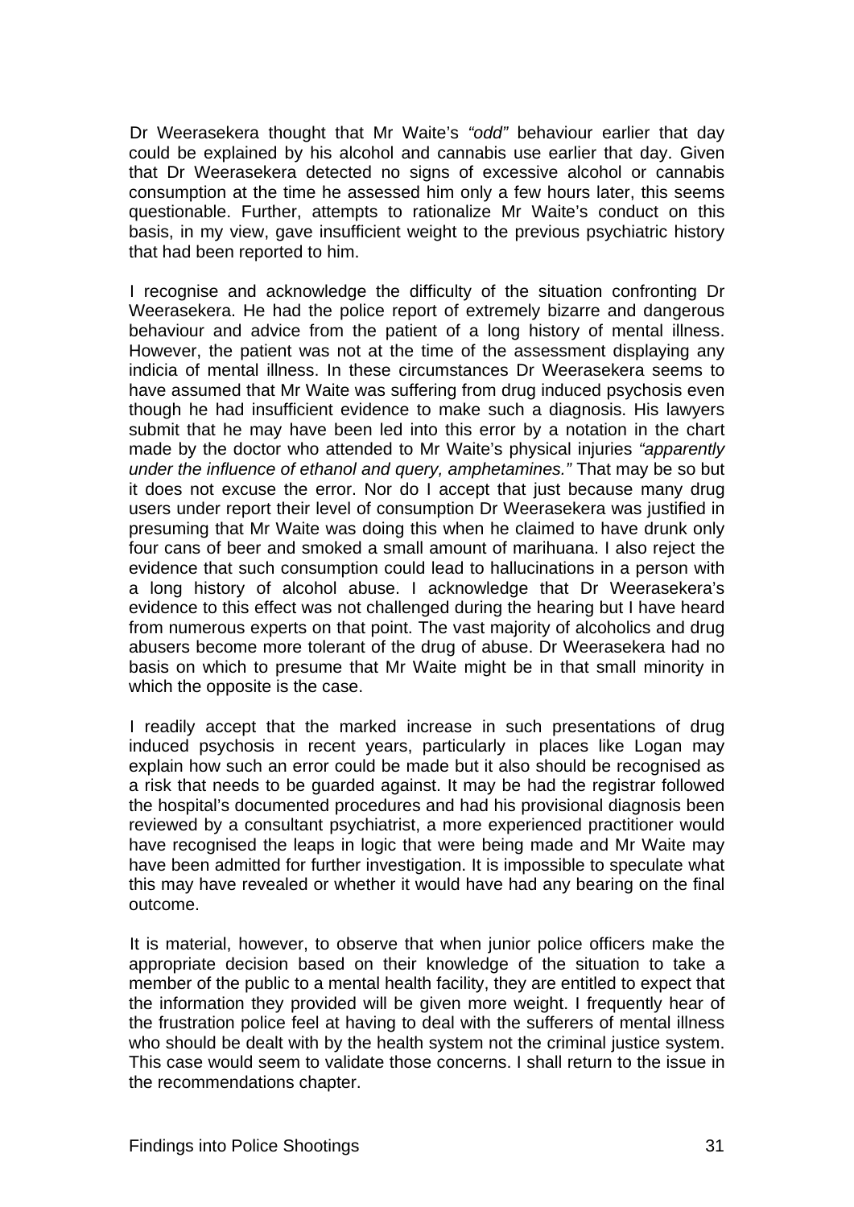Dr Weerasekera thought that Mr Waite's *"odd"* behaviour earlier that day could be explained by his alcohol and cannabis use earlier that day. Given that Dr Weerasekera detected no signs of excessive alcohol or cannabis consumption at the time he assessed him only a few hours later, this seems questionable. Further, attempts to rationalize Mr Waite's conduct on this basis, in my view, gave insufficient weight to the previous psychiatric history that had been reported to him.

I recognise and acknowledge the difficulty of the situation confronting Dr Weerasekera. He had the police report of extremely bizarre and dangerous behaviour and advice from the patient of a long history of mental illness. However, the patient was not at the time of the assessment displaying any indicia of mental illness. In these circumstances Dr Weerasekera seems to have assumed that Mr Waite was suffering from drug induced psychosis even though he had insufficient evidence to make such a diagnosis. His lawyers submit that he may have been led into this error by a notation in the chart made by the doctor who attended to Mr Waite's physical injuries *"apparently under the influence of ethanol and query, amphetamines."* That may be so but it does not excuse the error. Nor do I accept that just because many drug users under report their level of consumption Dr Weerasekera was justified in presuming that Mr Waite was doing this when he claimed to have drunk only four cans of beer and smoked a small amount of marihuana. I also reject the evidence that such consumption could lead to hallucinations in a person with a long history of alcohol abuse. I acknowledge that Dr Weerasekera's evidence to this effect was not challenged during the hearing but I have heard from numerous experts on that point. The vast majority of alcoholics and drug abusers become more tolerant of the drug of abuse. Dr Weerasekera had no basis on which to presume that Mr Waite might be in that small minority in which the opposite is the case.

I readily accept that the marked increase in such presentations of drug induced psychosis in recent years, particularly in places like Logan may explain how such an error could be made but it also should be recognised as a risk that needs to be guarded against. It may be had the registrar followed the hospital's documented procedures and had his provisional diagnosis been reviewed by a consultant psychiatrist, a more experienced practitioner would have recognised the leaps in logic that were being made and Mr Waite may have been admitted for further investigation. It is impossible to speculate what this may have revealed or whether it would have had any bearing on the final outcome.

It is material, however, to observe that when junior police officers make the appropriate decision based on their knowledge of the situation to take a member of the public to a mental health facility, they are entitled to expect that the information they provided will be given more weight. I frequently hear of the frustration police feel at having to deal with the sufferers of mental illness who should be dealt with by the health system not the criminal justice system. This case would seem to validate those concerns. I shall return to the issue in the recommendations chapter.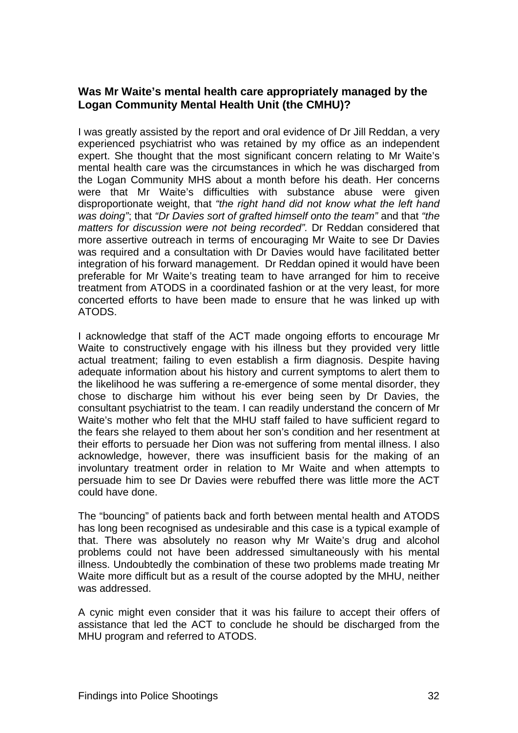### Was Mr Waite's mental health care appropriately managed by the Logan Community Mental Health Unit (the CMHU)?

I was greatly assisted by the report and oral evidence of Dr Jill Reddan, a very experienced psychiatrist who was retained by my office as an independent expert. She thought that the most significant concern relating to Mr Waite's mental health care was the circumstances in which he was discharged from the Logan Community MHS about a month before his death. Her concerns were that Mr Waite's difficulties with substance abuse were given disproportionate weight, that *"the right hand did not know what the left hand was doing"*; that *"Dr Davies sort of grafted himself onto the team"* and that *"the matters for discussion were not being recorded".* Dr Reddan considered that more assertive outreach in terms of encouraging Mr Waite to see Dr Davies was required and a consultation with Dr Davies would have facilitated better integration of his forward management. Dr Reddan opined it would have been preferable for Mr Waite's treating team to have arranged for him to receive treatment from ATODS in a coordinated fashion or at the very least, for more concerted efforts to have been made to ensure that he was linked up with ATODS.

I acknowledge that staff of the ACT made ongoing efforts to encourage Mr Waite to constructively engage with his illness but they provided very little actual treatment; failing to even establish a firm diagnosis. Despite having adequate information about his history and current symptoms to alert them to the likelihood he was suffering a re-emergence of some mental disorder, they chose to discharge him without his ever being seen by Dr Davies, the consultant psychiatrist to the team. I can readily understand the concern of Mr Waite's mother who felt that the MHU staff failed to have sufficient regard to the fears she relayed to them about her son's condition and her resentment at their efforts to persuade her Dion was not suffering from mental illness. I also acknowledge, however, there was insufficient basis for the making of an involuntary treatment order in relation to Mr Waite and when attempts to persuade him to see Dr Davies were rebuffed there was little more the ACT could have done.

The "bouncing" of patients back and forth between mental health and ATODS has long been recognised as undesirable and this case is a typical example of that. There was absolutely no reason why Mr Waite's drug and alcohol problems could not have been addressed simultaneously with his mental illness. Undoubtedly the combination of these two problems made treating Mr Waite more difficult but as a result of the course adopted by the MHU, neither was addressed.

A cynic might even consider that it was his failure to accept their offers of assistance that led the ACT to conclude he should be discharged from the MHU program and referred to ATODS.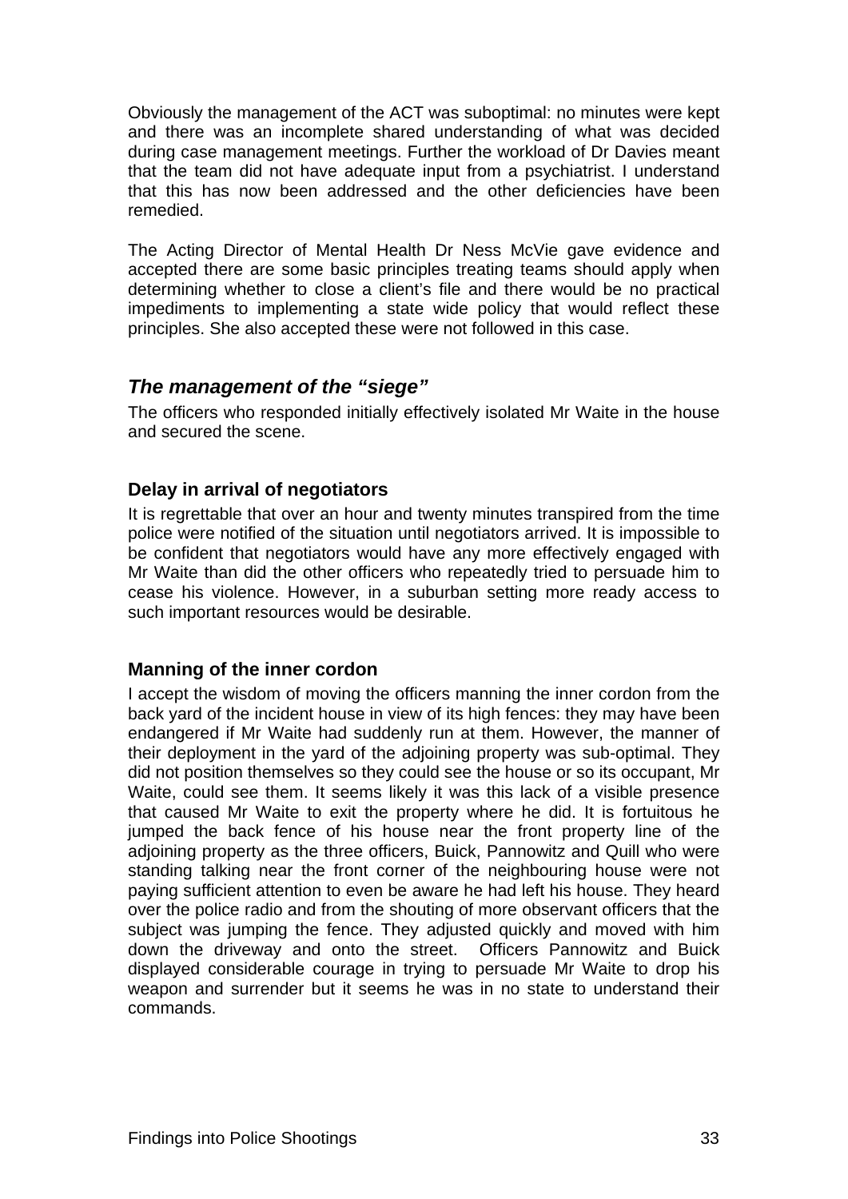Obviously the management of the ACT was suboptimal: no minutes were kept and there was an incomplete shared understanding of what was decided during case management meetings. Further the workload of Dr Davies meant that the team did not have adequate input from a psychiatrist. I understand that this has now been addressed and the other deficiencies have been remedied.

The Acting Director of Mental Health Dr Ness McVie gave evidence and accepted there are some basic principles treating teams should apply when determining whether to close a client's file and there would be no practical impediments to implementing a state wide policy that would reflect these principles. She also accepted these were not followed in this case.

## *The management of the "siege"*

The officers who responded initially effectively isolated Mr Waite in the house and secured the scene.

### Delay in arrival of negotiators

It is regrettable that over an hour and twenty minutes transpired from the time police were notified of the situation until negotiators arrived. It is impossible to be confident that negotiators would have any more effectively engaged with Mr Waite than did the other officers who repeatedly tried to persuade him to cease his violence. However, in a suburban setting more ready access to such important resources would be desirable.

### Manning of the inner cordon

I accept the wisdom of moving the officers manning the inner cordon from the back yard of the incident house in view of its high fences: they may have been endangered if Mr Waite had suddenly run at them. However, the manner of their deployment in the yard of the adjoining property was sub-optimal. They did not position themselves so they could see the house or so its occupant, Mr Waite, could see them. It seems likely it was this lack of a visible presence that caused Mr Waite to exit the property where he did. It is fortuitous he jumped the back fence of his house near the front property line of the adjoining property as the three officers, Buick, Pannowitz and Quill who were standing talking near the front corner of the neighbouring house were not paying sufficient attention to even be aware he had left his house. They heard over the police radio and from the shouting of more observant officers that the subject was jumping the fence. They adjusted quickly and moved with him down the driveway and onto the street. Officers Pannowitz and Buick displayed considerable courage in trying to persuade Mr Waite to drop his weapon and surrender but it seems he was in no state to understand their commands.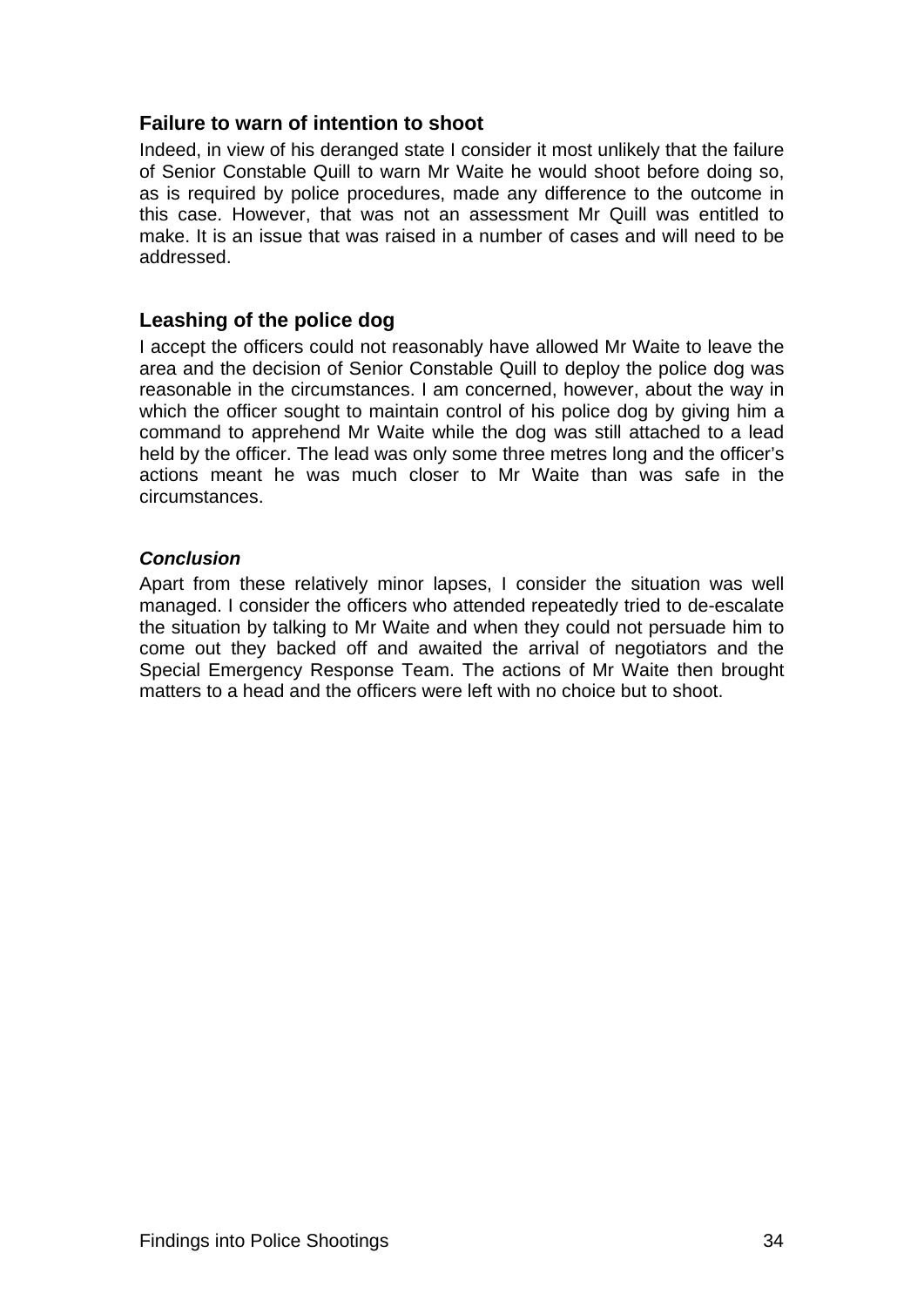### Failure to warn of intention to shoot

Indeed, in view of his deranged state I consider it most unlikely that the failure of Senior Constable Quill to warn Mr Waite he would shoot before doing so, as is required by police procedures, made any difference to the outcome in this case. However, that was not an assessment Mr Quill was entitled to make. It is an issue that was raised in a number of cases and will need to be addressed.

### Leashing of the police dog

I accept the officers could not reasonably have allowed Mr Waite to leave the area and the decision of Senior Constable Quill to deploy the police dog was reasonable in the circumstances. I am concerned, however, about the way in which the officer sought to maintain control of his police dog by giving him a command to apprehend Mr Waite while the dog was still attached to a lead held by the officer. The lead was only some three metres long and the officer's actions meant he was much closer to Mr Waite than was safe in the circumstances.

#### *Conclusion*

Apart from these relatively minor lapses, I consider the situation was well managed. I consider the officers who attended repeatedly tried to de-escalate the situation by talking to Mr Waite and when they could not persuade him to come out they backed off and awaited the arrival of negotiators and the Special Emergency Response Team. The actions of Mr Waite then brought matters to a head and the officers were left with no choice but to shoot.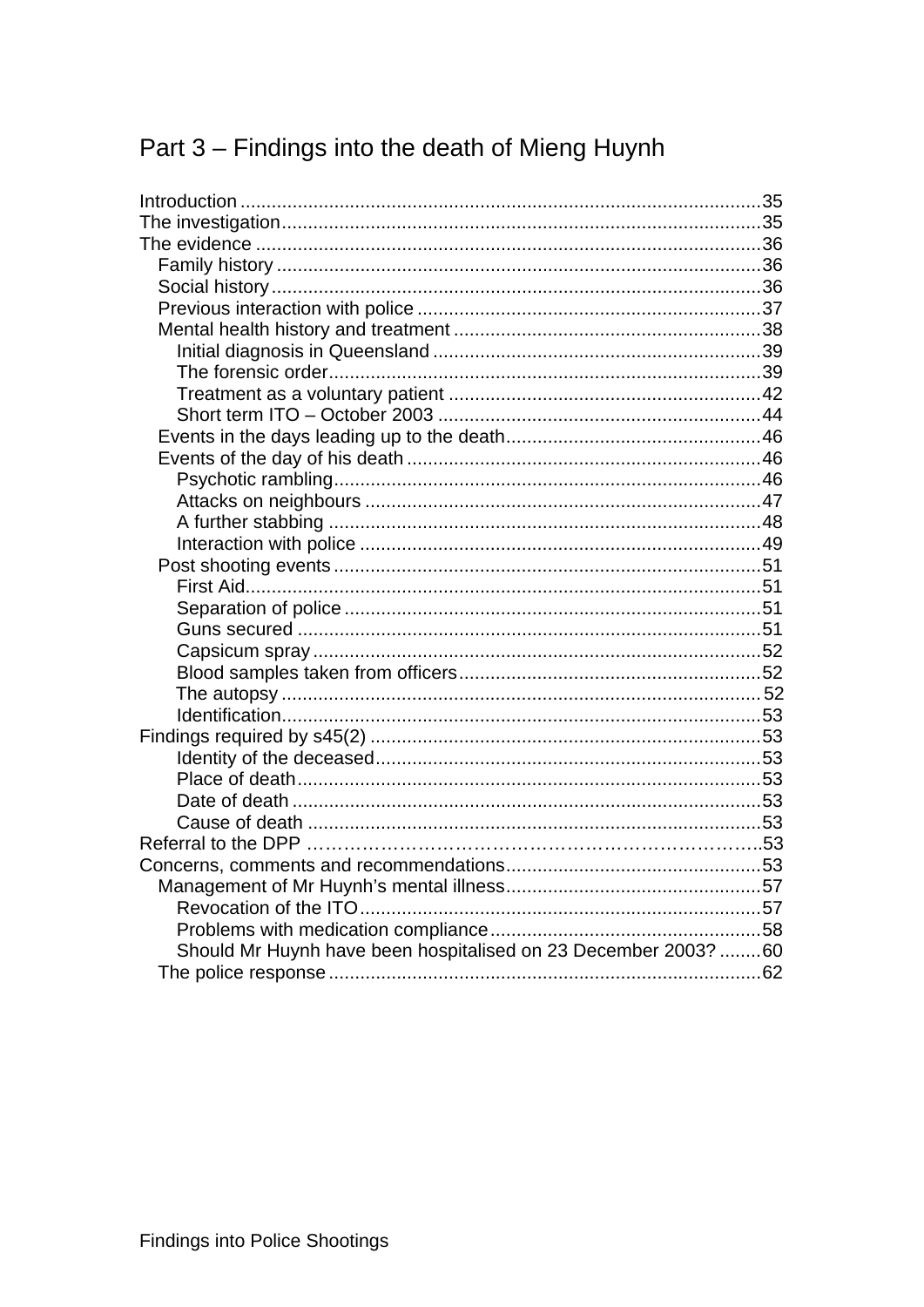# Part 3 – Findings into the death of Mieng Huynh

Introduction ........................................................................................35
The investigation..................................................................................35
The evidence .......................................................................................36
- Family history ..................................................................................36
- Social history....................................................................................36
- Previous interaction with police .........................................................37
- Mental health history and treatment ...................................................38
  - Initial diagnosis in Queensland ......................................................39
  - The forensic order.........................................................................39
  - Treatment as a voluntary patient ....................................................42
  - Short term ITO – October 2003 .....................................................44
- Events in the days leading up to the death.........................................46
- Events of the day of his death ............................................................46
  - Psychotic rambling.........................................................................46
  - Attacks on neighbours ...................................................................47
  - A further stabbing ..........................................................................48
  - Interaction with police ....................................................................49
- Post shooting events .........................................................................51
  - First Aid..........................................................................................51
  - Separation of police .......................................................................51
  - Guns secured ................................................................................51
  - Capsicum spray .............................................................................52
  - Blood samples taken from officers.................................................52
  - The autopsy ...................................................................................52
  - Identification...................................................................................53

Findings required by s45(2) ..................................................................53
- Identity of the deceased.................................................................53
- Place of death................................................................................53
- Date of death .................................................................................53
- Cause of death ..............................................................................53

Referral to the DPP ……………………………………………………………..53
Concerns, comments and recommendations.........................................53
- Management of Mr Huynh's mental illness.........................................57
  - Revocation of the ITO....................................................................57
  - Problems with medication compliance...........................................58
  - Should Mr Huynh have been hospitalised on 23 December 2003? ........60
- The police response ..........................................................................62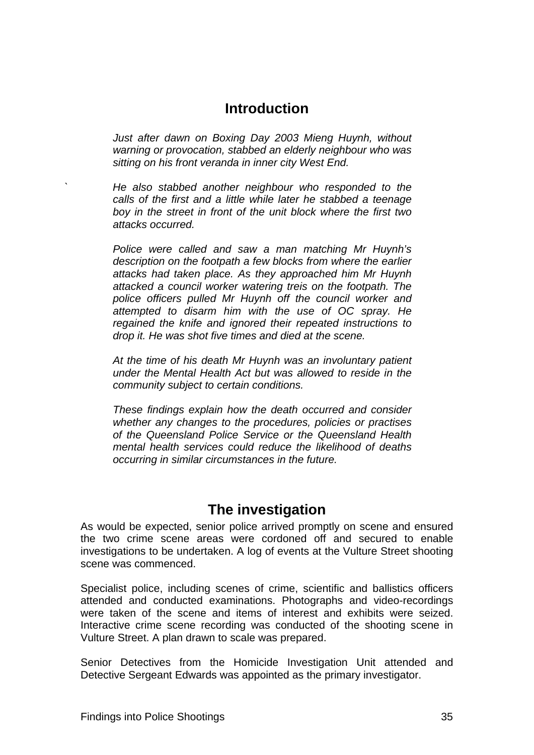## Introduction

*Just after dawn on Boxing Day 2003 Mieng Huynh, without warning or provocation, stabbed an elderly neighbour who was sitting on his front veranda in inner city West End.*

*He also stabbed another neighbour who responded to the calls of the first and a little while later he stabbed a teenage boy in the street in front of the unit block where the first two attacks occurred.*

*Police were called and saw a man matching Mr Huynh's description on the footpath a few blocks from where the earlier attacks had taken place. As they approached him Mr Huynh attacked a council worker watering treis on the footpath. The police officers pulled Mr Huynh off the council worker and attempted to disarm him with the use of OC spray. He regained the knife and ignored their repeated instructions to drop it. He was shot five times and died at the scene.*

*At the time of his death Mr Huynh was an involuntary patient under the Mental Health Act but was allowed to reside in the community subject to certain conditions.*

*These findings explain how the death occurred and consider whether any changes to the procedures, policies or practises of the Queensland Police Service or the Queensland Health mental health services could reduce the likelihood of deaths occurring in similar circumstances in the future.*

## The investigation

As would be expected, senior police arrived promptly on scene and ensured the two crime scene areas were cordoned off and secured to enable investigations to be undertaken. A log of events at the Vulture Street shooting scene was commenced.

Specialist police, including scenes of crime, scientific and ballistics officers attended and conducted examinations. Photographs and video-recordings were taken of the scene and items of interest and exhibits were seized. Interactive crime scene recording was conducted of the shooting scene in Vulture Street. A plan drawn to scale was prepared.

Senior Detectives from the Homicide Investigation Unit attended and Detective Sergeant Edwards was appointed as the primary investigator.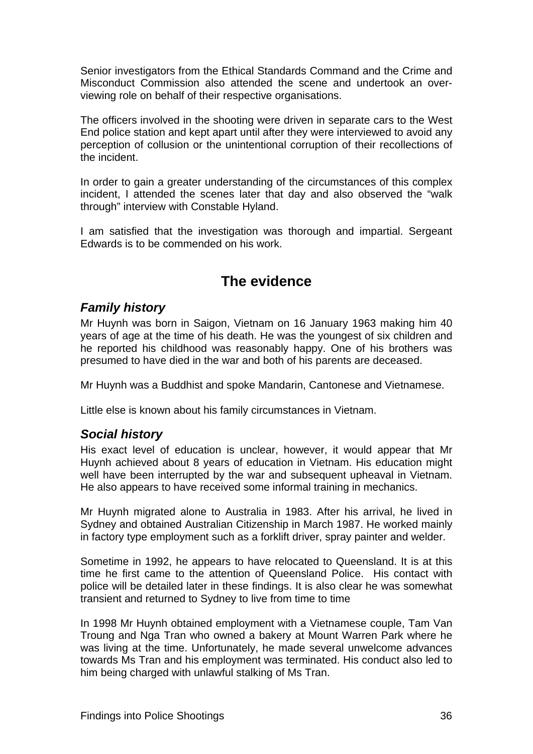Senior investigators from the Ethical Standards Command and the Crime and Misconduct Commission also attended the scene and undertook an over-viewing role on behalf of their respective organisations.

The officers involved in the shooting were driven in separate cars to the West End police station and kept apart until after they were interviewed to avoid any perception of collusion or the unintentional corruption of their recollections of the incident.

In order to gain a greater understanding of the circumstances of this complex incident, I attended the scenes later that day and also observed the "walk through" interview with Constable Hyland.

I am satisfied that the investigation was thorough and impartial. Sergeant Edwards is to be commended on his work.

## The evidence

### *Family history*

Mr Huynh was born in Saigon, Vietnam on 16 January 1963 making him 40 years of age at the time of his death. He was the youngest of six children and he reported his childhood was reasonably happy. One of his brothers was presumed to have died in the war and both of his parents are deceased.

Mr Huynh was a Buddhist and spoke Mandarin, Cantonese and Vietnamese.

Little else is known about his family circumstances in Vietnam.

### *Social history*

His exact level of education is unclear, however, it would appear that Mr Huynh achieved about 8 years of education in Vietnam. His education might well have been interrupted by the war and subsequent upheaval in Vietnam. He also appears to have received some informal training in mechanics.

Mr Huynh migrated alone to Australia in 1983. After his arrival, he lived in Sydney and obtained Australian Citizenship in March 1987. He worked mainly in factory type employment such as a forklift driver, spray painter and welder.

Sometime in 1992, he appears to have relocated to Queensland. It is at this time he first came to the attention of Queensland Police. His contact with police will be detailed later in these findings. It is also clear he was somewhat transient and returned to Sydney to live from time to time

In 1998 Mr Huynh obtained employment with a Vietnamese couple, Tam Van Troung and Nga Tran who owned a bakery at Mount Warren Park where he was living at the time. Unfortunately, he made several unwelcome advances towards Ms Tran and his employment was terminated. His conduct also led to him being charged with unlawful stalking of Ms Tran.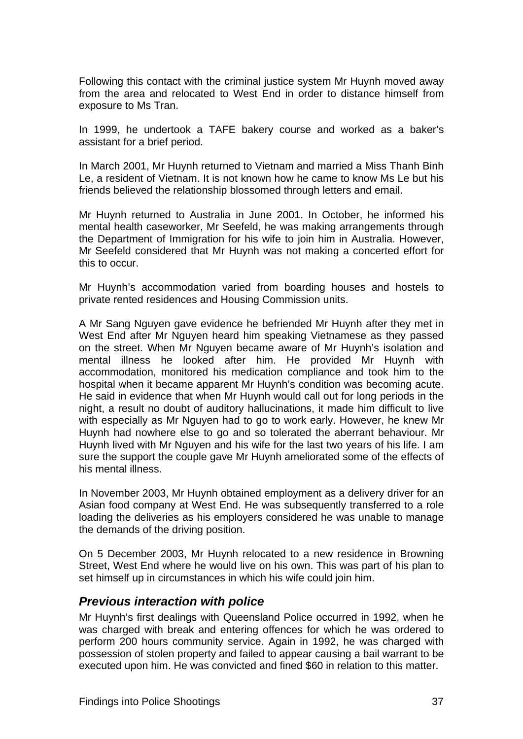Following this contact with the criminal justice system Mr Huynh moved away from the area and relocated to West End in order to distance himself from exposure to Ms Tran.

In 1999, he undertook a TAFE bakery course and worked as a baker's assistant for a brief period.

In March 2001, Mr Huynh returned to Vietnam and married a Miss Thanh Binh Le, a resident of Vietnam. It is not known how he came to know Ms Le but his friends believed the relationship blossomed through letters and email.

Mr Huynh returned to Australia in June 2001. In October, he informed his mental health caseworker, Mr Seefeld, he was making arrangements through the Department of Immigration for his wife to join him in Australia. However, Mr Seefeld considered that Mr Huynh was not making a concerted effort for this to occur.

Mr Huynh's accommodation varied from boarding houses and hostels to private rented residences and Housing Commission units.

A Mr Sang Nguyen gave evidence he befriended Mr Huynh after they met in West End after Mr Nguyen heard him speaking Vietnamese as they passed on the street. When Mr Nguyen became aware of Mr Huynh's isolation and mental illness he looked after him. He provided Mr Huynh with accommodation, monitored his medication compliance and took him to the hospital when it became apparent Mr Huynh's condition was becoming acute. He said in evidence that when Mr Huynh would call out for long periods in the night, a result no doubt of auditory hallucinations, it made him difficult to live with especially as Mr Nguyen had to go to work early. However, he knew Mr Huynh had nowhere else to go and so tolerated the aberrant behaviour. Mr Huynh lived with Mr Nguyen and his wife for the last two years of his life. I am sure the support the couple gave Mr Huynh ameliorated some of the effects of his mental illness.

In November 2003, Mr Huynh obtained employment as a delivery driver for an Asian food company at West End. He was subsequently transferred to a role loading the deliveries as his employers considered he was unable to manage the demands of the driving position.

On 5 December 2003, Mr Huynh relocated to a new residence in Browning Street, West End where he would live on his own. This was part of his plan to set himself up in circumstances in which his wife could join him.

### *Previous interaction with police*

Mr Huynh's first dealings with Queensland Police occurred in 1992, when he was charged with break and entering offences for which he was ordered to perform 200 hours community service. Again in 1992, he was charged with possession of stolen property and failed to appear causing a bail warrant to be executed upon him. He was convicted and fined $60 in relation to this matter.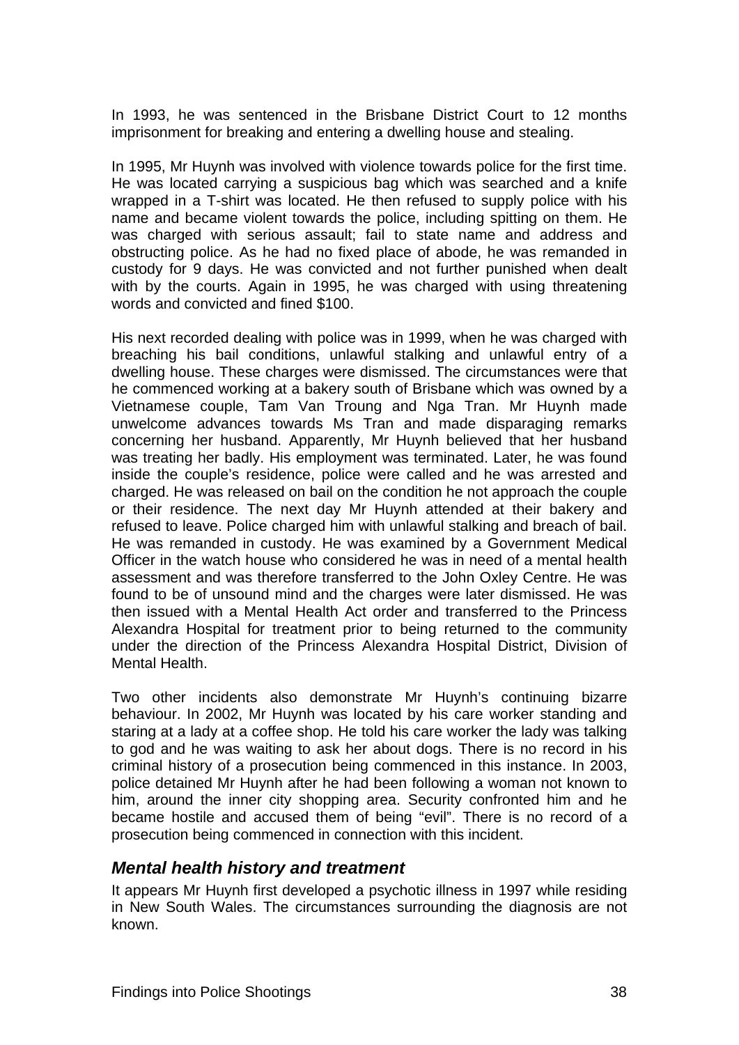In 1993, he was sentenced in the Brisbane District Court to 12 months imprisonment for breaking and entering a dwelling house and stealing.

In 1995, Mr Huynh was involved with violence towards police for the first time. He was located carrying a suspicious bag which was searched and a knife wrapped in a T-shirt was located. He then refused to supply police with his name and became violent towards the police, including spitting on them. He was charged with serious assault; fail to state name and address and obstructing police. As he had no fixed place of abode, he was remanded in custody for 9 days. He was convicted and not further punished when dealt with by the courts. Again in 1995, he was charged with using threatening words and convicted and fined $100.

His next recorded dealing with police was in 1999, when he was charged with breaching his bail conditions, unlawful stalking and unlawful entry of a dwelling house. These charges were dismissed. The circumstances were that he commenced working at a bakery south of Brisbane which was owned by a Vietnamese couple, Tam Van Troung and Nga Tran. Mr Huynh made unwelcome advances towards Ms Tran and made disparaging remarks concerning her husband. Apparently, Mr Huynh believed that her husband was treating her badly. His employment was terminated. Later, he was found inside the couple's residence, police were called and he was arrested and charged. He was released on bail on the condition he not approach the couple or their residence. The next day Mr Huynh attended at their bakery and refused to leave. Police charged him with unlawful stalking and breach of bail. He was remanded in custody. He was examined by a Government Medical Officer in the watch house who considered he was in need of a mental health assessment and was therefore transferred to the John Oxley Centre. He was found to be of unsound mind and the charges were later dismissed. He was then issued with a Mental Health Act order and transferred to the Princess Alexandra Hospital for treatment prior to being returned to the community under the direction of the Princess Alexandra Hospital District, Division of Mental Health.

Two other incidents also demonstrate Mr Huynh's continuing bizarre behaviour. In 2002, Mr Huynh was located by his care worker standing and staring at a lady at a coffee shop. He told his care worker the lady was talking to god and he was waiting to ask her about dogs. There is no record in his criminal history of a prosecution being commenced in this instance. In 2003, police detained Mr Huynh after he had been following a woman not known to him, around the inner city shopping area. Security confronted him and he became hostile and accused them of being "evil". There is no record of a prosecution being commenced in connection with this incident.

### *Mental health history and treatment*

It appears Mr Huynh first developed a psychotic illness in 1997 while residing in New South Wales. The circumstances surrounding the diagnosis are not known.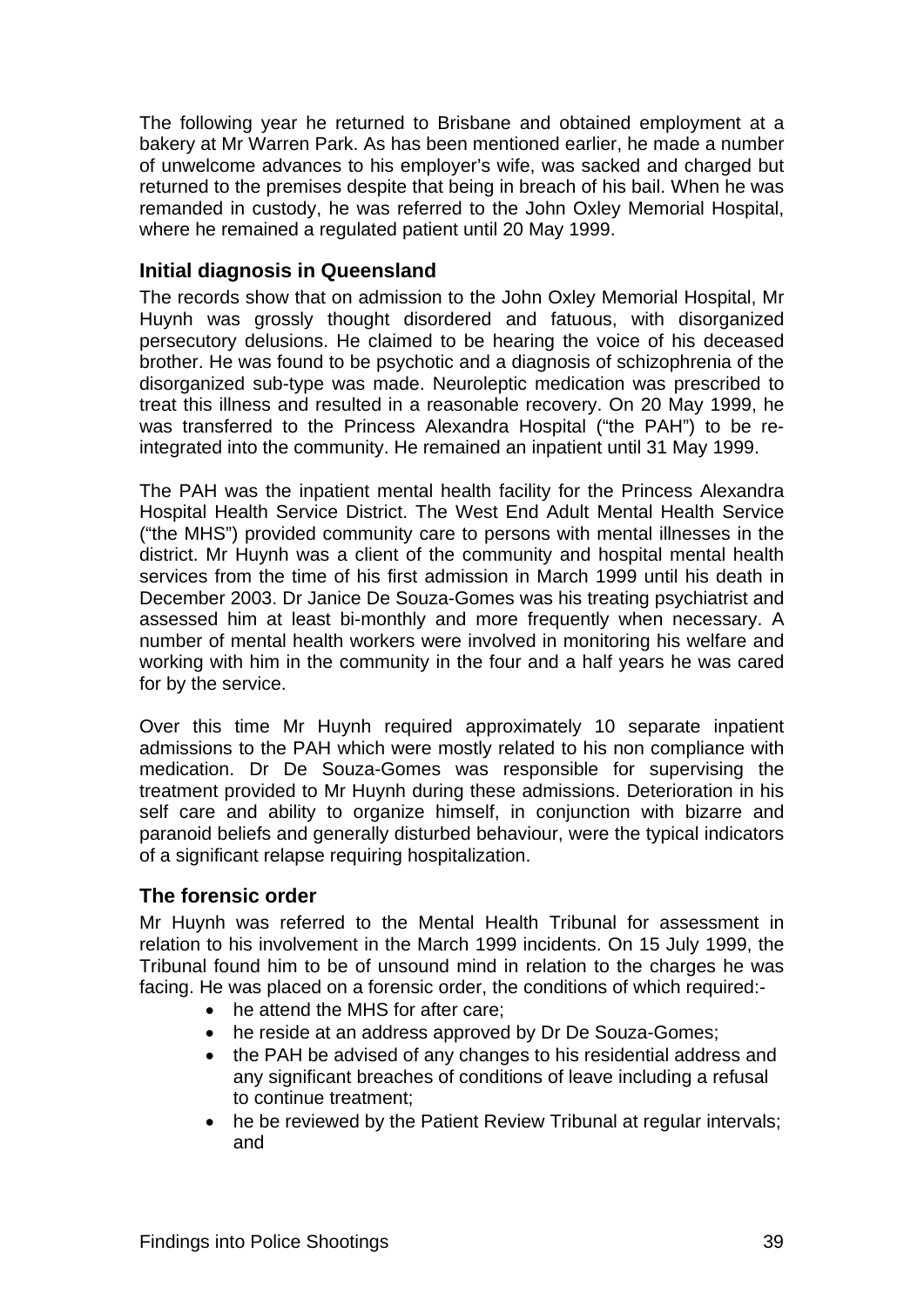The following year he returned to Brisbane and obtained employment at a bakery at Mr Warren Park. As has been mentioned earlier, he made a number of unwelcome advances to his employer's wife, was sacked and charged but returned to the premises despite that being in breach of his bail. When he was remanded in custody, he was referred to the John Oxley Memorial Hospital, where he remained a regulated patient until 20 May 1999.

### Initial diagnosis in Queensland

The records show that on admission to the John Oxley Memorial Hospital, Mr Huynh was grossly thought disordered and fatuous, with disorganized persecutory delusions. He claimed to be hearing the voice of his deceased brother. He was found to be psychotic and a diagnosis of schizophrenia of the disorganized sub-type was made. Neuroleptic medication was prescribed to treat this illness and resulted in a reasonable recovery. On 20 May 1999, he was transferred to the Princess Alexandra Hospital ("the PAH") to be re-integrated into the community. He remained an inpatient until 31 May 1999.

The PAH was the inpatient mental health facility for the Princess Alexandra Hospital Health Service District. The West End Adult Mental Health Service ("the MHS") provided community care to persons with mental illnesses in the district. Mr Huynh was a client of the community and hospital mental health services from the time of his first admission in March 1999 until his death in December 2003. Dr Janice De Souza-Gomes was his treating psychiatrist and assessed him at least bi-monthly and more frequently when necessary. A number of mental health workers were involved in monitoring his welfare and working with him in the community in the four and a half years he was cared for by the service.

Over this time Mr Huynh required approximately 10 separate inpatient admissions to the PAH which were mostly related to his non compliance with medication. Dr De Souza-Gomes was responsible for supervising the treatment provided to Mr Huynh during these admissions. Deterioration in his self care and ability to organize himself, in conjunction with bizarre and paranoid beliefs and generally disturbed behaviour, were the typical indicators of a significant relapse requiring hospitalization.

### The forensic order

Mr Huynh was referred to the Mental Health Tribunal for assessment in relation to his involvement in the March 1999 incidents. On 15 July 1999, the Tribunal found him to be of unsound mind in relation to the charges he was facing. He was placed on a forensic order, the conditions of which required:-

- he attend the MHS for after care;
- he reside at an address approved by Dr De Souza-Gomes;
- the PAH be advised of any changes to his residential address and any significant breaches of conditions of leave including a refusal to continue treatment;
- he be reviewed by the Patient Review Tribunal at regular intervals; and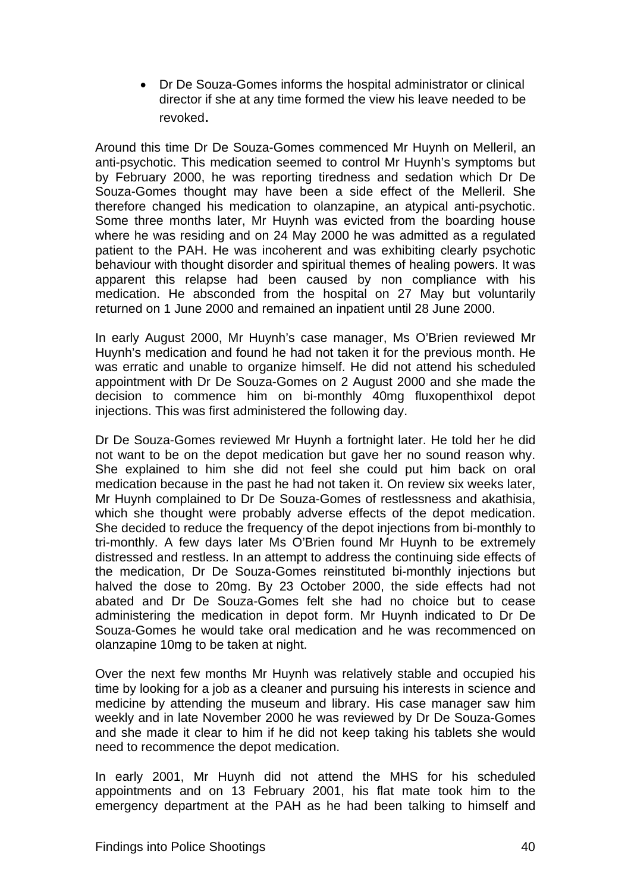- Dr De Souza-Gomes informs the hospital administrator or clinical director if she at any time formed the view his leave needed to be revoked.

Around this time Dr De Souza-Gomes commenced Mr Huynh on Melleril, an anti-psychotic. This medication seemed to control Mr Huynh's symptoms but by February 2000, he was reporting tiredness and sedation which Dr De Souza-Gomes thought may have been a side effect of the Melleril. She therefore changed his medication to olanzapine, an atypical anti-psychotic. Some three months later, Mr Huynh was evicted from the boarding house where he was residing and on 24 May 2000 he was admitted as a regulated patient to the PAH. He was incoherent and was exhibiting clearly psychotic behaviour with thought disorder and spiritual themes of healing powers. It was apparent this relapse had been caused by non compliance with his medication. He absconded from the hospital on 27 May but voluntarily returned on 1 June 2000 and remained an inpatient until 28 June 2000.

In early August 2000, Mr Huynh's case manager, Ms O'Brien reviewed Mr Huynh's medication and found he had not taken it for the previous month. He was erratic and unable to organize himself. He did not attend his scheduled appointment with Dr De Souza-Gomes on 2 August 2000 and she made the decision to commence him on bi-monthly 40mg fluxopenthixol depot injections. This was first administered the following day.

Dr De Souza-Gomes reviewed Mr Huynh a fortnight later. He told her he did not want to be on the depot medication but gave her no sound reason why. She explained to him she did not feel she could put him back on oral medication because in the past he had not taken it. On review six weeks later, Mr Huynh complained to Dr De Souza-Gomes of restlessness and akathisia, which she thought were probably adverse effects of the depot medication. She decided to reduce the frequency of the depot injections from bi-monthly to tri-monthly. A few days later Ms O'Brien found Mr Huynh to be extremely distressed and restless. In an attempt to address the continuing side effects of the medication, Dr De Souza-Gomes reinstituted bi-monthly injections but halved the dose to 20mg. By 23 October 2000, the side effects had not abated and Dr De Souza-Gomes felt she had no choice but to cease administering the medication in depot form. Mr Huynh indicated to Dr De Souza-Gomes he would take oral medication and he was recommenced on olanzapine 10mg to be taken at night.

Over the next few months Mr Huynh was relatively stable and occupied his time by looking for a job as a cleaner and pursuing his interests in science and medicine by attending the museum and library. His case manager saw him weekly and in late November 2000 he was reviewed by Dr De Souza-Gomes and she made it clear to him if he did not keep taking his tablets she would need to recommence the depot medication.

In early 2001, Mr Huynh did not attend the MHS for his scheduled appointments and on 13 February 2001, his flat mate took him to the emergency department at the PAH as he had been talking to himself and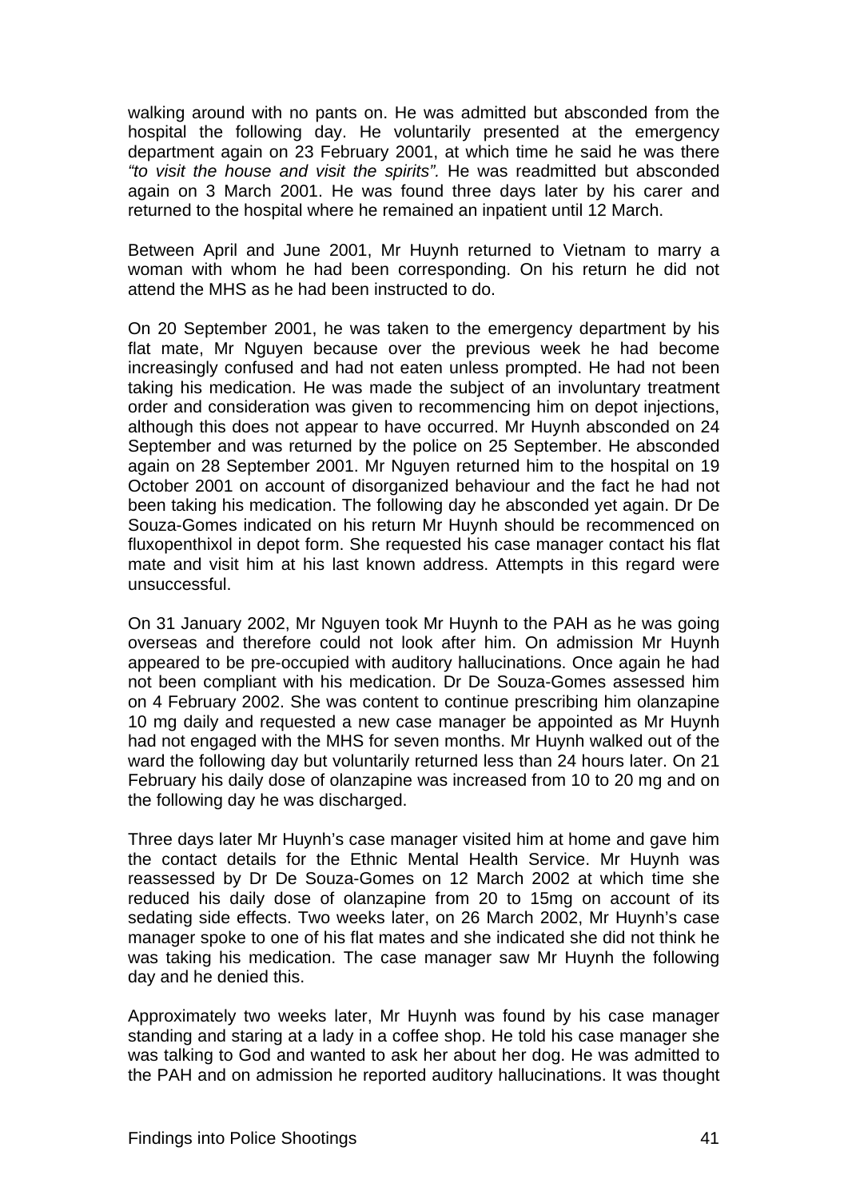walking around with no pants on. He was admitted but absconded from the hospital the following day. He voluntarily presented at the emergency department again on 23 February 2001, at which time he said he was there *"to visit the house and visit the spirits".* He was readmitted but absconded again on 3 March 2001. He was found three days later by his carer and returned to the hospital where he remained an inpatient until 12 March.

Between April and June 2001, Mr Huynh returned to Vietnam to marry a woman with whom he had been corresponding. On his return he did not attend the MHS as he had been instructed to do.

On 20 September 2001, he was taken to the emergency department by his flat mate, Mr Nguyen because over the previous week he had become increasingly confused and had not eaten unless prompted. He had not been taking his medication. He was made the subject of an involuntary treatment order and consideration was given to recommencing him on depot injections, although this does not appear to have occurred. Mr Huynh absconded on 24 September and was returned by the police on 25 September. He absconded again on 28 September 2001. Mr Nguyen returned him to the hospital on 19 October 2001 on account of disorganized behaviour and the fact he had not been taking his medication. The following day he absconded yet again. Dr De Souza-Gomes indicated on his return Mr Huynh should be recommenced on fluxopenthixol in depot form. She requested his case manager contact his flat mate and visit him at his last known address. Attempts in this regard were unsuccessful.

On 31 January 2002, Mr Nguyen took Mr Huynh to the PAH as he was going overseas and therefore could not look after him. On admission Mr Huynh appeared to be pre-occupied with auditory hallucinations. Once again he had not been compliant with his medication. Dr De Souza-Gomes assessed him on 4 February 2002. She was content to continue prescribing him olanzapine 10 mg daily and requested a new case manager be appointed as Mr Huynh had not engaged with the MHS for seven months. Mr Huynh walked out of the ward the following day but voluntarily returned less than 24 hours later. On 21 February his daily dose of olanzapine was increased from 10 to 20 mg and on the following day he was discharged.

Three days later Mr Huynh's case manager visited him at home and gave him the contact details for the Ethnic Mental Health Service. Mr Huynh was reassessed by Dr De Souza-Gomes on 12 March 2002 at which time she reduced his daily dose of olanzapine from 20 to 15mg on account of its sedating side effects. Two weeks later, on 26 March 2002, Mr Huynh's case manager spoke to one of his flat mates and she indicated she did not think he was taking his medication. The case manager saw Mr Huynh the following day and he denied this.

Approximately two weeks later, Mr Huynh was found by his case manager standing and staring at a lady in a coffee shop. He told his case manager she was talking to God and wanted to ask her about her dog. He was admitted to the PAH and on admission he reported auditory hallucinations. It was thought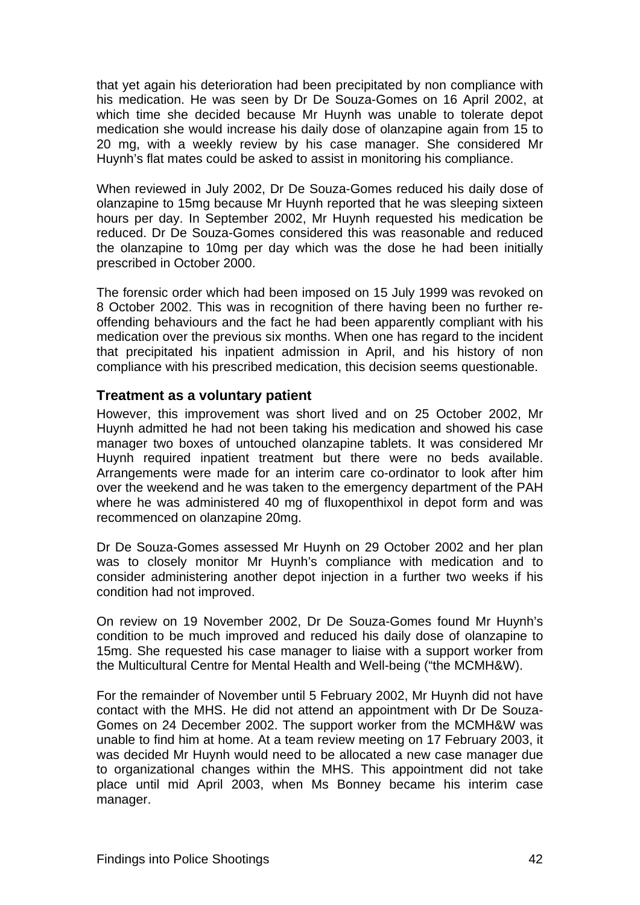that yet again his deterioration had been precipitated by non compliance with his medication. He was seen by Dr De Souza-Gomes on 16 April 2002, at which time she decided because Mr Huynh was unable to tolerate depot medication she would increase his daily dose of olanzapine again from 15 to 20 mg, with a weekly review by his case manager. She considered Mr Huynh's flat mates could be asked to assist in monitoring his compliance.

When reviewed in July 2002, Dr De Souza-Gomes reduced his daily dose of olanzapine to 15mg because Mr Huynh reported that he was sleeping sixteen hours per day. In September 2002, Mr Huynh requested his medication be reduced. Dr De Souza-Gomes considered this was reasonable and reduced the olanzapine to 10mg per day which was the dose he had been initially prescribed in October 2000.

The forensic order which had been imposed on 15 July 1999 was revoked on 8 October 2002. This was in recognition of there having been no further re-offending behaviours and the fact he had been apparently compliant with his medication over the previous six months. When one has regard to the incident that precipitated his inpatient admission in April, and his history of non compliance with his prescribed medication, this decision seems questionable.

### Treatment as a voluntary patient

However, this improvement was short lived and on 25 October 2002, Mr Huynh admitted he had not been taking his medication and showed his case manager two boxes of untouched olanzapine tablets. It was considered Mr Huynh required inpatient treatment but there were no beds available. Arrangements were made for an interim care co-ordinator to look after him over the weekend and he was taken to the emergency department of the PAH where he was administered 40 mg of fluxopenthixol in depot form and was recommenced on olanzapine 20mg.

Dr De Souza-Gomes assessed Mr Huynh on 29 October 2002 and her plan was to closely monitor Mr Huynh's compliance with medication and to consider administering another depot injection in a further two weeks if his condition had not improved.

On review on 19 November 2002, Dr De Souza-Gomes found Mr Huynh's condition to be much improved and reduced his daily dose of olanzapine to 15mg. She requested his case manager to liaise with a support worker from the Multicultural Centre for Mental Health and Well-being ("the MCMH&W).

For the remainder of November until 5 February 2002, Mr Huynh did not have contact with the MHS. He did not attend an appointment with Dr De Souza-Gomes on 24 December 2002. The support worker from the MCMH&W was unable to find him at home. At a team review meeting on 17 February 2003, it was decided Mr Huynh would need to be allocated a new case manager due to organizational changes within the MHS. This appointment did not take place until mid April 2003, when Ms Bonney became his interim case manager.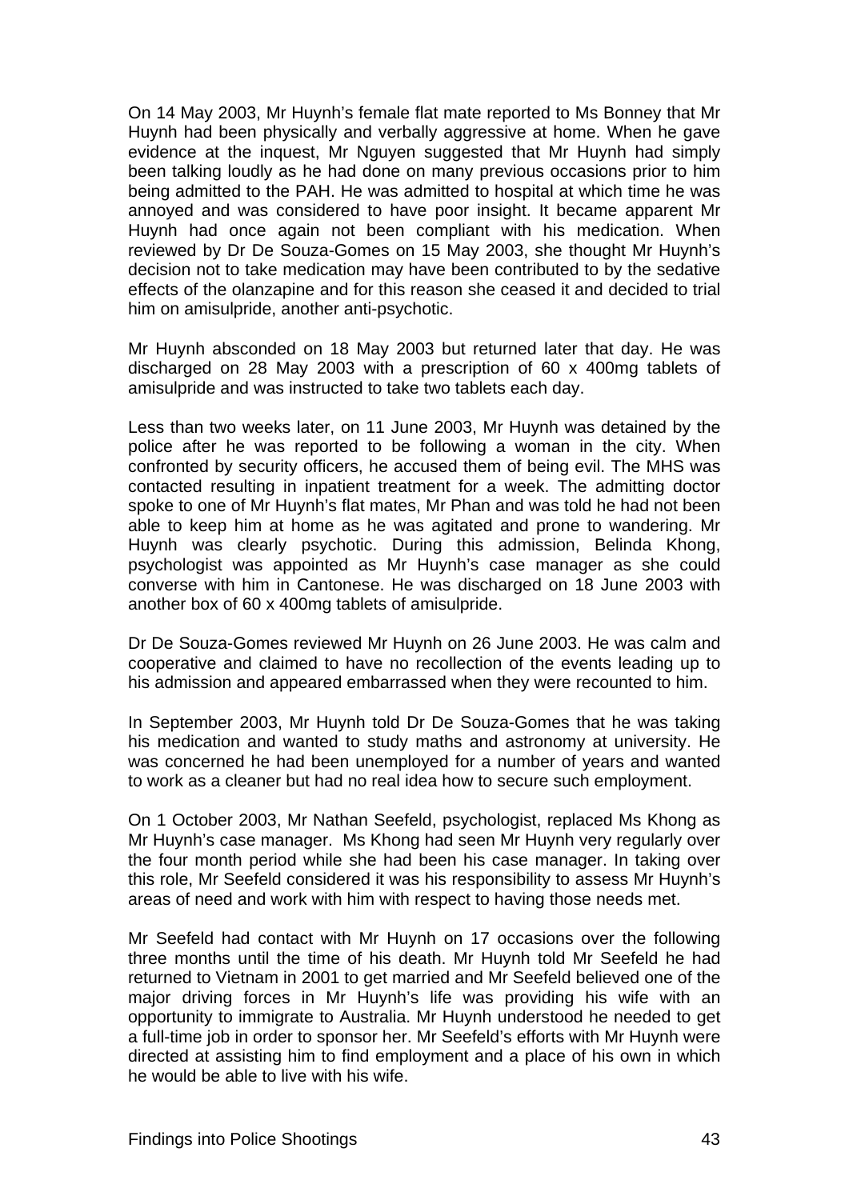On 14 May 2003, Mr Huynh's female flat mate reported to Ms Bonney that Mr Huynh had been physically and verbally aggressive at home. When he gave evidence at the inquest, Mr Nguyen suggested that Mr Huynh had simply been talking loudly as he had done on many previous occasions prior to him being admitted to the PAH. He was admitted to hospital at which time he was annoyed and was considered to have poor insight. It became apparent Mr Huynh had once again not been compliant with his medication. When reviewed by Dr De Souza-Gomes on 15 May 2003, she thought Mr Huynh's decision not to take medication may have been contributed to by the sedative effects of the olanzapine and for this reason she ceased it and decided to trial him on amisulpride, another anti-psychotic.

Mr Huynh absconded on 18 May 2003 but returned later that day. He was discharged on 28 May 2003 with a prescription of 60 x 400mg tablets of amisulpride and was instructed to take two tablets each day.

Less than two weeks later, on 11 June 2003, Mr Huynh was detained by the police after he was reported to be following a woman in the city. When confronted by security officers, he accused them of being evil. The MHS was contacted resulting in inpatient treatment for a week. The admitting doctor spoke to one of Mr Huynh's flat mates, Mr Phan and was told he had not been able to keep him at home as he was agitated and prone to wandering. Mr Huynh was clearly psychotic. During this admission, Belinda Khong, psychologist was appointed as Mr Huynh's case manager as she could converse with him in Cantonese. He was discharged on 18 June 2003 with another box of 60 x 400mg tablets of amisulpride.

Dr De Souza-Gomes reviewed Mr Huynh on 26 June 2003. He was calm and cooperative and claimed to have no recollection of the events leading up to his admission and appeared embarrassed when they were recounted to him.

In September 2003, Mr Huynh told Dr De Souza-Gomes that he was taking his medication and wanted to study maths and astronomy at university. He was concerned he had been unemployed for a number of years and wanted to work as a cleaner but had no real idea how to secure such employment.

On 1 October 2003, Mr Nathan Seefeld, psychologist, replaced Ms Khong as Mr Huynh's case manager. Ms Khong had seen Mr Huynh very regularly over the four month period while she had been his case manager. In taking over this role, Mr Seefeld considered it was his responsibility to assess Mr Huynh's areas of need and work with him with respect to having those needs met.

Mr Seefeld had contact with Mr Huynh on 17 occasions over the following three months until the time of his death. Mr Huynh told Mr Seefeld he had returned to Vietnam in 2001 to get married and Mr Seefeld believed one of the major driving forces in Mr Huynh's life was providing his wife with an opportunity to immigrate to Australia. Mr Huynh understood he needed to get a full-time job in order to sponsor her. Mr Seefeld's efforts with Mr Huynh were directed at assisting him to find employment and a place of his own in which he would be able to live with his wife.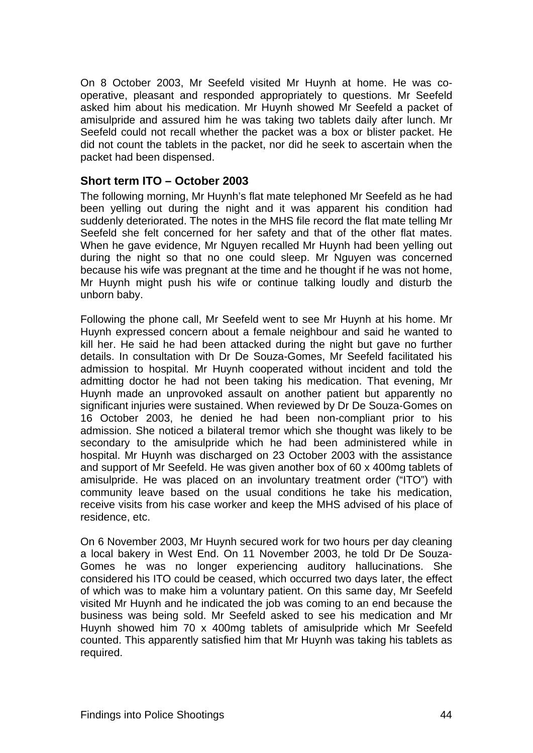On 8 October 2003, Mr Seefeld visited Mr Huynh at home. He was co-operative, pleasant and responded appropriately to questions. Mr Seefeld asked him about his medication. Mr Huynh showed Mr Seefeld a packet of amisulpride and assured him he was taking two tablets daily after lunch. Mr Seefeld could not recall whether the packet was a box or blister packet. He did not count the tablets in the packet, nor did he seek to ascertain when the packet had been dispensed.

### Short term ITO – October 2003

The following morning, Mr Huynh's flat mate telephoned Mr Seefeld as he had been yelling out during the night and it was apparent his condition had suddenly deteriorated. The notes in the MHS file record the flat mate telling Mr Seefeld she felt concerned for her safety and that of the other flat mates. When he gave evidence, Mr Nguyen recalled Mr Huynh had been yelling out during the night so that no one could sleep. Mr Nguyen was concerned because his wife was pregnant at the time and he thought if he was not home, Mr Huynh might push his wife or continue talking loudly and disturb the unborn baby.

Following the phone call, Mr Seefeld went to see Mr Huynh at his home. Mr Huynh expressed concern about a female neighbour and said he wanted to kill her. He said he had been attacked during the night but gave no further details. In consultation with Dr De Souza-Gomes, Mr Seefeld facilitated his admission to hospital. Mr Huynh cooperated without incident and told the admitting doctor he had not been taking his medication. That evening, Mr Huynh made an unprovoked assault on another patient but apparently no significant injuries were sustained. When reviewed by Dr De Souza-Gomes on 16 October 2003, he denied he had been non-compliant prior to his admission. She noticed a bilateral tremor which she thought was likely to be secondary to the amisulpride which he had been administered while in hospital. Mr Huynh was discharged on 23 October 2003 with the assistance and support of Mr Seefeld. He was given another box of 60 x 400mg tablets of amisulpride. He was placed on an involuntary treatment order ("ITO") with community leave based on the usual conditions he take his medication, receive visits from his case worker and keep the MHS advised of his place of residence, etc.

On 6 November 2003, Mr Huynh secured work for two hours per day cleaning a local bakery in West End. On 11 November 2003, he told Dr De Souza-Gomes he was no longer experiencing auditory hallucinations. She considered his ITO could be ceased, which occurred two days later, the effect of which was to make him a voluntary patient. On this same day, Mr Seefeld visited Mr Huynh and he indicated the job was coming to an end because the business was being sold. Mr Seefeld asked to see his medication and Mr Huynh showed him 70 x 400mg tablets of amisulpride which Mr Seefeld counted. This apparently satisfied him that Mr Huynh was taking his tablets as required.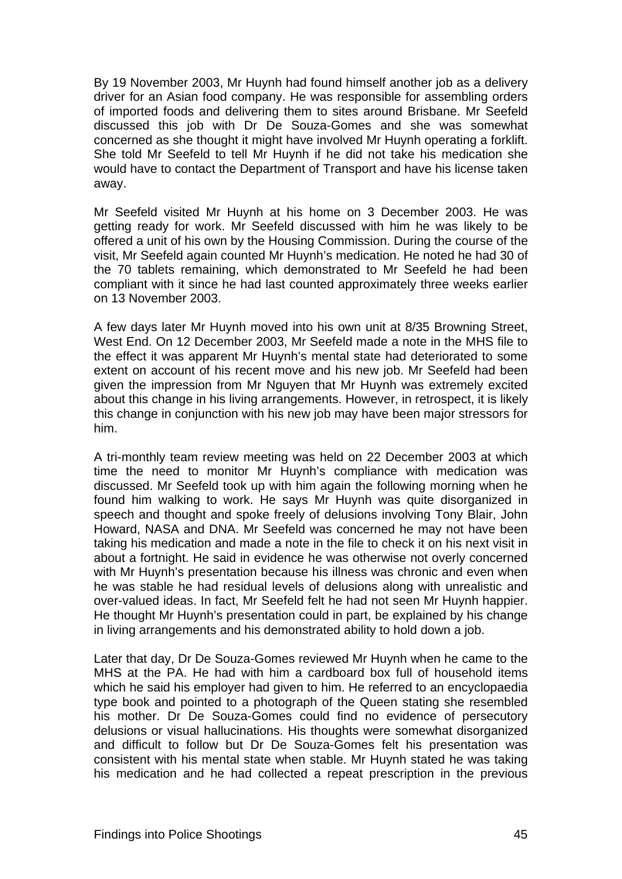By 19 November 2003, Mr Huynh had found himself another job as a delivery driver for an Asian food company. He was responsible for assembling orders of imported foods and delivering them to sites around Brisbane. Mr Seefeld discussed this job with Dr De Souza-Gomes and she was somewhat concerned as she thought it might have involved Mr Huynh operating a forklift. She told Mr Seefeld to tell Mr Huynh if he did not take his medication she would have to contact the Department of Transport and have his license taken away.

Mr Seefeld visited Mr Huynh at his home on 3 December 2003. He was getting ready for work. Mr Seefeld discussed with him he was likely to be offered a unit of his own by the Housing Commission. During the course of the visit, Mr Seefeld again counted Mr Huynh's medication. He noted he had 30 of the 70 tablets remaining, which demonstrated to Mr Seefeld he had been compliant with it since he had last counted approximately three weeks earlier on 13 November 2003.

A few days later Mr Huynh moved into his own unit at 8/35 Browning Street, West End. On 12 December 2003, Mr Seefeld made a note in the MHS file to the effect it was apparent Mr Huynh's mental state had deteriorated to some extent on account of his recent move and his new job. Mr Seefeld had been given the impression from Mr Nguyen that Mr Huynh was extremely excited about this change in his living arrangements. However, in retrospect, it is likely this change in conjunction with his new job may have been major stressors for him.

A tri-monthly team review meeting was held on 22 December 2003 at which time the need to monitor Mr Huynh's compliance with medication was discussed. Mr Seefeld took up with him again the following morning when he found him walking to work. He says Mr Huynh was quite disorganized in speech and thought and spoke freely of delusions involving Tony Blair, John Howard, NASA and DNA. Mr Seefeld was concerned he may not have been taking his medication and made a note in the file to check it on his next visit in about a fortnight. He said in evidence he was otherwise not overly concerned with Mr Huynh's presentation because his illness was chronic and even when he was stable he had residual levels of delusions along with unrealistic and over-valued ideas. In fact, Mr Seefeld felt he had not seen Mr Huynh happier. He thought Mr Huynh's presentation could in part, be explained by his change in living arrangements and his demonstrated ability to hold down a job.

Later that day, Dr De Souza-Gomes reviewed Mr Huynh when he came to the MHS at the PA. He had with him a cardboard box full of household items which he said his employer had given to him. He referred to an encyclopaedia type book and pointed to a photograph of the Queen stating she resembled his mother. Dr De Souza-Gomes could find no evidence of persecutory delusions or visual hallucinations. His thoughts were somewhat disorganized and difficult to follow but Dr De Souza-Gomes felt his presentation was consistent with his mental state when stable. Mr Huynh stated he was taking his medication and he had collected a repeat prescription in the previous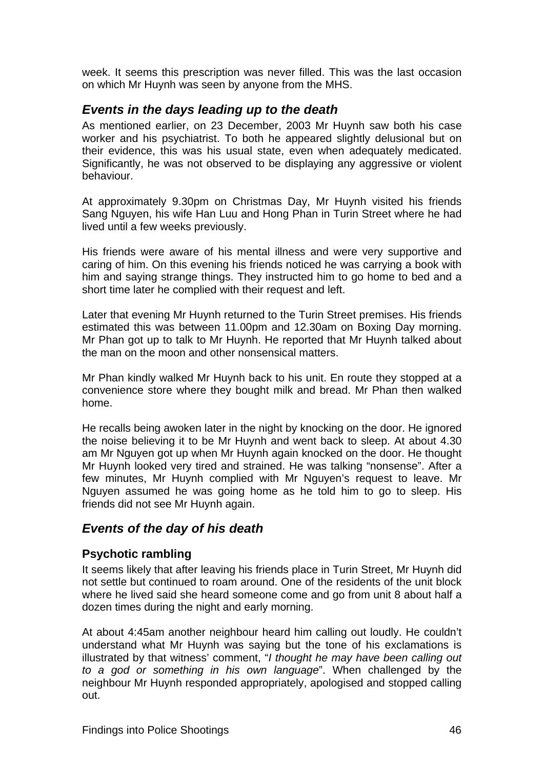week. It seems this prescription was never filled. This was the last occasion on which Mr Huynh was seen by anyone from the MHS.

## *Events in the days leading up to the death*

As mentioned earlier, on 23 December, 2003 Mr Huynh saw both his case worker and his psychiatrist. To both he appeared slightly delusional but on their evidence, this was his usual state, even when adequately medicated. Significantly, he was not observed to be displaying any aggressive or violent behaviour.

At approximately 9.30pm on Christmas Day, Mr Huynh visited his friends Sang Nguyen, his wife Han Luu and Hong Phan in Turin Street where he had lived until a few weeks previously.

His friends were aware of his mental illness and were very supportive and caring of him. On this evening his friends noticed he was carrying a book with him and saying strange things. They instructed him to go home to bed and a short time later he complied with their request and left.

Later that evening Mr Huynh returned to the Turin Street premises. His friends estimated this was between 11.00pm and 12.30am on Boxing Day morning. Mr Phan got up to talk to Mr Huynh. He reported that Mr Huynh talked about the man on the moon and other nonsensical matters.

Mr Phan kindly walked Mr Huynh back to his unit. En route they stopped at a convenience store where they bought milk and bread. Mr Phan then walked home.

He recalls being awoken later in the night by knocking on the door. He ignored the noise believing it to be Mr Huynh and went back to sleep. At about 4.30 am Mr Nguyen got up when Mr Huynh again knocked on the door. He thought Mr Huynh looked very tired and strained. He was talking "nonsense". After a few minutes, Mr Huynh complied with Mr Nguyen's request to leave. Mr Nguyen assumed he was going home as he told him to go to sleep. His friends did not see Mr Huynh again.

## *Events of the day of his death*

### **Psychotic rambling**

It seems likely that after leaving his friends place in Turin Street, Mr Huynh did not settle but continued to roam around. One of the residents of the unit block where he lived said she heard someone come and go from unit 8 about half a dozen times during the night and early morning.

At about 4:45am another neighbour heard him calling out loudly. He couldn't understand what Mr Huynh was saying but the tone of his exclamations is illustrated by that witness' comment, "*I thought he may have been calling out to a god or something in his own language*". When challenged by the neighbour Mr Huynh responded appropriately, apologised and stopped calling out.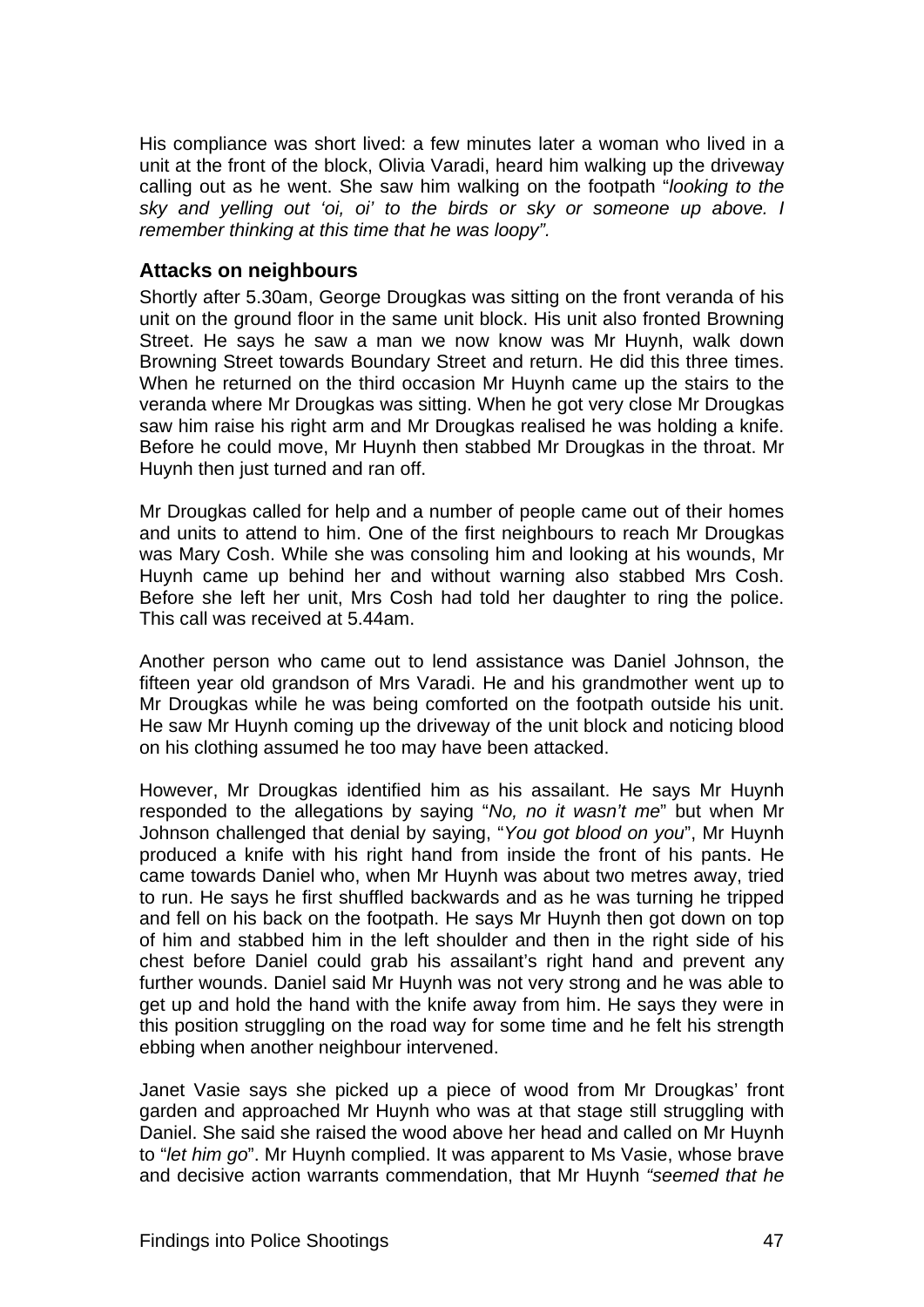His compliance was short lived: a few minutes later a woman who lived in a unit at the front of the block, Olivia Varadi, heard him walking up the driveway calling out as he went. She saw him walking on the footpath "*looking to the sky and yelling out 'oi, oi' to the birds or sky or someone up above. I remember thinking at this time that he was loopy".*

### Attacks on neighbours

Shortly after 5.30am, George Drougkas was sitting on the front veranda of his unit on the ground floor in the same unit block. His unit also fronted Browning Street. He says he saw a man we now know was Mr Huynh, walk down Browning Street towards Boundary Street and return. He did this three times. When he returned on the third occasion Mr Huynh came up the stairs to the veranda where Mr Drougkas was sitting. When he got very close Mr Drougkas saw him raise his right arm and Mr Drougkas realised he was holding a knife. Before he could move, Mr Huynh then stabbed Mr Drougkas in the throat. Mr Huynh then just turned and ran off.

Mr Drougkas called for help and a number of people came out of their homes and units to attend to him. One of the first neighbours to reach Mr Drougkas was Mary Cosh. While she was consoling him and looking at his wounds, Mr Huynh came up behind her and without warning also stabbed Mrs Cosh. Before she left her unit, Mrs Cosh had told her daughter to ring the police. This call was received at 5.44am.

Another person who came out to lend assistance was Daniel Johnson, the fifteen year old grandson of Mrs Varadi. He and his grandmother went up to Mr Drougkas while he was being comforted on the footpath outside his unit. He saw Mr Huynh coming up the driveway of the unit block and noticing blood on his clothing assumed he too may have been attacked.

However, Mr Drougkas identified him as his assailant. He says Mr Huynh responded to the allegations by saying "*No, no it wasn't me*" but when Mr Johnson challenged that denial by saying, "*You got blood on you*", Mr Huynh produced a knife with his right hand from inside the front of his pants. He came towards Daniel who, when Mr Huynh was about two metres away, tried to run. He says he first shuffled backwards and as he was turning he tripped and fell on his back on the footpath. He says Mr Huynh then got down on top of him and stabbed him in the left shoulder and then in the right side of his chest before Daniel could grab his assailant's right hand and prevent any further wounds. Daniel said Mr Huynh was not very strong and he was able to get up and hold the hand with the knife away from him. He says they were in this position struggling on the road way for some time and he felt his strength ebbing when another neighbour intervened.

Janet Vasie says she picked up a piece of wood from Mr Drougkas' front garden and approached Mr Huynh who was at that stage still struggling with Daniel. She said she raised the wood above her head and called on Mr Huynh to "*let him go*". Mr Huynh complied. It was apparent to Ms Vasie, whose brave and decisive action warrants commendation, that Mr Huynh *"seemed that he*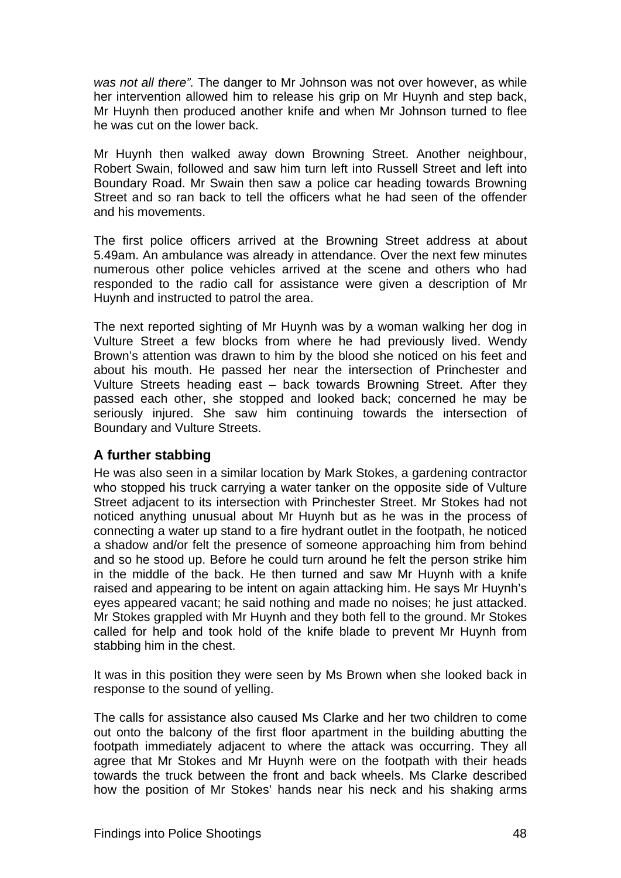*was not all there".* The danger to Mr Johnson was not over however, as while her intervention allowed him to release his grip on Mr Huynh and step back, Mr Huynh then produced another knife and when Mr Johnson turned to flee he was cut on the lower back.

Mr Huynh then walked away down Browning Street. Another neighbour, Robert Swain, followed and saw him turn left into Russell Street and left into Boundary Road. Mr Swain then saw a police car heading towards Browning Street and so ran back to tell the officers what he had seen of the offender and his movements.

The first police officers arrived at the Browning Street address at about 5.49am. An ambulance was already in attendance. Over the next few minutes numerous other police vehicles arrived at the scene and others who had responded to the radio call for assistance were given a description of Mr Huynh and instructed to patrol the area.

The next reported sighting of Mr Huynh was by a woman walking her dog in Vulture Street a few blocks from where he had previously lived. Wendy Brown's attention was drawn to him by the blood she noticed on his feet and about his mouth. He passed her near the intersection of Princhester and Vulture Streets heading east – back towards Browning Street. After they passed each other, she stopped and looked back; concerned he may be seriously injured. She saw him continuing towards the intersection of Boundary and Vulture Streets.

### A further stabbing

He was also seen in a similar location by Mark Stokes, a gardening contractor who stopped his truck carrying a water tanker on the opposite side of Vulture Street adjacent to its intersection with Princhester Street. Mr Stokes had not noticed anything unusual about Mr Huynh but as he was in the process of connecting a water up stand to a fire hydrant outlet in the footpath, he noticed a shadow and/or felt the presence of someone approaching him from behind and so he stood up. Before he could turn around he felt the person strike him in the middle of the back. He then turned and saw Mr Huynh with a knife raised and appearing to be intent on again attacking him. He says Mr Huynh's eyes appeared vacant; he said nothing and made no noises; he just attacked. Mr Stokes grappled with Mr Huynh and they both fell to the ground. Mr Stokes called for help and took hold of the knife blade to prevent Mr Huynh from stabbing him in the chest.

It was in this position they were seen by Ms Brown when she looked back in response to the sound of yelling.

The calls for assistance also caused Ms Clarke and her two children to come out onto the balcony of the first floor apartment in the building abutting the footpath immediately adjacent to where the attack was occurring. They all agree that Mr Stokes and Mr Huynh were on the footpath with their heads towards the truck between the front and back wheels. Ms Clarke described how the position of Mr Stokes' hands near his neck and his shaking arms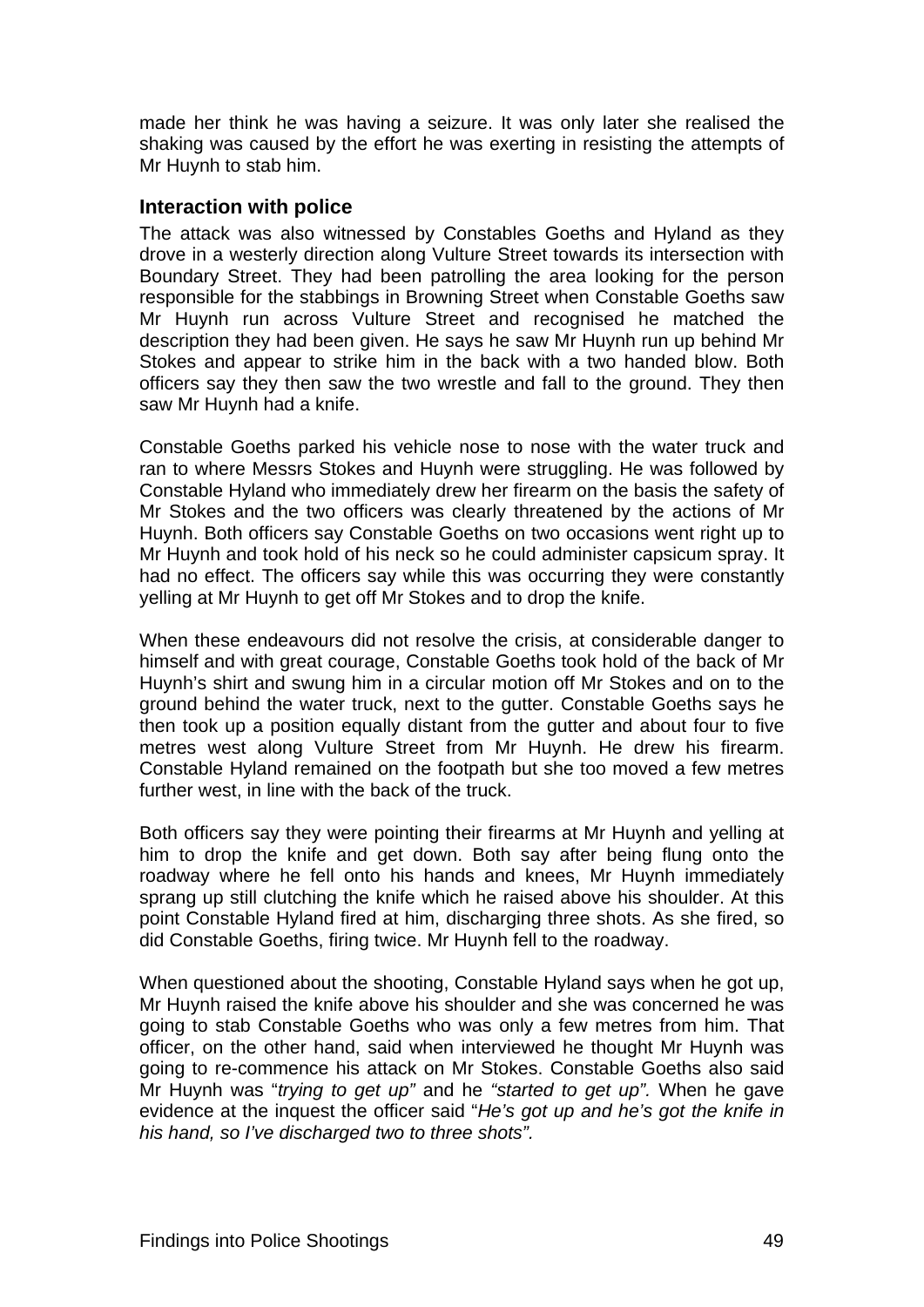made her think he was having a seizure. It was only later she realised the shaking was caused by the effort he was exerting in resisting the attempts of Mr Huynh to stab him.

### Interaction with police

The attack was also witnessed by Constables Goeths and Hyland as they drove in a westerly direction along Vulture Street towards its intersection with Boundary Street. They had been patrolling the area looking for the person responsible for the stabbings in Browning Street when Constable Goeths saw Mr Huynh run across Vulture Street and recognised he matched the description they had been given. He says he saw Mr Huynh run up behind Mr Stokes and appear to strike him in the back with a two handed blow. Both officers say they then saw the two wrestle and fall to the ground. They then saw Mr Huynh had a knife.

Constable Goeths parked his vehicle nose to nose with the water truck and ran to where Messrs Stokes and Huynh were struggling. He was followed by Constable Hyland who immediately drew her firearm on the basis the safety of Mr Stokes and the two officers was clearly threatened by the actions of Mr Huynh. Both officers say Constable Goeths on two occasions went right up to Mr Huynh and took hold of his neck so he could administer capsicum spray. It had no effect. The officers say while this was occurring they were constantly yelling at Mr Huynh to get off Mr Stokes and to drop the knife.

When these endeavours did not resolve the crisis, at considerable danger to himself and with great courage, Constable Goeths took hold of the back of Mr Huynh's shirt and swung him in a circular motion off Mr Stokes and on to the ground behind the water truck, next to the gutter. Constable Goeths says he then took up a position equally distant from the gutter and about four to five metres west along Vulture Street from Mr Huynh. He drew his firearm. Constable Hyland remained on the footpath but she too moved a few metres further west, in line with the back of the truck.

Both officers say they were pointing their firearms at Mr Huynh and yelling at him to drop the knife and get down. Both say after being flung onto the roadway where he fell onto his hands and knees, Mr Huynh immediately sprang up still clutching the knife which he raised above his shoulder. At this point Constable Hyland fired at him, discharging three shots. As she fired, so did Constable Goeths, firing twice. Mr Huynh fell to the roadway.

When questioned about the shooting, Constable Hyland says when he got up, Mr Huynh raised the knife above his shoulder and she was concerned he was going to stab Constable Goeths who was only a few metres from him. That officer, on the other hand, said when interviewed he thought Mr Huynh was going to re-commence his attack on Mr Stokes. Constable Goeths also said Mr Huynh was "*trying to get up*" and he *"started to get up".* When he gave evidence at the inquest the officer said "*He's got up and he's got the knife in his hand, so I've discharged two to three shots"*.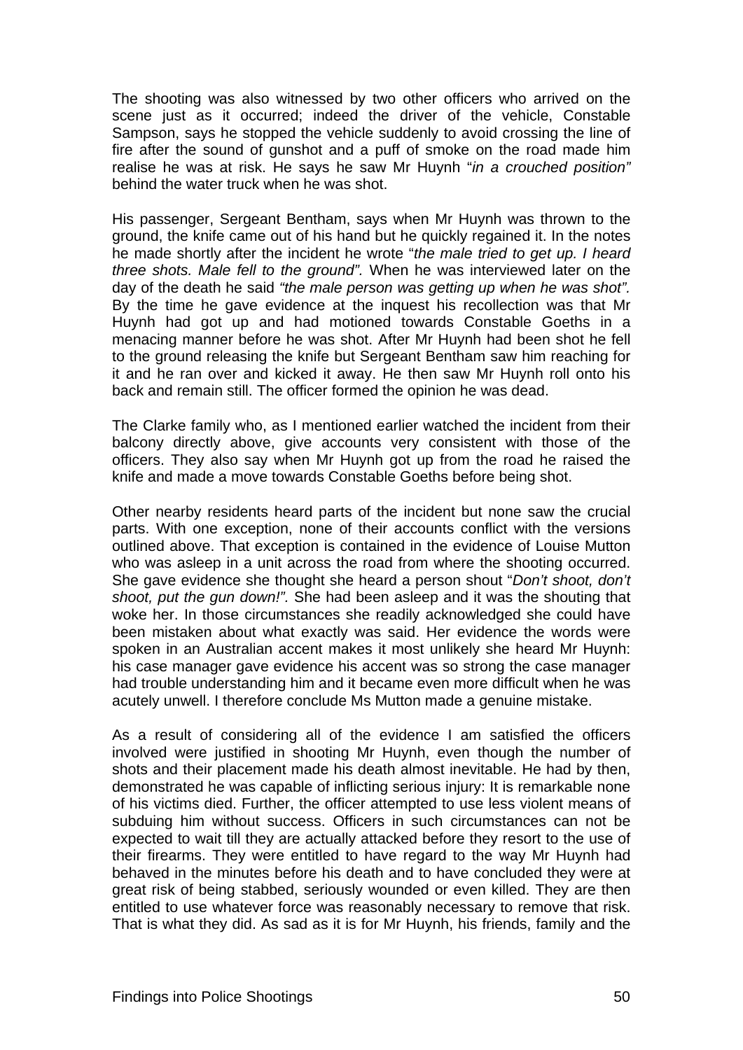The shooting was also witnessed by two other officers who arrived on the scene just as it occurred; indeed the driver of the vehicle, Constable Sampson, says he stopped the vehicle suddenly to avoid crossing the line of fire after the sound of gunshot and a puff of smoke on the road made him realise he was at risk. He says he saw Mr Huynh "*in a crouched position"* behind the water truck when he was shot.

His passenger, Sergeant Bentham, says when Mr Huynh was thrown to the ground, the knife came out of his hand but he quickly regained it. In the notes he made shortly after the incident he wrote "*the male tried to get up. I heard three shots. Male fell to the ground".* When he was interviewed later on the day of the death he said *"the male person was getting up when he was shot".* By the time he gave evidence at the inquest his recollection was that Mr Huynh had got up and had motioned towards Constable Goeths in a menacing manner before he was shot. After Mr Huynh had been shot he fell to the ground releasing the knife but Sergeant Bentham saw him reaching for it and he ran over and kicked it away. He then saw Mr Huynh roll onto his back and remain still. The officer formed the opinion he was dead.

The Clarke family who, as I mentioned earlier watched the incident from their balcony directly above, give accounts very consistent with those of the officers. They also say when Mr Huynh got up from the road he raised the knife and made a move towards Constable Goeths before being shot.

Other nearby residents heard parts of the incident but none saw the crucial parts. With one exception, none of their accounts conflict with the versions outlined above. That exception is contained in the evidence of Louise Mutton who was asleep in a unit across the road from where the shooting occurred. She gave evidence she thought she heard a person shout "*Don't shoot, don't shoot, put the gun down!".* She had been asleep and it was the shouting that woke her. In those circumstances she readily acknowledged she could have been mistaken about what exactly was said. Her evidence the words were spoken in an Australian accent makes it most unlikely she heard Mr Huynh: his case manager gave evidence his accent was so strong the case manager had trouble understanding him and it became even more difficult when he was acutely unwell. I therefore conclude Ms Mutton made a genuine mistake.

As a result of considering all of the evidence I am satisfied the officers involved were justified in shooting Mr Huynh, even though the number of shots and their placement made his death almost inevitable. He had by then, demonstrated he was capable of inflicting serious injury: It is remarkable none of his victims died. Further, the officer attempted to use less violent means of subduing him without success. Officers in such circumstances can not be expected to wait till they are actually attacked before they resort to the use of their firearms. They were entitled to have regard to the way Mr Huynh had behaved in the minutes before his death and to have concluded they were at great risk of being stabbed, seriously wounded or even killed. They are then entitled to use whatever force was reasonably necessary to remove that risk. That is what they did. As sad as it is for Mr Huynh, his friends, family and the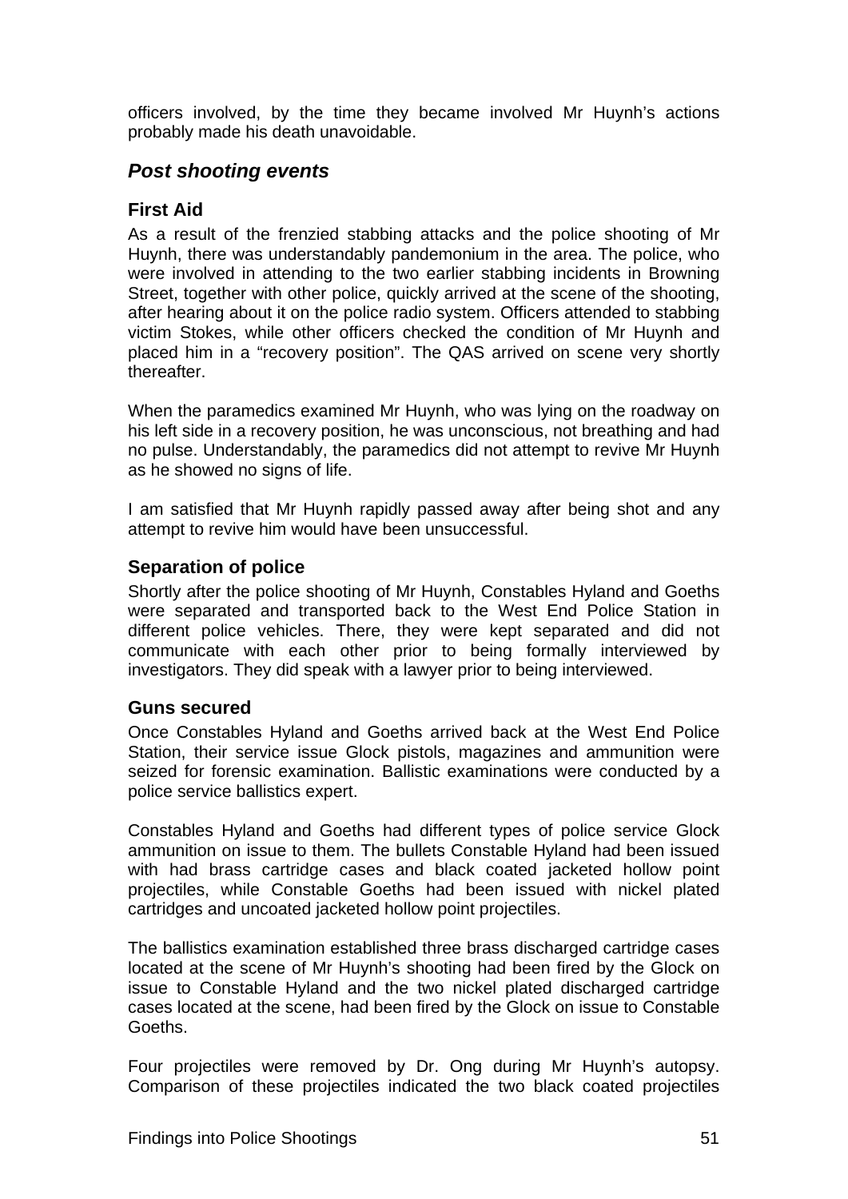officers involved, by the time they became involved Mr Huynh's actions probably made his death unavoidable.

## *Post shooting events*

### First Aid

As a result of the frenzied stabbing attacks and the police shooting of Mr Huynh, there was understandably pandemonium in the area. The police, who were involved in attending to the two earlier stabbing incidents in Browning Street, together with other police, quickly arrived at the scene of the shooting, after hearing about it on the police radio system. Officers attended to stabbing victim Stokes, while other officers checked the condition of Mr Huynh and placed him in a "recovery position". The QAS arrived on scene very shortly thereafter.

When the paramedics examined Mr Huynh, who was lying on the roadway on his left side in a recovery position, he was unconscious, not breathing and had no pulse. Understandably, the paramedics did not attempt to revive Mr Huynh as he showed no signs of life.

I am satisfied that Mr Huynh rapidly passed away after being shot and any attempt to revive him would have been unsuccessful.

### Separation of police

Shortly after the police shooting of Mr Huynh, Constables Hyland and Goeths were separated and transported back to the West End Police Station in different police vehicles. There, they were kept separated and did not communicate with each other prior to being formally interviewed by investigators. They did speak with a lawyer prior to being interviewed.

### Guns secured

Once Constables Hyland and Goeths arrived back at the West End Police Station, their service issue Glock pistols, magazines and ammunition were seized for forensic examination. Ballistic examinations were conducted by a police service ballistics expert.

Constables Hyland and Goeths had different types of police service Glock ammunition on issue to them. The bullets Constable Hyland had been issued with had brass cartridge cases and black coated jacketed hollow point projectiles, while Constable Goeths had been issued with nickel plated cartridges and uncoated jacketed hollow point projectiles.

The ballistics examination established three brass discharged cartridge cases located at the scene of Mr Huynh's shooting had been fired by the Glock on issue to Constable Hyland and the two nickel plated discharged cartridge cases located at the scene, had been fired by the Glock on issue to Constable Goeths.

Four projectiles were removed by Dr. Ong during Mr Huynh's autopsy. Comparison of these projectiles indicated the two black coated projectiles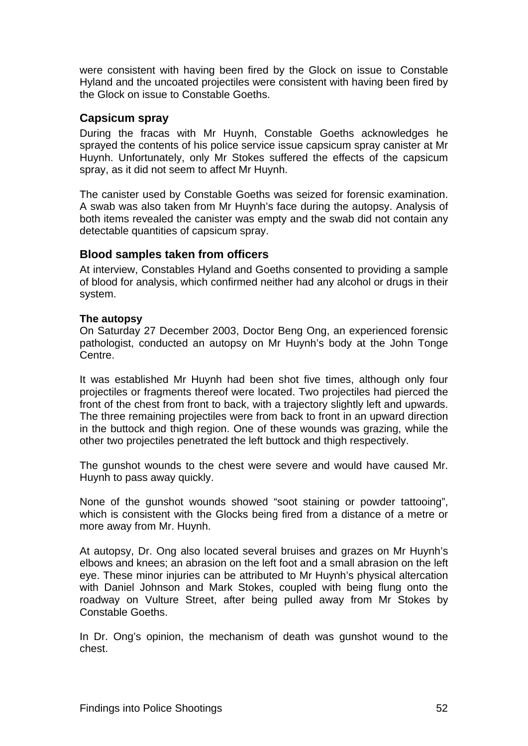were consistent with having been fired by the Glock on issue to Constable Hyland and the uncoated projectiles were consistent with having been fired by the Glock on issue to Constable Goeths.

## Capsicum spray

During the fracas with Mr Huynh, Constable Goeths acknowledges he sprayed the contents of his police service issue capsicum spray canister at Mr Huynh. Unfortunately, only Mr Stokes suffered the effects of the capsicum spray, as it did not seem to affect Mr Huynh.

The canister used by Constable Goeths was seized for forensic examination. A swab was also taken from Mr Huynh's face during the autopsy. Analysis of both items revealed the canister was empty and the swab did not contain any detectable quantities of capsicum spray.

## Blood samples taken from officers

At interview, Constables Hyland and Goeths consented to providing a sample of blood for analysis, which confirmed neither had any alcohol or drugs in their system.

### The autopsy

On Saturday 27 December 2003, Doctor Beng Ong, an experienced forensic pathologist, conducted an autopsy on Mr Huynh's body at the John Tonge Centre.

It was established Mr Huynh had been shot five times, although only four projectiles or fragments thereof were located. Two projectiles had pierced the front of the chest from front to back, with a trajectory slightly left and upwards. The three remaining projectiles were from back to front in an upward direction in the buttock and thigh region. One of these wounds was grazing, while the other two projectiles penetrated the left buttock and thigh respectively.

The gunshot wounds to the chest were severe and would have caused Mr. Huynh to pass away quickly.

None of the gunshot wounds showed "soot staining or powder tattooing", which is consistent with the Glocks being fired from a distance of a metre or more away from Mr. Huynh.

At autopsy, Dr. Ong also located several bruises and grazes on Mr Huynh's elbows and knees; an abrasion on the left foot and a small abrasion on the left eye. These minor injuries can be attributed to Mr Huynh's physical altercation with Daniel Johnson and Mark Stokes, coupled with being flung onto the roadway on Vulture Street, after being pulled away from Mr Stokes by Constable Goeths.

In Dr. Ong's opinion, the mechanism of death was gunshot wound to the chest.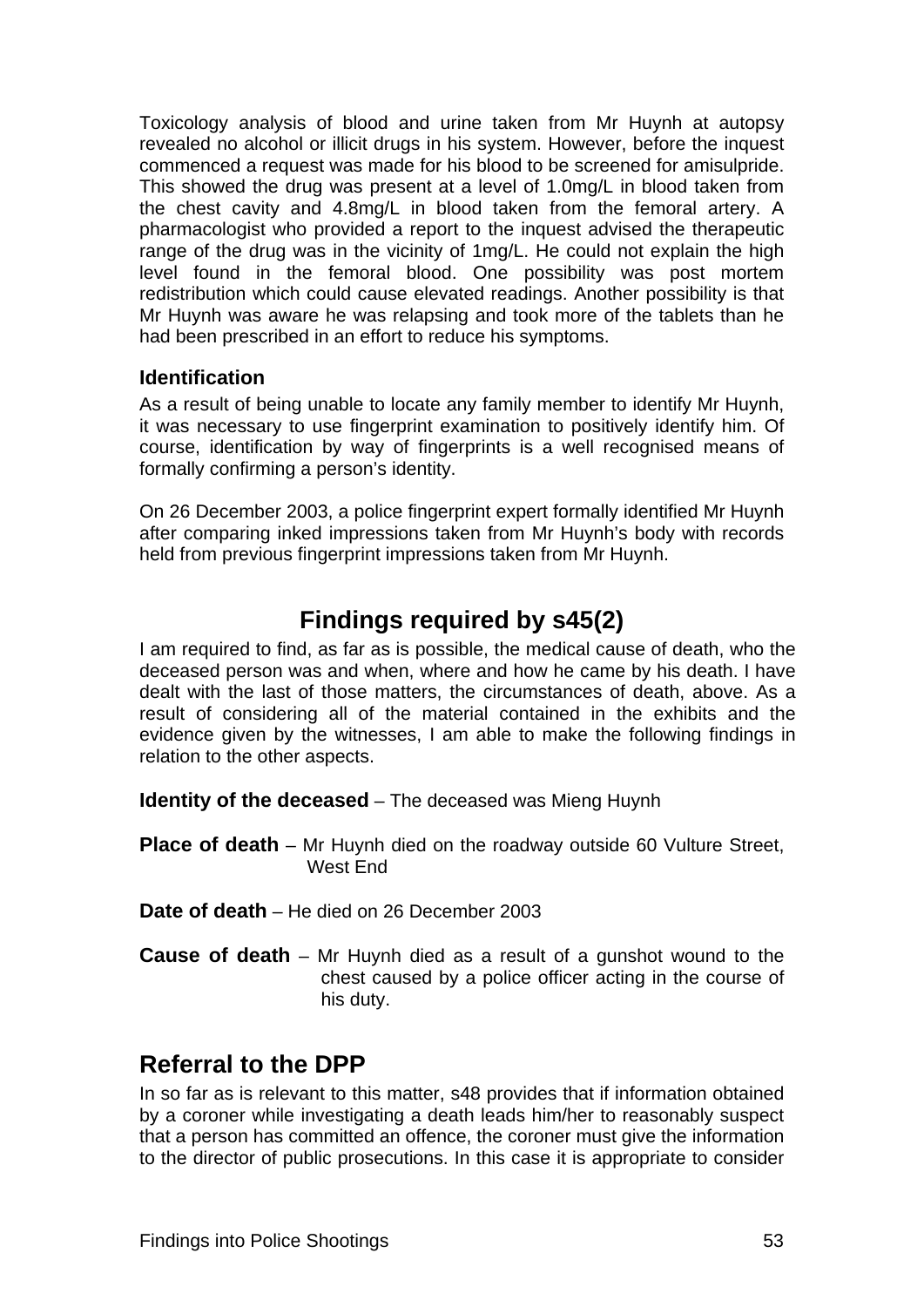Toxicology analysis of blood and urine taken from Mr Huynh at autopsy revealed no alcohol or illicit drugs in his system. However, before the inquest commenced a request was made for his blood to be screened for amisulpride. This showed the drug was present at a level of 1.0mg/L in blood taken from the chest cavity and 4.8mg/L in blood taken from the femoral artery. A pharmacologist who provided a report to the inquest advised the therapeutic range of the drug was in the vicinity of 1mg/L. He could not explain the high level found in the femoral blood. One possibility was post mortem redistribution which could cause elevated readings. Another possibility is that Mr Huynh was aware he was relapsing and took more of the tablets than he had been prescribed in an effort to reduce his symptoms.

### Identification

As a result of being unable to locate any family member to identify Mr Huynh, it was necessary to use fingerprint examination to positively identify him. Of course, identification by way of fingerprints is a well recognised means of formally confirming a person's identity.

On 26 December 2003, a police fingerprint expert formally identified Mr Huynh after comparing inked impressions taken from Mr Huynh's body with records held from previous fingerprint impressions taken from Mr Huynh.

## Findings required by s45(2)

I am required to find, as far as is possible, the medical cause of death, who the deceased person was and when, where and how he came by his death. I have dealt with the last of those matters, the circumstances of death, above. As a result of considering all of the material contained in the exhibits and the evidence given by the witnesses, I am able to make the following findings in relation to the other aspects.

**Identity of the deceased** – The deceased was Mieng Huynh

**Place of death** – Mr Huynh died on the roadway outside 60 Vulture Street, West End

**Date of death** – He died on 26 December 2003

**Cause of death** – Mr Huynh died as a result of a gunshot wound to the chest caused by a police officer acting in the course of his duty.

## Referral to the DPP

In so far as is relevant to this matter, s48 provides that if information obtained by a coroner while investigating a death leads him/her to reasonably suspect that a person has committed an offence, the coroner must give the information to the director of public prosecutions. In this case it is appropriate to consider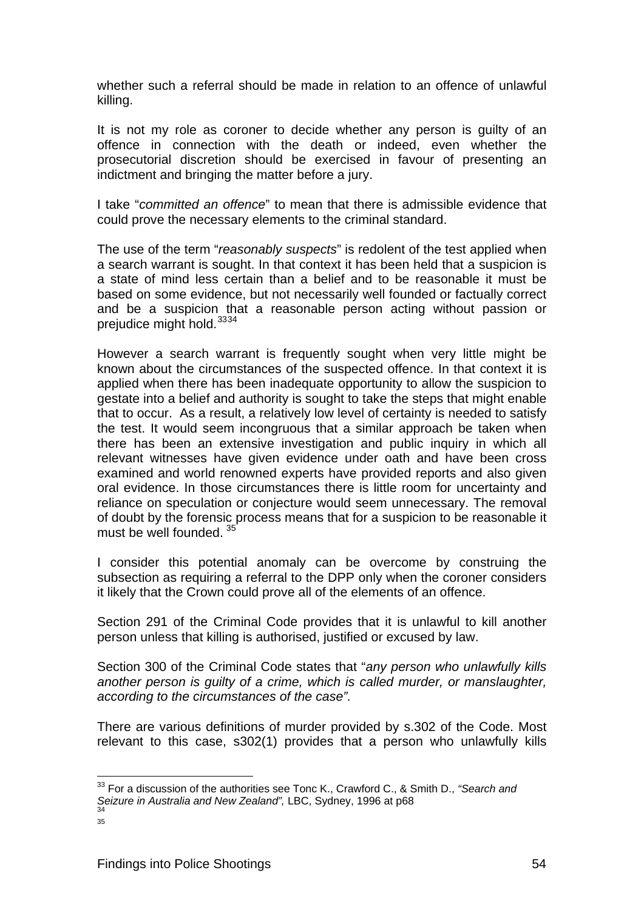whether such a referral should be made in relation to an offence of unlawful killing.

It is not my role as coroner to decide whether any person is guilty of an offence in connection with the death or indeed, even whether the prosecutorial discretion should be exercised in favour of presenting an indictment and bringing the matter before a jury.

I take "*committed an offence*" to mean that there is admissible evidence that could prove the necessary elements to the criminal standard.

The use of the term "*reasonably suspects*" is redolent of the test applied when a search warrant is sought. In that context it has been held that a suspicion is a state of mind less certain than a belief and to be reasonable it must be based on some evidence, but not necessarily well founded or factually correct and be a suspicion that a reasonable person acting without passion or prejudice might hold.[33][34]

However a search warrant is frequently sought when very little might be known about the circumstances of the suspected offence. In that context it is applied when there has been inadequate opportunity to allow the suspicion to gestate into a belief and authority is sought to take the steps that might enable that to occur. As a result, a relatively low level of certainty is needed to satisfy the test. It would seem incongruous that a similar approach be taken when there has been an extensive investigation and public inquiry in which all relevant witnesses have given evidence under oath and have been cross examined and world renowned experts have provided reports and also given oral evidence. In those circumstances there is little room for uncertainty and reliance on speculation or conjecture would seem unnecessary. The removal of doubt by the forensic process means that for a suspicion to be reasonable it must be well founded. [35]

I consider this potential anomaly can be overcome by construing the subsection as requiring a referral to the DPP only when the coroner considers it likely that the Crown could prove all of the elements of an offence.

Section 291 of the Criminal Code provides that it is unlawful to kill another person unless that killing is authorised, justified or excused by law.

Section 300 of the Criminal Code states that "*any person who unlawfully kills another person is guilty of a crime, which is called murder, or manslaughter, according to the circumstances of the case".*

There are various definitions of murder provided by s.302 of the Code. Most relevant to this case, s302(1) provides that a person who unlawfully kills

---

[33] For a discussion of the authorities see Tonc K., Crawford C., & Smith D., *"Search and Seizure in Australia and New Zealand",* LBC, Sydney, 1996 at p68

[34]

[35]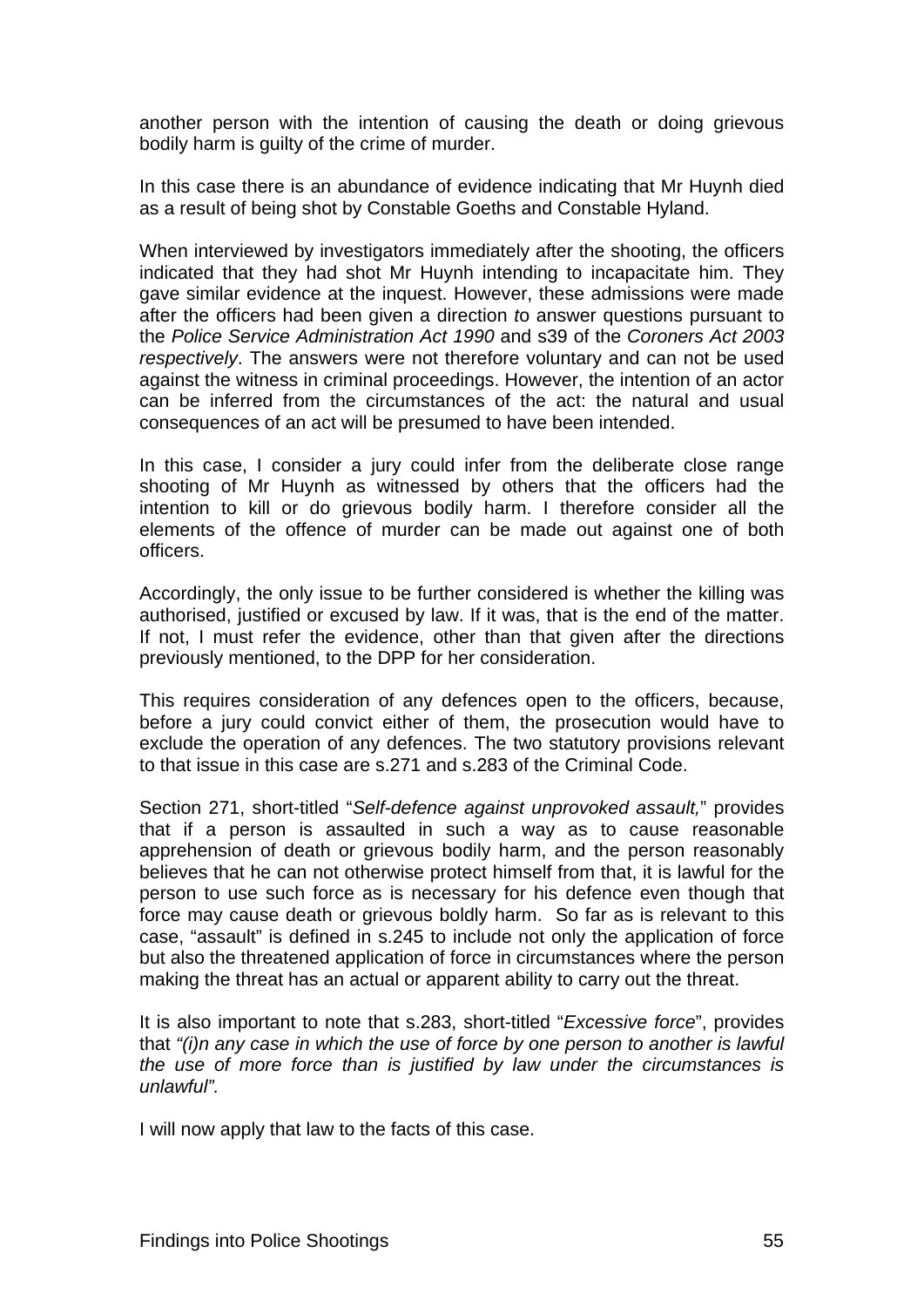another person with the intention of causing the death or doing grievous bodily harm is guilty of the crime of murder.

In this case there is an abundance of evidence indicating that Mr Huynh died as a result of being shot by Constable Goeths and Constable Hyland.

When interviewed by investigators immediately after the shooting, the officers indicated that they had shot Mr Huynh intending to incapacitate him. They gave similar evidence at the inquest. However, these admissions were made after the officers had been given a direction *to* answer questions pursuant to the *Police Service Administration Act 1990* and s39 of the *Coroners Act 2003 respectively*. The answers were not therefore voluntary and can not be used against the witness in criminal proceedings. However, the intention of an actor can be inferred from the circumstances of the act: the natural and usual consequences of an act will be presumed to have been intended.

In this case, I consider a jury could infer from the deliberate close range shooting of Mr Huynh as witnessed by others that the officers had the intention to kill or do grievous bodily harm. I therefore consider all the elements of the offence of murder can be made out against one of both officers.

Accordingly, the only issue to be further considered is whether the killing was authorised, justified or excused by law. If it was, that is the end of the matter. If not, I must refer the evidence, other than that given after the directions previously mentioned, to the DPP for her consideration.

This requires consideration of any defences open to the officers, because, before a jury could convict either of them, the prosecution would have to exclude the operation of any defences. The two statutory provisions relevant to that issue in this case are s.271 and s.283 of the Criminal Code.

Section 271, short-titled "*Self-defence against unprovoked assault,*" provides that if a person is assaulted in such a way as to cause reasonable apprehension of death or grievous bodily harm, and the person reasonably believes that he can not otherwise protect himself from that, it is lawful for the person to use such force as is necessary for his defence even though that force may cause death or grievous boldly harm. So far as is relevant to this case, "assault" is defined in s.245 to include not only the application of force but also the threatened application of force in circumstances where the person making the threat has an actual or apparent ability to carry out the threat.

It is also important to note that s.283, short-titled "*Excessive force*", provides that *"(i)n any case in which the use of force by one person to another is lawful the use of more force than is justified by law under the circumstances is unlawful".*

I will now apply that law to the facts of this case.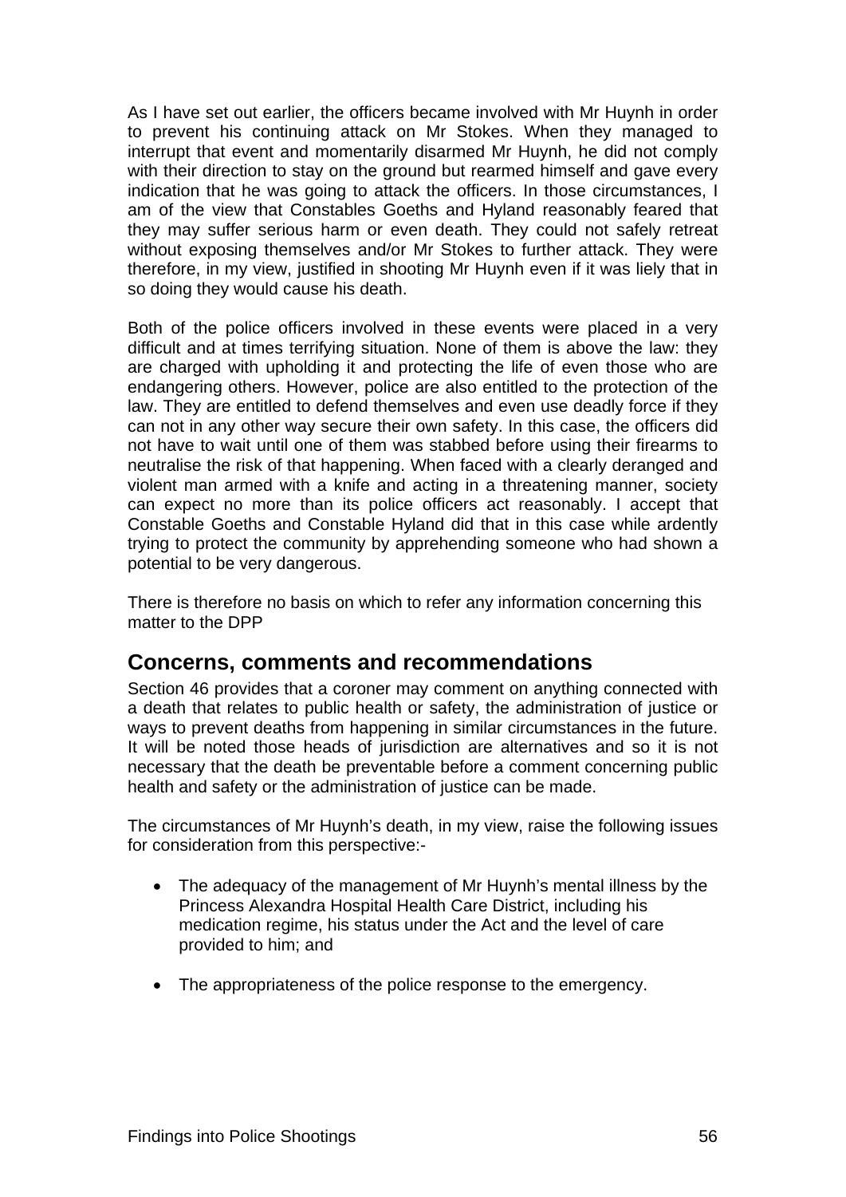As I have set out earlier, the officers became involved with Mr Huynh in order to prevent his continuing attack on Mr Stokes. When they managed to interrupt that event and momentarily disarmed Mr Huynh, he did not comply with their direction to stay on the ground but rearmed himself and gave every indication that he was going to attack the officers. In those circumstances, I am of the view that Constables Goeths and Hyland reasonably feared that they may suffer serious harm or even death. They could not safely retreat without exposing themselves and/or Mr Stokes to further attack. They were therefore, in my view, justified in shooting Mr Huynh even if it was liely that in so doing they would cause his death.

Both of the police officers involved in these events were placed in a very difficult and at times terrifying situation. None of them is above the law: they are charged with upholding it and protecting the life of even those who are endangering others. However, police are also entitled to the protection of the law. They are entitled to defend themselves and even use deadly force if they can not in any other way secure their own safety. In this case, the officers did not have to wait until one of them was stabbed before using their firearms to neutralise the risk of that happening. When faced with a clearly deranged and violent man armed with a knife and acting in a threatening manner, society can expect no more than its police officers act reasonably. I accept that Constable Goeths and Constable Hyland did that in this case while ardently trying to protect the community by apprehending someone who had shown a potential to be very dangerous.

There is therefore no basis on which to refer any information concerning this matter to the DPP

## Concerns, comments and recommendations

Section 46 provides that a coroner may comment on anything connected with a death that relates to public health or safety, the administration of justice or ways to prevent deaths from happening in similar circumstances in the future. It will be noted those heads of jurisdiction are alternatives and so it is not necessary that the death be preventable before a comment concerning public health and safety or the administration of justice can be made.

The circumstances of Mr Huynh's death, in my view, raise the following issues for consideration from this perspective:-

- The adequacy of the management of Mr Huynh's mental illness by the Princess Alexandra Hospital Health Care District, including his medication regime, his status under the Act and the level of care provided to him; and
- The appropriateness of the police response to the emergency.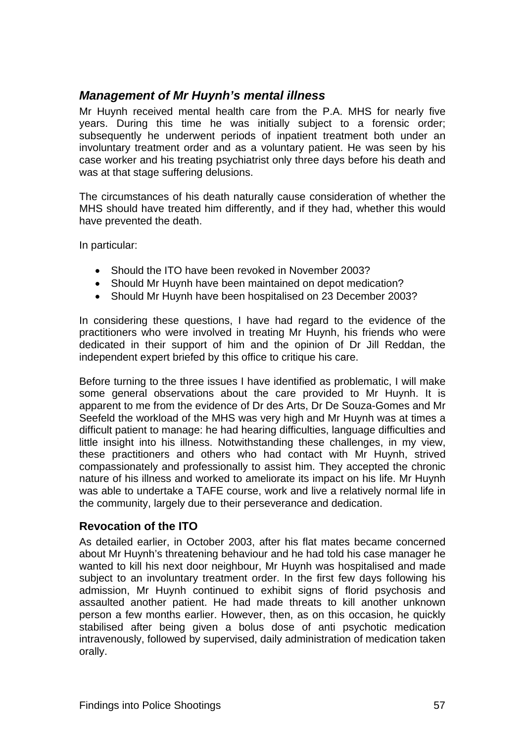## *Management of Mr Huynh's mental illness*

Mr Huynh received mental health care from the P.A. MHS for nearly five years. During this time he was initially subject to a forensic order; subsequently he underwent periods of inpatient treatment both under an involuntary treatment order and as a voluntary patient. He was seen by his case worker and his treating psychiatrist only three days before his death and was at that stage suffering delusions.

The circumstances of his death naturally cause consideration of whether the MHS should have treated him differently, and if they had, whether this would have prevented the death.

In particular:

- Should the ITO have been revoked in November 2003?
- Should Mr Huynh have been maintained on depot medication?
- Should Mr Huynh have been hospitalised on 23 December 2003?

In considering these questions, I have had regard to the evidence of the practitioners who were involved in treating Mr Huynh, his friends who were dedicated in their support of him and the opinion of Dr Jill Reddan, the independent expert briefed by this office to critique his care.

Before turning to the three issues I have identified as problematic, I will make some general observations about the care provided to Mr Huynh. It is apparent to me from the evidence of Dr des Arts, Dr De Souza-Gomes and Mr Seefeld the workload of the MHS was very high and Mr Huynh was at times a difficult patient to manage: he had hearing difficulties, language difficulties and little insight into his illness. Notwithstanding these challenges, in my view, these practitioners and others who had contact with Mr Huynh, strived compassionately and professionally to assist him. They accepted the chronic nature of his illness and worked to ameliorate its impact on his life. Mr Huynh was able to undertake a TAFE course, work and live a relatively normal life in the community, largely due to their perseverance and dedication.

### Revocation of the ITO

As detailed earlier, in October 2003, after his flat mates became concerned about Mr Huynh's threatening behaviour and he had told his case manager he wanted to kill his next door neighbour, Mr Huynh was hospitalised and made subject to an involuntary treatment order. In the first few days following his admission, Mr Huynh continued to exhibit signs of florid psychosis and assaulted another patient. He had made threats to kill another unknown person a few months earlier. However, then, as on this occasion, he quickly stabilised after being given a bolus dose of anti psychotic medication intravenously, followed by supervised, daily administration of medication taken orally.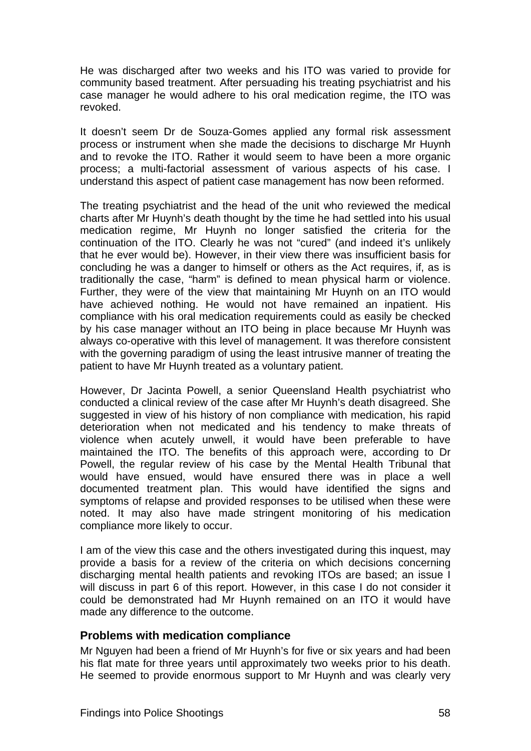He was discharged after two weeks and his ITO was varied to provide for community based treatment. After persuading his treating psychiatrist and his case manager he would adhere to his oral medication regime, the ITO was revoked.

It doesn't seem Dr de Souza-Gomes applied any formal risk assessment process or instrument when she made the decisions to discharge Mr Huynh and to revoke the ITO. Rather it would seem to have been a more organic process; a multi-factorial assessment of various aspects of his case. I understand this aspect of patient case management has now been reformed.

The treating psychiatrist and the head of the unit who reviewed the medical charts after Mr Huynh's death thought by the time he had settled into his usual medication regime, Mr Huynh no longer satisfied the criteria for the continuation of the ITO. Clearly he was not "cured" (and indeed it's unlikely that he ever would be). However, in their view there was insufficient basis for concluding he was a danger to himself or others as the Act requires, if, as is traditionally the case, "harm" is defined to mean physical harm or violence. Further, they were of the view that maintaining Mr Huynh on an ITO would have achieved nothing. He would not have remained an inpatient. His compliance with his oral medication requirements could as easily be checked by his case manager without an ITO being in place because Mr Huynh was always co-operative with this level of management. It was therefore consistent with the governing paradigm of using the least intrusive manner of treating the patient to have Mr Huynh treated as a voluntary patient.

However, Dr Jacinta Powell, a senior Queensland Health psychiatrist who conducted a clinical review of the case after Mr Huynh's death disagreed. She suggested in view of his history of non compliance with medication, his rapid deterioration when not medicated and his tendency to make threats of violence when acutely unwell, it would have been preferable to have maintained the ITO. The benefits of this approach were, according to Dr Powell, the regular review of his case by the Mental Health Tribunal that would have ensued, would have ensured there was in place a well documented treatment plan. This would have identified the signs and symptoms of relapse and provided responses to be utilised when these were noted. It may also have made stringent monitoring of his medication compliance more likely to occur.

I am of the view this case and the others investigated during this inquest, may provide a basis for a review of the criteria on which decisions concerning discharging mental health patients and revoking ITOs are based; an issue I will discuss in part 6 of this report. However, in this case I do not consider it could be demonstrated had Mr Huynh remained on an ITO it would have made any difference to the outcome.

### Problems with medication compliance

Mr Nguyen had been a friend of Mr Huynh's for five or six years and had been his flat mate for three years until approximately two weeks prior to his death. He seemed to provide enormous support to Mr Huynh and was clearly very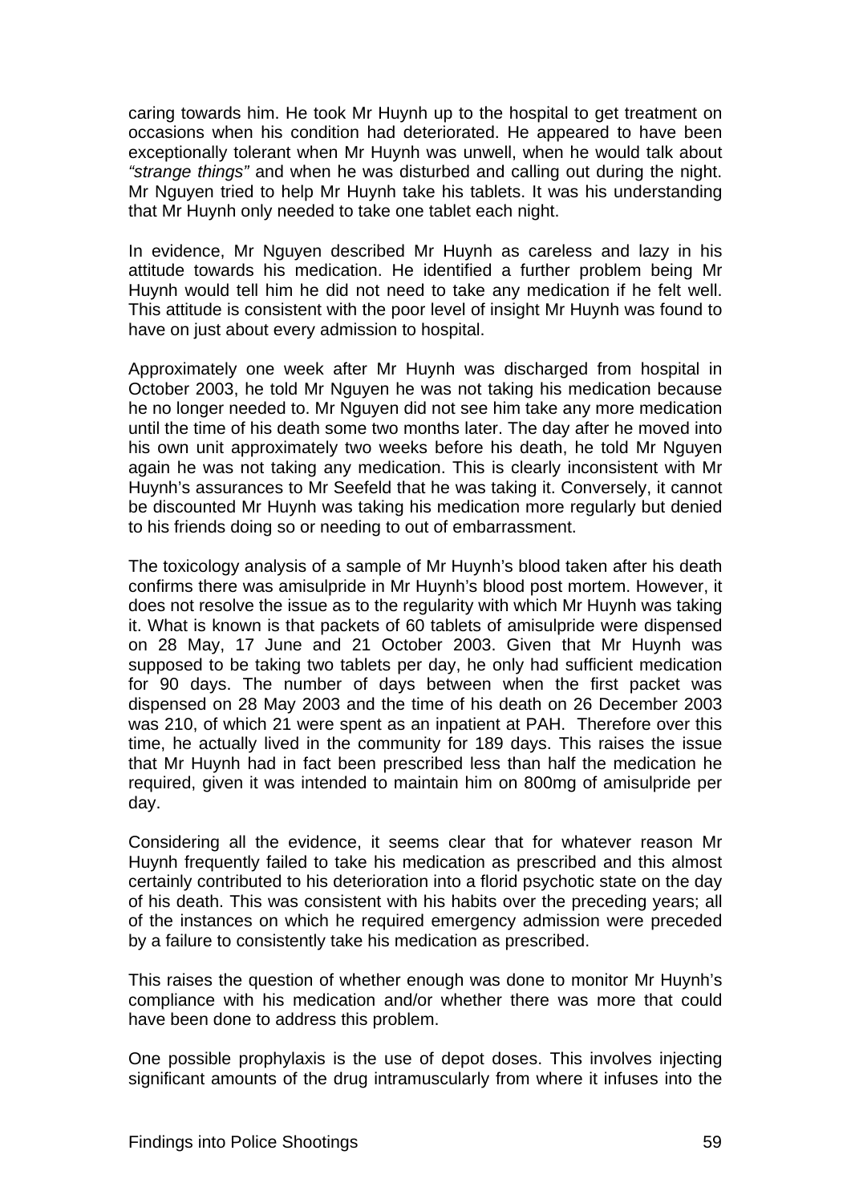caring towards him. He took Mr Huynh up to the hospital to get treatment on occasions when his condition had deteriorated. He appeared to have been exceptionally tolerant when Mr Huynh was unwell, when he would talk about *"strange things"* and when he was disturbed and calling out during the night. Mr Nguyen tried to help Mr Huynh take his tablets. It was his understanding that Mr Huynh only needed to take one tablet each night.

In evidence, Mr Nguyen described Mr Huynh as careless and lazy in his attitude towards his medication. He identified a further problem being Mr Huynh would tell him he did not need to take any medication if he felt well. This attitude is consistent with the poor level of insight Mr Huynh was found to have on just about every admission to hospital.

Approximately one week after Mr Huynh was discharged from hospital in October 2003, he told Mr Nguyen he was not taking his medication because he no longer needed to. Mr Nguyen did not see him take any more medication until the time of his death some two months later. The day after he moved into his own unit approximately two weeks before his death, he told Mr Nguyen again he was not taking any medication. This is clearly inconsistent with Mr Huynh's assurances to Mr Seefeld that he was taking it. Conversely, it cannot be discounted Mr Huynh was taking his medication more regularly but denied to his friends doing so or needing to out of embarrassment.

The toxicology analysis of a sample of Mr Huynh's blood taken after his death confirms there was amisulpride in Mr Huynh's blood post mortem. However, it does not resolve the issue as to the regularity with which Mr Huynh was taking it. What is known is that packets of 60 tablets of amisulpride were dispensed on 28 May, 17 June and 21 October 2003. Given that Mr Huynh was supposed to be taking two tablets per day, he only had sufficient medication for 90 days. The number of days between when the first packet was dispensed on 28 May 2003 and the time of his death on 26 December 2003 was 210, of which 21 were spent as an inpatient at PAH. Therefore over this time, he actually lived in the community for 189 days. This raises the issue that Mr Huynh had in fact been prescribed less than half the medication he required, given it was intended to maintain him on 800mg of amisulpride per day.

Considering all the evidence, it seems clear that for whatever reason Mr Huynh frequently failed to take his medication as prescribed and this almost certainly contributed to his deterioration into a florid psychotic state on the day of his death. This was consistent with his habits over the preceding years; all of the instances on which he required emergency admission were preceded by a failure to consistently take his medication as prescribed.

This raises the question of whether enough was done to monitor Mr Huynh's compliance with his medication and/or whether there was more that could have been done to address this problem.

One possible prophylaxis is the use of depot doses. This involves injecting significant amounts of the drug intramuscularly from where it infuses into the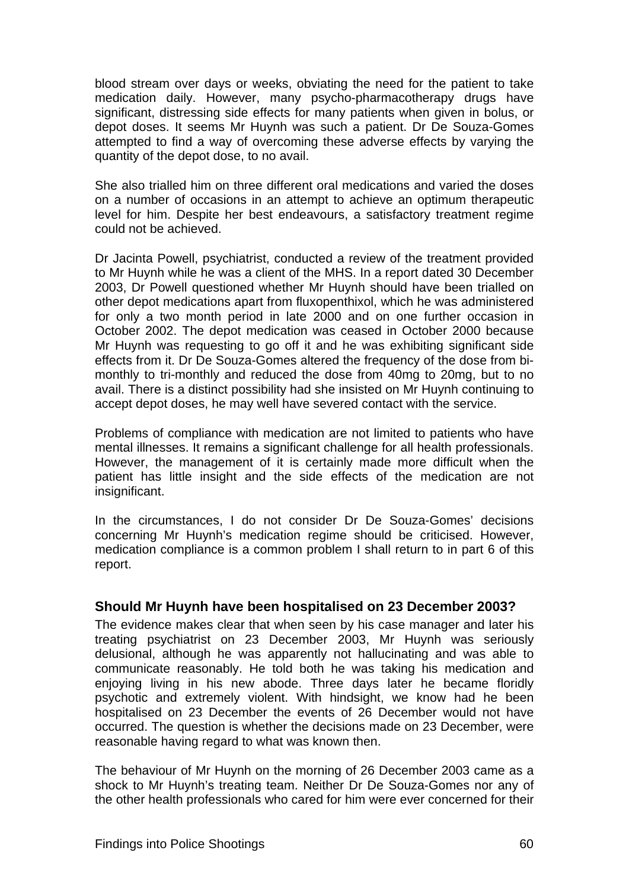blood stream over days or weeks, obviating the need for the patient to take medication daily. However, many psycho-pharmacotherapy drugs have significant, distressing side effects for many patients when given in bolus, or depot doses. It seems Mr Huynh was such a patient. Dr De Souza-Gomes attempted to find a way of overcoming these adverse effects by varying the quantity of the depot dose, to no avail.

She also trialled him on three different oral medications and varied the doses on a number of occasions in an attempt to achieve an optimum therapeutic level for him. Despite her best endeavours, a satisfactory treatment regime could not be achieved.

Dr Jacinta Powell, psychiatrist, conducted a review of the treatment provided to Mr Huynh while he was a client of the MHS. In a report dated 30 December 2003, Dr Powell questioned whether Mr Huynh should have been trialled on other depot medications apart from fluxopenthixol, which he was administered for only a two month period in late 2000 and on one further occasion in October 2002. The depot medication was ceased in October 2000 because Mr Huynh was requesting to go off it and he was exhibiting significant side effects from it. Dr De Souza-Gomes altered the frequency of the dose from bi-monthly to tri-monthly and reduced the dose from 40mg to 20mg, but to no avail. There is a distinct possibility had she insisted on Mr Huynh continuing to accept depot doses, he may well have severed contact with the service.

Problems of compliance with medication are not limited to patients who have mental illnesses. It remains a significant challenge for all health professionals. However, the management of it is certainly made more difficult when the patient has little insight and the side effects of the medication are not insignificant.

In the circumstances, I do not consider Dr De Souza-Gomes' decisions concerning Mr Huynh's medication regime should be criticised. However, medication compliance is a common problem I shall return to in part 6 of this report.

### Should Mr Huynh have been hospitalised on 23 December 2003?

The evidence makes clear that when seen by his case manager and later his treating psychiatrist on 23 December 2003, Mr Huynh was seriously delusional, although he was apparently not hallucinating and was able to communicate reasonably. He told both he was taking his medication and enjoying living in his new abode. Three days later he became floridly psychotic and extremely violent. With hindsight, we know had he been hospitalised on 23 December the events of 26 December would not have occurred. The question is whether the decisions made on 23 December, were reasonable having regard to what was known then.

The behaviour of Mr Huynh on the morning of 26 December 2003 came as a shock to Mr Huynh's treating team. Neither Dr De Souza-Gomes nor any of the other health professionals who cared for him were ever concerned for their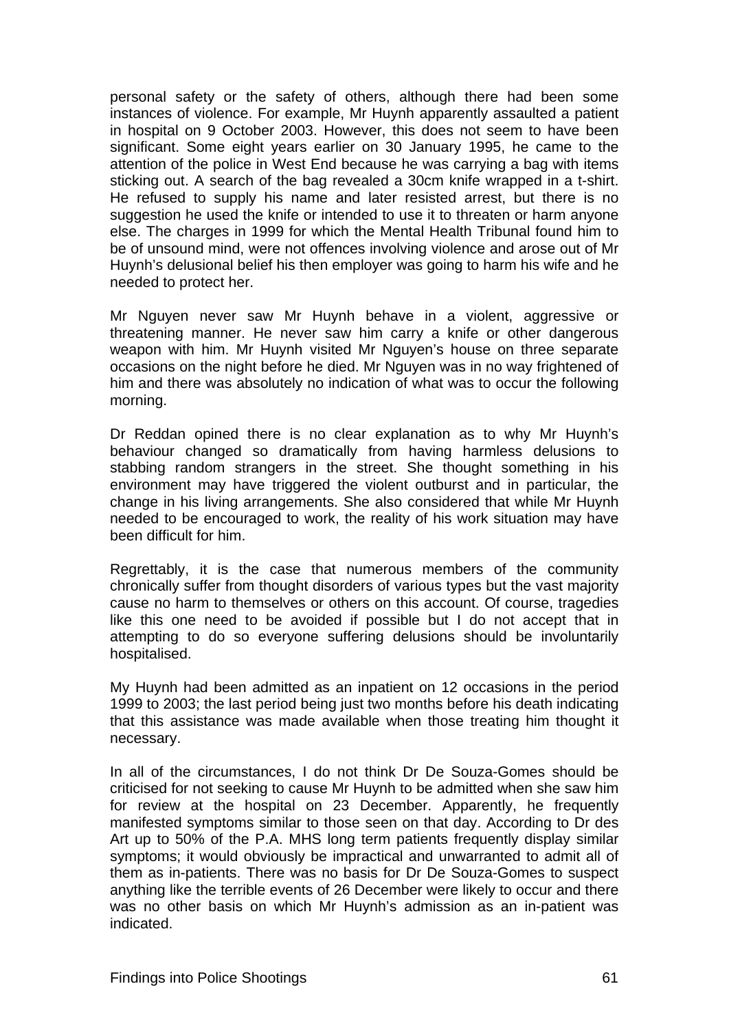personal safety or the safety of others, although there had been some instances of violence. For example, Mr Huynh apparently assaulted a patient in hospital on 9 October 2003. However, this does not seem to have been significant. Some eight years earlier on 30 January 1995, he came to the attention of the police in West End because he was carrying a bag with items sticking out. A search of the bag revealed a 30cm knife wrapped in a t-shirt. He refused to supply his name and later resisted arrest, but there is no suggestion he used the knife or intended to use it to threaten or harm anyone else. The charges in 1999 for which the Mental Health Tribunal found him to be of unsound mind, were not offences involving violence and arose out of Mr Huynh's delusional belief his then employer was going to harm his wife and he needed to protect her.

Mr Nguyen never saw Mr Huynh behave in a violent, aggressive or threatening manner. He never saw him carry a knife or other dangerous weapon with him. Mr Huynh visited Mr Nguyen's house on three separate occasions on the night before he died. Mr Nguyen was in no way frightened of him and there was absolutely no indication of what was to occur the following morning.

Dr Reddan opined there is no clear explanation as to why Mr Huynh's behaviour changed so dramatically from having harmless delusions to stabbing random strangers in the street. She thought something in his environment may have triggered the violent outburst and in particular, the change in his living arrangements. She also considered that while Mr Huynh needed to be encouraged to work, the reality of his work situation may have been difficult for him.

Regrettably, it is the case that numerous members of the community chronically suffer from thought disorders of various types but the vast majority cause no harm to themselves or others on this account. Of course, tragedies like this one need to be avoided if possible but I do not accept that in attempting to do so everyone suffering delusions should be involuntarily hospitalised.

My Huynh had been admitted as an inpatient on 12 occasions in the period 1999 to 2003; the last period being just two months before his death indicating that this assistance was made available when those treating him thought it necessary.

In all of the circumstances, I do not think Dr De Souza-Gomes should be criticised for not seeking to cause Mr Huynh to be admitted when she saw him for review at the hospital on 23 December. Apparently, he frequently manifested symptoms similar to those seen on that day. According to Dr des Art up to 50% of the P.A. MHS long term patients frequently display similar symptoms; it would obviously be impractical and unwarranted to admit all of them as in-patients. There was no basis for Dr De Souza-Gomes to suspect anything like the terrible events of 26 December were likely to occur and there was no other basis on which Mr Huynh's admission as an in-patient was indicated.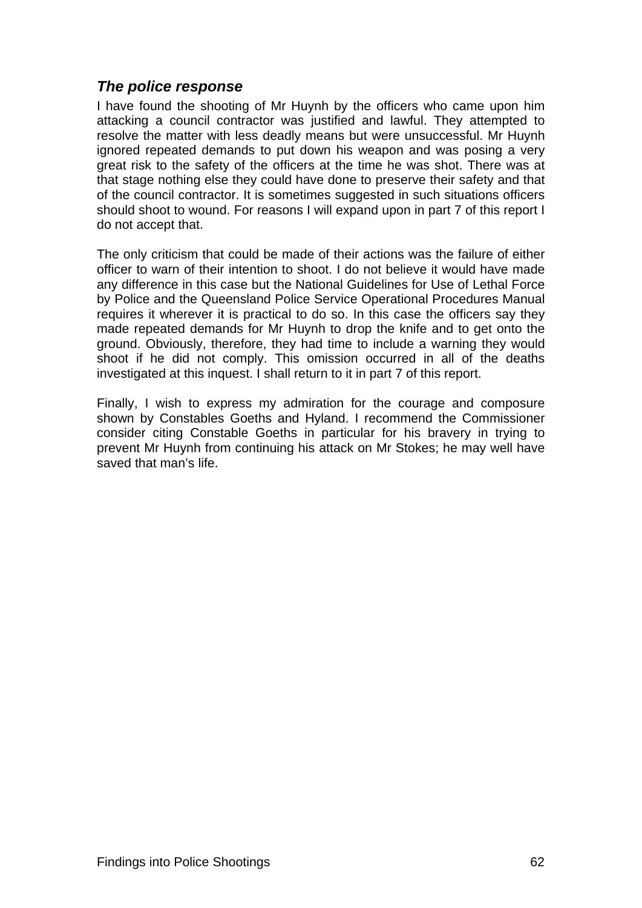### *The police response*

I have found the shooting of Mr Huynh by the officers who came upon him attacking a council contractor was justified and lawful. They attempted to resolve the matter with less deadly means but were unsuccessful. Mr Huynh ignored repeated demands to put down his weapon and was posing a very great risk to the safety of the officers at the time he was shot. There was at that stage nothing else they could have done to preserve their safety and that of the council contractor. It is sometimes suggested in such situations officers should shoot to wound. For reasons I will expand upon in part 7 of this report I do not accept that.

The only criticism that could be made of their actions was the failure of either officer to warn of their intention to shoot. I do not believe it would have made any difference in this case but the National Guidelines for Use of Lethal Force by Police and the Queensland Police Service Operational Procedures Manual requires it wherever it is practical to do so. In this case the officers say they made repeated demands for Mr Huynh to drop the knife and to get onto the ground. Obviously, therefore, they had time to include a warning they would shoot if he did not comply. This omission occurred in all of the deaths investigated at this inquest. I shall return to it in part 7 of this report.

Finally, I wish to express my admiration for the courage and composure shown by Constables Goeths and Hyland. I recommend the Commissioner consider citing Constable Goeths in particular for his bravery in trying to prevent Mr Huynh from continuing his attack on Mr Stokes; he may well have saved that man's life.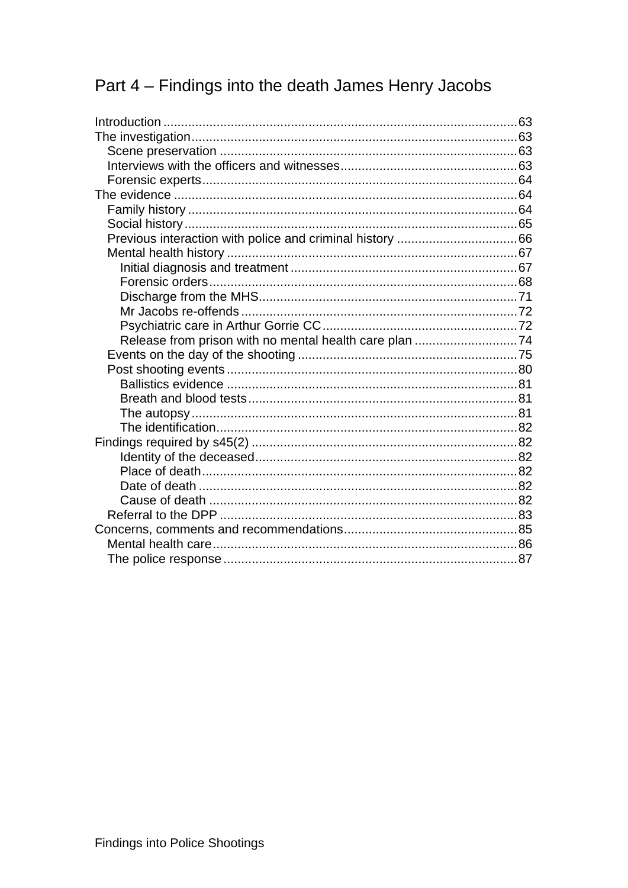# Part 4 – Findings into the death James Henry Jacobs

Introduction ....................................................................................................63
The investigation............................................................................................63
  Scene preservation ....................................................................................63
  Interviews with the officers and witnesses..................................................63
  Forensic experts.........................................................................................64
The evidence ..................................................................................................64
  Family history .............................................................................................64
  Social history...............................................................................................65
  Previous interaction with police and criminal history ..................................66
  Mental health history ..................................................................................67
    Initial diagnosis and treatment .................................................................67
    Forensic orders.......................................................................................68
    Discharge from the MHS.........................................................................71
    Mr Jacobs re-offends ..............................................................................72
    Psychiatric care in Arthur Gorrie CC........................................................72
    Release from prison with no mental health care plan .............................74
  Events on the day of the shooting ..............................................................75
  Post shooting events ..................................................................................80
    Ballistics evidence ..................................................................................81
    Breath and blood tests............................................................................81
    The autopsy............................................................................................81
    The identification.....................................................................................82
Findings required by s45(2) ...........................................................................82
    Identity of the deceased..........................................................................82
    Place of death.........................................................................................82
    Date of death ..........................................................................................82
    Cause of death .......................................................................................82
  Referral to the DPP ....................................................................................83
Concerns, comments and recommendations.................................................85
  Mental health care......................................................................................86
  The police response ...................................................................................87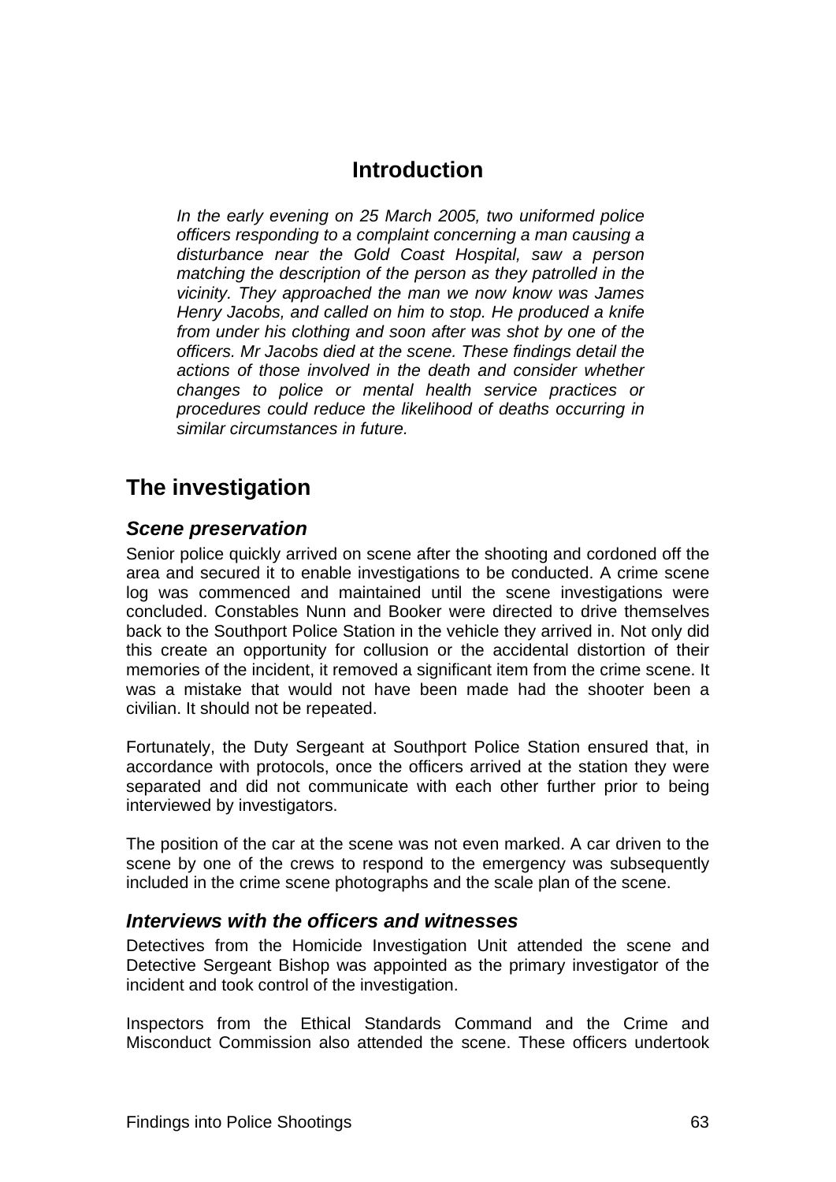# Introduction

*In the early evening on 25 March 2005, two uniformed police officers responding to a complaint concerning a man causing a disturbance near the Gold Coast Hospital, saw a person matching the description of the person as they patrolled in the vicinity. They approached the man we now know was James Henry Jacobs, and called on him to stop. He produced a knife from under his clothing and soon after was shot by one of the officers. Mr Jacobs died at the scene. These findings detail the actions of those involved in the death and consider whether changes to police or mental health service practices or procedures could reduce the likelihood of deaths occurring in similar circumstances in future.*

## The investigation

### *Scene preservation*

Senior police quickly arrived on scene after the shooting and cordoned off the area and secured it to enable investigations to be conducted. A crime scene log was commenced and maintained until the scene investigations were concluded. Constables Nunn and Booker were directed to drive themselves back to the Southport Police Station in the vehicle they arrived in. Not only did this create an opportunity for collusion or the accidental distortion of their memories of the incident, it removed a significant item from the crime scene. It was a mistake that would not have been made had the shooter been a civilian. It should not be repeated.

Fortunately, the Duty Sergeant at Southport Police Station ensured that, in accordance with protocols, once the officers arrived at the station they were separated and did not communicate with each other further prior to being interviewed by investigators.

The position of the car at the scene was not even marked. A car driven to the scene by one of the crews to respond to the emergency was subsequently included in the crime scene photographs and the scale plan of the scene.

### *Interviews with the officers and witnesses*

Detectives from the Homicide Investigation Unit attended the scene and Detective Sergeant Bishop was appointed as the primary investigator of the incident and took control of the investigation.

Inspectors from the Ethical Standards Command and the Crime and Misconduct Commission also attended the scene. These officers undertook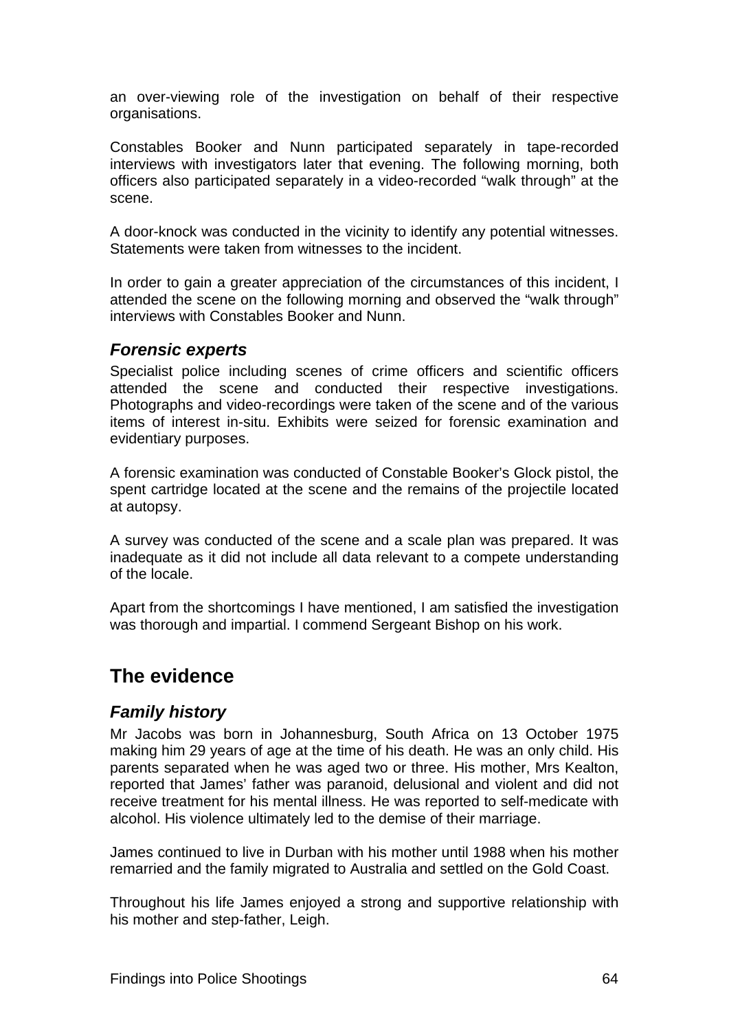an over-viewing role of the investigation on behalf of their respective organisations.

Constables Booker and Nunn participated separately in tape-recorded interviews with investigators later that evening. The following morning, both officers also participated separately in a video-recorded "walk through" at the scene.

A door-knock was conducted in the vicinity to identify any potential witnesses. Statements were taken from witnesses to the incident.

In order to gain a greater appreciation of the circumstances of this incident, I attended the scene on the following morning and observed the "walk through" interviews with Constables Booker and Nunn.

### *Forensic experts*

Specialist police including scenes of crime officers and scientific officers attended the scene and conducted their respective investigations. Photographs and video-recordings were taken of the scene and of the various items of interest in-situ. Exhibits were seized for forensic examination and evidentiary purposes.

A forensic examination was conducted of Constable Booker's Glock pistol, the spent cartridge located at the scene and the remains of the projectile located at autopsy.

A survey was conducted of the scene and a scale plan was prepared. It was inadequate as it did not include all data relevant to a compete understanding of the locale.

Apart from the shortcomings I have mentioned, I am satisfied the investigation was thorough and impartial. I commend Sergeant Bishop on his work.

## The evidence

### *Family history*

Mr Jacobs was born in Johannesburg, South Africa on 13 October 1975 making him 29 years of age at the time of his death. He was an only child. His parents separated when he was aged two or three. His mother, Mrs Kealton, reported that James' father was paranoid, delusional and violent and did not receive treatment for his mental illness. He was reported to self-medicate with alcohol. His violence ultimately led to the demise of their marriage.

James continued to live in Durban with his mother until 1988 when his mother remarried and the family migrated to Australia and settled on the Gold Coast.

Throughout his life James enjoyed a strong and supportive relationship with his mother and step-father, Leigh.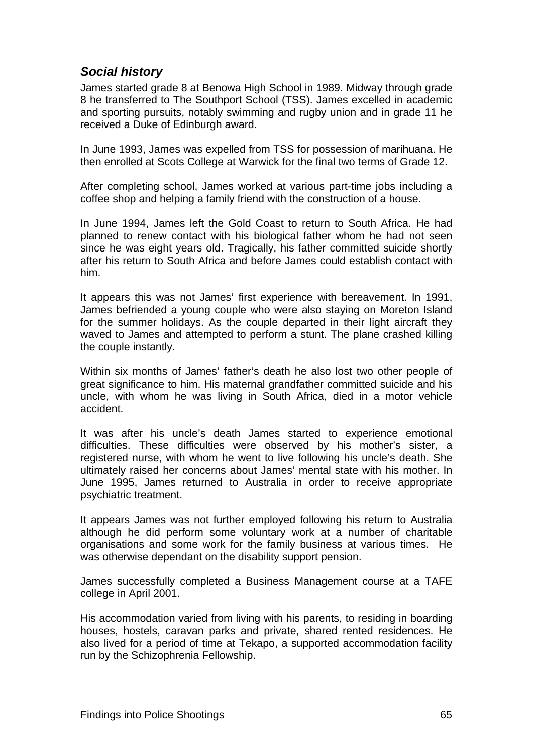### *Social history*

James started grade 8 at Benowa High School in 1989. Midway through grade 8 he transferred to The Southport School (TSS). James excelled in academic and sporting pursuits, notably swimming and rugby union and in grade 11 he received a Duke of Edinburgh award.

In June 1993, James was expelled from TSS for possession of marihuana. He then enrolled at Scots College at Warwick for the final two terms of Grade 12.

After completing school, James worked at various part-time jobs including a coffee shop and helping a family friend with the construction of a house.

In June 1994, James left the Gold Coast to return to South Africa. He had planned to renew contact with his biological father whom he had not seen since he was eight years old. Tragically, his father committed suicide shortly after his return to South Africa and before James could establish contact with him.

It appears this was not James' first experience with bereavement. In 1991, James befriended a young couple who were also staying on Moreton Island for the summer holidays. As the couple departed in their light aircraft they waved to James and attempted to perform a stunt. The plane crashed killing the couple instantly.

Within six months of James' father's death he also lost two other people of great significance to him. His maternal grandfather committed suicide and his uncle, with whom he was living in South Africa, died in a motor vehicle accident.

It was after his uncle's death James started to experience emotional difficulties. These difficulties were observed by his mother's sister, a registered nurse, with whom he went to live following his uncle's death. She ultimately raised her concerns about James' mental state with his mother. In June 1995, James returned to Australia in order to receive appropriate psychiatric treatment.

It appears James was not further employed following his return to Australia although he did perform some voluntary work at a number of charitable organisations and some work for the family business at various times. He was otherwise dependant on the disability support pension.

James successfully completed a Business Management course at a TAFE college in April 2001.

His accommodation varied from living with his parents, to residing in boarding houses, hostels, caravan parks and private, shared rented residences. He also lived for a period of time at Tekapo, a supported accommodation facility run by the Schizophrenia Fellowship.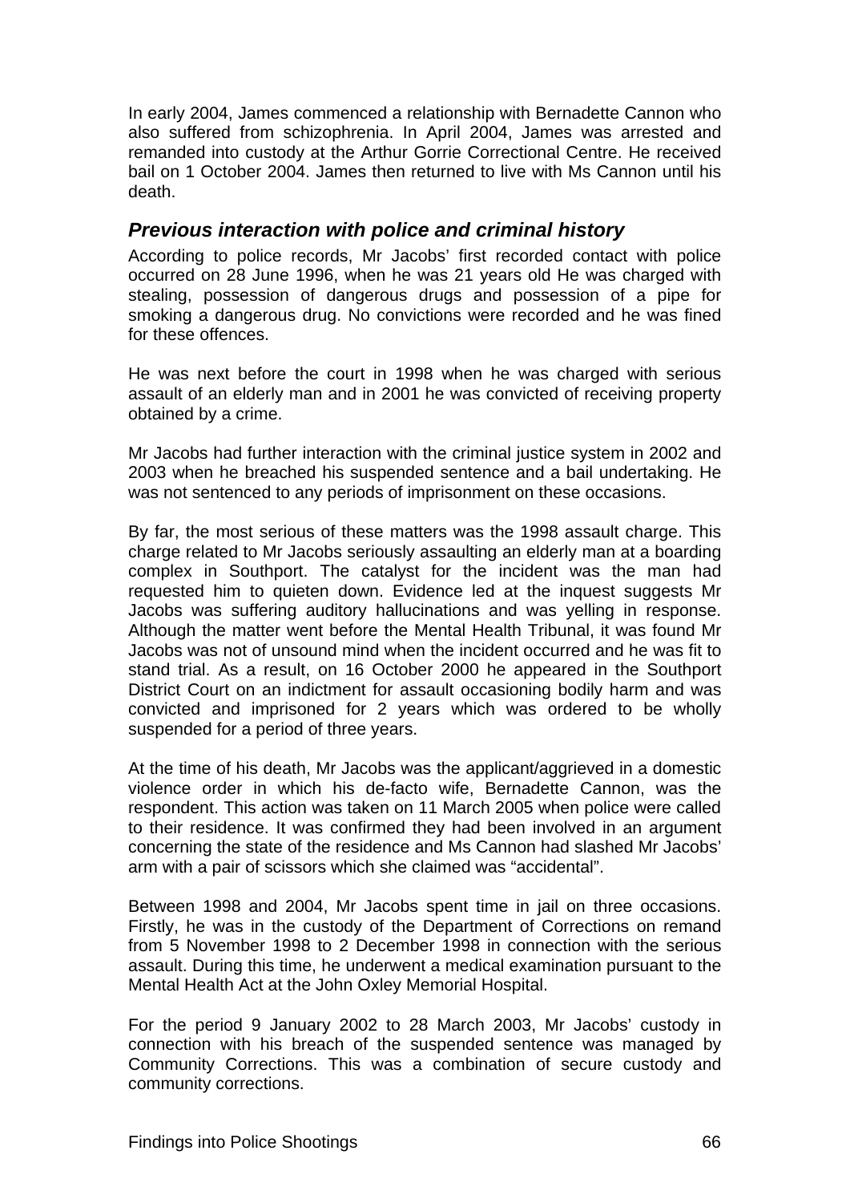In early 2004, James commenced a relationship with Bernadette Cannon who also suffered from schizophrenia. In April 2004, James was arrested and remanded into custody at the Arthur Gorrie Correctional Centre. He received bail on 1 October 2004. James then returned to live with Ms Cannon until his death.

### *Previous interaction with police and criminal history*

According to police records, Mr Jacobs' first recorded contact with police occurred on 28 June 1996, when he was 21 years old He was charged with stealing, possession of dangerous drugs and possession of a pipe for smoking a dangerous drug. No convictions were recorded and he was fined for these offences.

He was next before the court in 1998 when he was charged with serious assault of an elderly man and in 2001 he was convicted of receiving property obtained by a crime.

Mr Jacobs had further interaction with the criminal justice system in 2002 and 2003 when he breached his suspended sentence and a bail undertaking. He was not sentenced to any periods of imprisonment on these occasions.

By far, the most serious of these matters was the 1998 assault charge. This charge related to Mr Jacobs seriously assaulting an elderly man at a boarding complex in Southport. The catalyst for the incident was the man had requested him to quieten down. Evidence led at the inquest suggests Mr Jacobs was suffering auditory hallucinations and was yelling in response. Although the matter went before the Mental Health Tribunal, it was found Mr Jacobs was not of unsound mind when the incident occurred and he was fit to stand trial. As a result, on 16 October 2000 he appeared in the Southport District Court on an indictment for assault occasioning bodily harm and was convicted and imprisoned for 2 years which was ordered to be wholly suspended for a period of three years.

At the time of his death, Mr Jacobs was the applicant/aggrieved in a domestic violence order in which his de-facto wife, Bernadette Cannon, was the respondent. This action was taken on 11 March 2005 when police were called to their residence. It was confirmed they had been involved in an argument concerning the state of the residence and Ms Cannon had slashed Mr Jacobs' arm with a pair of scissors which she claimed was "accidental".

Between 1998 and 2004, Mr Jacobs spent time in jail on three occasions. Firstly, he was in the custody of the Department of Corrections on remand from 5 November 1998 to 2 December 1998 in connection with the serious assault. During this time, he underwent a medical examination pursuant to the Mental Health Act at the John Oxley Memorial Hospital.

For the period 9 January 2002 to 28 March 2003, Mr Jacobs' custody in connection with his breach of the suspended sentence was managed by Community Corrections. This was a combination of secure custody and community corrections.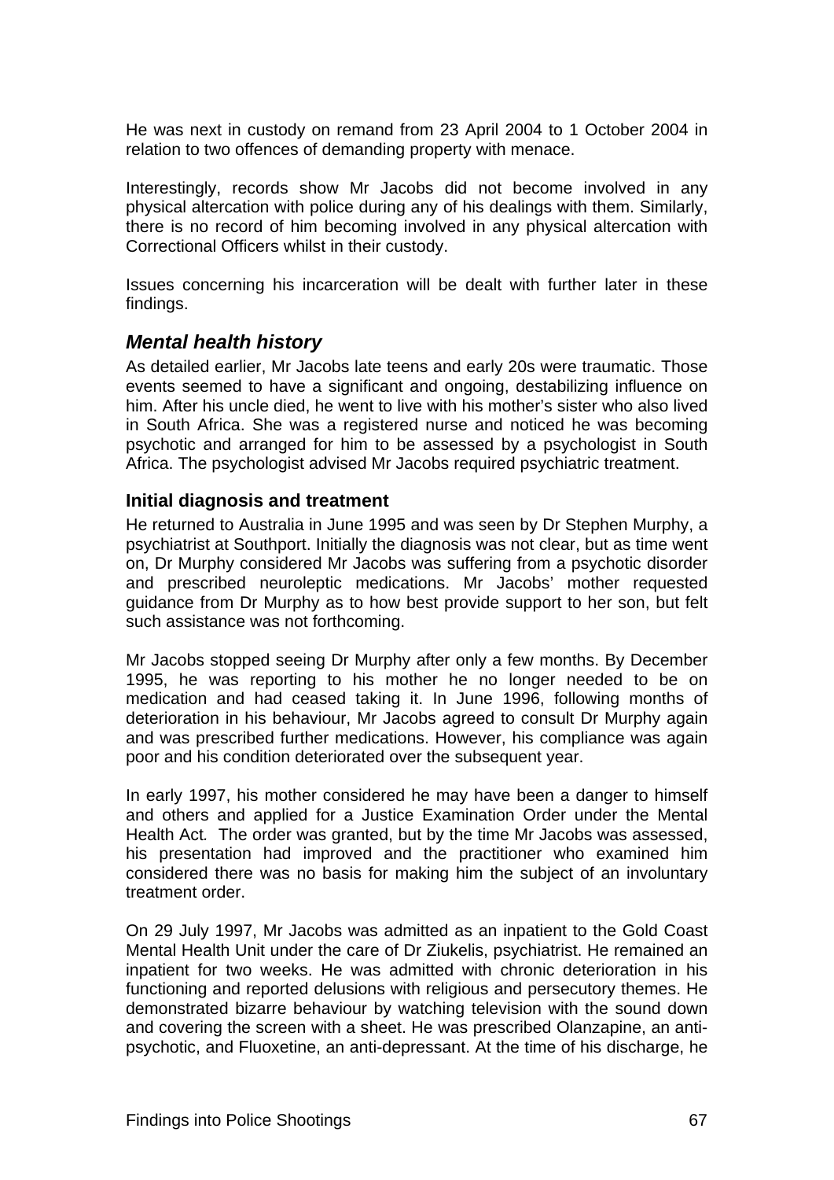He was next in custody on remand from 23 April 2004 to 1 October 2004 in relation to two offences of demanding property with menace.

Interestingly, records show Mr Jacobs did not become involved in any physical altercation with police during any of his dealings with them. Similarly, there is no record of him becoming involved in any physical altercation with Correctional Officers whilst in their custody.

Issues concerning his incarceration will be dealt with further later in these findings.

## *Mental health history*

As detailed earlier, Mr Jacobs late teens and early 20s were traumatic. Those events seemed to have a significant and ongoing, destabilizing influence on him. After his uncle died, he went to live with his mother's sister who also lived in South Africa. She was a registered nurse and noticed he was becoming psychotic and arranged for him to be assessed by a psychologist in South Africa. The psychologist advised Mr Jacobs required psychiatric treatment.

### Initial diagnosis and treatment

He returned to Australia in June 1995 and was seen by Dr Stephen Murphy, a psychiatrist at Southport. Initially the diagnosis was not clear, but as time went on, Dr Murphy considered Mr Jacobs was suffering from a psychotic disorder and prescribed neuroleptic medications. Mr Jacobs' mother requested guidance from Dr Murphy as to how best provide support to her son, but felt such assistance was not forthcoming.

Mr Jacobs stopped seeing Dr Murphy after only a few months. By December 1995, he was reporting to his mother he no longer needed to be on medication and had ceased taking it. In June 1996, following months of deterioration in his behaviour, Mr Jacobs agreed to consult Dr Murphy again and was prescribed further medications. However, his compliance was again poor and his condition deteriorated over the subsequent year.

In early 1997, his mother considered he may have been a danger to himself and others and applied for a Justice Examination Order under the Mental Health Act*.* The order was granted, but by the time Mr Jacobs was assessed, his presentation had improved and the practitioner who examined him considered there was no basis for making him the subject of an involuntary treatment order.

On 29 July 1997, Mr Jacobs was admitted as an inpatient to the Gold Coast Mental Health Unit under the care of Dr Ziukelis, psychiatrist. He remained an inpatient for two weeks. He was admitted with chronic deterioration in his functioning and reported delusions with religious and persecutory themes. He demonstrated bizarre behaviour by watching television with the sound down and covering the screen with a sheet. He was prescribed Olanzapine, an anti-psychotic, and Fluoxetine, an anti-depressant. At the time of his discharge, he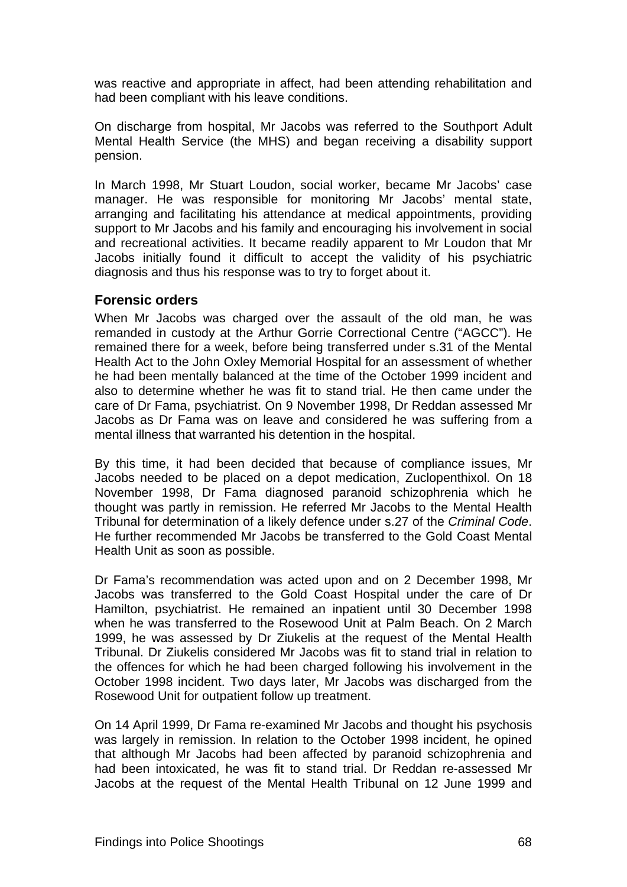was reactive and appropriate in affect, had been attending rehabilitation and had been compliant with his leave conditions.

On discharge from hospital, Mr Jacobs was referred to the Southport Adult Mental Health Service (the MHS) and began receiving a disability support pension.

In March 1998, Mr Stuart Loudon, social worker, became Mr Jacobs' case manager. He was responsible for monitoring Mr Jacobs' mental state, arranging and facilitating his attendance at medical appointments, providing support to Mr Jacobs and his family and encouraging his involvement in social and recreational activities. It became readily apparent to Mr Loudon that Mr Jacobs initially found it difficult to accept the validity of his psychiatric diagnosis and thus his response was to try to forget about it.

### Forensic orders

When Mr Jacobs was charged over the assault of the old man, he was remanded in custody at the Arthur Gorrie Correctional Centre ("AGCC"). He remained there for a week, before being transferred under s.31 of the Mental Health Act to the John Oxley Memorial Hospital for an assessment of whether he had been mentally balanced at the time of the October 1999 incident and also to determine whether he was fit to stand trial. He then came under the care of Dr Fama, psychiatrist. On 9 November 1998, Dr Reddan assessed Mr Jacobs as Dr Fama was on leave and considered he was suffering from a mental illness that warranted his detention in the hospital.

By this time, it had been decided that because of compliance issues, Mr Jacobs needed to be placed on a depot medication, Zuclopenthixol. On 18 November 1998, Dr Fama diagnosed paranoid schizophrenia which he thought was partly in remission. He referred Mr Jacobs to the Mental Health Tribunal for determination of a likely defence under s.27 of the *Criminal Code*. He further recommended Mr Jacobs be transferred to the Gold Coast Mental Health Unit as soon as possible.

Dr Fama's recommendation was acted upon and on 2 December 1998, Mr Jacobs was transferred to the Gold Coast Hospital under the care of Dr Hamilton, psychiatrist. He remained an inpatient until 30 December 1998 when he was transferred to the Rosewood Unit at Palm Beach. On 2 March 1999, he was assessed by Dr Ziukelis at the request of the Mental Health Tribunal. Dr Ziukelis considered Mr Jacobs was fit to stand trial in relation to the offences for which he had been charged following his involvement in the October 1998 incident. Two days later, Mr Jacobs was discharged from the Rosewood Unit for outpatient follow up treatment.

On 14 April 1999, Dr Fama re-examined Mr Jacobs and thought his psychosis was largely in remission. In relation to the October 1998 incident, he opined that although Mr Jacobs had been affected by paranoid schizophrenia and had been intoxicated, he was fit to stand trial. Dr Reddan re-assessed Mr Jacobs at the request of the Mental Health Tribunal on 12 June 1999 and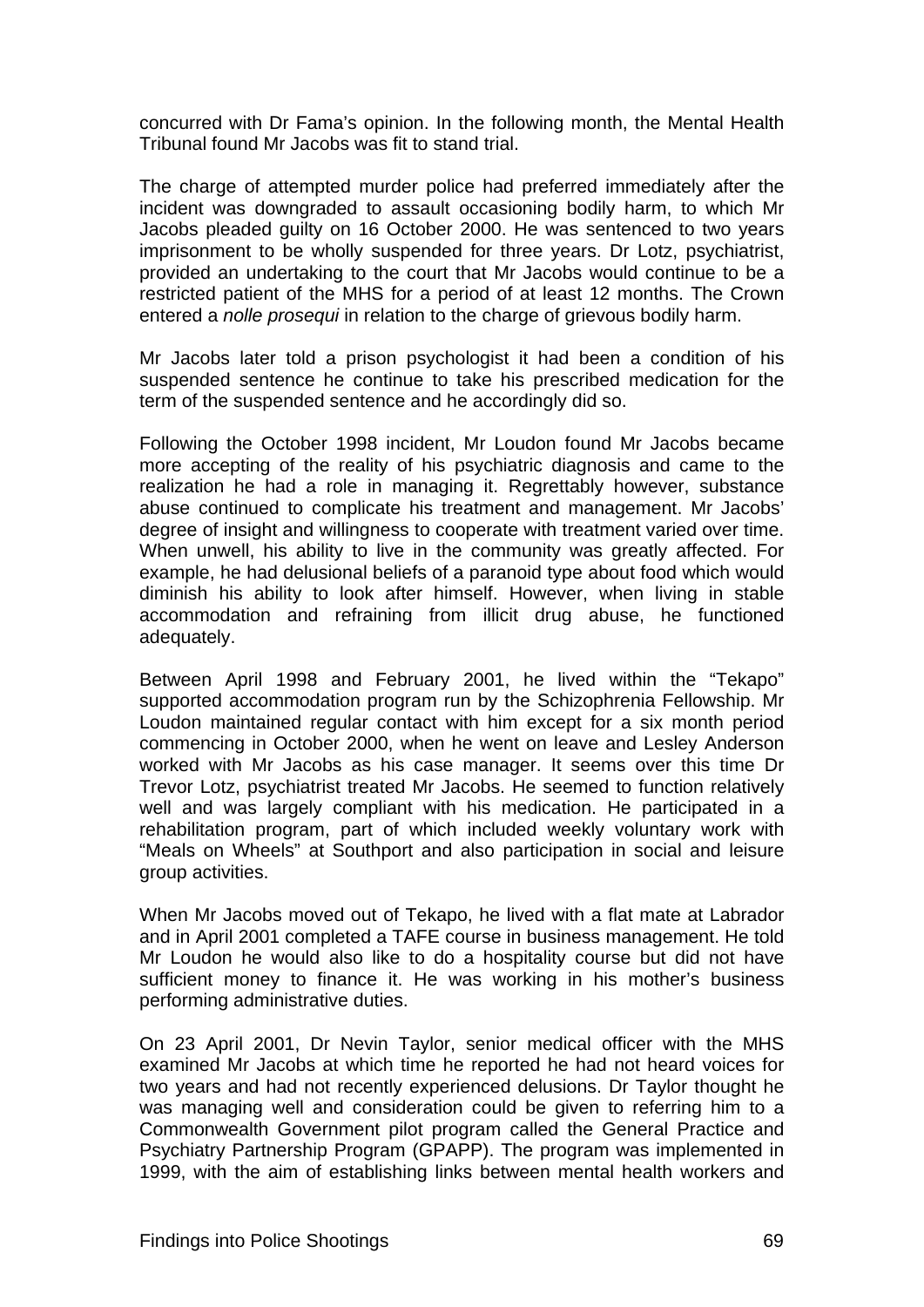concurred with Dr Fama's opinion. In the following month, the Mental Health Tribunal found Mr Jacobs was fit to stand trial.

The charge of attempted murder police had preferred immediately after the incident was downgraded to assault occasioning bodily harm, to which Mr Jacobs pleaded guilty on 16 October 2000. He was sentenced to two years imprisonment to be wholly suspended for three years. Dr Lotz, psychiatrist, provided an undertaking to the court that Mr Jacobs would continue to be a restricted patient of the MHS for a period of at least 12 months. The Crown entered a *nolle prosequi* in relation to the charge of grievous bodily harm.

Mr Jacobs later told a prison psychologist it had been a condition of his suspended sentence he continue to take his prescribed medication for the term of the suspended sentence and he accordingly did so.

Following the October 1998 incident, Mr Loudon found Mr Jacobs became more accepting of the reality of his psychiatric diagnosis and came to the realization he had a role in managing it. Regrettably however, substance abuse continued to complicate his treatment and management. Mr Jacobs' degree of insight and willingness to cooperate with treatment varied over time. When unwell, his ability to live in the community was greatly affected. For example, he had delusional beliefs of a paranoid type about food which would diminish his ability to look after himself. However, when living in stable accommodation and refraining from illicit drug abuse, he functioned adequately.

Between April 1998 and February 2001, he lived within the "Tekapo" supported accommodation program run by the Schizophrenia Fellowship. Mr Loudon maintained regular contact with him except for a six month period commencing in October 2000, when he went on leave and Lesley Anderson worked with Mr Jacobs as his case manager. It seems over this time Dr Trevor Lotz, psychiatrist treated Mr Jacobs. He seemed to function relatively well and was largely compliant with his medication. He participated in a rehabilitation program, part of which included weekly voluntary work with "Meals on Wheels" at Southport and also participation in social and leisure group activities.

When Mr Jacobs moved out of Tekapo, he lived with a flat mate at Labrador and in April 2001 completed a TAFE course in business management. He told Mr Loudon he would also like to do a hospitality course but did not have sufficient money to finance it. He was working in his mother's business performing administrative duties.

On 23 April 2001, Dr Nevin Taylor, senior medical officer with the MHS examined Mr Jacobs at which time he reported he had not heard voices for two years and had not recently experienced delusions. Dr Taylor thought he was managing well and consideration could be given to referring him to a Commonwealth Government pilot program called the General Practice and Psychiatry Partnership Program (GPAPP). The program was implemented in 1999, with the aim of establishing links between mental health workers and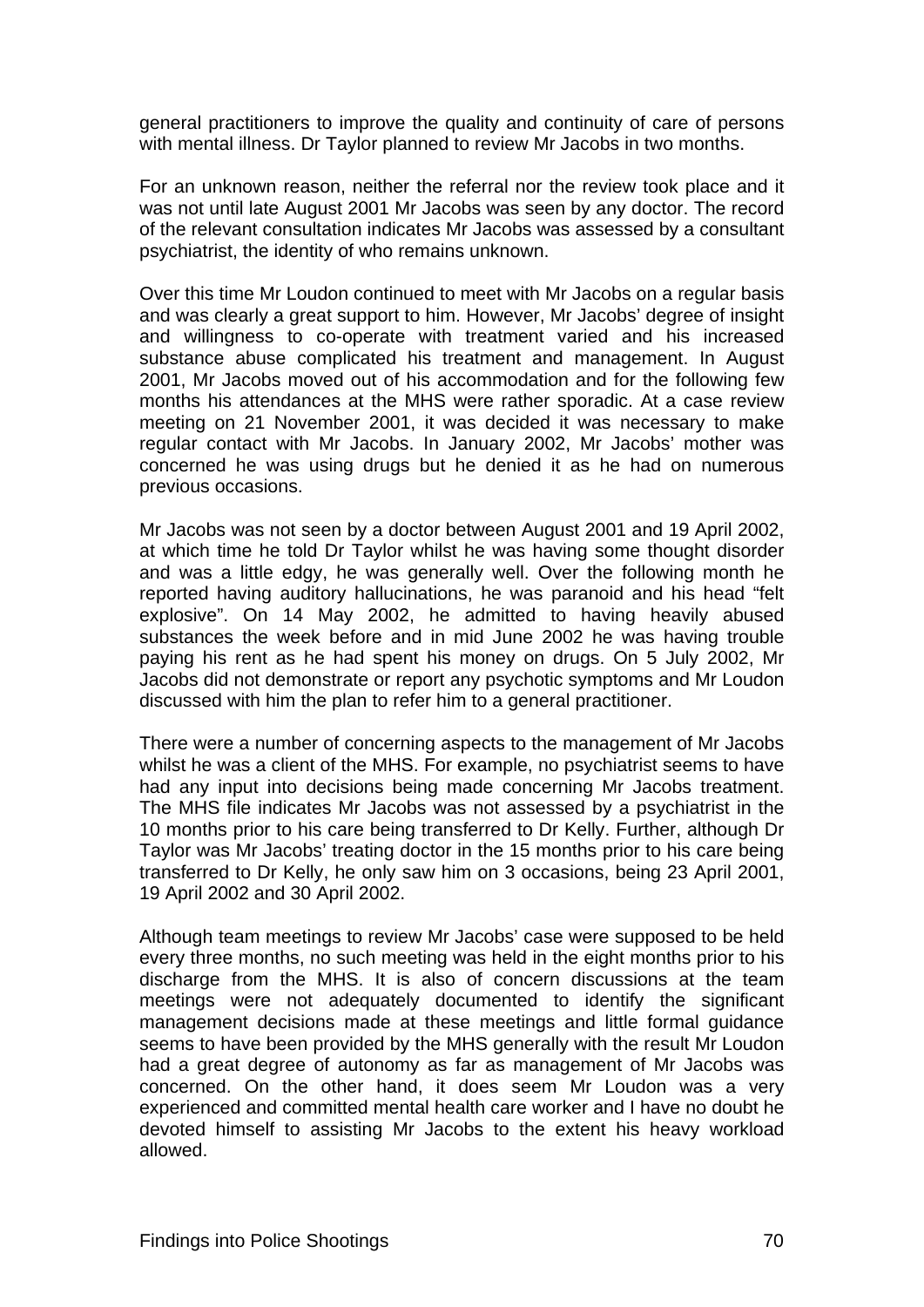general practitioners to improve the quality and continuity of care of persons with mental illness. Dr Taylor planned to review Mr Jacobs in two months.

For an unknown reason, neither the referral nor the review took place and it was not until late August 2001 Mr Jacobs was seen by any doctor. The record of the relevant consultation indicates Mr Jacobs was assessed by a consultant psychiatrist, the identity of who remains unknown.

Over this time Mr Loudon continued to meet with Mr Jacobs on a regular basis and was clearly a great support to him. However, Mr Jacobs' degree of insight and willingness to co-operate with treatment varied and his increased substance abuse complicated his treatment and management. In August 2001, Mr Jacobs moved out of his accommodation and for the following few months his attendances at the MHS were rather sporadic. At a case review meeting on 21 November 2001, it was decided it was necessary to make regular contact with Mr Jacobs. In January 2002, Mr Jacobs' mother was concerned he was using drugs but he denied it as he had on numerous previous occasions.

Mr Jacobs was not seen by a doctor between August 2001 and 19 April 2002, at which time he told Dr Taylor whilst he was having some thought disorder and was a little edgy, he was generally well. Over the following month he reported having auditory hallucinations, he was paranoid and his head "felt explosive". On 14 May 2002, he admitted to having heavily abused substances the week before and in mid June 2002 he was having trouble paying his rent as he had spent his money on drugs. On 5 July 2002, Mr Jacobs did not demonstrate or report any psychotic symptoms and Mr Loudon discussed with him the plan to refer him to a general practitioner.

There were a number of concerning aspects to the management of Mr Jacobs whilst he was a client of the MHS. For example, no psychiatrist seems to have had any input into decisions being made concerning Mr Jacobs treatment. The MHS file indicates Mr Jacobs was not assessed by a psychiatrist in the 10 months prior to his care being transferred to Dr Kelly. Further, although Dr Taylor was Mr Jacobs' treating doctor in the 15 months prior to his care being transferred to Dr Kelly, he only saw him on 3 occasions, being 23 April 2001, 19 April 2002 and 30 April 2002.

Although team meetings to review Mr Jacobs' case were supposed to be held every three months, no such meeting was held in the eight months prior to his discharge from the MHS. It is also of concern discussions at the team meetings were not adequately documented to identify the significant management decisions made at these meetings and little formal guidance seems to have been provided by the MHS generally with the result Mr Loudon had a great degree of autonomy as far as management of Mr Jacobs was concerned. On the other hand, it does seem Mr Loudon was a very experienced and committed mental health care worker and I have no doubt he devoted himself to assisting Mr Jacobs to the extent his heavy workload allowed.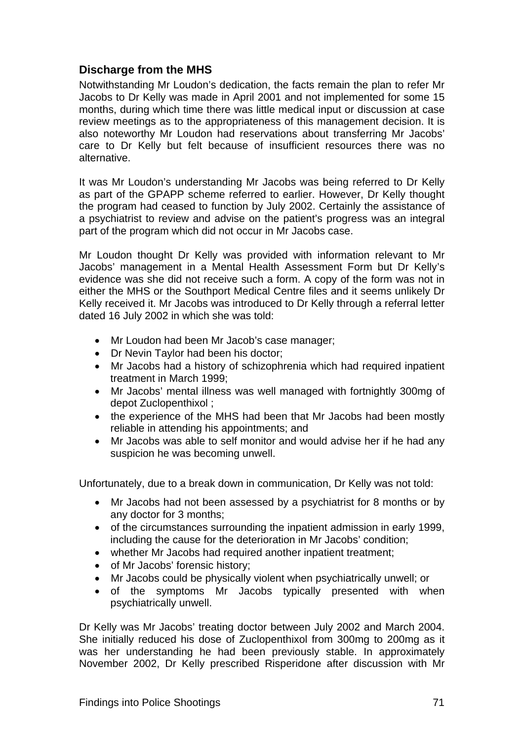## Discharge from the MHS

Notwithstanding Mr Loudon's dedication, the facts remain the plan to refer Mr Jacobs to Dr Kelly was made in April 2001 and not implemented for some 15 months, during which time there was little medical input or discussion at case review meetings as to the appropriateness of this management decision. It is also noteworthy Mr Loudon had reservations about transferring Mr Jacobs' care to Dr Kelly but felt because of insufficient resources there was no alternative.

It was Mr Loudon's understanding Mr Jacobs was being referred to Dr Kelly as part of the GPAPP scheme referred to earlier. However, Dr Kelly thought the program had ceased to function by July 2002. Certainly the assistance of a psychiatrist to review and advise on the patient's progress was an integral part of the program which did not occur in Mr Jacobs case.

Mr Loudon thought Dr Kelly was provided with information relevant to Mr Jacobs' management in a Mental Health Assessment Form but Dr Kelly's evidence was she did not receive such a form. A copy of the form was not in either the MHS or the Southport Medical Centre files and it seems unlikely Dr Kelly received it. Mr Jacobs was introduced to Dr Kelly through a referral letter dated 16 July 2002 in which she was told:

- Mr Loudon had been Mr Jacob's case manager;
- Dr Nevin Taylor had been his doctor;
- Mr Jacobs had a history of schizophrenia which had required inpatient treatment in March 1999;
- Mr Jacobs' mental illness was well managed with fortnightly 300mg of depot Zuclopenthixol ;
- the experience of the MHS had been that Mr Jacobs had been mostly reliable in attending his appointments; and
- Mr Jacobs was able to self monitor and would advise her if he had any suspicion he was becoming unwell.

Unfortunately, due to a break down in communication, Dr Kelly was not told:

- Mr Jacobs had not been assessed by a psychiatrist for 8 months or by any doctor for 3 months;
- of the circumstances surrounding the inpatient admission in early 1999, including the cause for the deterioration in Mr Jacobs' condition;
- whether Mr Jacobs had required another inpatient treatment;
- of Mr Jacobs' forensic history;
- Mr Jacobs could be physically violent when psychiatrically unwell; or
- of the symptoms Mr Jacobs typically presented with when psychiatrically unwell.

Dr Kelly was Mr Jacobs' treating doctor between July 2002 and March 2004. She initially reduced his dose of Zuclopenthixol from 300mg to 200mg as it was her understanding he had been previously stable. In approximately November 2002, Dr Kelly prescribed Risperidone after discussion with Mr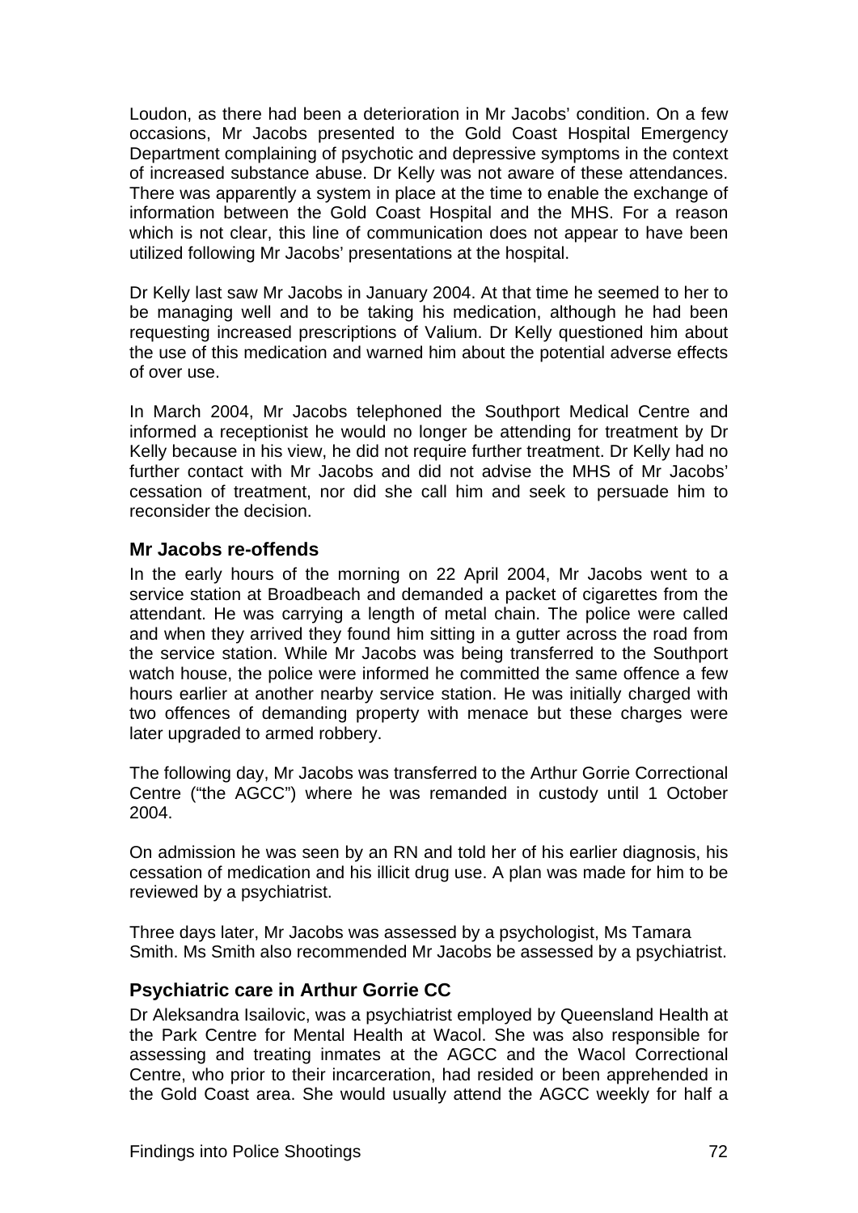Loudon, as there had been a deterioration in Mr Jacobs' condition. On a few occasions, Mr Jacobs presented to the Gold Coast Hospital Emergency Department complaining of psychotic and depressive symptoms in the context of increased substance abuse. Dr Kelly was not aware of these attendances. There was apparently a system in place at the time to enable the exchange of information between the Gold Coast Hospital and the MHS. For a reason which is not clear, this line of communication does not appear to have been utilized following Mr Jacobs' presentations at the hospital.

Dr Kelly last saw Mr Jacobs in January 2004. At that time he seemed to her to be managing well and to be taking his medication, although he had been requesting increased prescriptions of Valium. Dr Kelly questioned him about the use of this medication and warned him about the potential adverse effects of over use.

In March 2004, Mr Jacobs telephoned the Southport Medical Centre and informed a receptionist he would no longer be attending for treatment by Dr Kelly because in his view, he did not require further treatment. Dr Kelly had no further contact with Mr Jacobs and did not advise the MHS of Mr Jacobs' cessation of treatment, nor did she call him and seek to persuade him to reconsider the decision.

### Mr Jacobs re-offends

In the early hours of the morning on 22 April 2004, Mr Jacobs went to a service station at Broadbeach and demanded a packet of cigarettes from the attendant. He was carrying a length of metal chain. The police were called and when they arrived they found him sitting in a gutter across the road from the service station. While Mr Jacobs was being transferred to the Southport watch house, the police were informed he committed the same offence a few hours earlier at another nearby service station. He was initially charged with two offences of demanding property with menace but these charges were later upgraded to armed robbery.

The following day, Mr Jacobs was transferred to the Arthur Gorrie Correctional Centre ("the AGCC") where he was remanded in custody until 1 October 2004.

On admission he was seen by an RN and told her of his earlier diagnosis, his cessation of medication and his illicit drug use. A plan was made for him to be reviewed by a psychiatrist.

Three days later, Mr Jacobs was assessed by a psychologist, Ms Tamara Smith. Ms Smith also recommended Mr Jacobs be assessed by a psychiatrist.

### Psychiatric care in Arthur Gorrie CC

Dr Aleksandra Isailovic, was a psychiatrist employed by Queensland Health at the Park Centre for Mental Health at Wacol. She was also responsible for assessing and treating inmates at the AGCC and the Wacol Correctional Centre, who prior to their incarceration, had resided or been apprehended in the Gold Coast area. She would usually attend the AGCC weekly for half a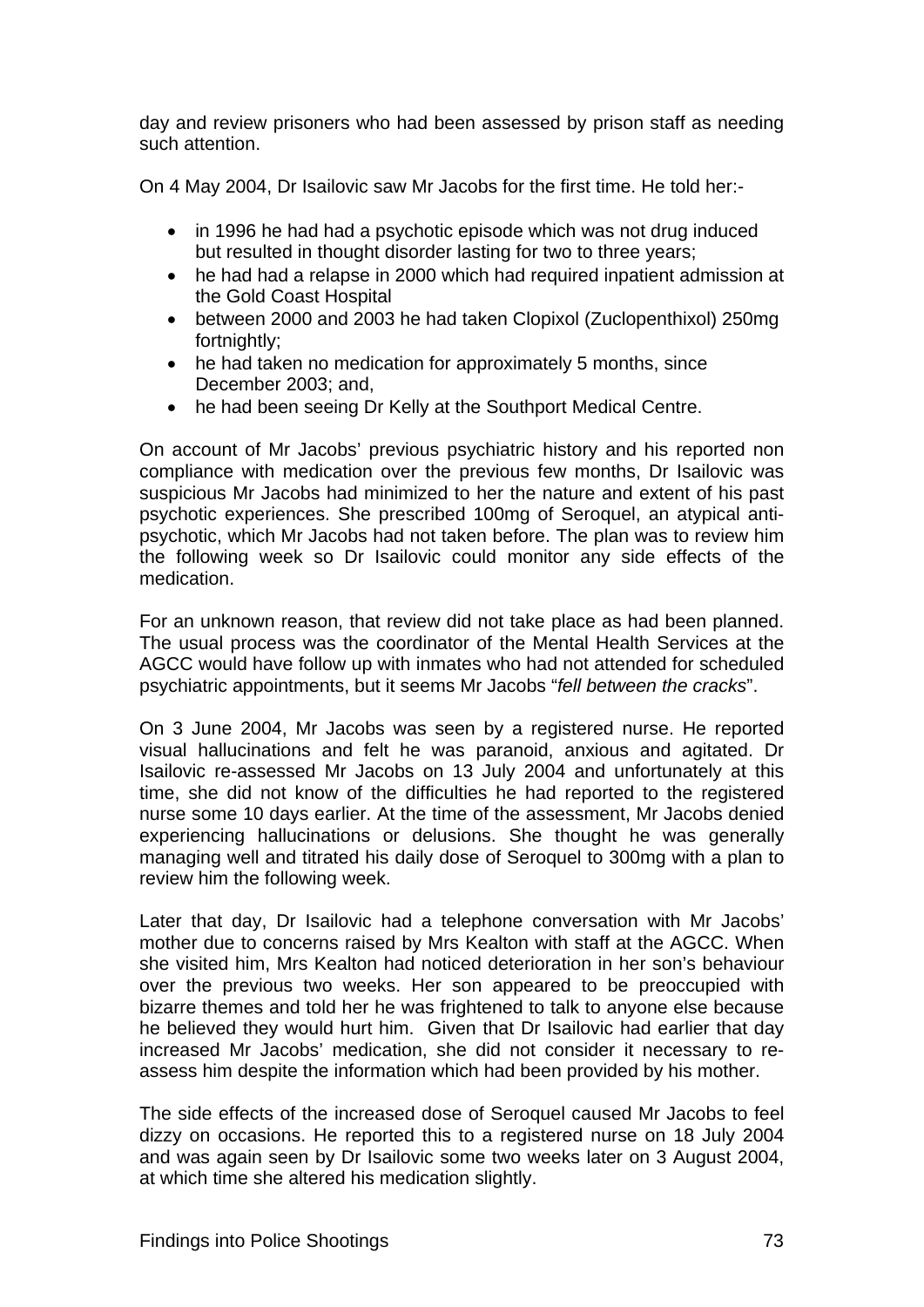day and review prisoners who had been assessed by prison staff as needing such attention.

On 4 May 2004, Dr Isailovic saw Mr Jacobs for the first time. He told her:-

- in 1996 he had had a psychotic episode which was not drug induced but resulted in thought disorder lasting for two to three years;
- he had had a relapse in 2000 which had required inpatient admission at the Gold Coast Hospital
- between 2000 and 2003 he had taken Clopixol (Zuclopenthixol) 250mg fortnightly;
- he had taken no medication for approximately 5 months, since December 2003; and,
- he had been seeing Dr Kelly at the Southport Medical Centre.

On account of Mr Jacobs' previous psychiatric history and his reported non compliance with medication over the previous few months, Dr Isailovic was suspicious Mr Jacobs had minimized to her the nature and extent of his past psychotic experiences. She prescribed 100mg of Seroquel, an atypical anti-psychotic, which Mr Jacobs had not taken before. The plan was to review him the following week so Dr Isailovic could monitor any side effects of the medication.

For an unknown reason, that review did not take place as had been planned. The usual process was the coordinator of the Mental Health Services at the AGCC would have follow up with inmates who had not attended for scheduled psychiatric appointments, but it seems Mr Jacobs "*fell between the cracks*".

On 3 June 2004, Mr Jacobs was seen by a registered nurse. He reported visual hallucinations and felt he was paranoid, anxious and agitated. Dr Isailovic re-assessed Mr Jacobs on 13 July 2004 and unfortunately at this time, she did not know of the difficulties he had reported to the registered nurse some 10 days earlier. At the time of the assessment, Mr Jacobs denied experiencing hallucinations or delusions. She thought he was generally managing well and titrated his daily dose of Seroquel to 300mg with a plan to review him the following week.

Later that day, Dr Isailovic had a telephone conversation with Mr Jacobs' mother due to concerns raised by Mrs Kealton with staff at the AGCC. When she visited him, Mrs Kealton had noticed deterioration in her son's behaviour over the previous two weeks. Her son appeared to be preoccupied with bizarre themes and told her he was frightened to talk to anyone else because he believed they would hurt him. Given that Dr Isailovic had earlier that day increased Mr Jacobs' medication, she did not consider it necessary to re-assess him despite the information which had been provided by his mother.

The side effects of the increased dose of Seroquel caused Mr Jacobs to feel dizzy on occasions. He reported this to a registered nurse on 18 July 2004 and was again seen by Dr Isailovic some two weeks later on 3 August 2004, at which time she altered his medication slightly.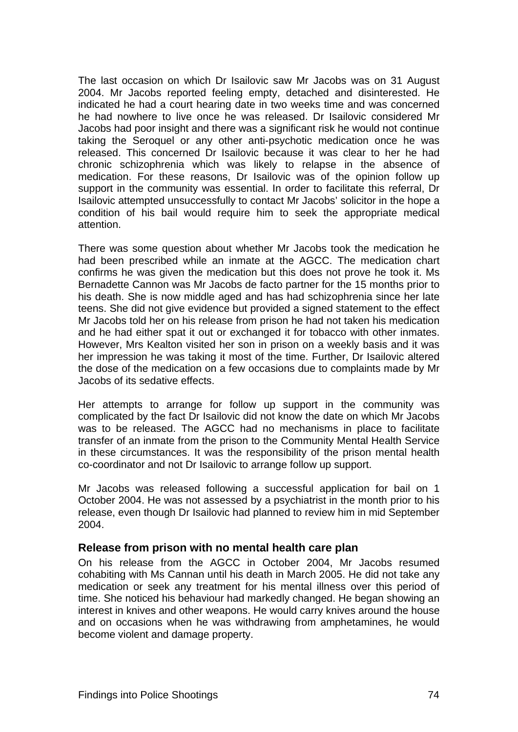The last occasion on which Dr Isailovic saw Mr Jacobs was on 31 August 2004. Mr Jacobs reported feeling empty, detached and disinterested. He indicated he had a court hearing date in two weeks time and was concerned he had nowhere to live once he was released. Dr Isailovic considered Mr Jacobs had poor insight and there was a significant risk he would not continue taking the Seroquel or any other anti-psychotic medication once he was released. This concerned Dr Isailovic because it was clear to her he had chronic schizophrenia which was likely to relapse in the absence of medication. For these reasons, Dr Isailovic was of the opinion follow up support in the community was essential. In order to facilitate this referral, Dr Isailovic attempted unsuccessfully to contact Mr Jacobs' solicitor in the hope a condition of his bail would require him to seek the appropriate medical attention.

There was some question about whether Mr Jacobs took the medication he had been prescribed while an inmate at the AGCC. The medication chart confirms he was given the medication but this does not prove he took it. Ms Bernadette Cannon was Mr Jacobs de facto partner for the 15 months prior to his death. She is now middle aged and has had schizophrenia since her late teens. She did not give evidence but provided a signed statement to the effect Mr Jacobs told her on his release from prison he had not taken his medication and he had either spat it out or exchanged it for tobacco with other inmates. However, Mrs Kealton visited her son in prison on a weekly basis and it was her impression he was taking it most of the time. Further, Dr Isailovic altered the dose of the medication on a few occasions due to complaints made by Mr Jacobs of its sedative effects.

Her attempts to arrange for follow up support in the community was complicated by the fact Dr Isailovic did not know the date on which Mr Jacobs was to be released. The AGCC had no mechanisms in place to facilitate transfer of an inmate from the prison to the Community Mental Health Service in these circumstances. It was the responsibility of the prison mental health co-coordinator and not Dr Isailovic to arrange follow up support.

Mr Jacobs was released following a successful application for bail on 1 October 2004. He was not assessed by a psychiatrist in the month prior to his release, even though Dr Isailovic had planned to review him in mid September 2004.

### Release from prison with no mental health care plan

On his release from the AGCC in October 2004, Mr Jacobs resumed cohabiting with Ms Cannan until his death in March 2005. He did not take any medication or seek any treatment for his mental illness over this period of time. She noticed his behaviour had markedly changed. He began showing an interest in knives and other weapons. He would carry knives around the house and on occasions when he was withdrawing from amphetamines, he would become violent and damage property.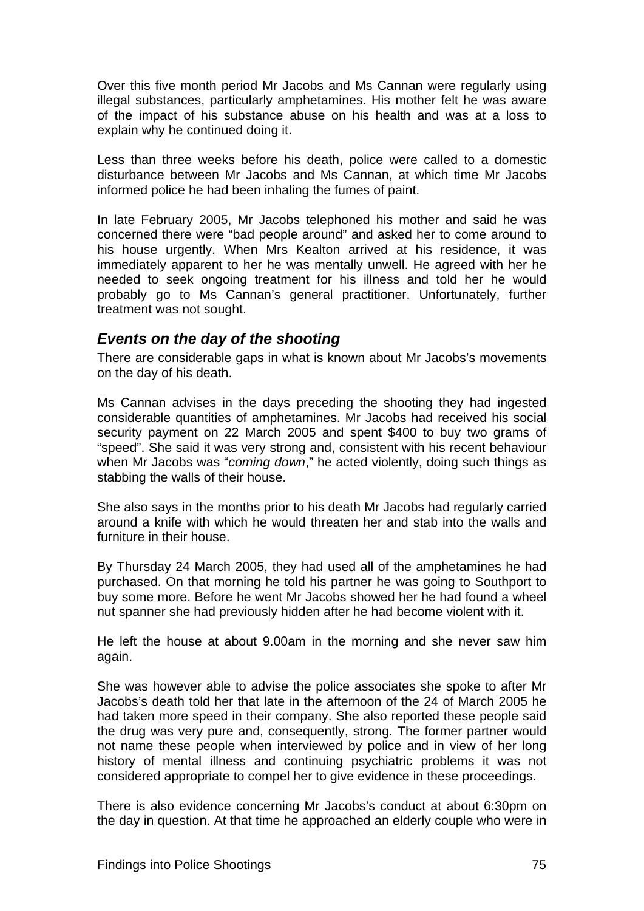Over this five month period Mr Jacobs and Ms Cannan were regularly using illegal substances, particularly amphetamines. His mother felt he was aware of the impact of his substance abuse on his health and was at a loss to explain why he continued doing it.

Less than three weeks before his death, police were called to a domestic disturbance between Mr Jacobs and Ms Cannan, at which time Mr Jacobs informed police he had been inhaling the fumes of paint.

In late February 2005, Mr Jacobs telephoned his mother and said he was concerned there were "bad people around" and asked her to come around to his house urgently. When Mrs Kealton arrived at his residence, it was immediately apparent to her he was mentally unwell. He agreed with her he needed to seek ongoing treatment for his illness and told her he would probably go to Ms Cannan's general practitioner. Unfortunately, further treatment was not sought.

### *Events on the day of the shooting*

There are considerable gaps in what is known about Mr Jacobs's movements on the day of his death.

Ms Cannan advises in the days preceding the shooting they had ingested considerable quantities of amphetamines. Mr Jacobs had received his social security payment on 22 March 2005 and spent $400 to buy two grams of "speed". She said it was very strong and, consistent with his recent behaviour when Mr Jacobs was "*coming down*," he acted violently, doing such things as stabbing the walls of their house.

She also says in the months prior to his death Mr Jacobs had regularly carried around a knife with which he would threaten her and stab into the walls and furniture in their house.

By Thursday 24 March 2005, they had used all of the amphetamines he had purchased. On that morning he told his partner he was going to Southport to buy some more. Before he went Mr Jacobs showed her he had found a wheel nut spanner she had previously hidden after he had become violent with it.

He left the house at about 9.00am in the morning and she never saw him again.

She was however able to advise the police associates she spoke to after Mr Jacobs's death told her that late in the afternoon of the 24 of March 2005 he had taken more speed in their company. She also reported these people said the drug was very pure and, consequently, strong. The former partner would not name these people when interviewed by police and in view of her long history of mental illness and continuing psychiatric problems it was not considered appropriate to compel her to give evidence in these proceedings.

There is also evidence concerning Mr Jacobs's conduct at about 6:30pm on the day in question. At that time he approached an elderly couple who were in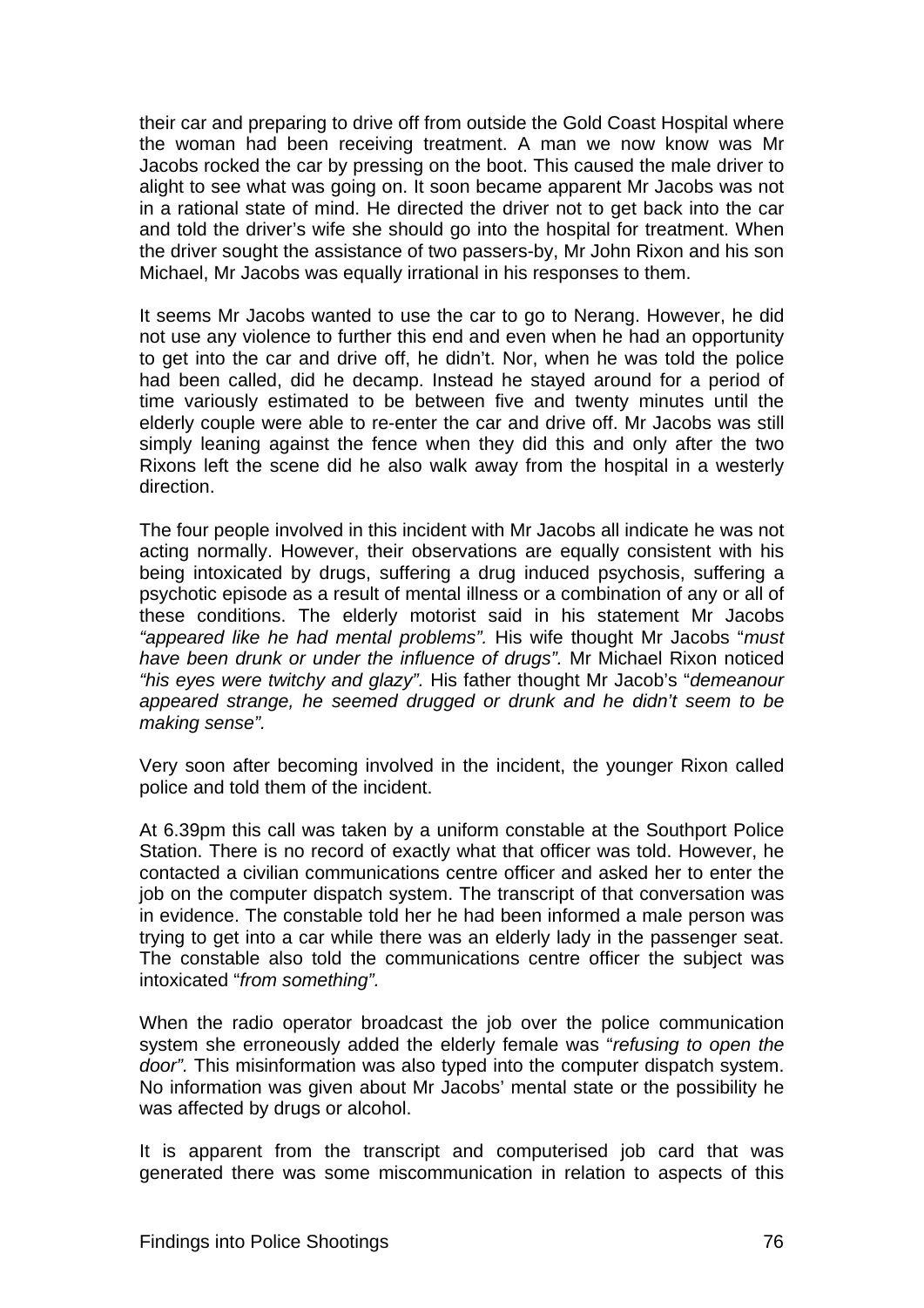their car and preparing to drive off from outside the Gold Coast Hospital where the woman had been receiving treatment. A man we now know was Mr Jacobs rocked the car by pressing on the boot. This caused the male driver to alight to see what was going on. It soon became apparent Mr Jacobs was not in a rational state of mind. He directed the driver not to get back into the car and told the driver's wife she should go into the hospital for treatment. When the driver sought the assistance of two passers-by, Mr John Rixon and his son Michael, Mr Jacobs was equally irrational in his responses to them.

It seems Mr Jacobs wanted to use the car to go to Nerang. However, he did not use any violence to further this end and even when he had an opportunity to get into the car and drive off, he didn't. Nor, when he was told the police had been called, did he decamp. Instead he stayed around for a period of time variously estimated to be between five and twenty minutes until the elderly couple were able to re-enter the car and drive off. Mr Jacobs was still simply leaning against the fence when they did this and only after the two Rixons left the scene did he also walk away from the hospital in a westerly direction.

The four people involved in this incident with Mr Jacobs all indicate he was not acting normally. However, their observations are equally consistent with his being intoxicated by drugs, suffering a drug induced psychosis, suffering a psychotic episode as a result of mental illness or a combination of any or all of these conditions. The elderly motorist said in his statement Mr Jacobs *"appeared like he had mental problems".* His wife thought Mr Jacobs "*must have been drunk or under the influence of drugs".* Mr Michael Rixon noticed *"his eyes were twitchy and glazy".* His father thought Mr Jacob's "*demeanour appeared strange, he seemed drugged or drunk and he didn't seem to be making sense".*

Very soon after becoming involved in the incident, the younger Rixon called police and told them of the incident.

At 6.39pm this call was taken by a uniform constable at the Southport Police Station. There is no record of exactly what that officer was told. However, he contacted a civilian communications centre officer and asked her to enter the job on the computer dispatch system. The transcript of that conversation was in evidence. The constable told her he had been informed a male person was trying to get into a car while there was an elderly lady in the passenger seat. The constable also told the communications centre officer the subject was intoxicated "*from something".*

When the radio operator broadcast the job over the police communication system she erroneously added the elderly female was "*refusing to open the door".* This misinformation was also typed into the computer dispatch system. No information was given about Mr Jacobs' mental state or the possibility he was affected by drugs or alcohol.

It is apparent from the transcript and computerised job card that was generated there was some miscommunication in relation to aspects of this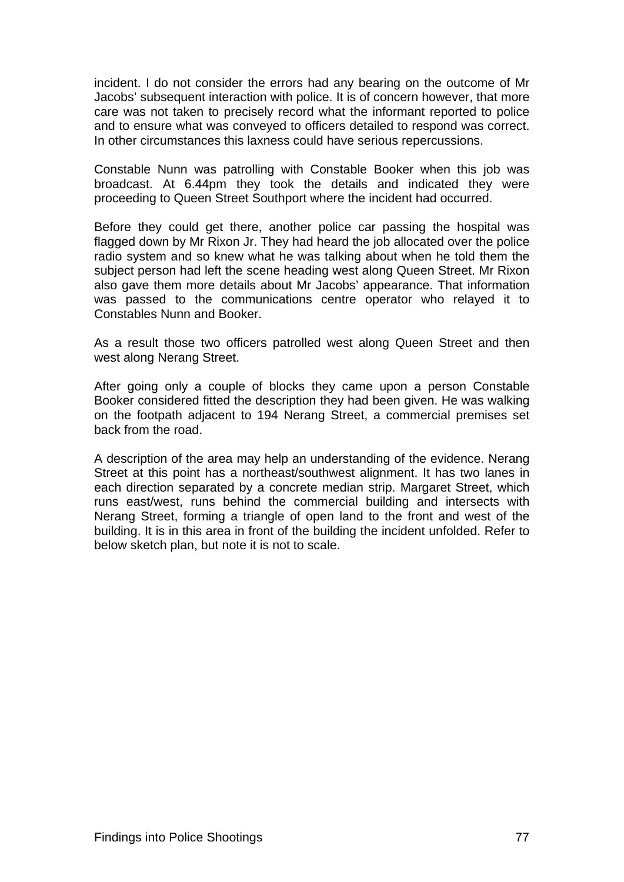incident. I do not consider the errors had any bearing on the outcome of Mr Jacobs' subsequent interaction with police. It is of concern however, that more care was not taken to precisely record what the informant reported to police and to ensure what was conveyed to officers detailed to respond was correct. In other circumstances this laxness could have serious repercussions.

Constable Nunn was patrolling with Constable Booker when this job was broadcast. At 6.44pm they took the details and indicated they were proceeding to Queen Street Southport where the incident had occurred.

Before they could get there, another police car passing the hospital was flagged down by Mr Rixon Jr. They had heard the job allocated over the police radio system and so knew what he was talking about when he told them the subject person had left the scene heading west along Queen Street. Mr Rixon also gave them more details about Mr Jacobs' appearance. That information was passed to the communications centre operator who relayed it to Constables Nunn and Booker.

As a result those two officers patrolled west along Queen Street and then west along Nerang Street.

After going only a couple of blocks they came upon a person Constable Booker considered fitted the description they had been given. He was walking on the footpath adjacent to 194 Nerang Street, a commercial premises set back from the road.

A description of the area may help an understanding of the evidence. Nerang Street at this point has a northeast/southwest alignment. It has two lanes in each direction separated by a concrete median strip. Margaret Street, which runs east/west, runs behind the commercial building and intersects with Nerang Street, forming a triangle of open land to the front and west of the building. It is in this area in front of the building the incident unfolded. Refer to below sketch plan, but note it is not to scale.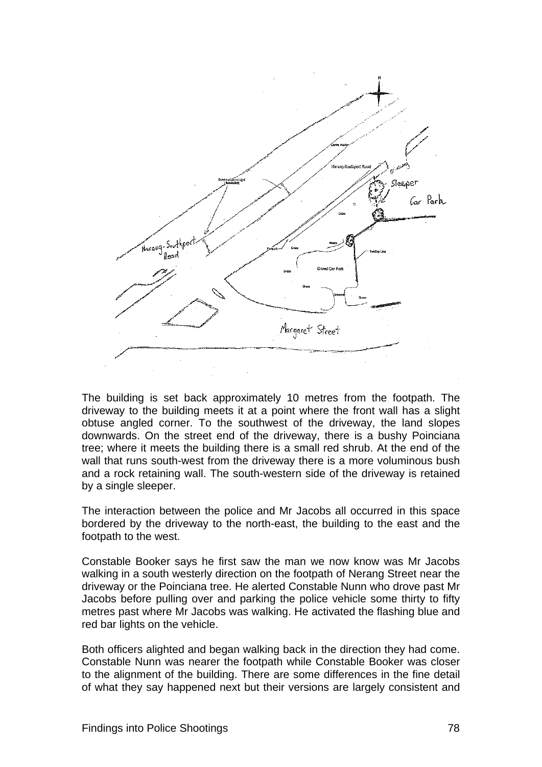The building is set back approximately 10 metres from the footpath. The driveway to the building meets it at a point where the front wall has a slight obtuse angled corner. To the southwest of the driveway, the land slopes downwards. On the street end of the driveway, there is a bushy Poinciana tree; where it meets the building there is a small red shrub. At the end of the wall that runs south-west from the driveway there is a more voluminous bush and a rock retaining wall. The south-western side of the driveway is retained by a single sleeper.

The interaction between the police and Mr Jacobs all occurred in this space bordered by the driveway to the north-east, the building to the east and the footpath to the west.

Constable Booker says he first saw the man we now know was Mr Jacobs walking in a south westerly direction on the footpath of Nerang Street near the driveway or the Poinciana tree. He alerted Constable Nunn who drove past Mr Jacobs before pulling over and parking the police vehicle some thirty to fifty metres past where Mr Jacobs was walking. He activated the flashing blue and red bar lights on the vehicle.

Both officers alighted and began walking back in the direction they had come. Constable Nunn was nearer the footpath while Constable Booker was closer to the alignment of the building. There are some differences in the fine detail of what they say happened next but their versions are largely consistent and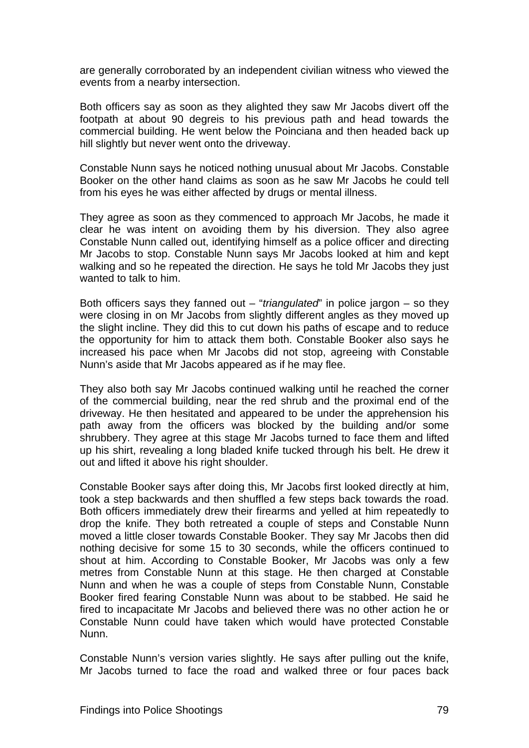are generally corroborated by an independent civilian witness who viewed the events from a nearby intersection.

Both officers say as soon as they alighted they saw Mr Jacobs divert off the footpath at about 90 degreis to his previous path and head towards the commercial building. He went below the Poinciana and then headed back up hill slightly but never went onto the driveway.

Constable Nunn says he noticed nothing unusual about Mr Jacobs. Constable Booker on the other hand claims as soon as he saw Mr Jacobs he could tell from his eyes he was either affected by drugs or mental illness.

They agree as soon as they commenced to approach Mr Jacobs, he made it clear he was intent on avoiding them by his diversion. They also agree Constable Nunn called out, identifying himself as a police officer and directing Mr Jacobs to stop. Constable Nunn says Mr Jacobs looked at him and kept walking and so he repeated the direction. He says he told Mr Jacobs they just wanted to talk to him.

Both officers says they fanned out – "*triangulated*" in police jargon – so they were closing in on Mr Jacobs from slightly different angles as they moved up the slight incline. They did this to cut down his paths of escape and to reduce the opportunity for him to attack them both. Constable Booker also says he increased his pace when Mr Jacobs did not stop, agreeing with Constable Nunn's aside that Mr Jacobs appeared as if he may flee.

They also both say Mr Jacobs continued walking until he reached the corner of the commercial building, near the red shrub and the proximal end of the driveway. He then hesitated and appeared to be under the apprehension his path away from the officers was blocked by the building and/or some shrubbery. They agree at this stage Mr Jacobs turned to face them and lifted up his shirt, revealing a long bladed knife tucked through his belt. He drew it out and lifted it above his right shoulder.

Constable Booker says after doing this, Mr Jacobs first looked directly at him, took a step backwards and then shuffled a few steps back towards the road. Both officers immediately drew their firearms and yelled at him repeatedly to drop the knife. They both retreated a couple of steps and Constable Nunn moved a little closer towards Constable Booker. They say Mr Jacobs then did nothing decisive for some 15 to 30 seconds, while the officers continued to shout at him. According to Constable Booker, Mr Jacobs was only a few metres from Constable Nunn at this stage. He then charged at Constable Nunn and when he was a couple of steps from Constable Nunn, Constable Booker fired fearing Constable Nunn was about to be stabbed. He said he fired to incapacitate Mr Jacobs and believed there was no other action he or Constable Nunn could have taken which would have protected Constable Nunn.

Constable Nunn's version varies slightly. He says after pulling out the knife, Mr Jacobs turned to face the road and walked three or four paces back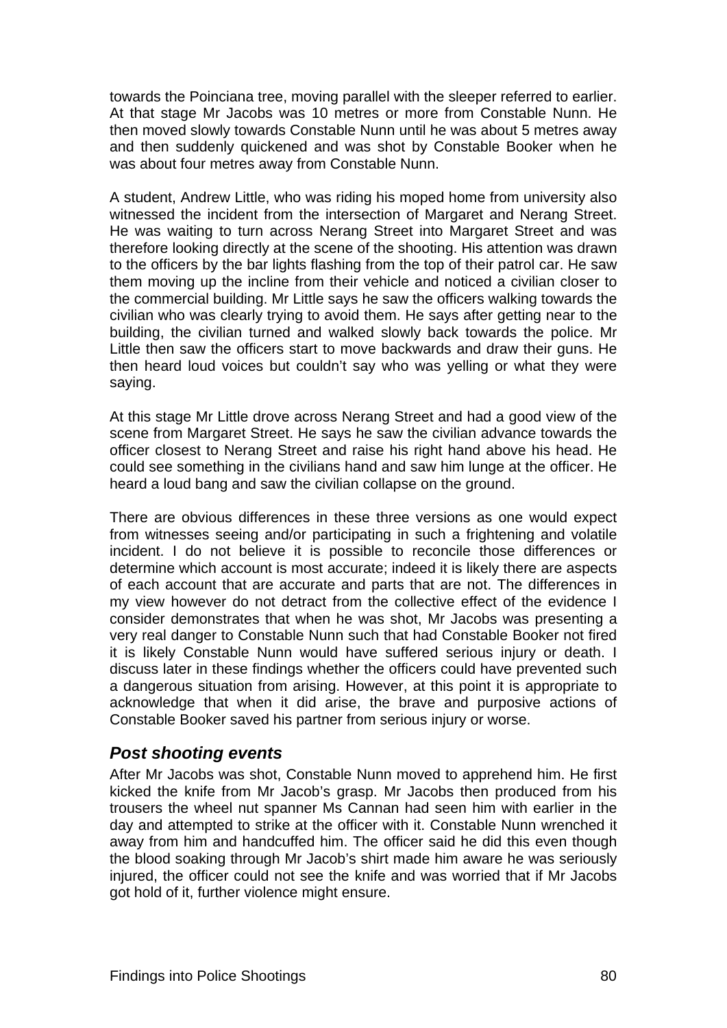towards the Poinciana tree, moving parallel with the sleeper referred to earlier. At that stage Mr Jacobs was 10 metres or more from Constable Nunn. He then moved slowly towards Constable Nunn until he was about 5 metres away and then suddenly quickened and was shot by Constable Booker when he was about four metres away from Constable Nunn.

A student, Andrew Little, who was riding his moped home from university also witnessed the incident from the intersection of Margaret and Nerang Street. He was waiting to turn across Nerang Street into Margaret Street and was therefore looking directly at the scene of the shooting. His attention was drawn to the officers by the bar lights flashing from the top of their patrol car. He saw them moving up the incline from their vehicle and noticed a civilian closer to the commercial building. Mr Little says he saw the officers walking towards the civilian who was clearly trying to avoid them. He says after getting near to the building, the civilian turned and walked slowly back towards the police. Mr Little then saw the officers start to move backwards and draw their guns. He then heard loud voices but couldn't say who was yelling or what they were saying.

At this stage Mr Little drove across Nerang Street and had a good view of the scene from Margaret Street. He says he saw the civilian advance towards the officer closest to Nerang Street and raise his right hand above his head. He could see something in the civilians hand and saw him lunge at the officer. He heard a loud bang and saw the civilian collapse on the ground.

There are obvious differences in these three versions as one would expect from witnesses seeing and/or participating in such a frightening and volatile incident. I do not believe it is possible to reconcile those differences or determine which account is most accurate; indeed it is likely there are aspects of each account that are accurate and parts that are not. The differences in my view however do not detract from the collective effect of the evidence I consider demonstrates that when he was shot, Mr Jacobs was presenting a very real danger to Constable Nunn such that had Constable Booker not fired it is likely Constable Nunn would have suffered serious injury or death. I discuss later in these findings whether the officers could have prevented such a dangerous situation from arising. However, at this point it is appropriate to acknowledge that when it did arise, the brave and purposive actions of Constable Booker saved his partner from serious injury or worse.

### *Post shooting events*

After Mr Jacobs was shot, Constable Nunn moved to apprehend him. He first kicked the knife from Mr Jacob's grasp. Mr Jacobs then produced from his trousers the wheel nut spanner Ms Cannan had seen him with earlier in the day and attempted to strike at the officer with it. Constable Nunn wrenched it away from him and handcuffed him. The officer said he did this even though the blood soaking through Mr Jacob's shirt made him aware he was seriously injured, the officer could not see the knife and was worried that if Mr Jacobs got hold of it, further violence might ensure.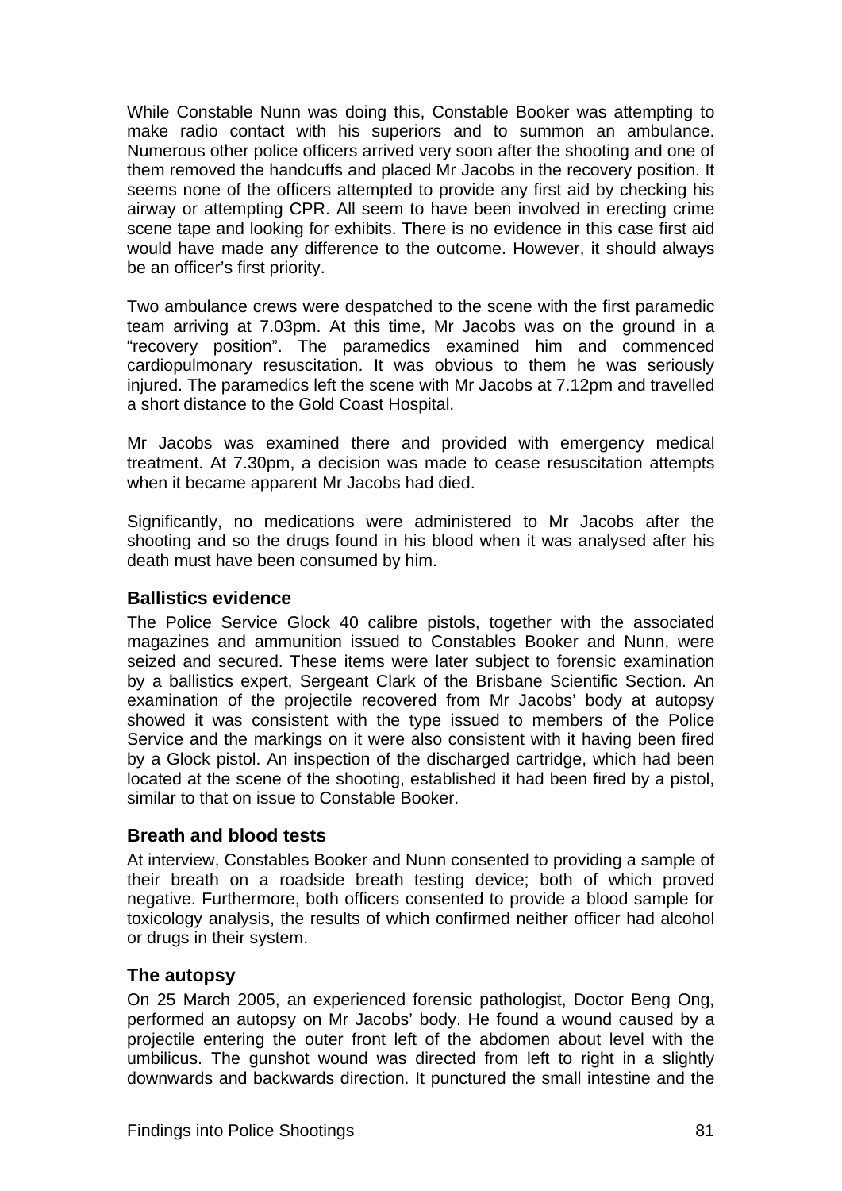While Constable Nunn was doing this, Constable Booker was attempting to make radio contact with his superiors and to summon an ambulance. Numerous other police officers arrived very soon after the shooting and one of them removed the handcuffs and placed Mr Jacobs in the recovery position. It seems none of the officers attempted to provide any first aid by checking his airway or attempting CPR. All seem to have been involved in erecting crime scene tape and looking for exhibits. There is no evidence in this case first aid would have made any difference to the outcome. However, it should always be an officer's first priority.

Two ambulance crews were despatched to the scene with the first paramedic team arriving at 7.03pm. At this time, Mr Jacobs was on the ground in a "recovery position". The paramedics examined him and commenced cardiopulmonary resuscitation. It was obvious to them he was seriously injured. The paramedics left the scene with Mr Jacobs at 7.12pm and travelled a short distance to the Gold Coast Hospital.

Mr Jacobs was examined there and provided with emergency medical treatment. At 7.30pm, a decision was made to cease resuscitation attempts when it became apparent Mr Jacobs had died.

Significantly, no medications were administered to Mr Jacobs after the shooting and so the drugs found in his blood when it was analysed after his death must have been consumed by him.

### Ballistics evidence

The Police Service Glock 40 calibre pistols, together with the associated magazines and ammunition issued to Constables Booker and Nunn, were seized and secured. These items were later subject to forensic examination by a ballistics expert, Sergeant Clark of the Brisbane Scientific Section. An examination of the projectile recovered from Mr Jacobs' body at autopsy showed it was consistent with the type issued to members of the Police Service and the markings on it were also consistent with it having been fired by a Glock pistol. An inspection of the discharged cartridge, which had been located at the scene of the shooting, established it had been fired by a pistol, similar to that on issue to Constable Booker.

### Breath and blood tests

At interview, Constables Booker and Nunn consented to providing a sample of their breath on a roadside breath testing device; both of which proved negative. Furthermore, both officers consented to provide a blood sample for toxicology analysis, the results of which confirmed neither officer had alcohol or drugs in their system.

### The autopsy

On 25 March 2005, an experienced forensic pathologist, Doctor Beng Ong, performed an autopsy on Mr Jacobs' body. He found a wound caused by a projectile entering the outer front left of the abdomen about level with the umbilicus. The gunshot wound was directed from left to right in a slightly downwards and backwards direction. It punctured the small intestine and the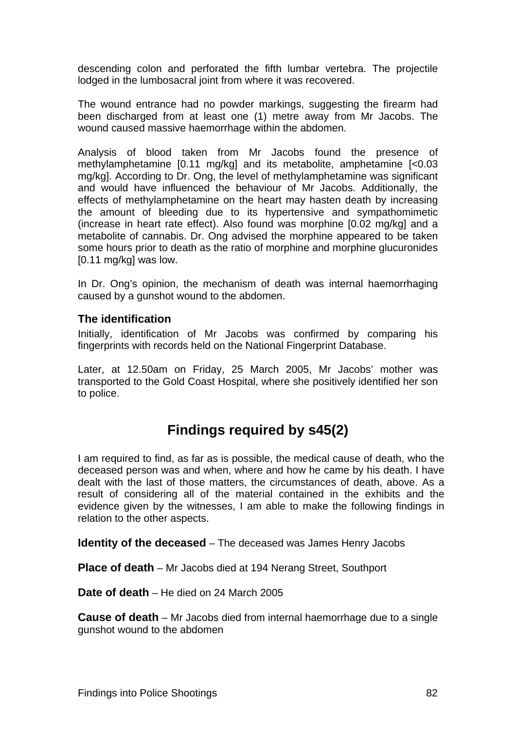descending colon and perforated the fifth lumbar vertebra. The projectile lodged in the lumbosacral joint from where it was recovered.

The wound entrance had no powder markings, suggesting the firearm had been discharged from at least one (1) metre away from Mr Jacobs. The wound caused massive haemorrhage within the abdomen.

Analysis of blood taken from Mr Jacobs found the presence of methylamphetamine [0.11 mg/kg] and its metabolite, amphetamine [<0.03 mg/kg]. According to Dr. Ong, the level of methylamphetamine was significant and would have influenced the behaviour of Mr Jacobs. Additionally, the effects of methylamphetamine on the heart may hasten death by increasing the amount of bleeding due to its hypertensive and sympathomimetic (increase in heart rate effect). Also found was morphine [0.02 mg/kg] and a metabolite of cannabis. Dr. Ong advised the morphine appeared to be taken some hours prior to death as the ratio of morphine and morphine glucuronides [0.11 mg/kg] was low.

In Dr. Ong's opinion, the mechanism of death was internal haemorrhaging caused by a gunshot wound to the abdomen.

### The identification

Initially, identification of Mr Jacobs was confirmed by comparing his fingerprints with records held on the National Fingerprint Database.

Later, at 12.50am on Friday, 25 March 2005, Mr Jacobs' mother was transported to the Gold Coast Hospital, where she positively identified her son to police.

## Findings required by s45(2)

I am required to find, as far as is possible, the medical cause of death, who the deceased person was and when, where and how he came by his death. I have dealt with the last of those matters, the circumstances of death, above. As a result of considering all of the material contained in the exhibits and the evidence given by the witnesses, I am able to make the following findings in relation to the other aspects.

**Identity of the deceased** – The deceased was James Henry Jacobs

**Place of death** – Mr Jacobs died at 194 Nerang Street, Southport

**Date of death** – He died on 24 March 2005

**Cause of death** – Mr Jacobs died from internal haemorrhage due to a single gunshot wound to the abdomen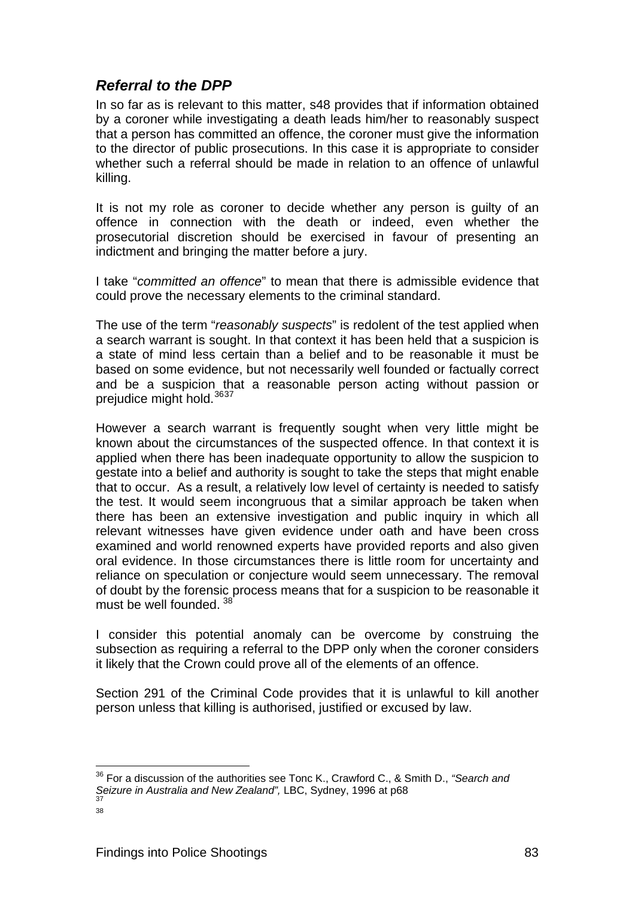## *Referral to the DPP*

In so far as is relevant to this matter, s48 provides that if information obtained by a coroner while investigating a death leads him/her to reasonably suspect that a person has committed an offence, the coroner must give the information to the director of public prosecutions. In this case it is appropriate to consider whether such a referral should be made in relation to an offence of unlawful killing.

It is not my role as coroner to decide whether any person is guilty of an offence in connection with the death or indeed, even whether the prosecutorial discretion should be exercised in favour of presenting an indictment and bringing the matter before a jury.

I take "*committed an offence*" to mean that there is admissible evidence that could prove the necessary elements to the criminal standard.

The use of the term "*reasonably suspects*" is redolent of the test applied when a search warrant is sought. In that context it has been held that a suspicion is a state of mind less certain than a belief and to be reasonable it must be based on some evidence, but not necessarily well founded or factually correct and be a suspicion that a reasonable person acting without passion or prejudice might hold.[36][37]

However a search warrant is frequently sought when very little might be known about the circumstances of the suspected offence. In that context it is applied when there has been inadequate opportunity to allow the suspicion to gestate into a belief and authority is sought to take the steps that might enable that to occur. As a result, a relatively low level of certainty is needed to satisfy the test. It would seem incongruous that a similar approach be taken when there has been an extensive investigation and public inquiry in which all relevant witnesses have given evidence under oath and have been cross examined and world renowned experts have provided reports and also given oral evidence. In those circumstances there is little room for uncertainty and reliance on speculation or conjecture would seem unnecessary. The removal of doubt by the forensic process means that for a suspicion to be reasonable it must be well founded. [38]

I consider this potential anomaly can be overcome by construing the subsection as requiring a referral to the DPP only when the coroner considers it likely that the Crown could prove all of the elements of an offence.

Section 291 of the Criminal Code provides that it is unlawful to kill another person unless that killing is authorised, justified or excused by law.

---

[36] For a discussion of the authorities see Tonc K., Crawford C., & Smith D., *"Search and Seizure in Australia and New Zealand",* LBC, Sydney, 1996 at p68

[37]

[38]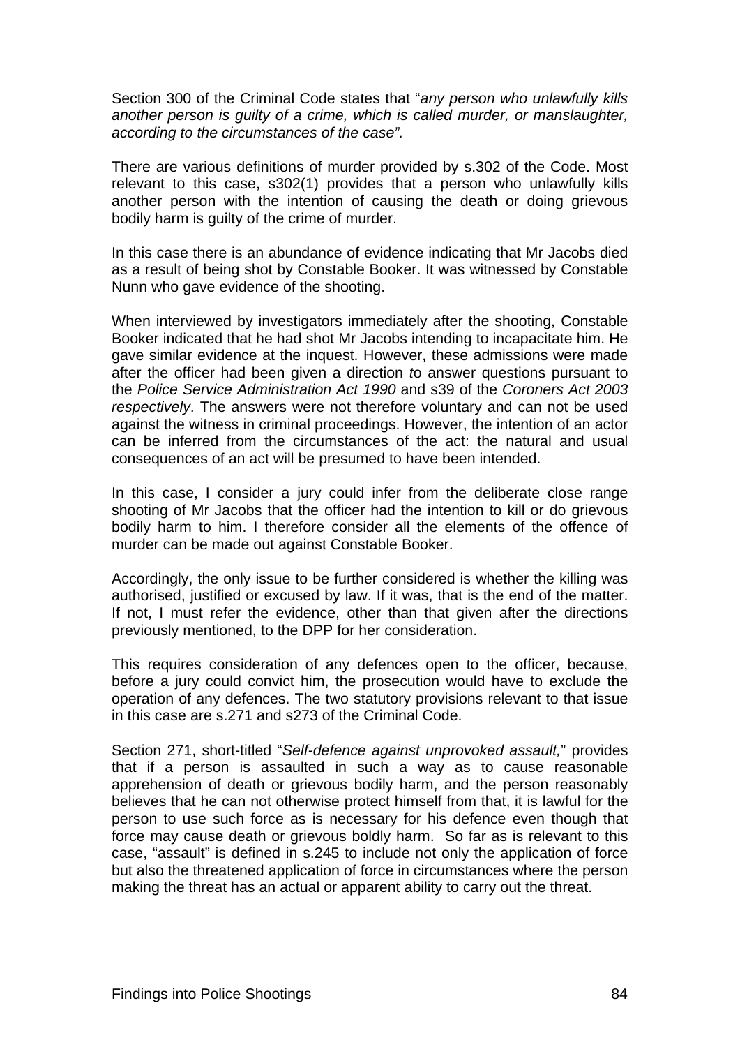Section 300 of the Criminal Code states that "*any person who unlawfully kills another person is guilty of a crime, which is called murder, or manslaughter, according to the circumstances of the case".*

There are various definitions of murder provided by s.302 of the Code. Most relevant to this case, s302(1) provides that a person who unlawfully kills another person with the intention of causing the death or doing grievous bodily harm is guilty of the crime of murder.

In this case there is an abundance of evidence indicating that Mr Jacobs died as a result of being shot by Constable Booker. It was witnessed by Constable Nunn who gave evidence of the shooting.

When interviewed by investigators immediately after the shooting, Constable Booker indicated that he had shot Mr Jacobs intending to incapacitate him. He gave similar evidence at the inquest. However, these admissions were made after the officer had been given a direction *t*o answer questions pursuant to the *Police Service Administration Act 1990* and s39 of the *Coroners Act 2003 respectively*. The answers were not therefore voluntary and can not be used against the witness in criminal proceedings. However, the intention of an actor can be inferred from the circumstances of the act: the natural and usual consequences of an act will be presumed to have been intended.

In this case, I consider a jury could infer from the deliberate close range shooting of Mr Jacobs that the officer had the intention to kill or do grievous bodily harm to him. I therefore consider all the elements of the offence of murder can be made out against Constable Booker.

Accordingly, the only issue to be further considered is whether the killing was authorised, justified or excused by law. If it was, that is the end of the matter. If not, I must refer the evidence, other than that given after the directions previously mentioned, to the DPP for her consideration.

This requires consideration of any defences open to the officer, because, before a jury could convict him, the prosecution would have to exclude the operation of any defences. The two statutory provisions relevant to that issue in this case are s.271 and s273 of the Criminal Code.

Section 271, short-titled "*Self-defence against unprovoked assault,*" provides that if a person is assaulted in such a way as to cause reasonable apprehension of death or grievous bodily harm, and the person reasonably believes that he can not otherwise protect himself from that, it is lawful for the person to use such force as is necessary for his defence even though that force may cause death or grievous boldly harm. So far as is relevant to this case, "assault" is defined in s.245 to include not only the application of force but also the threatened application of force in circumstances where the person making the threat has an actual or apparent ability to carry out the threat.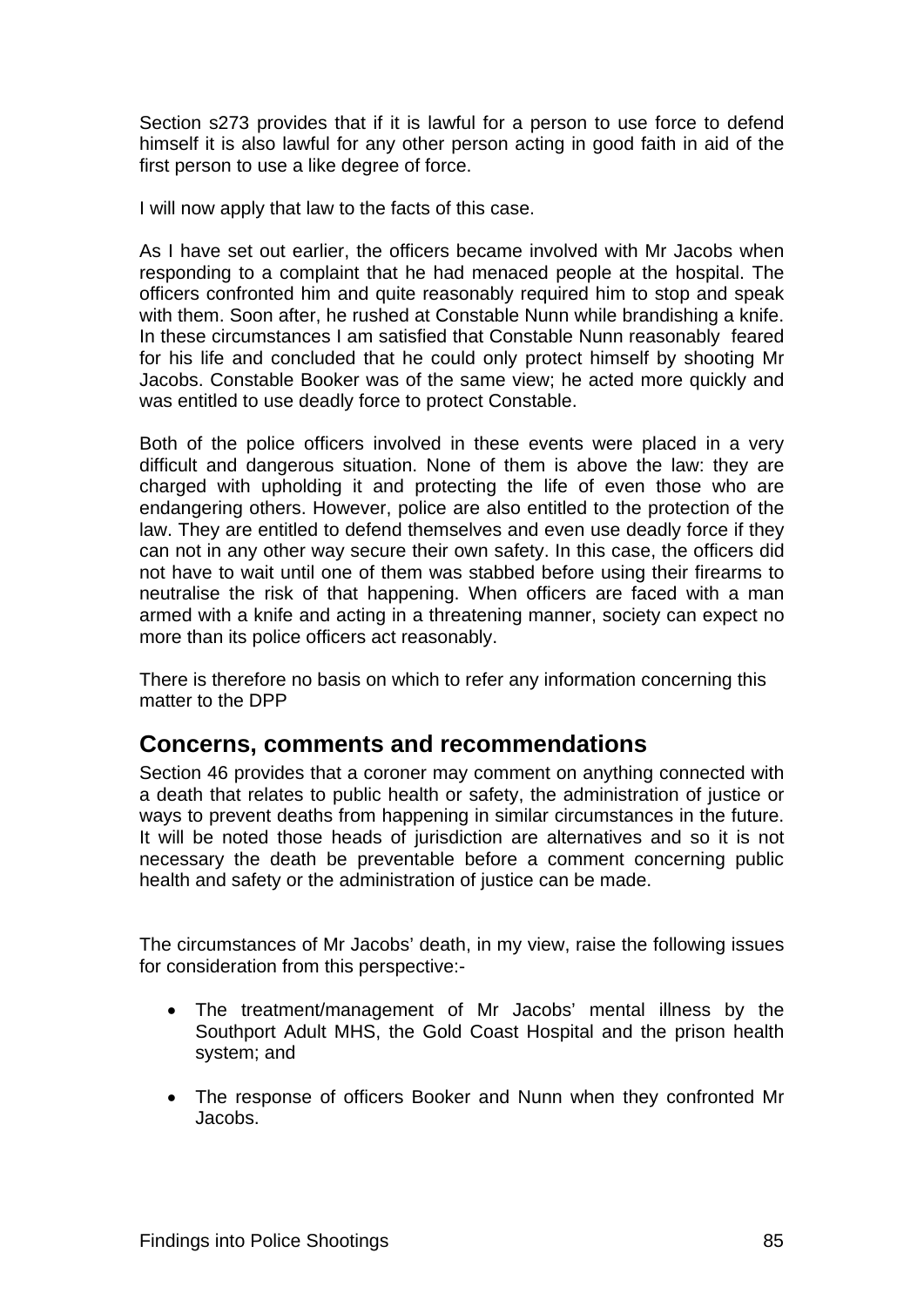Section s273 provides that if it is lawful for a person to use force to defend himself it is also lawful for any other person acting in good faith in aid of the first person to use a like degree of force.

I will now apply that law to the facts of this case.

As I have set out earlier, the officers became involved with Mr Jacobs when responding to a complaint that he had menaced people at the hospital. The officers confronted him and quite reasonably required him to stop and speak with them. Soon after, he rushed at Constable Nunn while brandishing a knife. In these circumstances I am satisfied that Constable Nunn reasonably feared for his life and concluded that he could only protect himself by shooting Mr Jacobs. Constable Booker was of the same view; he acted more quickly and was entitled to use deadly force to protect Constable.

Both of the police officers involved in these events were placed in a very difficult and dangerous situation. None of them is above the law: they are charged with upholding it and protecting the life of even those who are endangering others. However, police are also entitled to the protection of the law. They are entitled to defend themselves and even use deadly force if they can not in any other way secure their own safety. In this case, the officers did not have to wait until one of them was stabbed before using their firearms to neutralise the risk of that happening. When officers are faced with a man armed with a knife and acting in a threatening manner, society can expect no more than its police officers act reasonably.

There is therefore no basis on which to refer any information concerning this matter to the DPP

## Concerns, comments and recommendations

Section 46 provides that a coroner may comment on anything connected with a death that relates to public health or safety, the administration of justice or ways to prevent deaths from happening in similar circumstances in the future. It will be noted those heads of jurisdiction are alternatives and so it is not necessary the death be preventable before a comment concerning public health and safety or the administration of justice can be made.

The circumstances of Mr Jacobs' death, in my view, raise the following issues for consideration from this perspective:-

- The treatment/management of Mr Jacobs' mental illness by the Southport Adult MHS, the Gold Coast Hospital and the prison health system; and
- The response of officers Booker and Nunn when they confronted Mr Jacobs.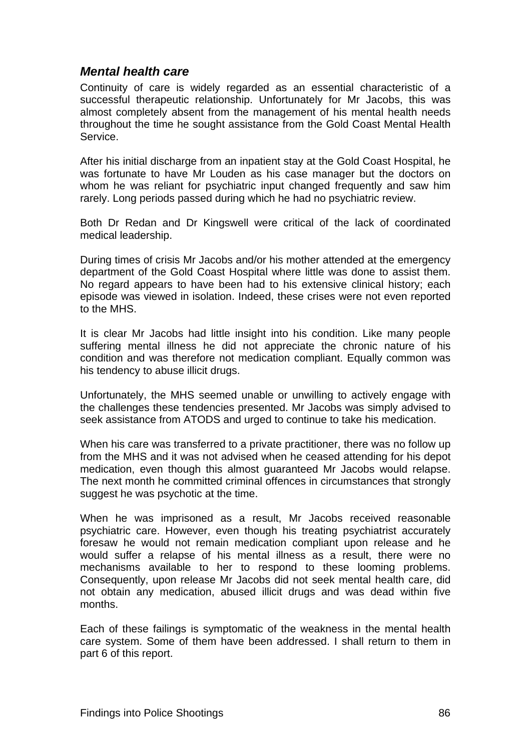### *Mental health care*

Continuity of care is widely regarded as an essential characteristic of a successful therapeutic relationship. Unfortunately for Mr Jacobs, this was almost completely absent from the management of his mental health needs throughout the time he sought assistance from the Gold Coast Mental Health Service.

After his initial discharge from an inpatient stay at the Gold Coast Hospital, he was fortunate to have Mr Louden as his case manager but the doctors on whom he was reliant for psychiatric input changed frequently and saw him rarely. Long periods passed during which he had no psychiatric review.

Both Dr Redan and Dr Kingswell were critical of the lack of coordinated medical leadership.

During times of crisis Mr Jacobs and/or his mother attended at the emergency department of the Gold Coast Hospital where little was done to assist them. No regard appears to have been had to his extensive clinical history; each episode was viewed in isolation. Indeed, these crises were not even reported to the MHS.

It is clear Mr Jacobs had little insight into his condition. Like many people suffering mental illness he did not appreciate the chronic nature of his condition and was therefore not medication compliant. Equally common was his tendency to abuse illicit drugs.

Unfortunately, the MHS seemed unable or unwilling to actively engage with the challenges these tendencies presented. Mr Jacobs was simply advised to seek assistance from ATODS and urged to continue to take his medication.

When his care was transferred to a private practitioner, there was no follow up from the MHS and it was not advised when he ceased attending for his depot medication, even though this almost guaranteed Mr Jacobs would relapse. The next month he committed criminal offences in circumstances that strongly suggest he was psychotic at the time.

When he was imprisoned as a result, Mr Jacobs received reasonable psychiatric care. However, even though his treating psychiatrist accurately foresaw he would not remain medication compliant upon release and he would suffer a relapse of his mental illness as a result, there were no mechanisms available to her to respond to these looming problems. Consequently, upon release Mr Jacobs did not seek mental health care, did not obtain any medication, abused illicit drugs and was dead within five months.

Each of these failings is symptomatic of the weakness in the mental health care system. Some of them have been addressed. I shall return to them in part 6 of this report.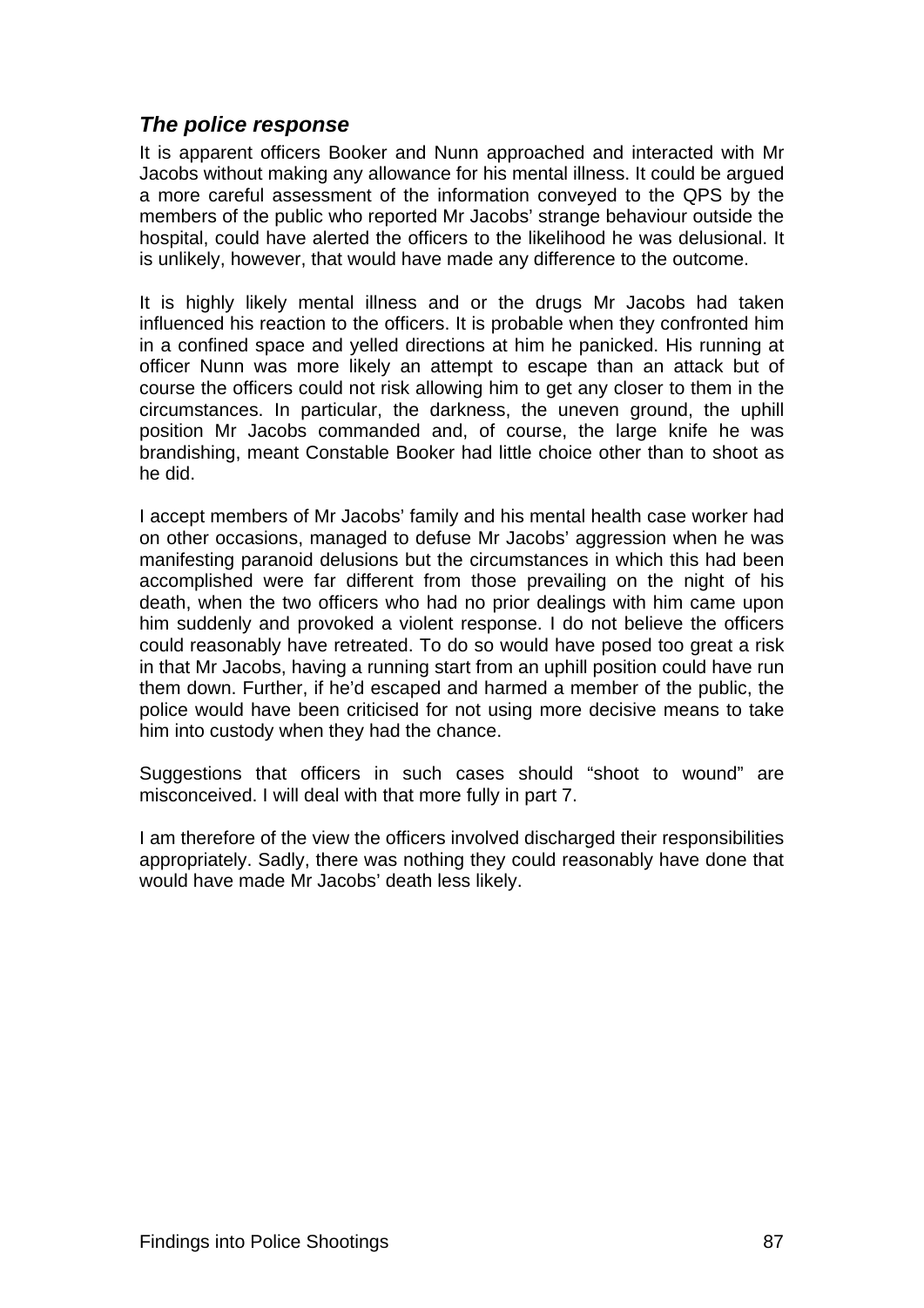### *The police response*

It is apparent officers Booker and Nunn approached and interacted with Mr Jacobs without making any allowance for his mental illness. It could be argued a more careful assessment of the information conveyed to the QPS by the members of the public who reported Mr Jacobs' strange behaviour outside the hospital, could have alerted the officers to the likelihood he was delusional. It is unlikely, however, that would have made any difference to the outcome.

It is highly likely mental illness and or the drugs Mr Jacobs had taken influenced his reaction to the officers. It is probable when they confronted him in a confined space and yelled directions at him he panicked. His running at officer Nunn was more likely an attempt to escape than an attack but of course the officers could not risk allowing him to get any closer to them in the circumstances. In particular, the darkness, the uneven ground, the uphill position Mr Jacobs commanded and, of course, the large knife he was brandishing, meant Constable Booker had little choice other than to shoot as he did.

I accept members of Mr Jacobs' family and his mental health case worker had on other occasions, managed to defuse Mr Jacobs' aggression when he was manifesting paranoid delusions but the circumstances in which this had been accomplished were far different from those prevailing on the night of his death, when the two officers who had no prior dealings with him came upon him suddenly and provoked a violent response. I do not believe the officers could reasonably have retreated. To do so would have posed too great a risk in that Mr Jacobs, having a running start from an uphill position could have run them down. Further, if he'd escaped and harmed a member of the public, the police would have been criticised for not using more decisive means to take him into custody when they had the chance.

Suggestions that officers in such cases should "shoot to wound" are misconceived. I will deal with that more fully in part 7.

I am therefore of the view the officers involved discharged their responsibilities appropriately. Sadly, there was nothing they could reasonably have done that would have made Mr Jacobs' death less likely.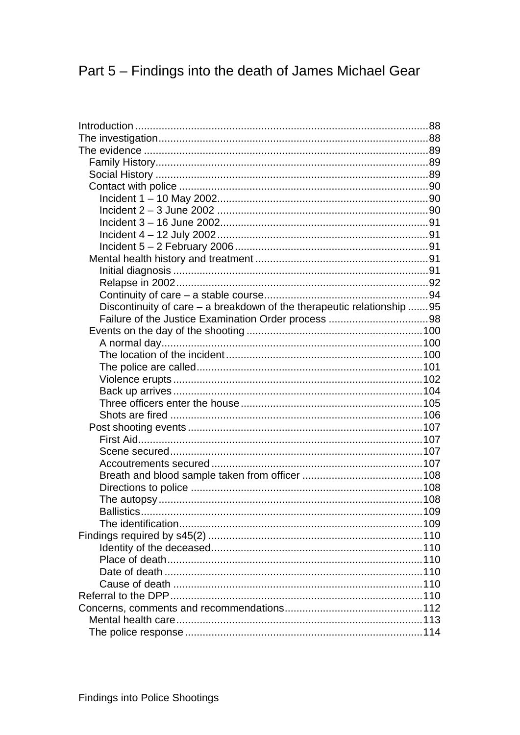# Part 5 – Findings into the death of James Michael Gear

Introduction ........................................................................................................88
The investigation..................................................................................................88
The evidence .......................................................................................................89
  Family History...................................................................................................89
  Social History ...................................................................................................89
  Contact with police ...........................................................................................90
    Incident 1 – 10 May 2002...............................................................................90
    Incident 2 – 3 June 2002 ...............................................................................90
    Incident 3 – 16 June 2002..............................................................................91
    Incident 4 – 12 July 2002...............................................................................91
    Incident 5 – 2 February 2006.........................................................................91
  Mental health history and treatment ..................................................................91
    Initial diagnosis ..............................................................................................91
    Relapse in 2002.............................................................................................92
    Continuity of care – a stable course...............................................................94
    Discontinuity of care – a breakdown of the therapeutic relationship .......95
    Failure of the Justice Examination Order process .........................................98
  Events on the day of the shooting ...................................................................100
    A normal day................................................................................................100
    The location of the incident...........................................................................100
    The police are called.....................................................................................101
    Violence erupts.............................................................................................102
    Back up arrives.............................................................................................104
    Three officers enter the house......................................................................105
    Shots are fired .............................................................................................106
  Post shooting events .......................................................................................107
    First Aid........................................................................................................107
    Scene secured..............................................................................................107
    Accoutrements secured ................................................................................107
    Breath and blood sample taken from officer .................................................108
    Directions to police ......................................................................................108
    The autopsy..................................................................................................108
    Ballistics.......................................................................................................109
    The identification..........................................................................................109
Findings required by s45(2) ................................................................................110
    Identity of the deceased................................................................................110
    Place of death...............................................................................................110
    Date of death ................................................................................................110
    Cause of death .............................................................................................110
Referral to the DPP.............................................................................................110
Concerns, comments and recommendations.......................................................112
  Mental health care...........................................................................................113
  The police response ........................................................................................114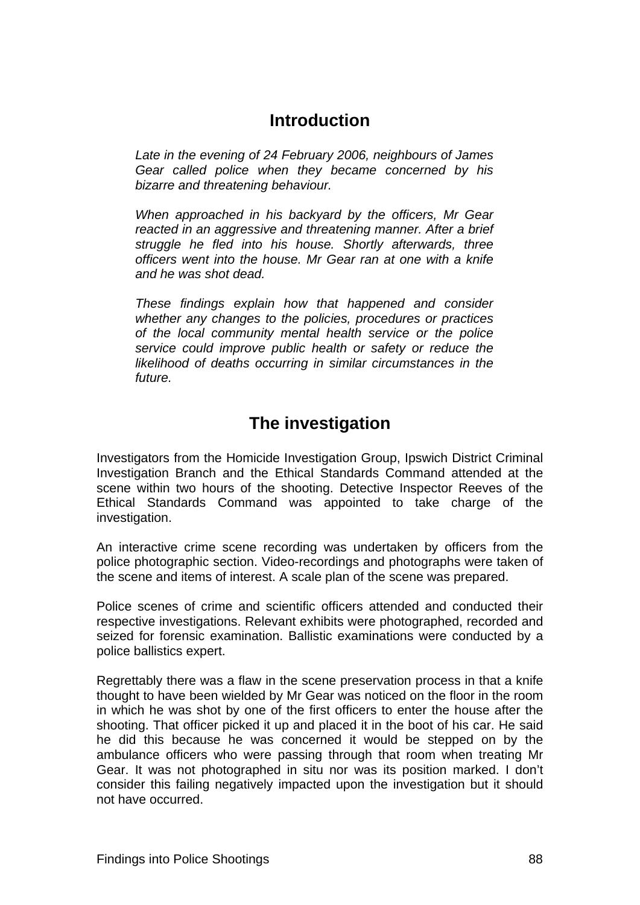## Introduction

*Late in the evening of 24 February 2006, neighbours of James Gear called police when they became concerned by his bizarre and threatening behaviour.*

*When approached in his backyard by the officers, Mr Gear reacted in an aggressive and threatening manner. After a brief struggle he fled into his house. Shortly afterwards, three officers went into the house. Mr Gear ran at one with a knife and he was shot dead.*

*These findings explain how that happened and consider whether any changes to the policies, procedures or practices of the local community mental health service or the police service could improve public health or safety or reduce the likelihood of deaths occurring in similar circumstances in the future.*

## The investigation

Investigators from the Homicide Investigation Group, Ipswich District Criminal Investigation Branch and the Ethical Standards Command attended at the scene within two hours of the shooting. Detective Inspector Reeves of the Ethical Standards Command was appointed to take charge of the investigation.

An interactive crime scene recording was undertaken by officers from the police photographic section. Video-recordings and photographs were taken of the scene and items of interest. A scale plan of the scene was prepared.

Police scenes of crime and scientific officers attended and conducted their respective investigations. Relevant exhibits were photographed, recorded and seized for forensic examination. Ballistic examinations were conducted by a police ballistics expert.

Regrettably there was a flaw in the scene preservation process in that a knife thought to have been wielded by Mr Gear was noticed on the floor in the room in which he was shot by one of the first officers to enter the house after the shooting. That officer picked it up and placed it in the boot of his car. He said he did this because he was concerned it would be stepped on by the ambulance officers who were passing through that room when treating Mr Gear. It was not photographed in situ nor was its position marked. I don't consider this failing negatively impacted upon the investigation but it should not have occurred.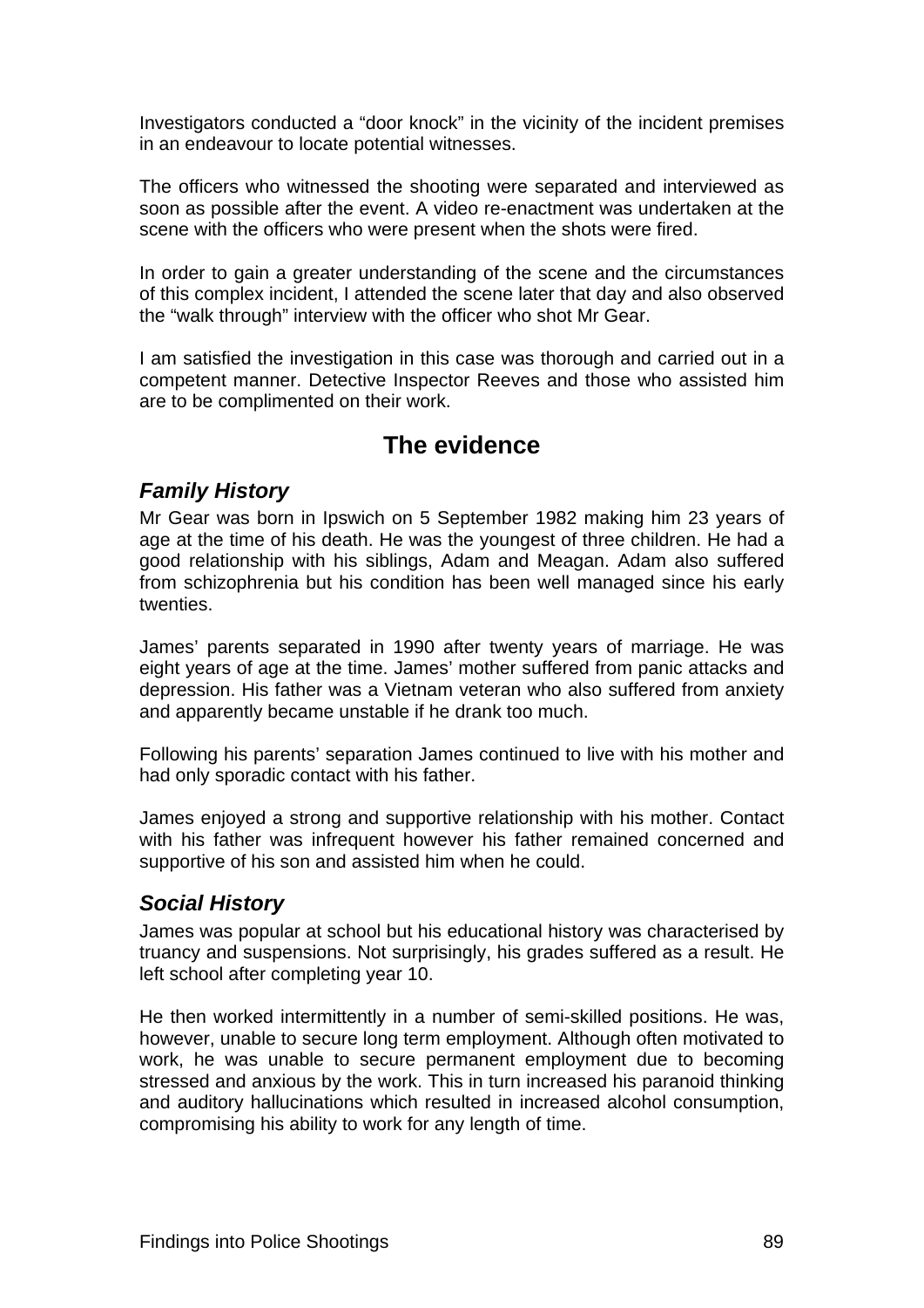Investigators conducted a "door knock" in the vicinity of the incident premises in an endeavour to locate potential witnesses.

The officers who witnessed the shooting were separated and interviewed as soon as possible after the event. A video re-enactment was undertaken at the scene with the officers who were present when the shots were fired.

In order to gain a greater understanding of the scene and the circumstances of this complex incident, I attended the scene later that day and also observed the "walk through" interview with the officer who shot Mr Gear.

I am satisfied the investigation in this case was thorough and carried out in a competent manner. Detective Inspector Reeves and those who assisted him are to be complimented on their work.

## The evidence

### *Family History*

Mr Gear was born in Ipswich on 5 September 1982 making him 23 years of age at the time of his death. He was the youngest of three children. He had a good relationship with his siblings, Adam and Meagan. Adam also suffered from schizophrenia but his condition has been well managed since his early twenties.

James' parents separated in 1990 after twenty years of marriage. He was eight years of age at the time. James' mother suffered from panic attacks and depression. His father was a Vietnam veteran who also suffered from anxiety and apparently became unstable if he drank too much.

Following his parents' separation James continued to live with his mother and had only sporadic contact with his father.

James enjoyed a strong and supportive relationship with his mother. Contact with his father was infrequent however his father remained concerned and supportive of his son and assisted him when he could.

### *Social History*

James was popular at school but his educational history was characterised by truancy and suspensions. Not surprisingly, his grades suffered as a result. He left school after completing year 10.

He then worked intermittently in a number of semi-skilled positions. He was, however, unable to secure long term employment. Although often motivated to work, he was unable to secure permanent employment due to becoming stressed and anxious by the work. This in turn increased his paranoid thinking and auditory hallucinations which resulted in increased alcohol consumption, compromising his ability to work for any length of time.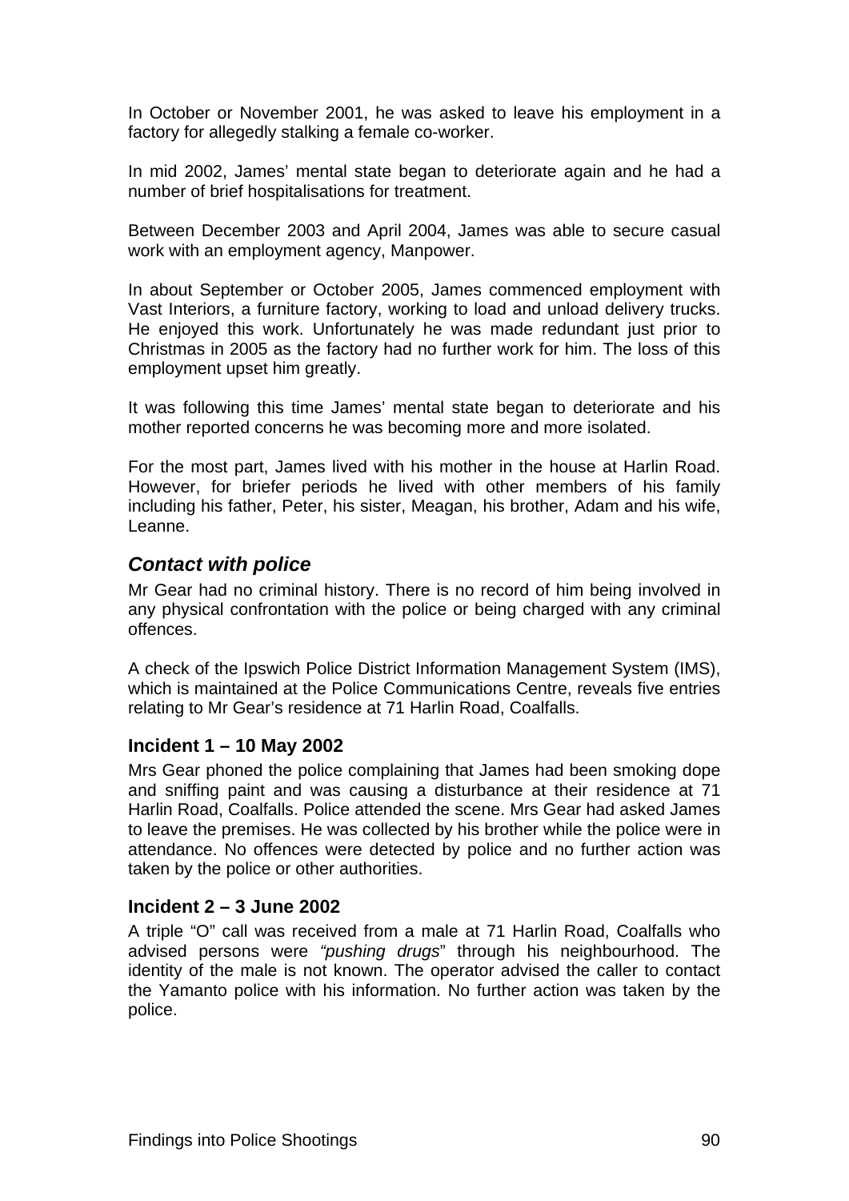In October or November 2001, he was asked to leave his employment in a factory for allegedly stalking a female co-worker.

In mid 2002, James' mental state began to deteriorate again and he had a number of brief hospitalisations for treatment.

Between December 2003 and April 2004, James was able to secure casual work with an employment agency, Manpower.

In about September or October 2005, James commenced employment with Vast Interiors, a furniture factory, working to load and unload delivery trucks. He enjoyed this work. Unfortunately he was made redundant just prior to Christmas in 2005 as the factory had no further work for him. The loss of this employment upset him greatly.

It was following this time James' mental state began to deteriorate and his mother reported concerns he was becoming more and more isolated.

For the most part, James lived with his mother in the house at Harlin Road. However, for briefer periods he lived with other members of his family including his father, Peter, his sister, Meagan, his brother, Adam and his wife, Leanne.

## *Contact with police*

Mr Gear had no criminal history. There is no record of him being involved in any physical confrontation with the police or being charged with any criminal offences.

A check of the Ipswich Police District Information Management System (IMS), which is maintained at the Police Communications Centre, reveals five entries relating to Mr Gear's residence at 71 Harlin Road, Coalfalls.

### Incident 1 – 10 May 2002

Mrs Gear phoned the police complaining that James had been smoking dope and sniffing paint and was causing a disturbance at their residence at 71 Harlin Road, Coalfalls. Police attended the scene. Mrs Gear had asked James to leave the premises. He was collected by his brother while the police were in attendance. No offences were detected by police and no further action was taken by the police or other authorities.

### Incident 2 – 3 June 2002

A triple "O" call was received from a male at 71 Harlin Road, Coalfalls who advised persons were *"pushing drugs*" through his neighbourhood. The identity of the male is not known. The operator advised the caller to contact the Yamanto police with his information. No further action was taken by the police.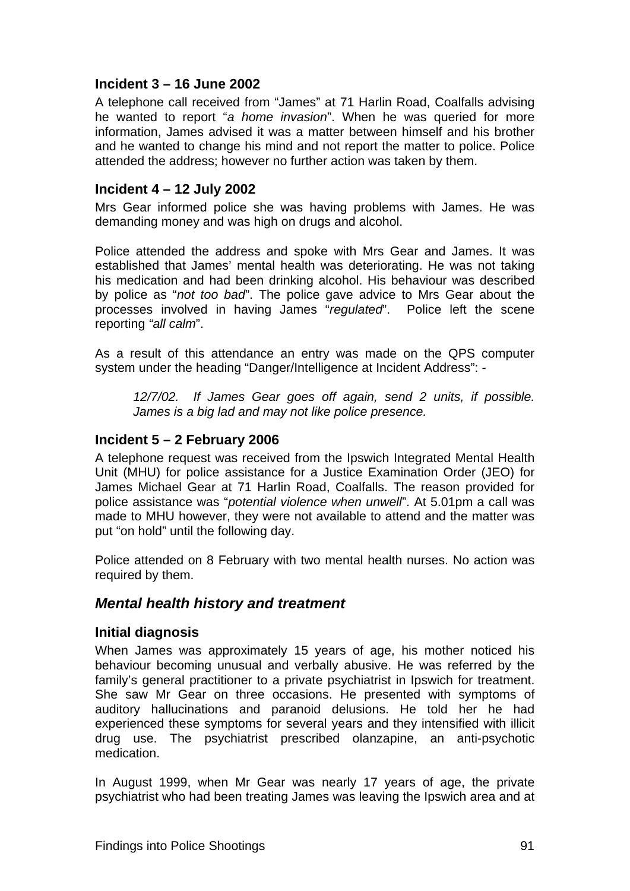### Incident 3 – 16 June 2002

A telephone call received from "James" at 71 Harlin Road, Coalfalls advising he wanted to report "*a home invasion*". When he was queried for more information, James advised it was a matter between himself and his brother and he wanted to change his mind and not report the matter to police. Police attended the address; however no further action was taken by them.

### Incident 4 – 12 July 2002

Mrs Gear informed police she was having problems with James. He was demanding money and was high on drugs and alcohol.

Police attended the address and spoke with Mrs Gear and James. It was established that James' mental health was deteriorating. He was not taking his medication and had been drinking alcohol. His behaviour was described by police as "*not too bad*". The police gave advice to Mrs Gear about the processes involved in having James "*regulated*". Police left the scene reporting *"all calm*".

As a result of this attendance an entry was made on the QPS computer system under the heading "Danger/Intelligence at Incident Address": -

> *12/7/02. If James Gear goes off again, send 2 units, if possible. James is a big lad and may not like police presence.*

### Incident 5 – 2 February 2006

A telephone request was received from the Ipswich Integrated Mental Health Unit (MHU) for police assistance for a Justice Examination Order (JEO) for James Michael Gear at 71 Harlin Road, Coalfalls. The reason provided for police assistance was "*potential violence when unwell*". At 5.01pm a call was made to MHU however, they were not available to attend and the matter was put "on hold" until the following day.

Police attended on 8 February with two mental health nurses. No action was required by them.

## *Mental health history and treatment*

### Initial diagnosis

When James was approximately 15 years of age, his mother noticed his behaviour becoming unusual and verbally abusive. He was referred by the family's general practitioner to a private psychiatrist in Ipswich for treatment. She saw Mr Gear on three occasions. He presented with symptoms of auditory hallucinations and paranoid delusions. He told her he had experienced these symptoms for several years and they intensified with illicit drug use. The psychiatrist prescribed olanzapine, an anti-psychotic medication.

In August 1999, when Mr Gear was nearly 17 years of age, the private psychiatrist who had been treating James was leaving the Ipswich area and at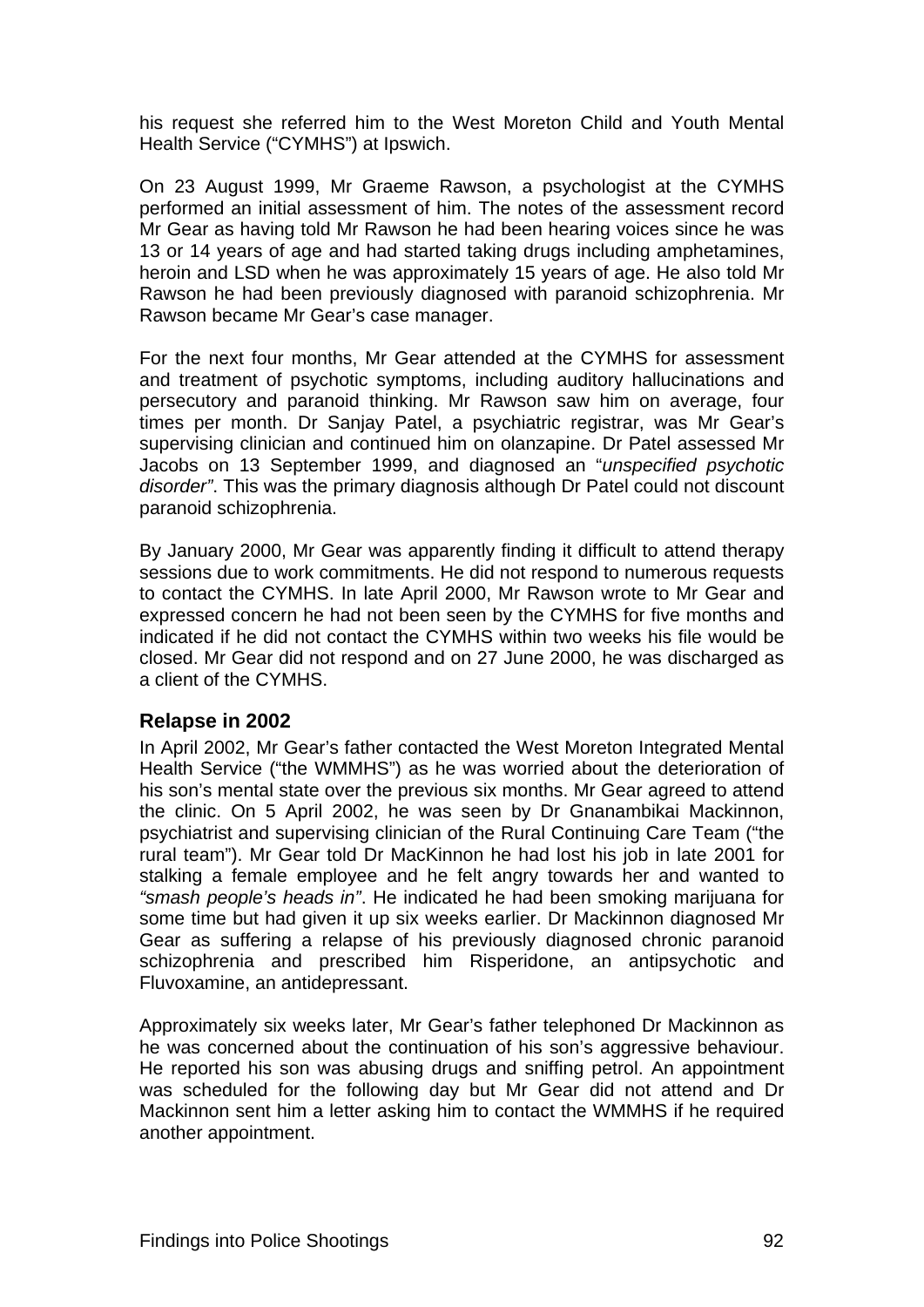his request she referred him to the West Moreton Child and Youth Mental Health Service ("CYMHS") at Ipswich.

On 23 August 1999, Mr Graeme Rawson, a psychologist at the CYMHS performed an initial assessment of him. The notes of the assessment record Mr Gear as having told Mr Rawson he had been hearing voices since he was 13 or 14 years of age and had started taking drugs including amphetamines, heroin and LSD when he was approximately 15 years of age. He also told Mr Rawson he had been previously diagnosed with paranoid schizophrenia. Mr Rawson became Mr Gear's case manager.

For the next four months, Mr Gear attended at the CYMHS for assessment and treatment of psychotic symptoms, including auditory hallucinations and persecutory and paranoid thinking. Mr Rawson saw him on average, four times per month. Dr Sanjay Patel, a psychiatric registrar, was Mr Gear's supervising clinician and continued him on olanzapine. Dr Patel assessed Mr Jacobs on 13 September 1999, and diagnosed an "*unspecified psychotic disorder*". This was the primary diagnosis although Dr Patel could not discount paranoid schizophrenia.

By January 2000, Mr Gear was apparently finding it difficult to attend therapy sessions due to work commitments. He did not respond to numerous requests to contact the CYMHS. In late April 2000, Mr Rawson wrote to Mr Gear and expressed concern he had not been seen by the CYMHS for five months and indicated if he did not contact the CYMHS within two weeks his file would be closed. Mr Gear did not respond and on 27 June 2000, he was discharged as a client of the CYMHS.

### Relapse in 2002

In April 2002, Mr Gear's father contacted the West Moreton Integrated Mental Health Service ("the WMMHS") as he was worried about the deterioration of his son's mental state over the previous six months. Mr Gear agreed to attend the clinic. On 5 April 2002, he was seen by Dr Gnanambikai Mackinnon, psychiatrist and supervising clinician of the Rural Continuing Care Team ("the rural team"). Mr Gear told Dr MacKinnon he had lost his job in late 2001 for stalking a female employee and he felt angry towards her and wanted to *"smash people's heads in"*. He indicated he had been smoking marijuana for some time but had given it up six weeks earlier. Dr Mackinnon diagnosed Mr Gear as suffering a relapse of his previously diagnosed chronic paranoid schizophrenia and prescribed him Risperidone, an antipsychotic and Fluvoxamine, an antidepressant.

Approximately six weeks later, Mr Gear's father telephoned Dr Mackinnon as he was concerned about the continuation of his son's aggressive behaviour. He reported his son was abusing drugs and sniffing petrol. An appointment was scheduled for the following day but Mr Gear did not attend and Dr Mackinnon sent him a letter asking him to contact the WMMHS if he required another appointment.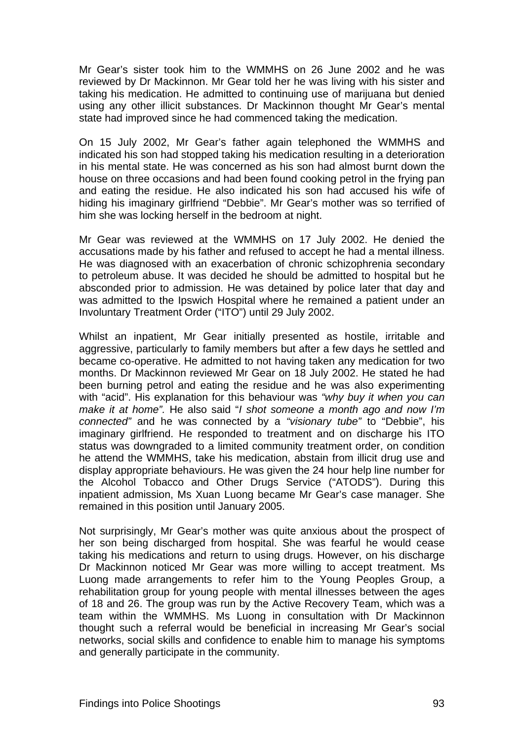Mr Gear's sister took him to the WMMHS on 26 June 2002 and he was reviewed by Dr Mackinnon. Mr Gear told her he was living with his sister and taking his medication. He admitted to continuing use of marijuana but denied using any other illicit substances. Dr Mackinnon thought Mr Gear's mental state had improved since he had commenced taking the medication.

On 15 July 2002, Mr Gear's father again telephoned the WMMHS and indicated his son had stopped taking his medication resulting in a deterioration in his mental state. He was concerned as his son had almost burnt down the house on three occasions and had been found cooking petrol in the frying pan and eating the residue. He also indicated his son had accused his wife of hiding his imaginary girlfriend "Debbie". Mr Gear's mother was so terrified of him she was locking herself in the bedroom at night.

Mr Gear was reviewed at the WMMHS on 17 July 2002. He denied the accusations made by his father and refused to accept he had a mental illness. He was diagnosed with an exacerbation of chronic schizophrenia secondary to petroleum abuse. It was decided he should be admitted to hospital but he absconded prior to admission. He was detained by police later that day and was admitted to the Ipswich Hospital where he remained a patient under an Involuntary Treatment Order ("ITO") until 29 July 2002.

Whilst an inpatient, Mr Gear initially presented as hostile, irritable and aggressive, particularly to family members but after a few days he settled and became co-operative. He admitted to not having taken any medication for two months. Dr Mackinnon reviewed Mr Gear on 18 July 2002. He stated he had been burning petrol and eating the residue and he was also experimenting with "acid". His explanation for this behaviour was *"why buy it when you can make it at home".* He also said "*I shot someone a month ago and now I'm connected"* and he was connected by a *"visionary tube"* to "Debbie", his imaginary girlfriend. He responded to treatment and on discharge his ITO status was downgraded to a limited community treatment order, on condition he attend the WMMHS, take his medication, abstain from illicit drug use and display appropriate behaviours. He was given the 24 hour help line number for the Alcohol Tobacco and Other Drugs Service ("ATODS"). During this inpatient admission, Ms Xuan Luong became Mr Gear's case manager. She remained in this position until January 2005.

Not surprisingly, Mr Gear's mother was quite anxious about the prospect of her son being discharged from hospital. She was fearful he would cease taking his medications and return to using drugs. However, on his discharge Dr Mackinnon noticed Mr Gear was more willing to accept treatment. Ms Luong made arrangements to refer him to the Young Peoples Group, a rehabilitation group for young people with mental illnesses between the ages of 18 and 26. The group was run by the Active Recovery Team, which was a team within the WMMHS. Ms Luong in consultation with Dr Mackinnon thought such a referral would be beneficial in increasing Mr Gear's social networks, social skills and confidence to enable him to manage his symptoms and generally participate in the community.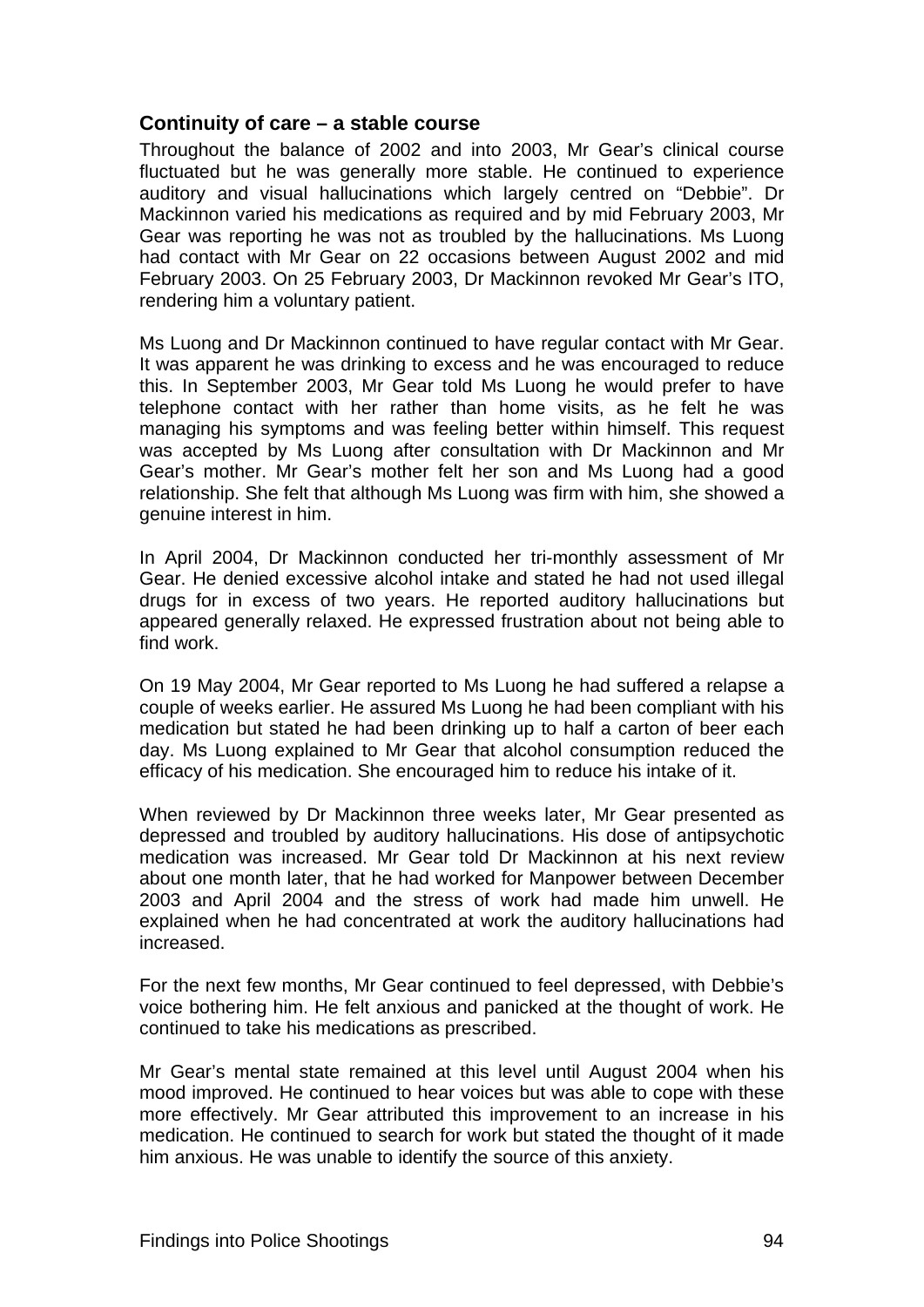## Continuity of care – a stable course

Throughout the balance of 2002 and into 2003, Mr Gear's clinical course fluctuated but he was generally more stable. He continued to experience auditory and visual hallucinations which largely centred on "Debbie". Dr Mackinnon varied his medications as required and by mid February 2003, Mr Gear was reporting he was not as troubled by the hallucinations. Ms Luong had contact with Mr Gear on 22 occasions between August 2002 and mid February 2003. On 25 February 2003, Dr Mackinnon revoked Mr Gear's ITO, rendering him a voluntary patient.

Ms Luong and Dr Mackinnon continued to have regular contact with Mr Gear. It was apparent he was drinking to excess and he was encouraged to reduce this. In September 2003, Mr Gear told Ms Luong he would prefer to have telephone contact with her rather than home visits, as he felt he was managing his symptoms and was feeling better within himself. This request was accepted by Ms Luong after consultation with Dr Mackinnon and Mr Gear's mother. Mr Gear's mother felt her son and Ms Luong had a good relationship. She felt that although Ms Luong was firm with him, she showed a genuine interest in him.

In April 2004, Dr Mackinnon conducted her tri-monthly assessment of Mr Gear. He denied excessive alcohol intake and stated he had not used illegal drugs for in excess of two years. He reported auditory hallucinations but appeared generally relaxed. He expressed frustration about not being able to find work.

On 19 May 2004, Mr Gear reported to Ms Luong he had suffered a relapse a couple of weeks earlier. He assured Ms Luong he had been compliant with his medication but stated he had been drinking up to half a carton of beer each day. Ms Luong explained to Mr Gear that alcohol consumption reduced the efficacy of his medication. She encouraged him to reduce his intake of it.

When reviewed by Dr Mackinnon three weeks later, Mr Gear presented as depressed and troubled by auditory hallucinations. His dose of antipsychotic medication was increased. Mr Gear told Dr Mackinnon at his next review about one month later, that he had worked for Manpower between December 2003 and April 2004 and the stress of work had made him unwell. He explained when he had concentrated at work the auditory hallucinations had increased.

For the next few months, Mr Gear continued to feel depressed, with Debbie's voice bothering him. He felt anxious and panicked at the thought of work. He continued to take his medications as prescribed.

Mr Gear's mental state remained at this level until August 2004 when his mood improved. He continued to hear voices but was able to cope with these more effectively. Mr Gear attributed this improvement to an increase in his medication. He continued to search for work but stated the thought of it made him anxious. He was unable to identify the source of this anxiety.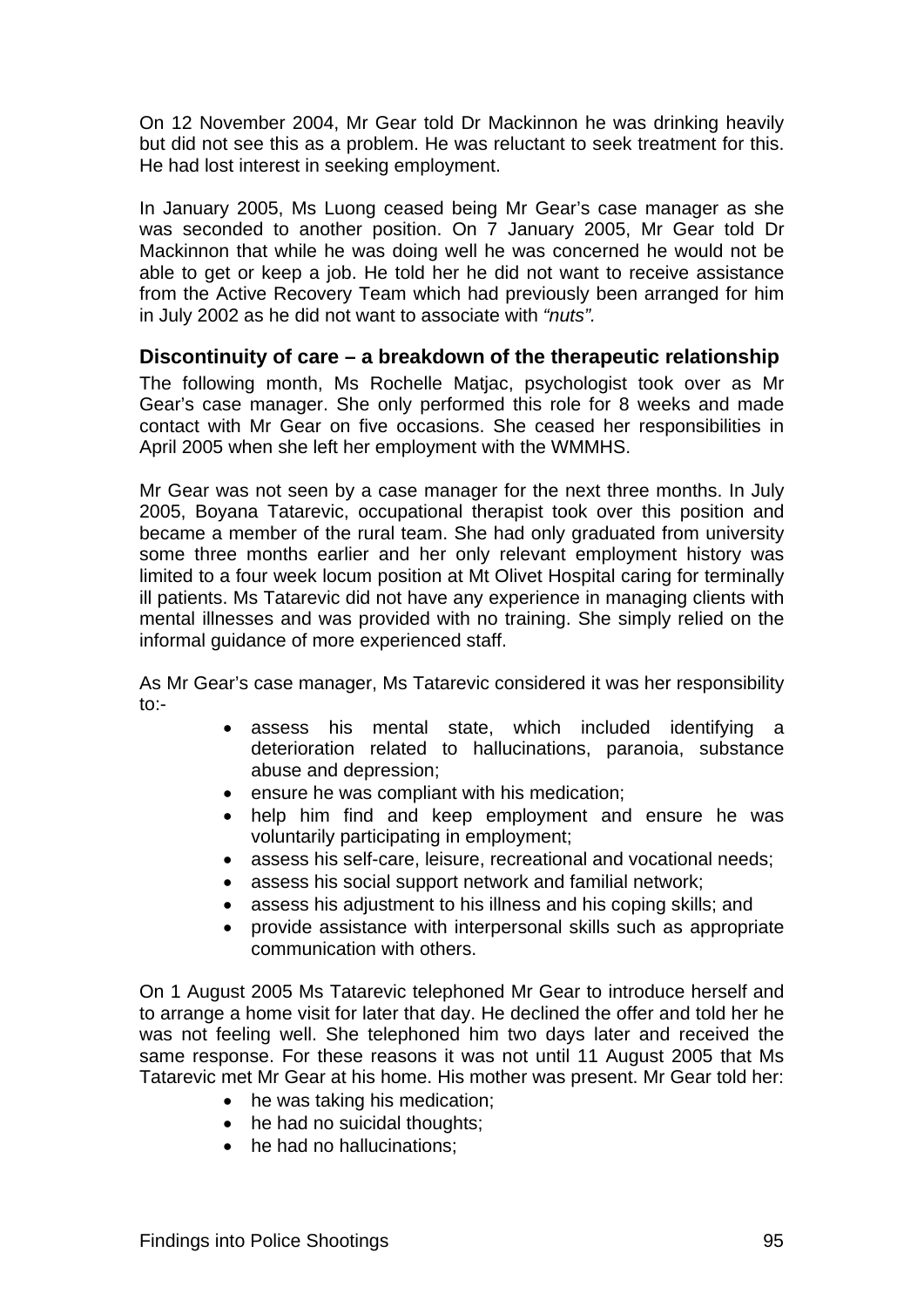On 12 November 2004, Mr Gear told Dr Mackinnon he was drinking heavily but did not see this as a problem. He was reluctant to seek treatment for this. He had lost interest in seeking employment.

In January 2005, Ms Luong ceased being Mr Gear's case manager as she was seconded to another position. On 7 January 2005, Mr Gear told Dr Mackinnon that while he was doing well he was concerned he would not be able to get or keep a job. He told her he did not want to receive assistance from the Active Recovery Team which had previously been arranged for him in July 2002 as he did not want to associate with *"nuts".*

### Discontinuity of care – a breakdown of the therapeutic relationship

The following month, Ms Rochelle Matjac, psychologist took over as Mr Gear's case manager. She only performed this role for 8 weeks and made contact with Mr Gear on five occasions. She ceased her responsibilities in April 2005 when she left her employment with the WMMHS.

Mr Gear was not seen by a case manager for the next three months. In July 2005, Boyana Tatarevic, occupational therapist took over this position and became a member of the rural team. She had only graduated from university some three months earlier and her only relevant employment history was limited to a four week locum position at Mt Olivet Hospital caring for terminally ill patients. Ms Tatarevic did not have any experience in managing clients with mental illnesses and was provided with no training. She simply relied on the informal guidance of more experienced staff.

As Mr Gear's case manager, Ms Tatarevic considered it was her responsibility to:-

- assess his mental state, which included identifying a deterioration related to hallucinations, paranoia, substance abuse and depression;
- ensure he was compliant with his medication;
- help him find and keep employment and ensure he was voluntarily participating in employment;
- assess his self-care, leisure, recreational and vocational needs;
- assess his social support network and familial network;
- assess his adjustment to his illness and his coping skills; and
- provide assistance with interpersonal skills such as appropriate communication with others.

On 1 August 2005 Ms Tatarevic telephoned Mr Gear to introduce herself and to arrange a home visit for later that day. He declined the offer and told her he was not feeling well. She telephoned him two days later and received the same response. For these reasons it was not until 11 August 2005 that Ms Tatarevic met Mr Gear at his home. His mother was present. Mr Gear told her:

- he was taking his medication;
- he had no suicidal thoughts;
- he had no hallucinations;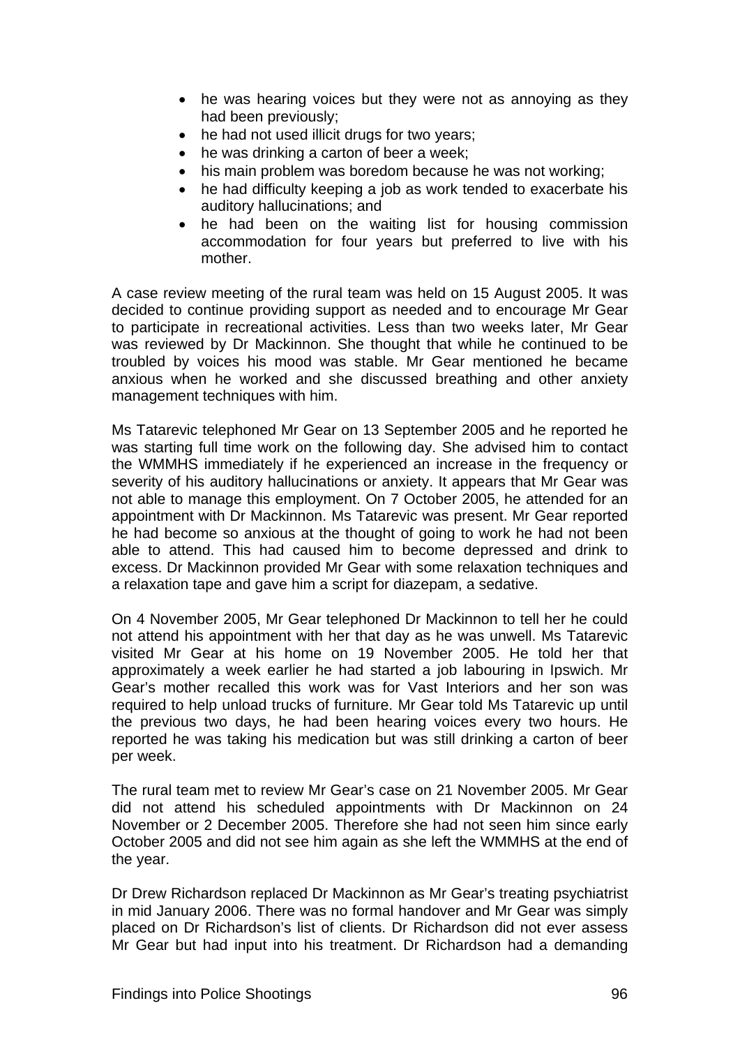- he was hearing voices but they were not as annoying as they had been previously;
- he had not used illicit drugs for two years;
- he was drinking a carton of beer a week;
- his main problem was boredom because he was not working;
- he had difficulty keeping a job as work tended to exacerbate his auditory hallucinations; and
- he had been on the waiting list for housing commission accommodation for four years but preferred to live with his mother.

A case review meeting of the rural team was held on 15 August 2005. It was decided to continue providing support as needed and to encourage Mr Gear to participate in recreational activities. Less than two weeks later, Mr Gear was reviewed by Dr Mackinnon. She thought that while he continued to be troubled by voices his mood was stable. Mr Gear mentioned he became anxious when he worked and she discussed breathing and other anxiety management techniques with him.

Ms Tatarevic telephoned Mr Gear on 13 September 2005 and he reported he was starting full time work on the following day. She advised him to contact the WMMHS immediately if he experienced an increase in the frequency or severity of his auditory hallucinations or anxiety. It appears that Mr Gear was not able to manage this employment. On 7 October 2005, he attended for an appointment with Dr Mackinnon. Ms Tatarevic was present. Mr Gear reported he had become so anxious at the thought of going to work he had not been able to attend. This had caused him to become depressed and drink to excess. Dr Mackinnon provided Mr Gear with some relaxation techniques and a relaxation tape and gave him a script for diazepam, a sedative.

On 4 November 2005, Mr Gear telephoned Dr Mackinnon to tell her he could not attend his appointment with her that day as he was unwell. Ms Tatarevic visited Mr Gear at his home on 19 November 2005. He told her that approximately a week earlier he had started a job labouring in Ipswich. Mr Gear's mother recalled this work was for Vast Interiors and her son was required to help unload trucks of furniture. Mr Gear told Ms Tatarevic up until the previous two days, he had been hearing voices every two hours. He reported he was taking his medication but was still drinking a carton of beer per week.

The rural team met to review Mr Gear's case on 21 November 2005. Mr Gear did not attend his scheduled appointments with Dr Mackinnon on 24 November or 2 December 2005. Therefore she had not seen him since early October 2005 and did not see him again as she left the WMMHS at the end of the year.

Dr Drew Richardson replaced Dr Mackinnon as Mr Gear's treating psychiatrist in mid January 2006. There was no formal handover and Mr Gear was simply placed on Dr Richardson's list of clients. Dr Richardson did not ever assess Mr Gear but had input into his treatment. Dr Richardson had a demanding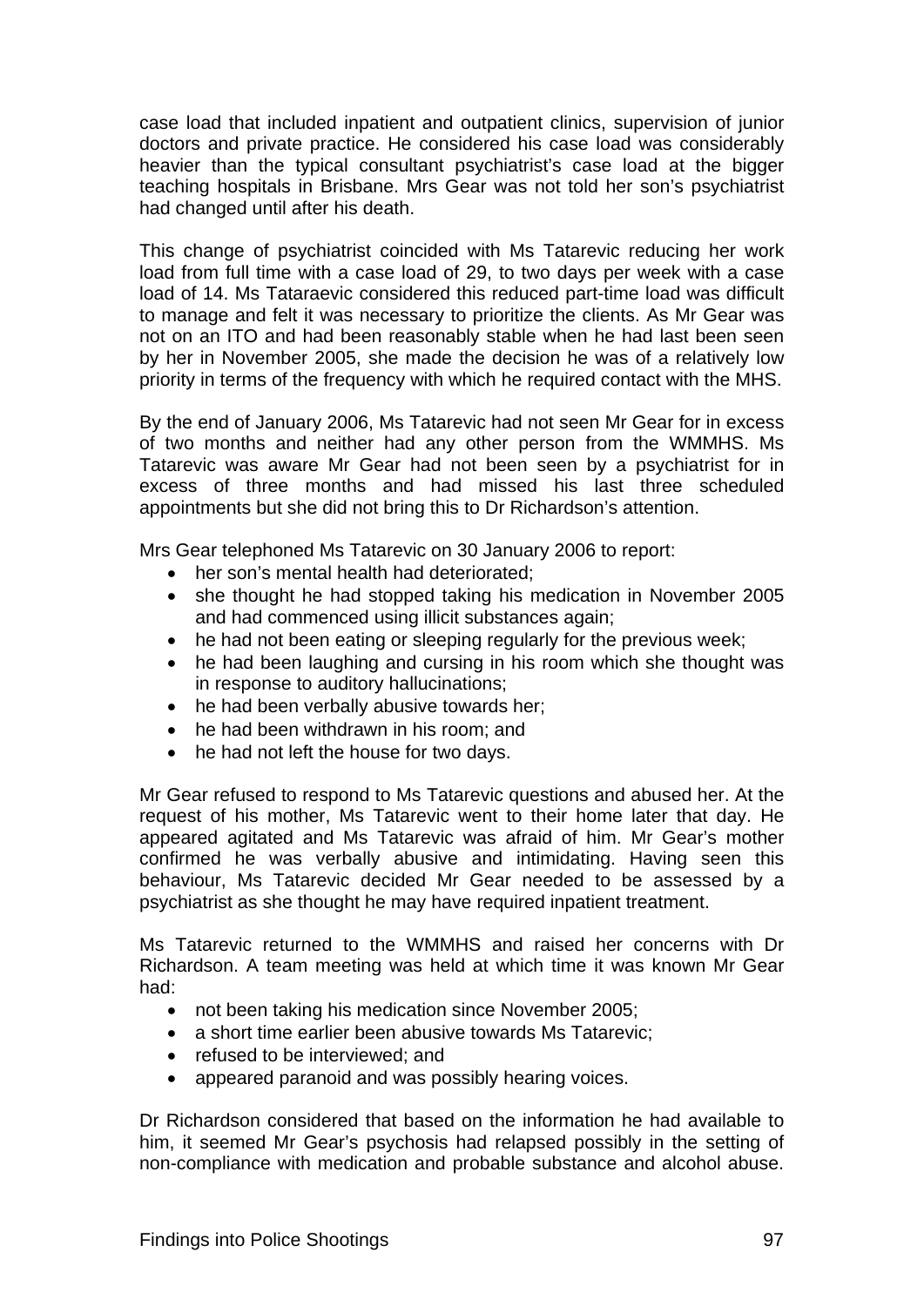case load that included inpatient and outpatient clinics, supervision of junior doctors and private practice. He considered his case load was considerably heavier than the typical consultant psychiatrist's case load at the bigger teaching hospitals in Brisbane. Mrs Gear was not told her son's psychiatrist had changed until after his death.

This change of psychiatrist coincided with Ms Tatarevic reducing her work load from full time with a case load of 29, to two days per week with a case load of 14. Ms Tataraevic considered this reduced part-time load was difficult to manage and felt it was necessary to prioritize the clients. As Mr Gear was not on an ITO and had been reasonably stable when he had last been seen by her in November 2005, she made the decision he was of a relatively low priority in terms of the frequency with which he required contact with the MHS.

By the end of January 2006, Ms Tatarevic had not seen Mr Gear for in excess of two months and neither had any other person from the WMMHS. Ms Tatarevic was aware Mr Gear had not been seen by a psychiatrist for in excess of three months and had missed his last three scheduled appointments but she did not bring this to Dr Richardson's attention.

Mrs Gear telephoned Ms Tatarevic on 30 January 2006 to report:

- her son's mental health had deteriorated;
- she thought he had stopped taking his medication in November 2005 and had commenced using illicit substances again;
- he had not been eating or sleeping regularly for the previous week;
- he had been laughing and cursing in his room which she thought was in response to auditory hallucinations;
- he had been verbally abusive towards her;
- he had been withdrawn in his room; and
- he had not left the house for two days.

Mr Gear refused to respond to Ms Tatarevic questions and abused her. At the request of his mother, Ms Tatarevic went to their home later that day. He appeared agitated and Ms Tatarevic was afraid of him. Mr Gear's mother confirmed he was verbally abusive and intimidating. Having seen this behaviour, Ms Tatarevic decided Mr Gear needed to be assessed by a psychiatrist as she thought he may have required inpatient treatment.

Ms Tatarevic returned to the WMMHS and raised her concerns with Dr Richardson. A team meeting was held at which time it was known Mr Gear had:

- not been taking his medication since November 2005;
- a short time earlier been abusive towards Ms Tatarevic;
- refused to be interviewed; and
- appeared paranoid and was possibly hearing voices.

Dr Richardson considered that based on the information he had available to him, it seemed Mr Gear's psychosis had relapsed possibly in the setting of non-compliance with medication and probable substance and alcohol abuse.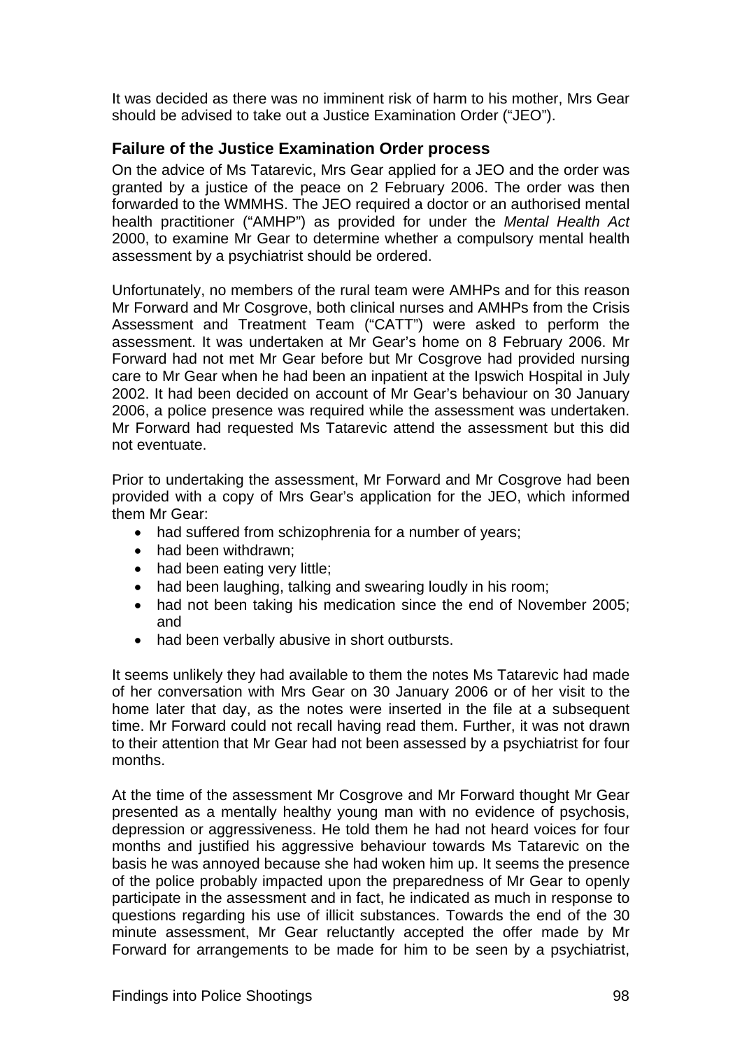It was decided as there was no imminent risk of harm to his mother, Mrs Gear should be advised to take out a Justice Examination Order ("JEO").

### Failure of the Justice Examination Order process

On the advice of Ms Tatarevic, Mrs Gear applied for a JEO and the order was granted by a justice of the peace on 2 February 2006. The order was then forwarded to the WMMHS. The JEO required a doctor or an authorised mental health practitioner ("AMHP") as provided for under the *Mental Health Act* 2000, to examine Mr Gear to determine whether a compulsory mental health assessment by a psychiatrist should be ordered.

Unfortunately, no members of the rural team were AMHPs and for this reason Mr Forward and Mr Cosgrove, both clinical nurses and AMHPs from the Crisis Assessment and Treatment Team ("CATT") were asked to perform the assessment. It was undertaken at Mr Gear's home on 8 February 2006. Mr Forward had not met Mr Gear before but Mr Cosgrove had provided nursing care to Mr Gear when he had been an inpatient at the Ipswich Hospital in July 2002. It had been decided on account of Mr Gear's behaviour on 30 January 2006, a police presence was required while the assessment was undertaken. Mr Forward had requested Ms Tatarevic attend the assessment but this did not eventuate.

Prior to undertaking the assessment, Mr Forward and Mr Cosgrove had been provided with a copy of Mrs Gear's application for the JEO, which informed them Mr Gear:

- had suffered from schizophrenia for a number of years;
- had been withdrawn;
- had been eating very little;
- had been laughing, talking and swearing loudly in his room;
- had not been taking his medication since the end of November 2005; and
- had been verbally abusive in short outbursts.

It seems unlikely they had available to them the notes Ms Tatarevic had made of her conversation with Mrs Gear on 30 January 2006 or of her visit to the home later that day, as the notes were inserted in the file at a subsequent time. Mr Forward could not recall having read them. Further, it was not drawn to their attention that Mr Gear had not been assessed by a psychiatrist for four months.

At the time of the assessment Mr Cosgrove and Mr Forward thought Mr Gear presented as a mentally healthy young man with no evidence of psychosis, depression or aggressiveness. He told them he had not heard voices for four months and justified his aggressive behaviour towards Ms Tatarevic on the basis he was annoyed because she had woken him up. It seems the presence of the police probably impacted upon the preparedness of Mr Gear to openly participate in the assessment and in fact, he indicated as much in response to questions regarding his use of illicit substances. Towards the end of the 30 minute assessment, Mr Gear reluctantly accepted the offer made by Mr Forward for arrangements to be made for him to be seen by a psychiatrist,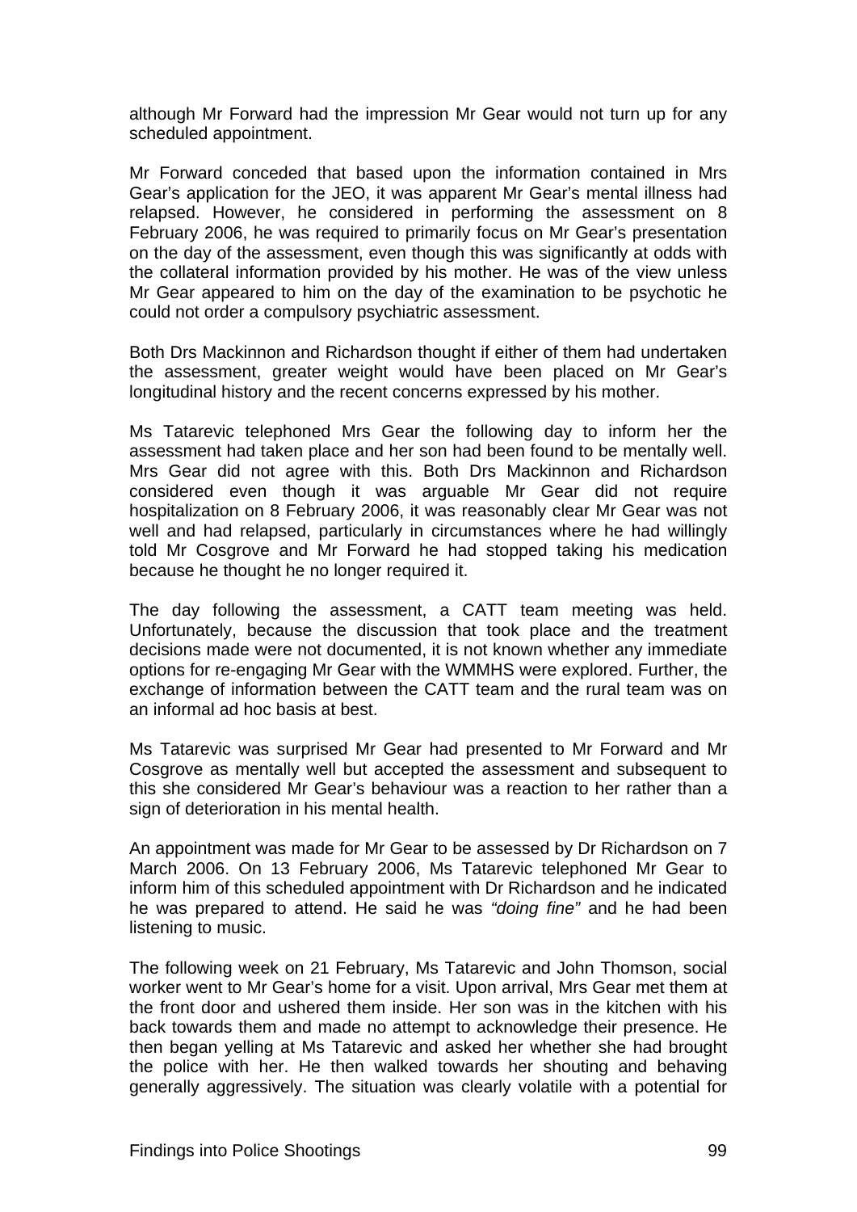although Mr Forward had the impression Mr Gear would not turn up for any scheduled appointment.

Mr Forward conceded that based upon the information contained in Mrs Gear's application for the JEO, it was apparent Mr Gear's mental illness had relapsed. However, he considered in performing the assessment on 8 February 2006, he was required to primarily focus on Mr Gear's presentation on the day of the assessment, even though this was significantly at odds with the collateral information provided by his mother. He was of the view unless Mr Gear appeared to him on the day of the examination to be psychotic he could not order a compulsory psychiatric assessment.

Both Drs Mackinnon and Richardson thought if either of them had undertaken the assessment, greater weight would have been placed on Mr Gear's longitudinal history and the recent concerns expressed by his mother.

Ms Tatarevic telephoned Mrs Gear the following day to inform her the assessment had taken place and her son had been found to be mentally well. Mrs Gear did not agree with this. Both Drs Mackinnon and Richardson considered even though it was arguable Mr Gear did not require hospitalization on 8 February 2006, it was reasonably clear Mr Gear was not well and had relapsed, particularly in circumstances where he had willingly told Mr Cosgrove and Mr Forward he had stopped taking his medication because he thought he no longer required it.

The day following the assessment, a CATT team meeting was held. Unfortunately, because the discussion that took place and the treatment decisions made were not documented, it is not known whether any immediate options for re-engaging Mr Gear with the WMMHS were explored. Further, the exchange of information between the CATT team and the rural team was on an informal ad hoc basis at best.

Ms Tatarevic was surprised Mr Gear had presented to Mr Forward and Mr Cosgrove as mentally well but accepted the assessment and subsequent to this she considered Mr Gear's behaviour was a reaction to her rather than a sign of deterioration in his mental health.

An appointment was made for Mr Gear to be assessed by Dr Richardson on 7 March 2006. On 13 February 2006, Ms Tatarevic telephoned Mr Gear to inform him of this scheduled appointment with Dr Richardson and he indicated he was prepared to attend. He said he was *"doing fine"* and he had been listening to music.

The following week on 21 February, Ms Tatarevic and John Thomson, social worker went to Mr Gear's home for a visit. Upon arrival, Mrs Gear met them at the front door and ushered them inside. Her son was in the kitchen with his back towards them and made no attempt to acknowledge their presence. He then began yelling at Ms Tatarevic and asked her whether she had brought the police with her. He then walked towards her shouting and behaving generally aggressively. The situation was clearly volatile with a potential for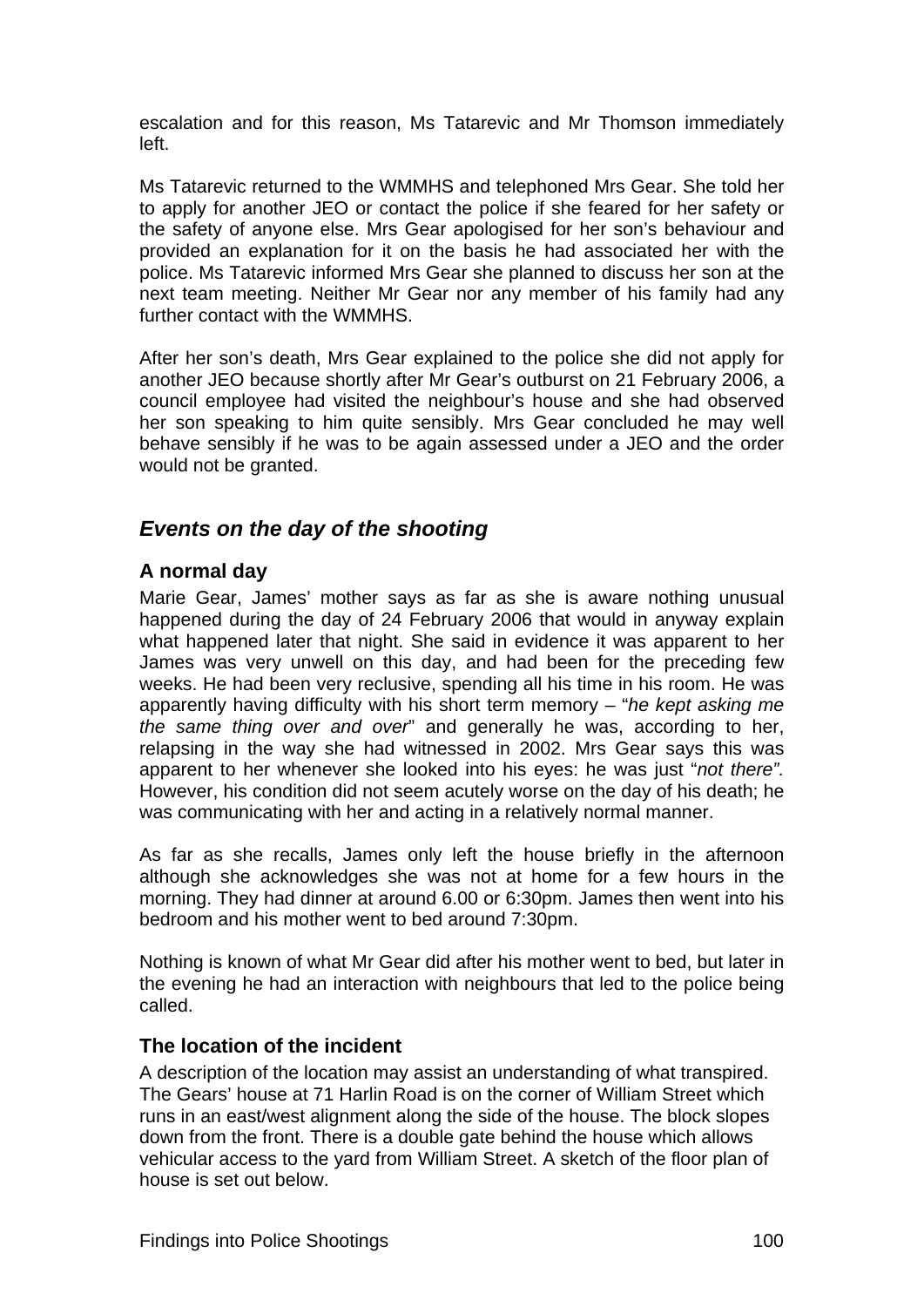escalation and for this reason, Ms Tatarevic and Mr Thomson immediately left.

Ms Tatarevic returned to the WMMHS and telephoned Mrs Gear. She told her to apply for another JEO or contact the police if she feared for her safety or the safety of anyone else. Mrs Gear apologised for her son's behaviour and provided an explanation for it on the basis he had associated her with the police. Ms Tatarevic informed Mrs Gear she planned to discuss her son at the next team meeting. Neither Mr Gear nor any member of his family had any further contact with the WMMHS.

After her son's death, Mrs Gear explained to the police she did not apply for another JEO because shortly after Mr Gear's outburst on 21 February 2006, a council employee had visited the neighbour's house and she had observed her son speaking to him quite sensibly. Mrs Gear concluded he may well behave sensibly if he was to be again assessed under a JEO and the order would not be granted.

## *Events on the day of the shooting*

### A normal day

Marie Gear, James' mother says as far as she is aware nothing unusual happened during the day of 24 February 2006 that would in anyway explain what happened later that night. She said in evidence it was apparent to her James was very unwell on this day, and had been for the preceding few weeks. He had been very reclusive, spending all his time in his room. He was apparently having difficulty with his short term memory – "*he kept asking me the same thing over and over*" and generally he was, according to her, relapsing in the way she had witnessed in 2002. Mrs Gear says this was apparent to her whenever she looked into his eyes: he was just "*not there".* However, his condition did not seem acutely worse on the day of his death; he was communicating with her and acting in a relatively normal manner.

As far as she recalls, James only left the house briefly in the afternoon although she acknowledges she was not at home for a few hours in the morning. They had dinner at around 6.00 or 6:30pm. James then went into his bedroom and his mother went to bed around 7:30pm.

Nothing is known of what Mr Gear did after his mother went to bed, but later in the evening he had an interaction with neighbours that led to the police being called.

### The location of the incident

A description of the location may assist an understanding of what transpired. The Gears' house at 71 Harlin Road is on the corner of William Street which runs in an east/west alignment along the side of the house. The block slopes down from the front. There is a double gate behind the house which allows vehicular access to the yard from William Street. A sketch of the floor plan of house is set out below.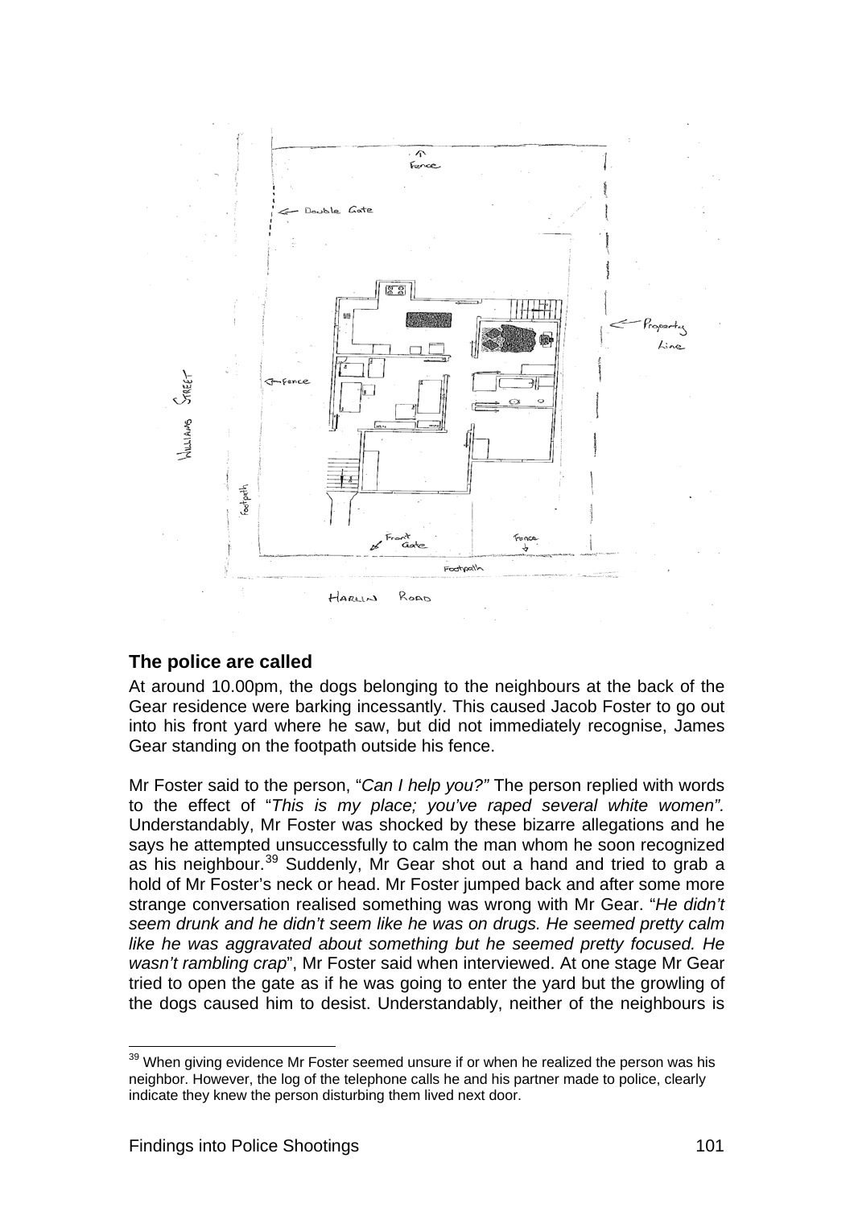## The police are called

At around 10.00pm, the dogs belonging to the neighbours at the back of the Gear residence were barking incessantly. This caused Jacob Foster to go out into his front yard where he saw, but did not immediately recognise, James Gear standing on the footpath outside his fence.

Mr Foster said to the person, "*Can I help you?"* The person replied with words to the effect of "*This is my place; you've raped several white women".* Understandably, Mr Foster was shocked by these bizarre allegations and he says he attempted unsuccessfully to calm the man whom he soon recognized as his neighbour.[39] Suddenly, Mr Gear shot out a hand and tried to grab a hold of Mr Foster's neck or head. Mr Foster jumped back and after some more strange conversation realised something was wrong with Mr Gear. "*He didn't seem drunk and he didn't seem like he was on drugs. He seemed pretty calm like he was aggravated about something but he seemed pretty focused. He wasn't rambling crap*", Mr Foster said when interviewed. At one stage Mr Gear tried to open the gate as if he was going to enter the yard but the growling of the dogs caused him to desist. Understandably, neither of the neighbours is

[39] When giving evidence Mr Foster seemed unsure if or when he realized the person was his neighbor. However, the log of the telephone calls he and his partner made to police, clearly indicate they knew the person disturbing them lived next door.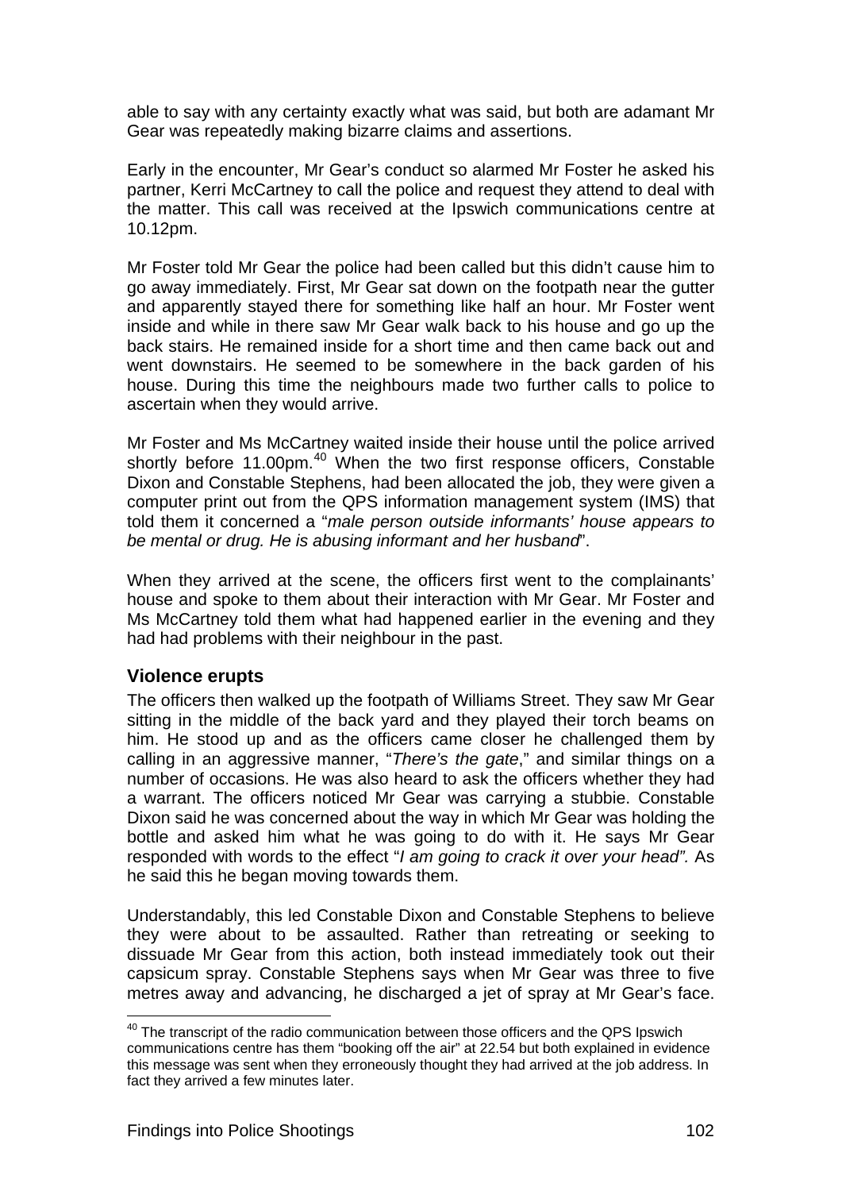able to say with any certainty exactly what was said, but both are adamant Mr Gear was repeatedly making bizarre claims and assertions.

Early in the encounter, Mr Gear's conduct so alarmed Mr Foster he asked his partner, Kerri McCartney to call the police and request they attend to deal with the matter. This call was received at the Ipswich communications centre at 10.12pm.

Mr Foster told Mr Gear the police had been called but this didn't cause him to go away immediately. First, Mr Gear sat down on the footpath near the gutter and apparently stayed there for something like half an hour. Mr Foster went inside and while in there saw Mr Gear walk back to his house and go up the back stairs. He remained inside for a short time and then came back out and went downstairs. He seemed to be somewhere in the back garden of his house. During this time the neighbours made two further calls to police to ascertain when they would arrive.

Mr Foster and Ms McCartney waited inside their house until the police arrived shortly before 11.00pm.[40] When the two first response officers, Constable Dixon and Constable Stephens, had been allocated the job, they were given a computer print out from the QPS information management system (IMS) that told them it concerned a "*male person outside informants' house appears to be mental or drug. He is abusing informant and her husband*".

When they arrived at the scene, the officers first went to the complainants' house and spoke to them about their interaction with Mr Gear. Mr Foster and Ms McCartney told them what had happened earlier in the evening and they had had problems with their neighbour in the past.

### Violence erupts

The officers then walked up the footpath of Williams Street. They saw Mr Gear sitting in the middle of the back yard and they played their torch beams on him. He stood up and as the officers came closer he challenged them by calling in an aggressive manner, "*There's the gate*," and similar things on a number of occasions. He was also heard to ask the officers whether they had a warrant. The officers noticed Mr Gear was carrying a stubbie. Constable Dixon said he was concerned about the way in which Mr Gear was holding the bottle and asked him what he was going to do with it. He says Mr Gear responded with words to the effect "*I am going to crack it over your head".* As he said this he began moving towards them.

Understandably, this led Constable Dixon and Constable Stephens to believe they were about to be assaulted. Rather than retreating or seeking to dissuade Mr Gear from this action, both instead immediately took out their capsicum spray. Constable Stephens says when Mr Gear was three to five metres away and advancing, he discharged a jet of spray at Mr Gear's face.

---

[40] The transcript of the radio communication between those officers and the QPS Ipswich communications centre has them "booking off the air" at 22.54 but both explained in evidence this message was sent when they erroneously thought they had arrived at the job address. In fact they arrived a few minutes later.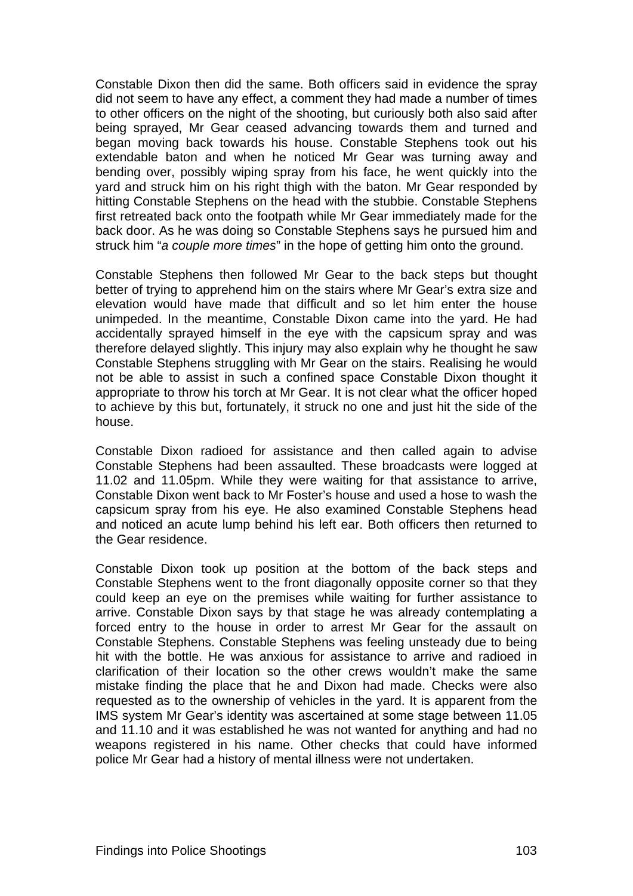Constable Dixon then did the same. Both officers said in evidence the spray did not seem to have any effect, a comment they had made a number of times to other officers on the night of the shooting, but curiously both also said after being sprayed, Mr Gear ceased advancing towards them and turned and began moving back towards his house. Constable Stephens took out his extendable baton and when he noticed Mr Gear was turning away and bending over, possibly wiping spray from his face, he went quickly into the yard and struck him on his right thigh with the baton. Mr Gear responded by hitting Constable Stephens on the head with the stubbie. Constable Stephens first retreated back onto the footpath while Mr Gear immediately made for the back door. As he was doing so Constable Stephens says he pursued him and struck him "*a couple more times*" in the hope of getting him onto the ground.

Constable Stephens then followed Mr Gear to the back steps but thought better of trying to apprehend him on the stairs where Mr Gear's extra size and elevation would have made that difficult and so let him enter the house unimpeded. In the meantime, Constable Dixon came into the yard. He had accidentally sprayed himself in the eye with the capsicum spray and was therefore delayed slightly. This injury may also explain why he thought he saw Constable Stephens struggling with Mr Gear on the stairs. Realising he would not be able to assist in such a confined space Constable Dixon thought it appropriate to throw his torch at Mr Gear. It is not clear what the officer hoped to achieve by this but, fortunately, it struck no one and just hit the side of the house.

Constable Dixon radioed for assistance and then called again to advise Constable Stephens had been assaulted. These broadcasts were logged at 11.02 and 11.05pm. While they were waiting for that assistance to arrive, Constable Dixon went back to Mr Foster's house and used a hose to wash the capsicum spray from his eye. He also examined Constable Stephens head and noticed an acute lump behind his left ear. Both officers then returned to the Gear residence.

Constable Dixon took up position at the bottom of the back steps and Constable Stephens went to the front diagonally opposite corner so that they could keep an eye on the premises while waiting for further assistance to arrive. Constable Dixon says by that stage he was already contemplating a forced entry to the house in order to arrest Mr Gear for the assault on Constable Stephens. Constable Stephens was feeling unsteady due to being hit with the bottle. He was anxious for assistance to arrive and radioed in clarification of their location so the other crews wouldn't make the same mistake finding the place that he and Dixon had made. Checks were also requested as to the ownership of vehicles in the yard. It is apparent from the IMS system Mr Gear's identity was ascertained at some stage between 11.05 and 11.10 and it was established he was not wanted for anything and had no weapons registered in his name. Other checks that could have informed police Mr Gear had a history of mental illness were not undertaken.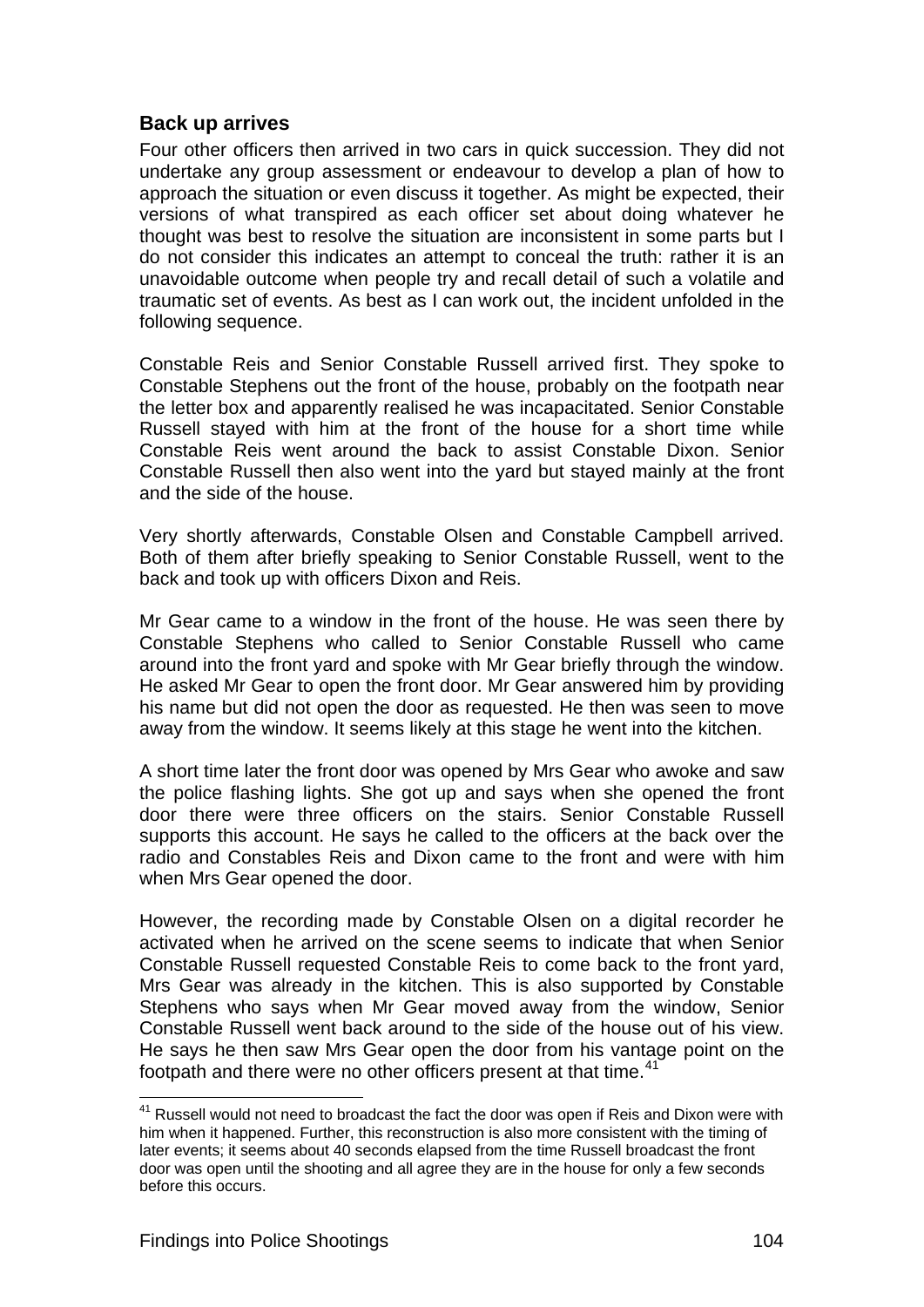### Back up arrives

Four other officers then arrived in two cars in quick succession. They did not undertake any group assessment or endeavour to develop a plan of how to approach the situation or even discuss it together. As might be expected, their versions of what transpired as each officer set about doing whatever he thought was best to resolve the situation are inconsistent in some parts but I do not consider this indicates an attempt to conceal the truth: rather it is an unavoidable outcome when people try and recall detail of such a volatile and traumatic set of events. As best as I can work out, the incident unfolded in the following sequence.

Constable Reis and Senior Constable Russell arrived first. They spoke to Constable Stephens out the front of the house, probably on the footpath near the letter box and apparently realised he was incapacitated. Senior Constable Russell stayed with him at the front of the house for a short time while Constable Reis went around the back to assist Constable Dixon. Senior Constable Russell then also went into the yard but stayed mainly at the front and the side of the house.

Very shortly afterwards, Constable Olsen and Constable Campbell arrived. Both of them after briefly speaking to Senior Constable Russell, went to the back and took up with officers Dixon and Reis.

Mr Gear came to a window in the front of the house. He was seen there by Constable Stephens who called to Senior Constable Russell who came around into the front yard and spoke with Mr Gear briefly through the window. He asked Mr Gear to open the front door. Mr Gear answered him by providing his name but did not open the door as requested. He then was seen to move away from the window. It seems likely at this stage he went into the kitchen.

A short time later the front door was opened by Mrs Gear who awoke and saw the police flashing lights. She got up and says when she opened the front door there were three officers on the stairs. Senior Constable Russell supports this account. He says he called to the officers at the back over the radio and Constables Reis and Dixon came to the front and were with him when Mrs Gear opened the door.

However, the recording made by Constable Olsen on a digital recorder he activated when he arrived on the scene seems to indicate that when Senior Constable Russell requested Constable Reis to come back to the front yard, Mrs Gear was already in the kitchen. This is also supported by Constable Stephens who says when Mr Gear moved away from the window, Senior Constable Russell went back around to the side of the house out of his view. He says he then saw Mrs Gear open the door from his vantage point on the footpath and there were no other officers present at that time.[41]

---

[41] Russell would not need to broadcast the fact the door was open if Reis and Dixon were with him when it happened. Further, this reconstruction is also more consistent with the timing of later events; it seems about 40 seconds elapsed from the time Russell broadcast the front door was open until the shooting and all agree they are in the house for only a few seconds before this occurs.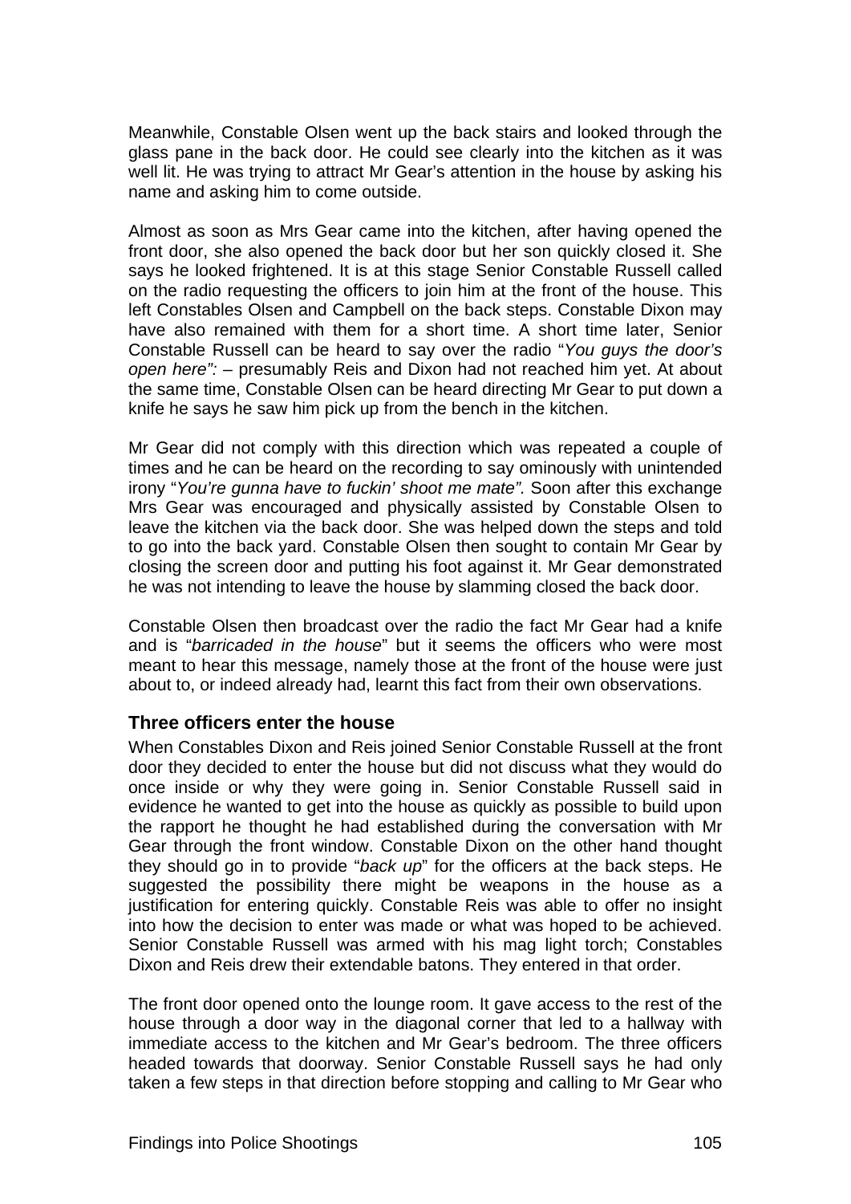Meanwhile, Constable Olsen went up the back stairs and looked through the glass pane in the back door. He could see clearly into the kitchen as it was well lit. He was trying to attract Mr Gear's attention in the house by asking his name and asking him to come outside.

Almost as soon as Mrs Gear came into the kitchen, after having opened the front door, she also opened the back door but her son quickly closed it. She says he looked frightened. It is at this stage Senior Constable Russell called on the radio requesting the officers to join him at the front of the house. This left Constables Olsen and Campbell on the back steps. Constable Dixon may have also remained with them for a short time. A short time later, Senior Constable Russell can be heard to say over the radio "*You guys the door's open here":* – presumably Reis and Dixon had not reached him yet. At about the same time, Constable Olsen can be heard directing Mr Gear to put down a knife he says he saw him pick up from the bench in the kitchen.

Mr Gear did not comply with this direction which was repeated a couple of times and he can be heard on the recording to say ominously with unintended irony "*You're gunna have to fuckin' shoot me mate".* Soon after this exchange Mrs Gear was encouraged and physically assisted by Constable Olsen to leave the kitchen via the back door. She was helped down the steps and told to go into the back yard. Constable Olsen then sought to contain Mr Gear by closing the screen door and putting his foot against it. Mr Gear demonstrated he was not intending to leave the house by slamming closed the back door.

Constable Olsen then broadcast over the radio the fact Mr Gear had a knife and is "*barricaded in the house*" but it seems the officers who were most meant to hear this message, namely those at the front of the house were just about to, or indeed already had, learnt this fact from their own observations.

### Three officers enter the house

When Constables Dixon and Reis joined Senior Constable Russell at the front door they decided to enter the house but did not discuss what they would do once inside or why they were going in. Senior Constable Russell said in evidence he wanted to get into the house as quickly as possible to build upon the rapport he thought he had established during the conversation with Mr Gear through the front window. Constable Dixon on the other hand thought they should go in to provide "*back up*" for the officers at the back steps. He suggested the possibility there might be weapons in the house as a justification for entering quickly. Constable Reis was able to offer no insight into how the decision to enter was made or what was hoped to be achieved. Senior Constable Russell was armed with his mag light torch; Constables Dixon and Reis drew their extendable batons. They entered in that order.

The front door opened onto the lounge room. It gave access to the rest of the house through a door way in the diagonal corner that led to a hallway with immediate access to the kitchen and Mr Gear's bedroom. The three officers headed towards that doorway. Senior Constable Russell says he had only taken a few steps in that direction before stopping and calling to Mr Gear who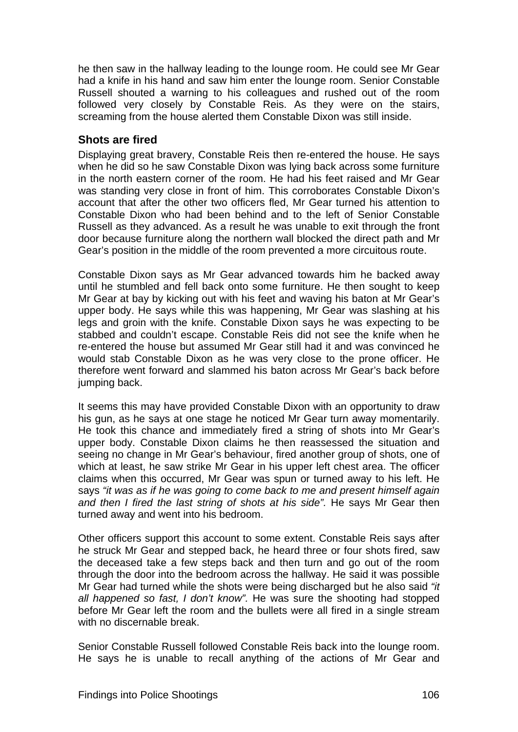he then saw in the hallway leading to the lounge room. He could see Mr Gear had a knife in his hand and saw him enter the lounge room. Senior Constable Russell shouted a warning to his colleagues and rushed out of the room followed very closely by Constable Reis. As they were on the stairs, screaming from the house alerted them Constable Dixon was still inside.

### Shots are fired

Displaying great bravery, Constable Reis then re-entered the house. He says when he did so he saw Constable Dixon was lying back across some furniture in the north eastern corner of the room. He had his feet raised and Mr Gear was standing very close in front of him. This corroborates Constable Dixon's account that after the other two officers fled, Mr Gear turned his attention to Constable Dixon who had been behind and to the left of Senior Constable Russell as they advanced. As a result he was unable to exit through the front door because furniture along the northern wall blocked the direct path and Mr Gear's position in the middle of the room prevented a more circuitous route.

Constable Dixon says as Mr Gear advanced towards him he backed away until he stumbled and fell back onto some furniture. He then sought to keep Mr Gear at bay by kicking out with his feet and waving his baton at Mr Gear's upper body. He says while this was happening, Mr Gear was slashing at his legs and groin with the knife. Constable Dixon says he was expecting to be stabbed and couldn't escape. Constable Reis did not see the knife when he re-entered the house but assumed Mr Gear still had it and was convinced he would stab Constable Dixon as he was very close to the prone officer. He therefore went forward and slammed his baton across Mr Gear's back before jumping back.

It seems this may have provided Constable Dixon with an opportunity to draw his gun, as he says at one stage he noticed Mr Gear turn away momentarily. He took this chance and immediately fired a string of shots into Mr Gear's upper body. Constable Dixon claims he then reassessed the situation and seeing no change in Mr Gear's behaviour, fired another group of shots, one of which at least, he saw strike Mr Gear in his upper left chest area. The officer claims when this occurred, Mr Gear was spun or turned away to his left. He says *"it was as if he was going to come back to me and present himself again and then I fired the last string of shots at his side".* He says Mr Gear then turned away and went into his bedroom.

Other officers support this account to some extent. Constable Reis says after he struck Mr Gear and stepped back, he heard three or four shots fired, saw the deceased take a few steps back and then turn and go out of the room through the door into the bedroom across the hallway. He said it was possible Mr Gear had turned while the shots were being discharged but he also said *"it all happened so fast, I don't know".* He was sure the shooting had stopped before Mr Gear left the room and the bullets were all fired in a single stream with no discernable break.

Senior Constable Russell followed Constable Reis back into the lounge room. He says he is unable to recall anything of the actions of Mr Gear and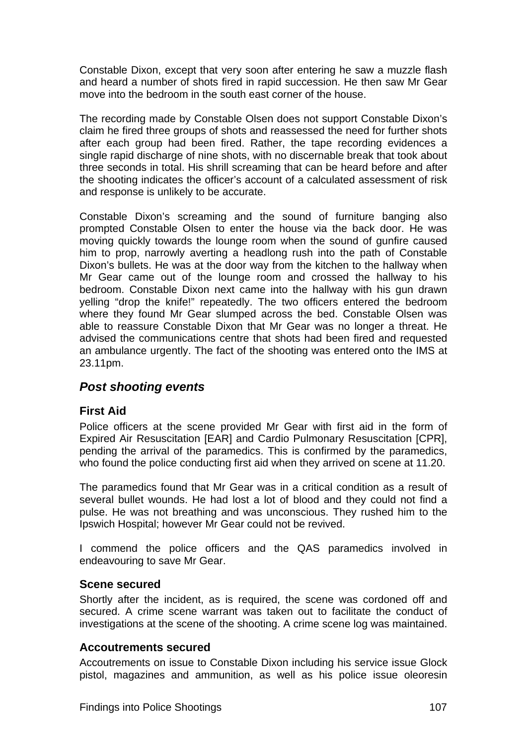Constable Dixon, except that very soon after entering he saw a muzzle flash and heard a number of shots fired in rapid succession. He then saw Mr Gear move into the bedroom in the south east corner of the house.

The recording made by Constable Olsen does not support Constable Dixon's claim he fired three groups of shots and reassessed the need for further shots after each group had been fired. Rather, the tape recording evidences a single rapid discharge of nine shots, with no discernable break that took about three seconds in total. His shrill screaming that can be heard before and after the shooting indicates the officer's account of a calculated assessment of risk and response is unlikely to be accurate.

Constable Dixon's screaming and the sound of furniture banging also prompted Constable Olsen to enter the house via the back door. He was moving quickly towards the lounge room when the sound of gunfire caused him to prop, narrowly averting a headlong rush into the path of Constable Dixon's bullets. He was at the door way from the kitchen to the hallway when Mr Gear came out of the lounge room and crossed the hallway to his bedroom. Constable Dixon next came into the hallway with his gun drawn yelling "drop the knife!" repeatedly. The two officers entered the bedroom where they found Mr Gear slumped across the bed. Constable Olsen was able to reassure Constable Dixon that Mr Gear was no longer a threat. He advised the communications centre that shots had been fired and requested an ambulance urgently. The fact of the shooting was entered onto the IMS at 23.11pm.

## *Post shooting events*

### First Aid

Police officers at the scene provided Mr Gear with first aid in the form of Expired Air Resuscitation [EAR] and Cardio Pulmonary Resuscitation [CPR], pending the arrival of the paramedics. This is confirmed by the paramedics, who found the police conducting first aid when they arrived on scene at 11.20.

The paramedics found that Mr Gear was in a critical condition as a result of several bullet wounds. He had lost a lot of blood and they could not find a pulse. He was not breathing and was unconscious. They rushed him to the Ipswich Hospital; however Mr Gear could not be revived.

I commend the police officers and the QAS paramedics involved in endeavouring to save Mr Gear.

### Scene secured

Shortly after the incident, as is required, the scene was cordoned off and secured. A crime scene warrant was taken out to facilitate the conduct of investigations at the scene of the shooting. A crime scene log was maintained.

### Accoutrements secured

Accoutrements on issue to Constable Dixon including his service issue Glock pistol, magazines and ammunition, as well as his police issue oleoresin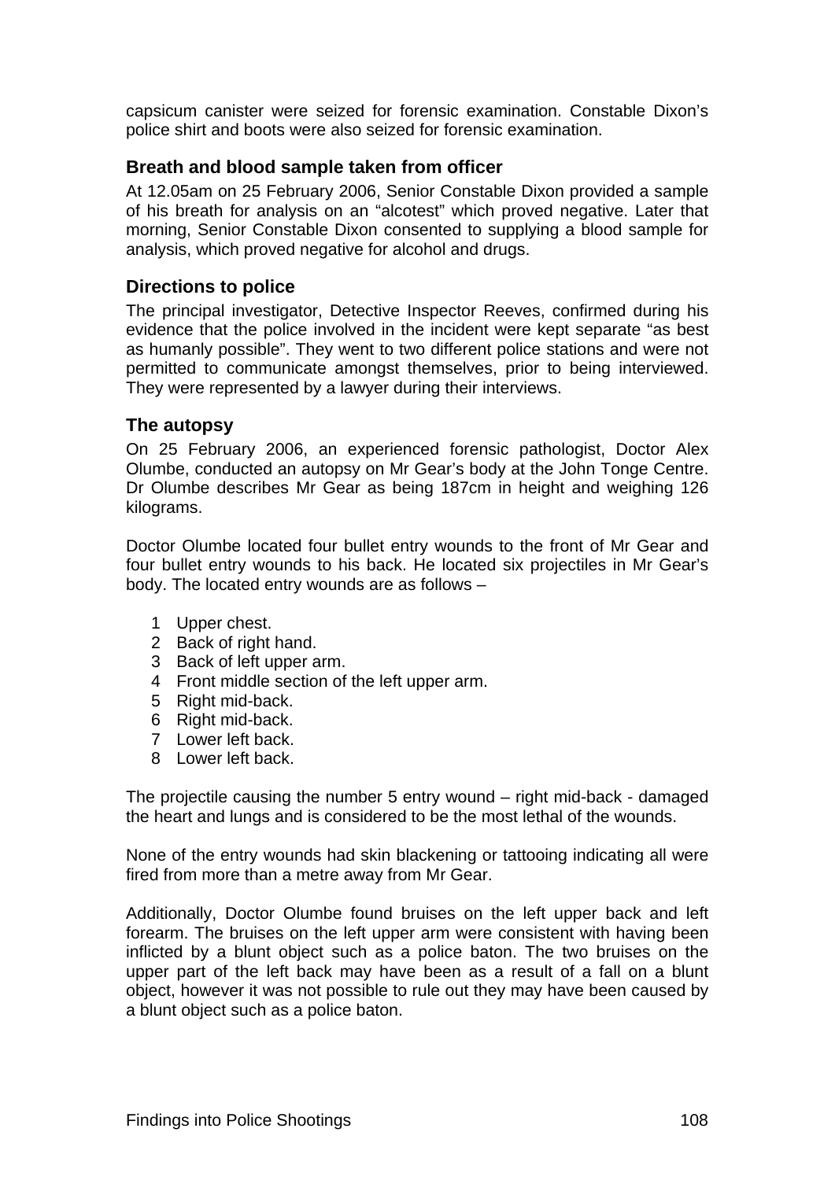capsicum canister were seized for forensic examination. Constable Dixon's police shirt and boots were also seized for forensic examination.

### Breath and blood sample taken from officer

At 12.05am on 25 February 2006, Senior Constable Dixon provided a sample of his breath for analysis on an "alcotest" which proved negative. Later that morning, Senior Constable Dixon consented to supplying a blood sample for analysis, which proved negative for alcohol and drugs.

### Directions to police

The principal investigator, Detective Inspector Reeves, confirmed during his evidence that the police involved in the incident were kept separate "as best as humanly possible". They went to two different police stations and were not permitted to communicate amongst themselves, prior to being interviewed. They were represented by a lawyer during their interviews.

### The autopsy

On 25 February 2006, an experienced forensic pathologist, Doctor Alex Olumbe, conducted an autopsy on Mr Gear's body at the John Tonge Centre. Dr Olumbe describes Mr Gear as being 187cm in height and weighing 126 kilograms.

Doctor Olumbe located four bullet entry wounds to the front of Mr Gear and four bullet entry wounds to his back. He located six projectiles in Mr Gear's body. The located entry wounds are as follows –

1. Upper chest.
2. Back of right hand.
3. Back of left upper arm.
4. Front middle section of the left upper arm.
5. Right mid-back.
6. Right mid-back.
7. Lower left back.
8. Lower left back.

The projectile causing the number 5 entry wound – right mid-back - damaged the heart and lungs and is considered to be the most lethal of the wounds.

None of the entry wounds had skin blackening or tattooing indicating all were fired from more than a metre away from Mr Gear.

Additionally, Doctor Olumbe found bruises on the left upper back and left forearm. The bruises on the left upper arm were consistent with having been inflicted by a blunt object such as a police baton. The two bruises on the upper part of the left back may have been as a result of a fall on a blunt object, however it was not possible to rule out they may have been caused by a blunt object such as a police baton.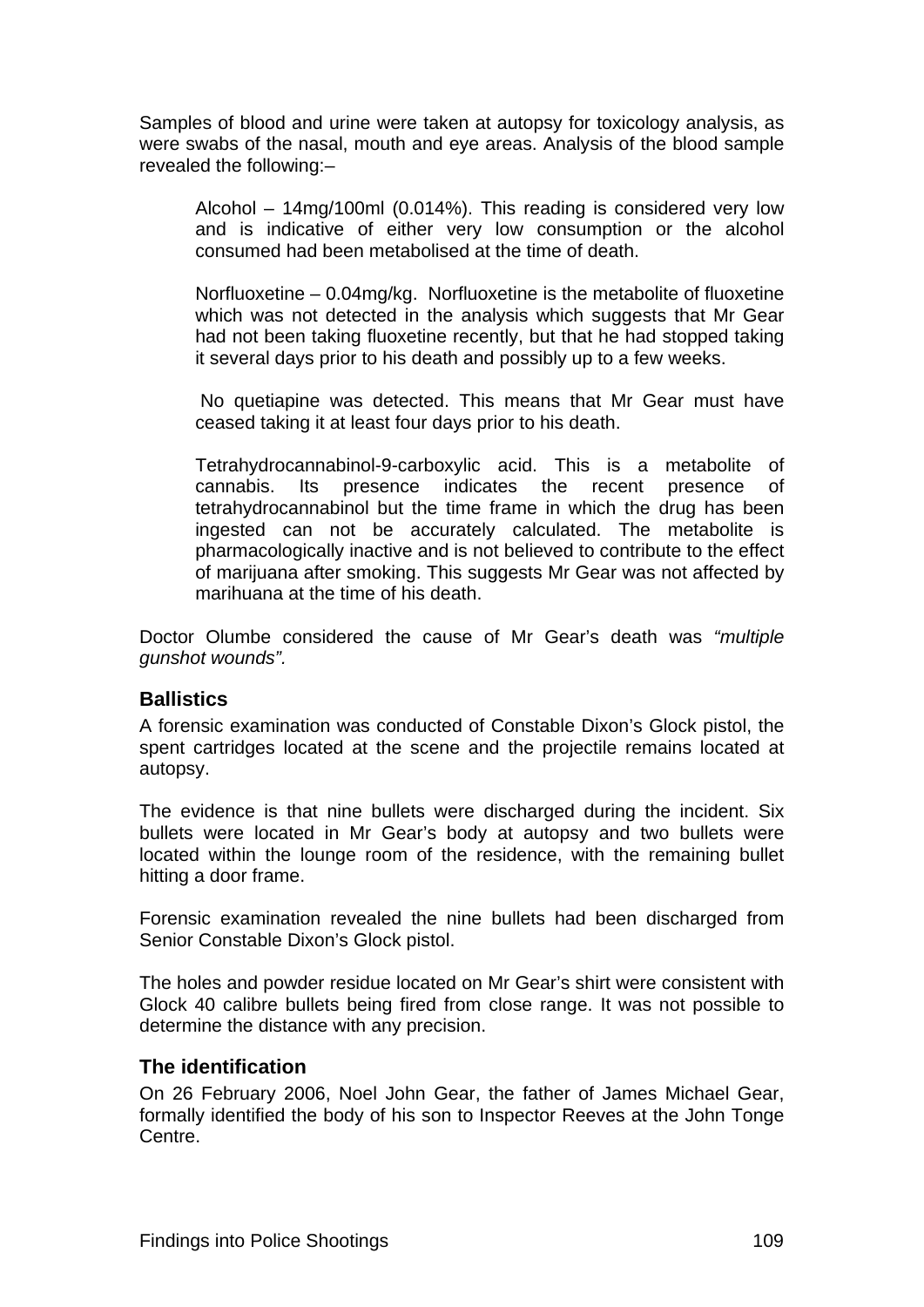Samples of blood and urine were taken at autopsy for toxicology analysis, as were swabs of the nasal, mouth and eye areas. Analysis of the blood sample revealed the following:–

> Alcohol – 14mg/100ml (0.014%). This reading is considered very low and is indicative of either very low consumption or the alcohol consumed had been metabolised at the time of death.
>
> Norfluoxetine – 0.04mg/kg. Norfluoxetine is the metabolite of fluoxetine which was not detected in the analysis which suggests that Mr Gear had not been taking fluoxetine recently, but that he had stopped taking it several days prior to his death and possibly up to a few weeks.
>
> No quetiapine was detected. This means that Mr Gear must have ceased taking it at least four days prior to his death.
>
> Tetrahydrocannabinol-9-carboxylic acid. This is a metabolite of cannabis. Its presence indicates the recent presence of tetrahydrocannabinol but the time frame in which the drug has been ingested can not be accurately calculated. The metabolite is pharmacologically inactive and is not believed to contribute to the effect of marijuana after smoking. This suggests Mr Gear was not affected by marihuana at the time of his death.

Doctor Olumbe considered the cause of Mr Gear's death was *"multiple gunshot wounds".*

### Ballistics

A forensic examination was conducted of Constable Dixon's Glock pistol, the spent cartridges located at the scene and the projectile remains located at autopsy.

The evidence is that nine bullets were discharged during the incident. Six bullets were located in Mr Gear's body at autopsy and two bullets were located within the lounge room of the residence, with the remaining bullet hitting a door frame.

Forensic examination revealed the nine bullets had been discharged from Senior Constable Dixon's Glock pistol.

The holes and powder residue located on Mr Gear's shirt were consistent with Glock 40 calibre bullets being fired from close range. It was not possible to determine the distance with any precision.

### The identification

On 26 February 2006, Noel John Gear, the father of James Michael Gear, formally identified the body of his son to Inspector Reeves at the John Tonge Centre.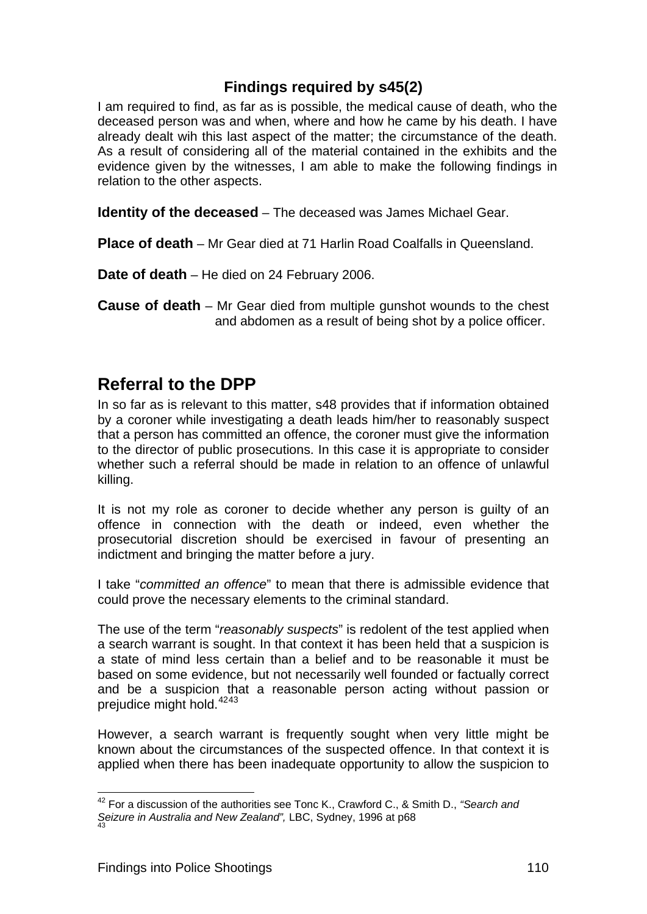### Findings required by s45(2)

I am required to find, as far as is possible, the medical cause of death, who the deceased person was and when, where and how he came by his death. I have already dealt wih this last aspect of the matter; the circumstance of the death. As a result of considering all of the material contained in the exhibits and the evidence given by the witnesses, I am able to make the following findings in relation to the other aspects.

**Identity of the deceased** – The deceased was James Michael Gear.

**Place of death** – Mr Gear died at 71 Harlin Road Coalfalls in Queensland.

**Date of death** – He died on 24 February 2006.

**Cause of death** – Mr Gear died from multiple gunshot wounds to the chest and abdomen as a result of being shot by a police officer.

## Referral to the DPP

In so far as is relevant to this matter, s48 provides that if information obtained by a coroner while investigating a death leads him/her to reasonably suspect that a person has committed an offence, the coroner must give the information to the director of public prosecutions. In this case it is appropriate to consider whether such a referral should be made in relation to an offence of unlawful killing.

It is not my role as coroner to decide whether any person is guilty of an offence in connection with the death or indeed, even whether the prosecutorial discretion should be exercised in favour of presenting an indictment and bringing the matter before a jury.

I take "*committed an offence*" to mean that there is admissible evidence that could prove the necessary elements to the criminal standard.

The use of the term "*reasonably suspects*" is redolent of the test applied when a search warrant is sought. In that context it has been held that a suspicion is a state of mind less certain than a belief and to be reasonable it must be based on some evidence, but not necessarily well founded or factually correct and be a suspicion that a reasonable person acting without passion or prejudice might hold.[42][43]

However, a search warrant is frequently sought when very little might be known about the circumstances of the suspected offence. In that context it is applied when there has been inadequate opportunity to allow the suspicion to

---

[42] For a discussion of the authorities see Tonc K., Crawford C., & Smith D., *"Search and Seizure in Australia and New Zealand",* LBC, Sydney, 1996 at p68

[43]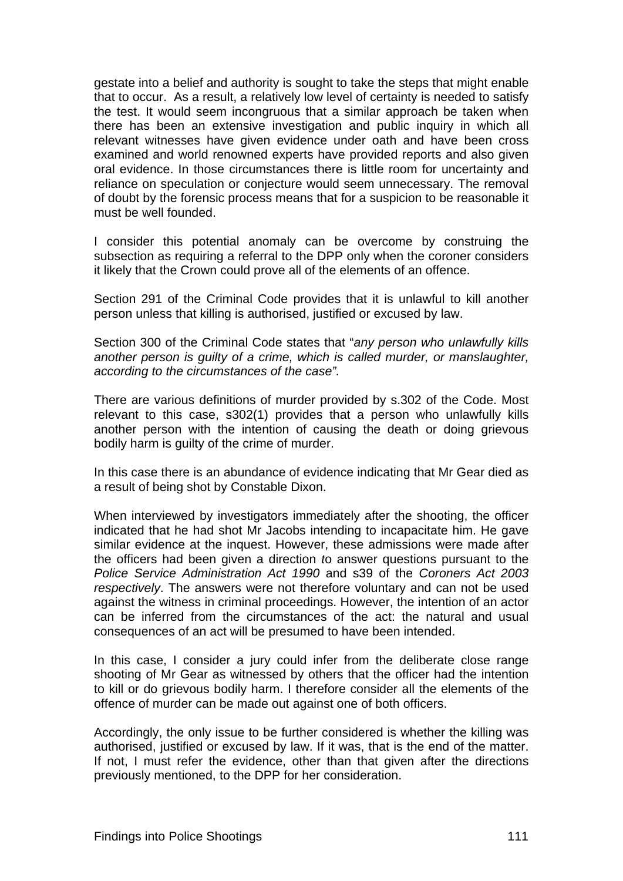gestate into a belief and authority is sought to take the steps that might enable that to occur. As a result, a relatively low level of certainty is needed to satisfy the test. It would seem incongruous that a similar approach be taken when there has been an extensive investigation and public inquiry in which all relevant witnesses have given evidence under oath and have been cross examined and world renowned experts have provided reports and also given oral evidence. In those circumstances there is little room for uncertainty and reliance on speculation or conjecture would seem unnecessary. The removal of doubt by the forensic process means that for a suspicion to be reasonable it must be well founded.

I consider this potential anomaly can be overcome by construing the subsection as requiring a referral to the DPP only when the coroner considers it likely that the Crown could prove all of the elements of an offence.

Section 291 of the Criminal Code provides that it is unlawful to kill another person unless that killing is authorised, justified or excused by law.

Section 300 of the Criminal Code states that "*any person who unlawfully kills another person is guilty of a crime, which is called murder, or manslaughter, according to the circumstances of the case".*

There are various definitions of murder provided by s.302 of the Code. Most relevant to this case, s302(1) provides that a person who unlawfully kills another person with the intention of causing the death or doing grievous bodily harm is guilty of the crime of murder.

In this case there is an abundance of evidence indicating that Mr Gear died as a result of being shot by Constable Dixon.

When interviewed by investigators immediately after the shooting, the officer indicated that he had shot Mr Jacobs intending to incapacitate him. He gave similar evidence at the inquest. However, these admissions were made after the officers had been given a direction *to* answer questions pursuant to the *Police Service Administration Act 1990* and s39 of the *Coroners Act 2003 respectively*. The answers were not therefore voluntary and can not be used against the witness in criminal proceedings. However, the intention of an actor can be inferred from the circumstances of the act: the natural and usual consequences of an act will be presumed to have been intended.

In this case, I consider a jury could infer from the deliberate close range shooting of Mr Gear as witnessed by others that the officer had the intention to kill or do grievous bodily harm. I therefore consider all the elements of the offence of murder can be made out against one of both officers.

Accordingly, the only issue to be further considered is whether the killing was authorised, justified or excused by law. If it was, that is the end of the matter. If not, I must refer the evidence, other than that given after the directions previously mentioned, to the DPP for her consideration.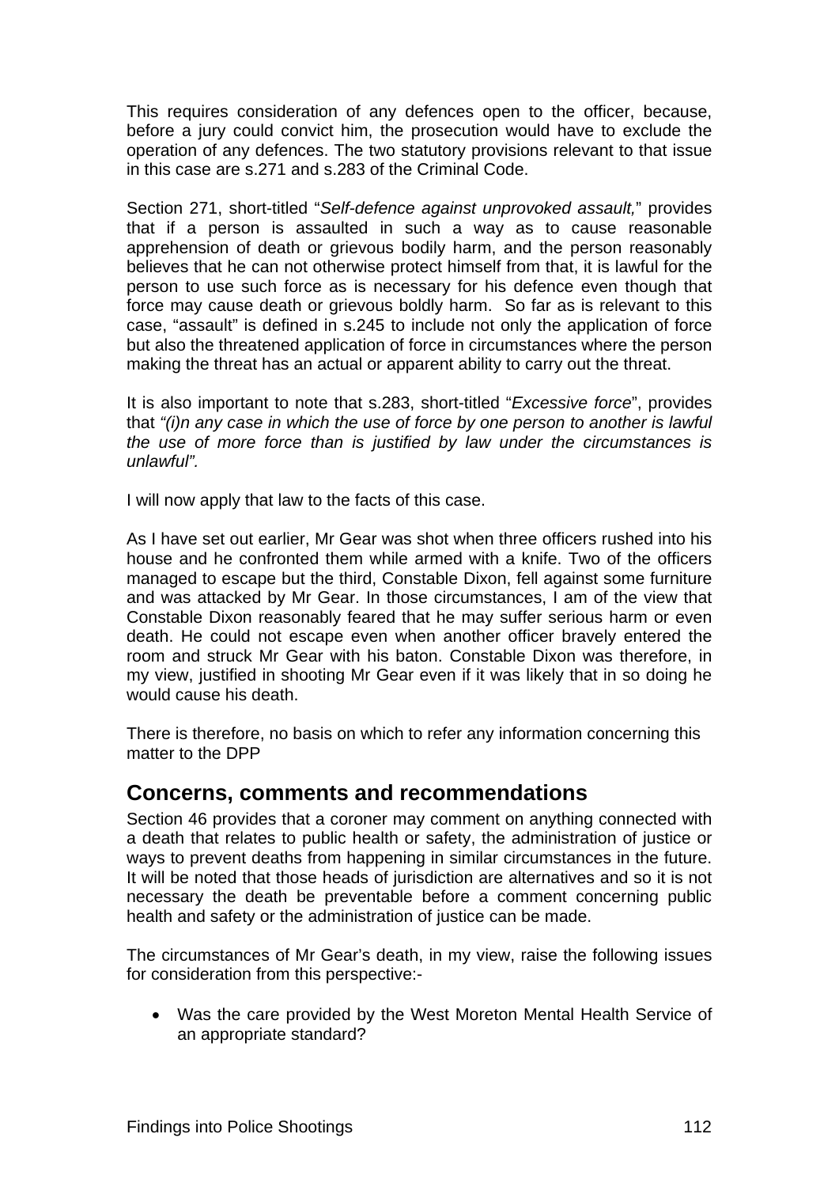This requires consideration of any defences open to the officer, because, before a jury could convict him, the prosecution would have to exclude the operation of any defences. The two statutory provisions relevant to that issue in this case are s.271 and s.283 of the Criminal Code.

Section 271, short-titled "*Self-defence against unprovoked assault,*" provides that if a person is assaulted in such a way as to cause reasonable apprehension of death or grievous bodily harm, and the person reasonably believes that he can not otherwise protect himself from that, it is lawful for the person to use such force as is necessary for his defence even though that force may cause death or grievous boldly harm. So far as is relevant to this case, "assault" is defined in s.245 to include not only the application of force but also the threatened application of force in circumstances where the person making the threat has an actual or apparent ability to carry out the threat.

It is also important to note that s.283, short-titled "*Excessive force*", provides that *"(i)n any case in which the use of force by one person to another is lawful the use of more force than is justified by law under the circumstances is unlawful".*

I will now apply that law to the facts of this case.

As I have set out earlier, Mr Gear was shot when three officers rushed into his house and he confronted them while armed with a knife. Two of the officers managed to escape but the third, Constable Dixon, fell against some furniture and was attacked by Mr Gear. In those circumstances, I am of the view that Constable Dixon reasonably feared that he may suffer serious harm or even death. He could not escape even when another officer bravely entered the room and struck Mr Gear with his baton. Constable Dixon was therefore, in my view, justified in shooting Mr Gear even if it was likely that in so doing he would cause his death.

There is therefore, no basis on which to refer any information concerning this matter to the DPP

## Concerns, comments and recommendations

Section 46 provides that a coroner may comment on anything connected with a death that relates to public health or safety, the administration of justice or ways to prevent deaths from happening in similar circumstances in the future. It will be noted that those heads of jurisdiction are alternatives and so it is not necessary the death be preventable before a comment concerning public health and safety or the administration of justice can be made.

The circumstances of Mr Gear's death, in my view, raise the following issues for consideration from this perspective:-

- Was the care provided by the West Moreton Mental Health Service of an appropriate standard?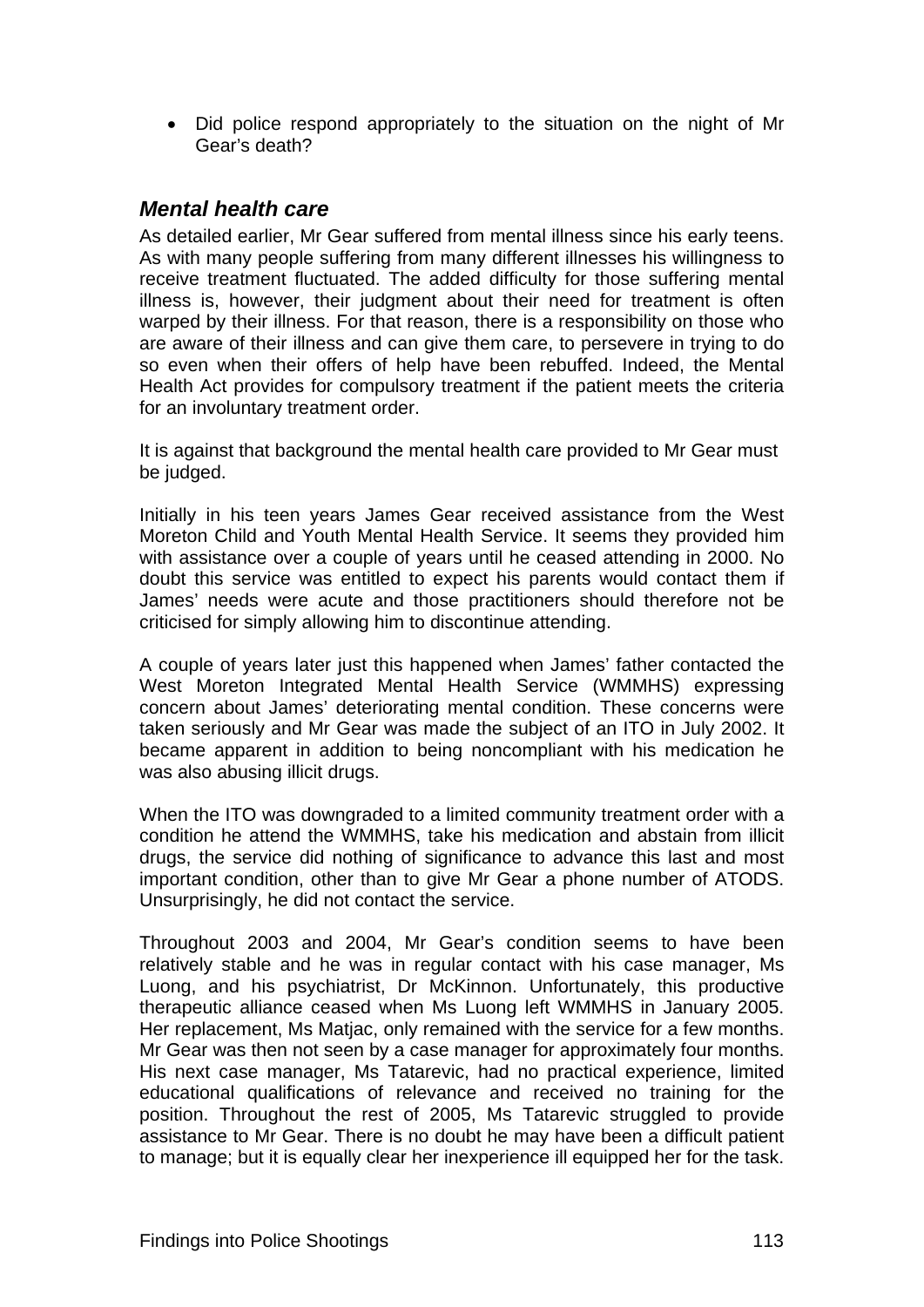- Did police respond appropriately to the situation on the night of Mr Gear's death?

### *Mental health care*

As detailed earlier, Mr Gear suffered from mental illness since his early teens. As with many people suffering from many different illnesses his willingness to receive treatment fluctuated. The added difficulty for those suffering mental illness is, however, their judgment about their need for treatment is often warped by their illness. For that reason, there is a responsibility on those who are aware of their illness and can give them care, to persevere in trying to do so even when their offers of help have been rebuffed. Indeed, the Mental Health Act provides for compulsory treatment if the patient meets the criteria for an involuntary treatment order.

It is against that background the mental health care provided to Mr Gear must be judged.

Initially in his teen years James Gear received assistance from the West Moreton Child and Youth Mental Health Service. It seems they provided him with assistance over a couple of years until he ceased attending in 2000. No doubt this service was entitled to expect his parents would contact them if James' needs were acute and those practitioners should therefore not be criticised for simply allowing him to discontinue attending.

A couple of years later just this happened when James' father contacted the West Moreton Integrated Mental Health Service (WMMHS) expressing concern about James' deteriorating mental condition. These concerns were taken seriously and Mr Gear was made the subject of an ITO in July 2002. It became apparent in addition to being noncompliant with his medication he was also abusing illicit drugs.

When the ITO was downgraded to a limited community treatment order with a condition he attend the WMMHS, take his medication and abstain from illicit drugs, the service did nothing of significance to advance this last and most important condition, other than to give Mr Gear a phone number of ATODS. Unsurprisingly, he did not contact the service.

Throughout 2003 and 2004, Mr Gear's condition seems to have been relatively stable and he was in regular contact with his case manager, Ms Luong, and his psychiatrist, Dr McKinnon. Unfortunately, this productive therapeutic alliance ceased when Ms Luong left WMMHS in January 2005. Her replacement, Ms Matjac, only remained with the service for a few months. Mr Gear was then not seen by a case manager for approximately four months. His next case manager, Ms Tatarevic, had no practical experience, limited educational qualifications of relevance and received no training for the position. Throughout the rest of 2005, Ms Tatarevic struggled to provide assistance to Mr Gear. There is no doubt he may have been a difficult patient to manage; but it is equally clear her inexperience ill equipped her for the task.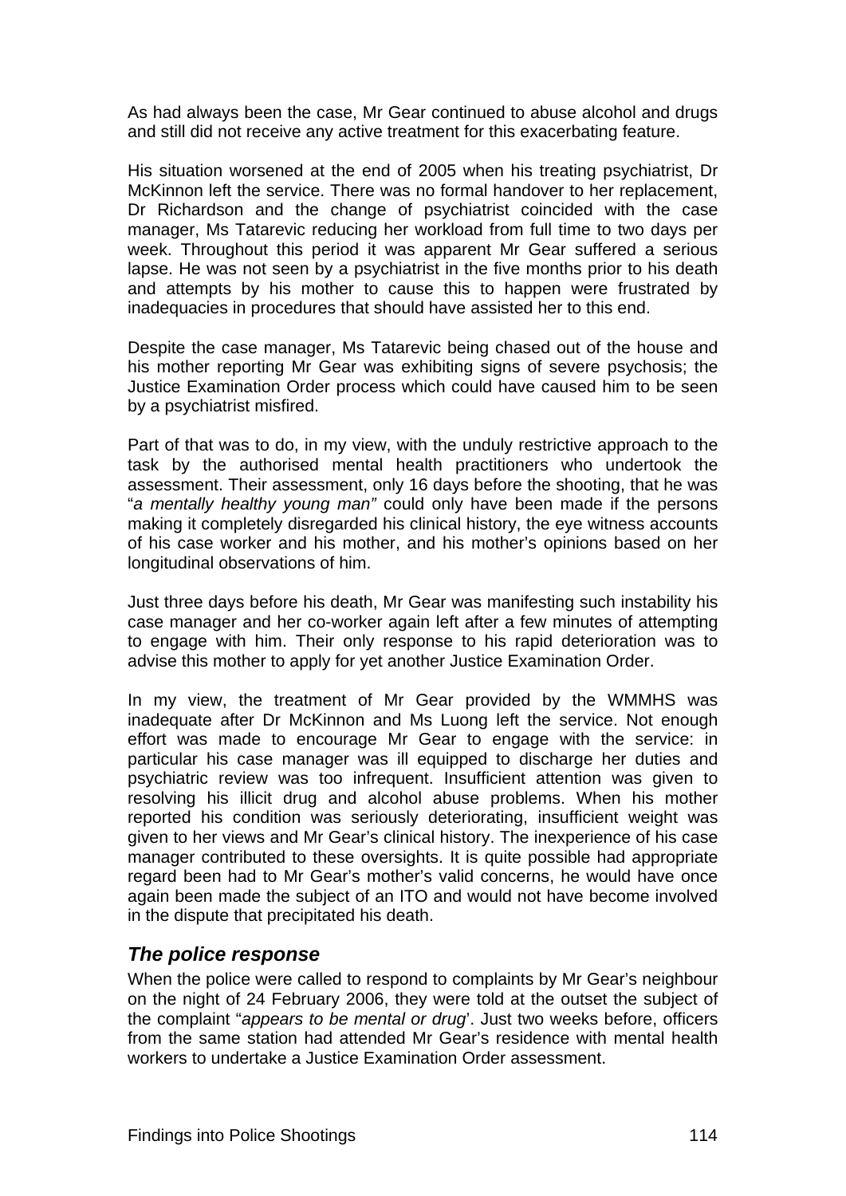As had always been the case, Mr Gear continued to abuse alcohol and drugs and still did not receive any active treatment for this exacerbating feature.

His situation worsened at the end of 2005 when his treating psychiatrist, Dr McKinnon left the service. There was no formal handover to her replacement, Dr Richardson and the change of psychiatrist coincided with the case manager, Ms Tatarevic reducing her workload from full time to two days per week. Throughout this period it was apparent Mr Gear suffered a serious lapse. He was not seen by a psychiatrist in the five months prior to his death and attempts by his mother to cause this to happen were frustrated by inadequacies in procedures that should have assisted her to this end.

Despite the case manager, Ms Tatarevic being chased out of the house and his mother reporting Mr Gear was exhibiting signs of severe psychosis; the Justice Examination Order process which could have caused him to be seen by a psychiatrist misfired.

Part of that was to do, in my view, with the unduly restrictive approach to the task by the authorised mental health practitioners who undertook the assessment. Their assessment, only 16 days before the shooting, that he was "*a mentally healthy young man"* could only have been made if the persons making it completely disregarded his clinical history, the eye witness accounts of his case worker and his mother, and his mother's opinions based on her longitudinal observations of him.

Just three days before his death, Mr Gear was manifesting such instability his case manager and her co-worker again left after a few minutes of attempting to engage with him. Their only response to his rapid deterioration was to advise this mother to apply for yet another Justice Examination Order.

In my view, the treatment of Mr Gear provided by the WMMHS was inadequate after Dr McKinnon and Ms Luong left the service. Not enough effort was made to encourage Mr Gear to engage with the service: in particular his case manager was ill equipped to discharge her duties and psychiatric review was too infrequent. Insufficient attention was given to resolving his illicit drug and alcohol abuse problems. When his mother reported his condition was seriously deteriorating, insufficient weight was given to her views and Mr Gear's clinical history. The inexperience of his case manager contributed to these oversights. It is quite possible had appropriate regard been had to Mr Gear's mother's valid concerns, he would have once again been made the subject of an ITO and would not have become involved in the dispute that precipitated his death.

### *The police response*

When the police were called to respond to complaints by Mr Gear's neighbour on the night of 24 February 2006, they were told at the outset the subject of the complaint "*appears to be mental or drug*'. Just two weeks before, officers from the same station had attended Mr Gear's residence with mental health workers to undertake a Justice Examination Order assessment.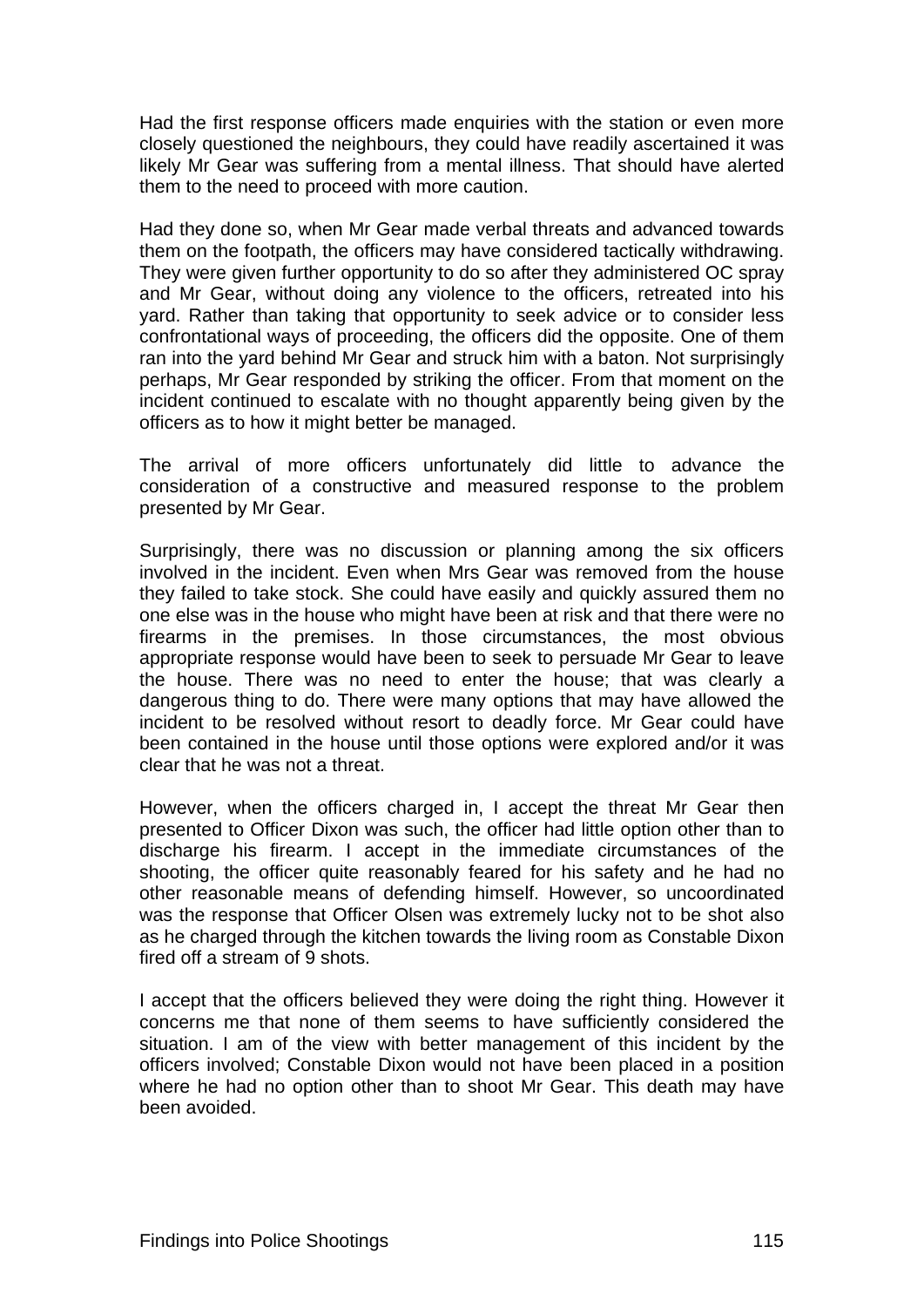Had the first response officers made enquiries with the station or even more closely questioned the neighbours, they could have readily ascertained it was likely Mr Gear was suffering from a mental illness. That should have alerted them to the need to proceed with more caution.

Had they done so, when Mr Gear made verbal threats and advanced towards them on the footpath, the officers may have considered tactically withdrawing. They were given further opportunity to do so after they administered OC spray and Mr Gear, without doing any violence to the officers, retreated into his yard. Rather than taking that opportunity to seek advice or to consider less confrontational ways of proceeding, the officers did the opposite. One of them ran into the yard behind Mr Gear and struck him with a baton. Not surprisingly perhaps, Mr Gear responded by striking the officer. From that moment on the incident continued to escalate with no thought apparently being given by the officers as to how it might better be managed.

The arrival of more officers unfortunately did little to advance the consideration of a constructive and measured response to the problem presented by Mr Gear.

Surprisingly, there was no discussion or planning among the six officers involved in the incident. Even when Mrs Gear was removed from the house they failed to take stock. She could have easily and quickly assured them no one else was in the house who might have been at risk and that there were no firearms in the premises. In those circumstances, the most obvious appropriate response would have been to seek to persuade Mr Gear to leave the house. There was no need to enter the house; that was clearly a dangerous thing to do. There were many options that may have allowed the incident to be resolved without resort to deadly force. Mr Gear could have been contained in the house until those options were explored and/or it was clear that he was not a threat.

However, when the officers charged in, I accept the threat Mr Gear then presented to Officer Dixon was such, the officer had little option other than to discharge his firearm. I accept in the immediate circumstances of the shooting, the officer quite reasonably feared for his safety and he had no other reasonable means of defending himself. However, so uncoordinated was the response that Officer Olsen was extremely lucky not to be shot also as he charged through the kitchen towards the living room as Constable Dixon fired off a stream of 9 shots.

I accept that the officers believed they were doing the right thing. However it concerns me that none of them seems to have sufficiently considered the situation. I am of the view with better management of this incident by the officers involved; Constable Dixon would not have been placed in a position where he had no option other than to shoot Mr Gear. This death may have been avoided.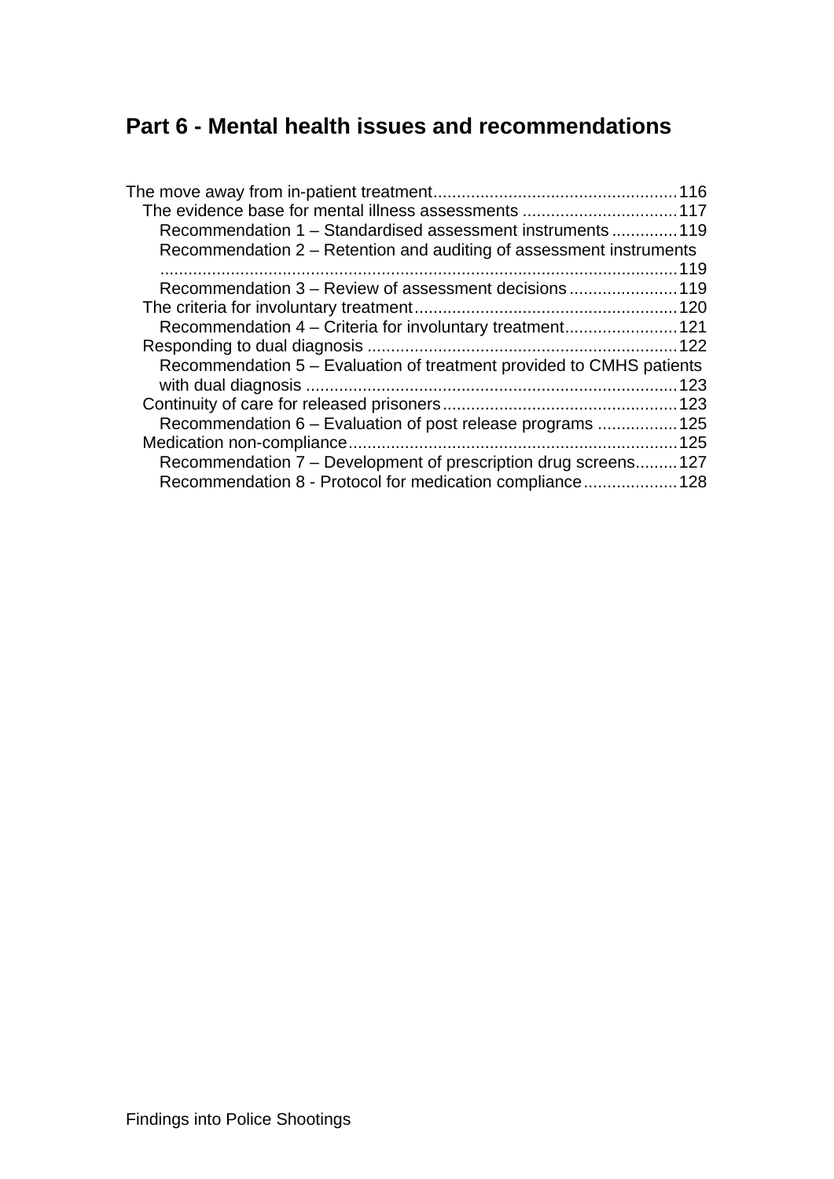# Part 6 - Mental health issues and recommendations

- The move away from in-patient treatment .... 116
  - The evidence base for mental illness assessments .... 117
    - Recommendation 1 – Standardised assessment instruments .... 119
    - Recommendation 2 – Retention and auditing of assessment instruments .... 119
    - Recommendation 3 – Review of assessment decisions .... 119
  - The criteria for involuntary treatment .... 120
    - Recommendation 4 – Criteria for involuntary treatment .... 121
  - Responding to dual diagnosis .... 122
    - Recommendation 5 – Evaluation of treatment provided to CMHS patients with dual diagnosis .... 123
  - Continuity of care for released prisoners .... 123
    - Recommendation 6 – Evaluation of post release programs .... 125
  - Medication non-compliance .... 125
    - Recommendation 7 – Development of prescription drug screens .... 127
    - Recommendation 8 - Protocol for medication compliance .... 128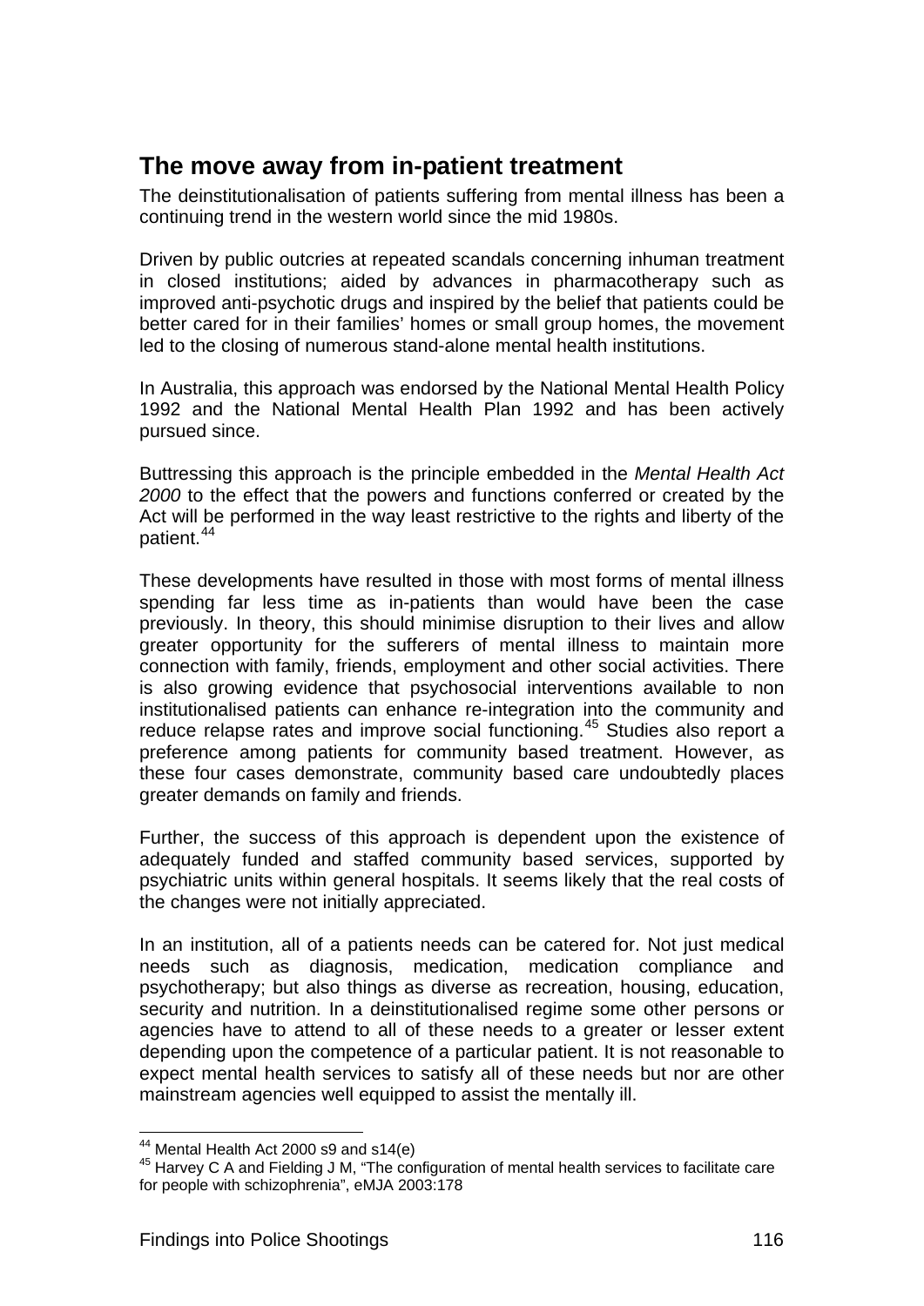## The move away from in-patient treatment

The deinstitutionalisation of patients suffering from mental illness has been a continuing trend in the western world since the mid 1980s.

Driven by public outcries at repeated scandals concerning inhuman treatment in closed institutions; aided by advances in pharmacotherapy such as improved anti-psychotic drugs and inspired by the belief that patients could be better cared for in their families' homes or small group homes, the movement led to the closing of numerous stand-alone mental health institutions.

In Australia, this approach was endorsed by the National Mental Health Policy 1992 and the National Mental Health Plan 1992 and has been actively pursued since.

Buttressing this approach is the principle embedded in the *Mental Health Act 2000* to the effect that the powers and functions conferred or created by the Act will be performed in the way least restrictive to the rights and liberty of the patient.[44]

These developments have resulted in those with most forms of mental illness spending far less time as in-patients than would have been the case previously. In theory, this should minimise disruption to their lives and allow greater opportunity for the sufferers of mental illness to maintain more connection with family, friends, employment and other social activities. There is also growing evidence that psychosocial interventions available to non institutionalised patients can enhance re-integration into the community and reduce relapse rates and improve social functioning.[45] Studies also report a preference among patients for community based treatment. However, as these four cases demonstrate, community based care undoubtedly places greater demands on family and friends.

Further, the success of this approach is dependent upon the existence of adequately funded and staffed community based services, supported by psychiatric units within general hospitals. It seems likely that the real costs of the changes were not initially appreciated.

In an institution, all of a patients needs can be catered for. Not just medical needs such as diagnosis, medication, medication compliance and psychotherapy; but also things as diverse as recreation, housing, education, security and nutrition. In a deinstitutionalised regime some other persons or agencies have to attend to all of these needs to a greater or lesser extent depending upon the competence of a particular patient. It is not reasonable to expect mental health services to satisfy all of these needs but nor are other mainstream agencies well equipped to assist the mentally ill.

---

[44] Mental Health Act 2000 s9 and s14(e)

[45] Harvey C A and Fielding J M, "The configuration of mental health services to facilitate care for people with schizophrenia", eMJA 2003:178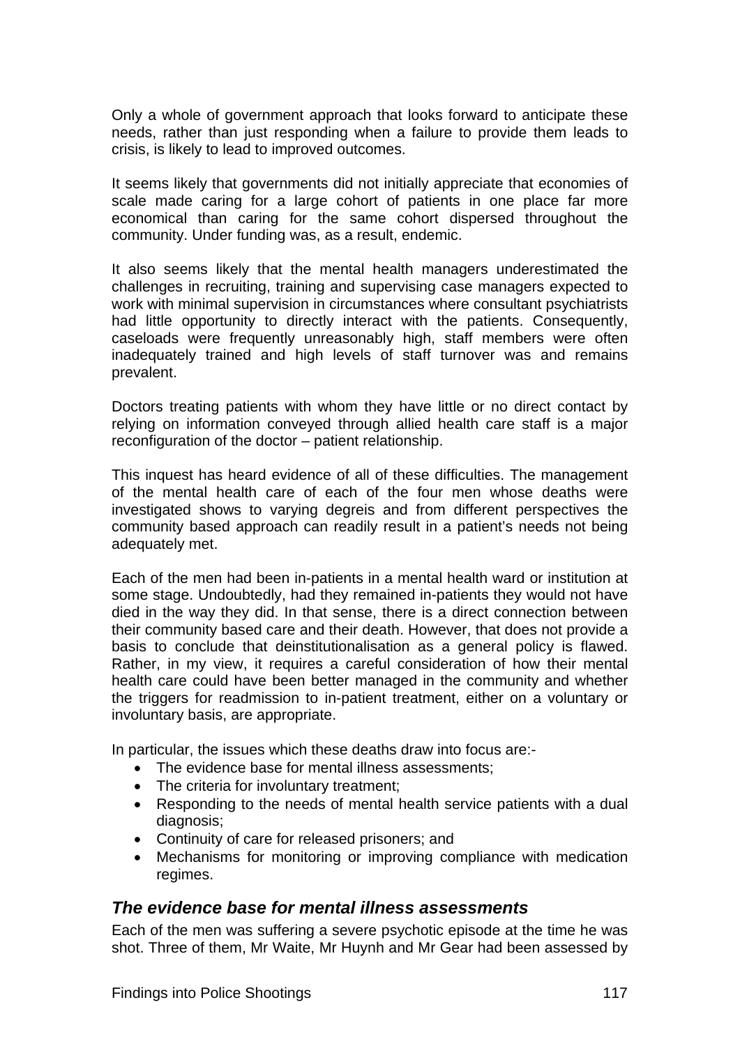Only a whole of government approach that looks forward to anticipate these needs, rather than just responding when a failure to provide them leads to crisis, is likely to lead to improved outcomes.

It seems likely that governments did not initially appreciate that economies of scale made caring for a large cohort of patients in one place far more economical than caring for the same cohort dispersed throughout the community. Under funding was, as a result, endemic.

It also seems likely that the mental health managers underestimated the challenges in recruiting, training and supervising case managers expected to work with minimal supervision in circumstances where consultant psychiatrists had little opportunity to directly interact with the patients. Consequently, caseloads were frequently unreasonably high, staff members were often inadequately trained and high levels of staff turnover was and remains prevalent.

Doctors treating patients with whom they have little or no direct contact by relying on information conveyed through allied health care staff is a major reconfiguration of the doctor – patient relationship.

This inquest has heard evidence of all of these difficulties. The management of the mental health care of each of the four men whose deaths were investigated shows to varying degreis and from different perspectives the community based approach can readily result in a patient's needs not being adequately met.

Each of the men had been in-patients in a mental health ward or institution at some stage. Undoubtedly, had they remained in-patients they would not have died in the way they did. In that sense, there is a direct connection between their community based care and their death. However, that does not provide a basis to conclude that deinstitutionalisation as a general policy is flawed. Rather, in my view, it requires a careful consideration of how their mental health care could have been better managed in the community and whether the triggers for readmission to in-patient treatment, either on a voluntary or involuntary basis, are appropriate.

In particular, the issues which these deaths draw into focus are:-

- The evidence base for mental illness assessments;
- The criteria for involuntary treatment;
- Responding to the needs of mental health service patients with a dual diagnosis;
- Continuity of care for released prisoners; and
- Mechanisms for monitoring or improving compliance with medication regimes.

### *The evidence base for mental illness assessments*

Each of the men was suffering a severe psychotic episode at the time he was shot. Three of them, Mr Waite, Mr Huynh and Mr Gear had been assessed by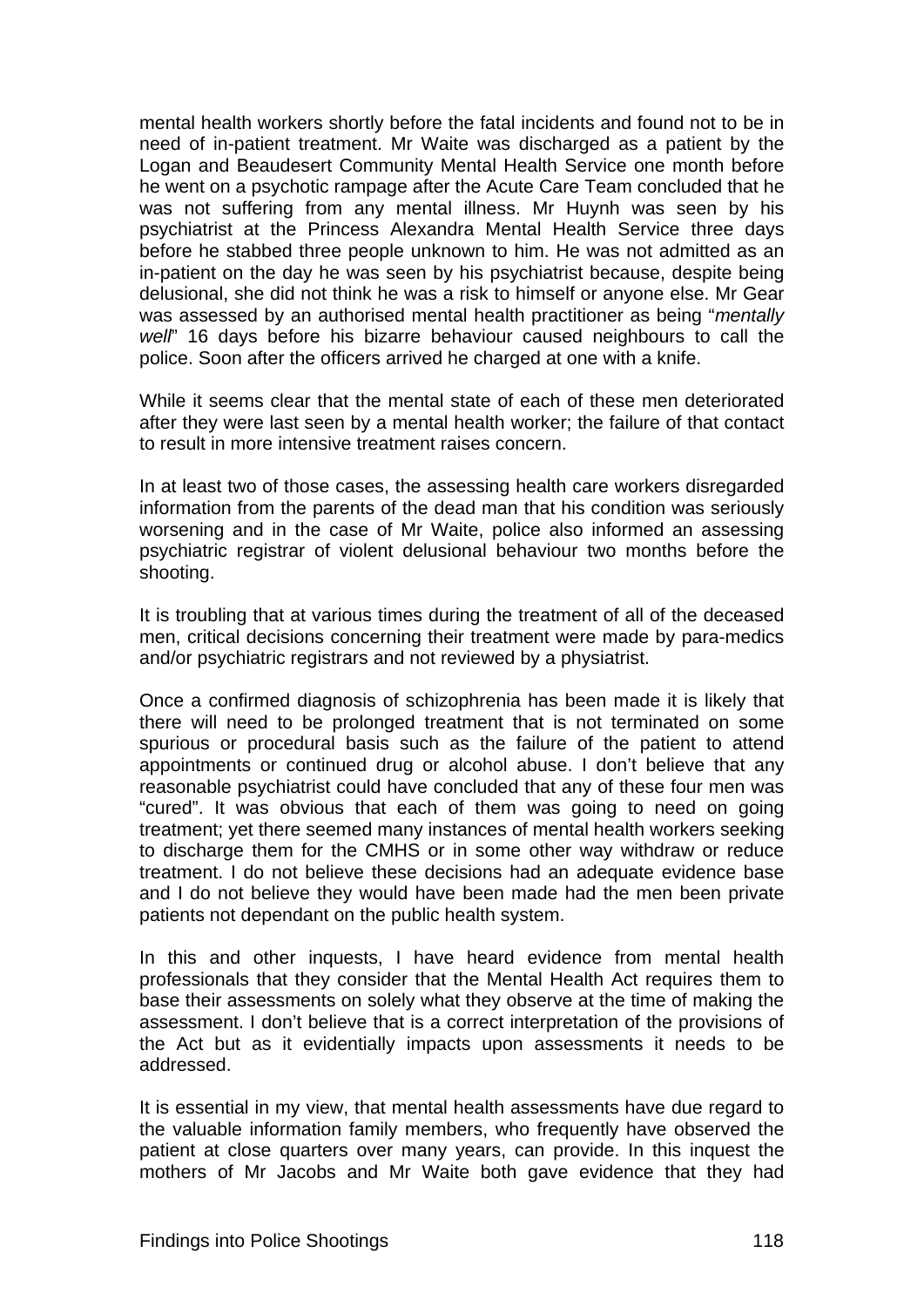mental health workers shortly before the fatal incidents and found not to be in need of in-patient treatment. Mr Waite was discharged as a patient by the Logan and Beaudesert Community Mental Health Service one month before he went on a psychotic rampage after the Acute Care Team concluded that he was not suffering from any mental illness. Mr Huynh was seen by his psychiatrist at the Princess Alexandra Mental Health Service three days before he stabbed three people unknown to him. He was not admitted as an in-patient on the day he was seen by his psychiatrist because, despite being delusional, she did not think he was a risk to himself or anyone else. Mr Gear was assessed by an authorised mental health practitioner as being "*mentally well*" 16 days before his bizarre behaviour caused neighbours to call the police. Soon after the officers arrived he charged at one with a knife.

While it seems clear that the mental state of each of these men deteriorated after they were last seen by a mental health worker; the failure of that contact to result in more intensive treatment raises concern.

In at least two of those cases, the assessing health care workers disregarded information from the parents of the dead man that his condition was seriously worsening and in the case of Mr Waite, police also informed an assessing psychiatric registrar of violent delusional behaviour two months before the shooting.

It is troubling that at various times during the treatment of all of the deceased men, critical decisions concerning their treatment were made by para-medics and/or psychiatric registrars and not reviewed by a physiatrist.

Once a confirmed diagnosis of schizophrenia has been made it is likely that there will need to be prolonged treatment that is not terminated on some spurious or procedural basis such as the failure of the patient to attend appointments or continued drug or alcohol abuse. I don't believe that any reasonable psychiatrist could have concluded that any of these four men was "cured". It was obvious that each of them was going to need on going treatment; yet there seemed many instances of mental health workers seeking to discharge them for the CMHS or in some other way withdraw or reduce treatment. I do not believe these decisions had an adequate evidence base and I do not believe they would have been made had the men been private patients not dependant on the public health system.

In this and other inquests, I have heard evidence from mental health professionals that they consider that the Mental Health Act requires them to base their assessments on solely what they observe at the time of making the assessment. I don't believe that is a correct interpretation of the provisions of the Act but as it evidentially impacts upon assessments it needs to be addressed.

It is essential in my view, that mental health assessments have due regard to the valuable information family members, who frequently have observed the patient at close quarters over many years, can provide. In this inquest the mothers of Mr Jacobs and Mr Waite both gave evidence that they had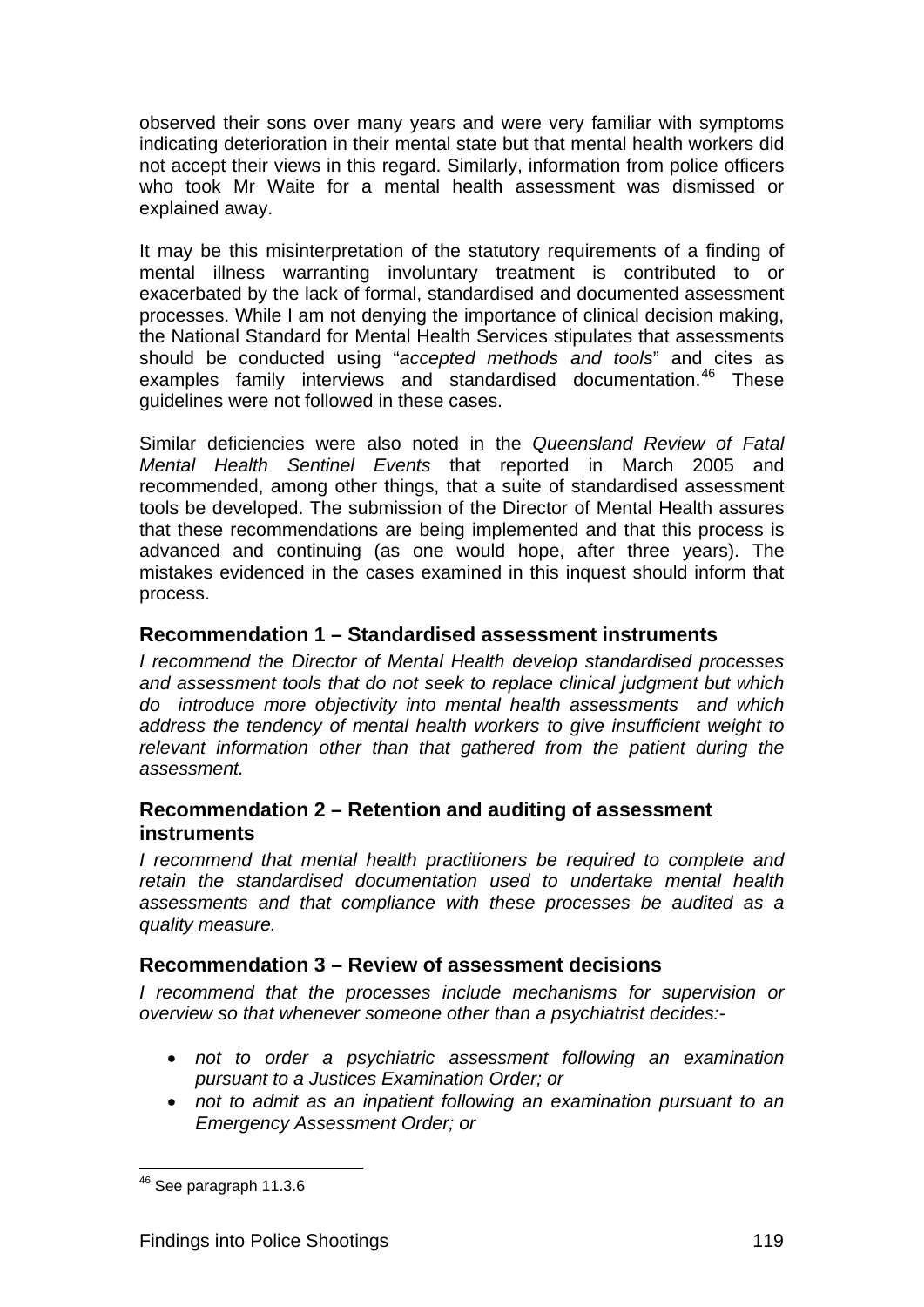observed their sons over many years and were very familiar with symptoms indicating deterioration in their mental state but that mental health workers did not accept their views in this regard. Similarly, information from police officers who took Mr Waite for a mental health assessment was dismissed or explained away.

It may be this misinterpretation of the statutory requirements of a finding of mental illness warranting involuntary treatment is contributed to or exacerbated by the lack of formal, standardised and documented assessment processes. While I am not denying the importance of clinical decision making, the National Standard for Mental Health Services stipulates that assessments should be conducted using "*accepted methods and tools*" and cites as examples family interviews and standardised documentation.[46] These guidelines were not followed in these cases.

Similar deficiencies were also noted in the *Queensland Review of Fatal Mental Health Sentinel Events* that reported in March 2005 and recommended, among other things, that a suite of standardised assessment tools be developed. The submission of the Director of Mental Health assures that these recommendations are being implemented and that this process is advanced and continuing (as one would hope, after three years). The mistakes evidenced in the cases examined in this inquest should inform that process.

### Recommendation 1 – Standardised assessment instruments

*I recommend the Director of Mental Health develop standardised processes and assessment tools that do not seek to replace clinical judgment but which do introduce more objectivity into mental health assessments and which address the tendency of mental health workers to give insufficient weight to relevant information other than that gathered from the patient during the assessment.*

### Recommendation 2 – Retention and auditing of assessment instruments

*I recommend that mental health practitioners be required to complete and retain the standardised documentation used to undertake mental health assessments and that compliance with these processes be audited as a quality measure.*

### Recommendation 3 – Review of assessment decisions

*I recommend that the processes include mechanisms for supervision or overview so that whenever someone other than a psychiatrist decides:-*

- *not to order a psychiatric assessment following an examination pursuant to a Justices Examination Order; or*
- *not to admit as an inpatient following an examination pursuant to an Emergency Assessment Order; or*

[46] See paragraph 11.3.6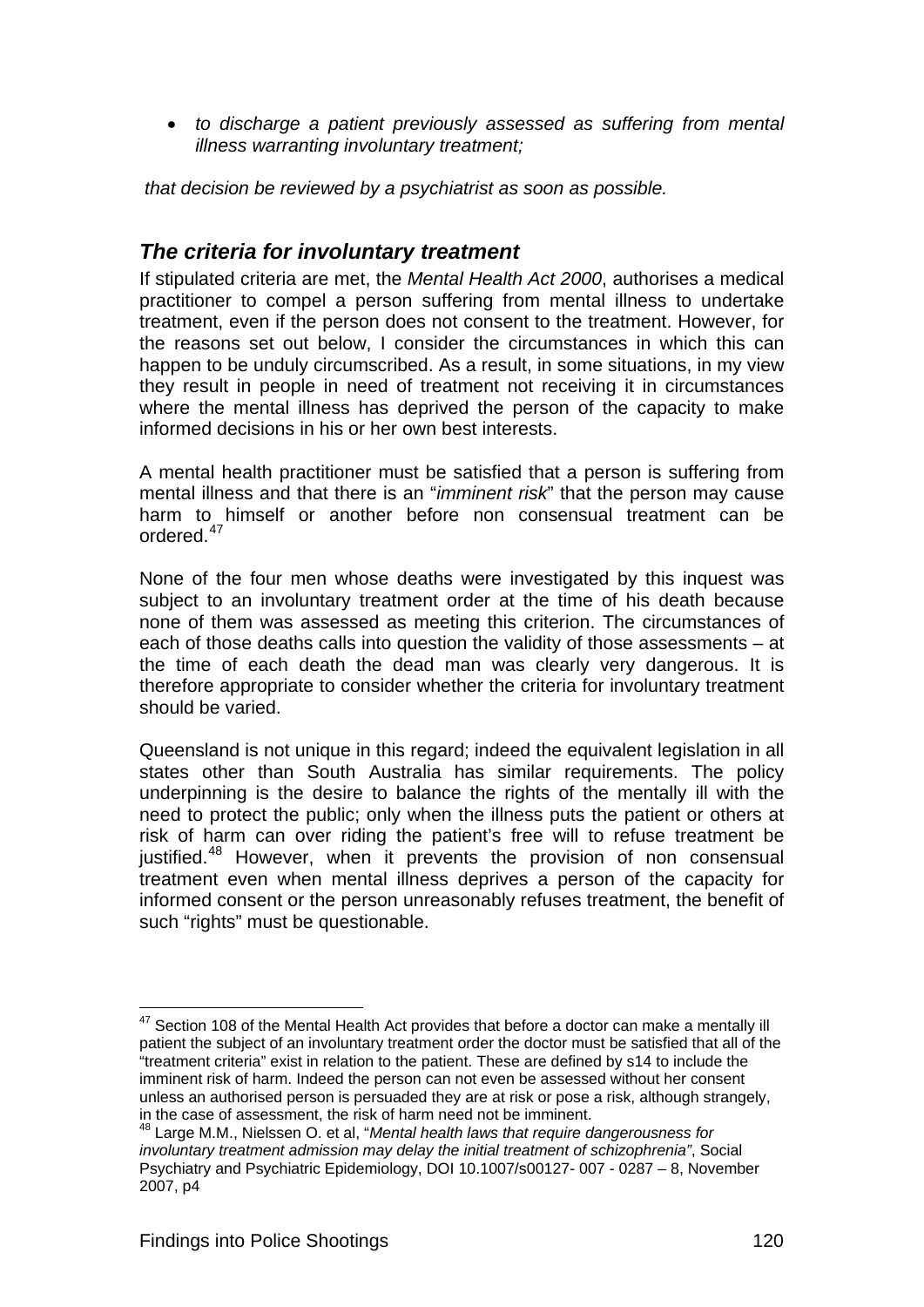- *to discharge a patient previously assessed as suffering from mental illness warranting involuntary treatment;*

*that decision be reviewed by a psychiatrist as soon as possible.*

## *The criteria for involuntary treatment*

If stipulated criteria are met, the *Mental Health Act 2000*, authorises a medical practitioner to compel a person suffering from mental illness to undertake treatment, even if the person does not consent to the treatment. However, for the reasons set out below, I consider the circumstances in which this can happen to be unduly circumscribed. As a result, in some situations, in my view they result in people in need of treatment not receiving it in circumstances where the mental illness has deprived the person of the capacity to make informed decisions in his or her own best interests.

A mental health practitioner must be satisfied that a person is suffering from mental illness and that there is an "*imminent risk*" that the person may cause harm to himself or another before non consensual treatment can be ordered.[47]

None of the four men whose deaths were investigated by this inquest was subject to an involuntary treatment order at the time of his death because none of them was assessed as meeting this criterion. The circumstances of each of those deaths calls into question the validity of those assessments – at the time of each death the dead man was clearly very dangerous. It is therefore appropriate to consider whether the criteria for involuntary treatment should be varied.

Queensland is not unique in this regard; indeed the equivalent legislation in all states other than South Australia has similar requirements. The policy underpinning is the desire to balance the rights of the mentally ill with the need to protect the public; only when the illness puts the patient or others at risk of harm can over riding the patient's free will to refuse treatment be justified.[48] However, when it prevents the provision of non consensual treatment even when mental illness deprives a person of the capacity for informed consent or the person unreasonably refuses treatment, the benefit of such "rights" must be questionable.

---

[47] Section 108 of the Mental Health Act provides that before a doctor can make a mentally ill patient the subject of an involuntary treatment order the doctor must be satisfied that all of the "treatment criteria" exist in relation to the patient. These are defined by s14 to include the imminent risk of harm. Indeed the person can not even be assessed without her consent unless an authorised person is persuaded they are at risk or pose a risk, although strangely, in the case of assessment, the risk of harm need not be imminent.

[48] Large M.M., Nielssen O. et al, "*Mental health laws that require dangerousness for involuntary treatment admission may delay the initial treatment of schizophrenia"*, Social Psychiatry and Psychiatric Epidemiology, DOI 10.1007/s00127- 007 - 0287 – 8, November 2007, p4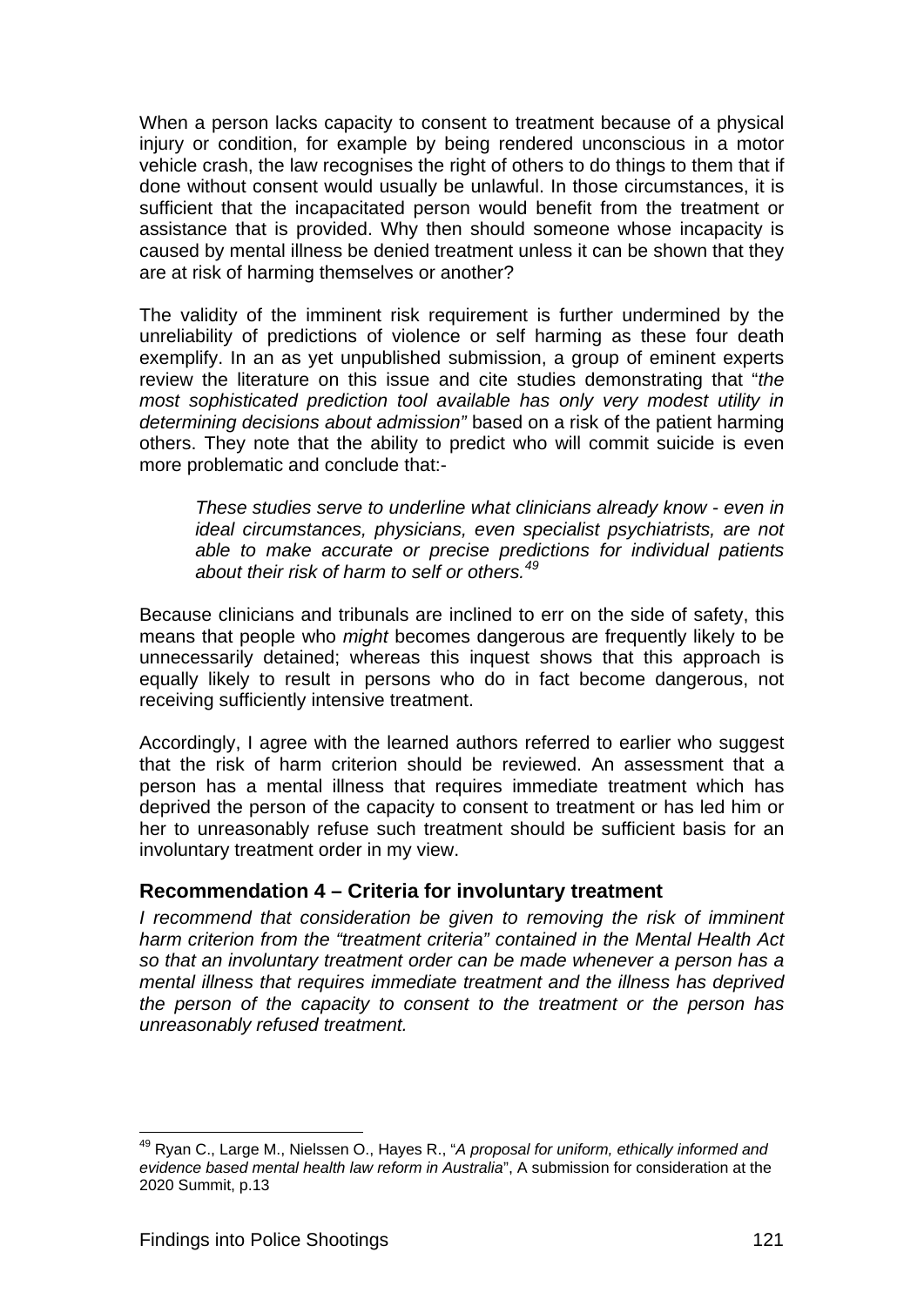When a person lacks capacity to consent to treatment because of a physical injury or condition, for example by being rendered unconscious in a motor vehicle crash, the law recognises the right of others to do things to them that if done without consent would usually be unlawful. In those circumstances, it is sufficient that the incapacitated person would benefit from the treatment or assistance that is provided. Why then should someone whose incapacity is caused by mental illness be denied treatment unless it can be shown that they are at risk of harming themselves or another?

The validity of the imminent risk requirement is further undermined by the unreliability of predictions of violence or self harming as these four death exemplify. In an as yet unpublished submission, a group of eminent experts review the literature on this issue and cite studies demonstrating that "*the most sophisticated prediction tool available has only very modest utility in determining decisions about admission"* based on a risk of the patient harming others. They note that the ability to predict who will commit suicide is even more problematic and conclude that:-

> *These studies serve to underline what clinicians already know - even in ideal circumstances, physicians, even specialist psychiatrists, are not able to make accurate or precise predictions for individual patients about their risk of harm to self or others.*[49]

Because clinicians and tribunals are inclined to err on the side of safety, this means that people who *might* becomes dangerous are frequently likely to be unnecessarily detained; whereas this inquest shows that this approach is equally likely to result in persons who do in fact become dangerous, not receiving sufficiently intensive treatment.

Accordingly, I agree with the learned authors referred to earlier who suggest that the risk of harm criterion should be reviewed. An assessment that a person has a mental illness that requires immediate treatment which has deprived the person of the capacity to consent to treatment or has led him or her to unreasonably refuse such treatment should be sufficient basis for an involuntary treatment order in my view.

### Recommendation 4 – Criteria for involuntary treatment

*I recommend that consideration be given to removing the risk of imminent harm criterion from the "treatment criteria" contained in the Mental Health Act so that an involuntary treatment order can be made whenever a person has a mental illness that requires immediate treatment and the illness has deprived the person of the capacity to consent to the treatment or the person has unreasonably refused treatment.*

---

[49] Ryan C., Large M., Nielssen O., Hayes R., "*A proposal for uniform, ethically informed and evidence based mental health law reform in Australia*", A submission for consideration at the 2020 Summit, p.13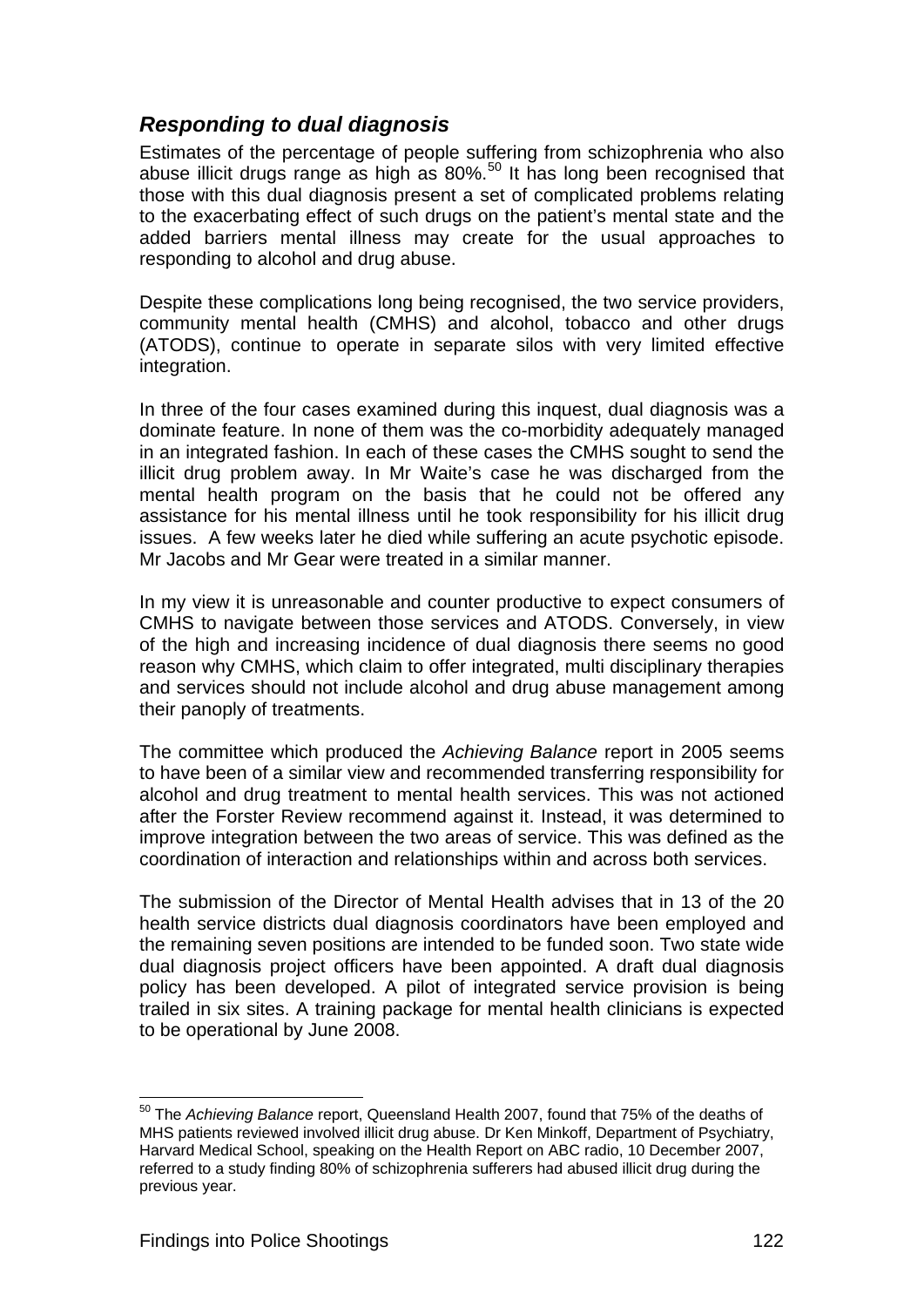### *Responding to dual diagnosis*

Estimates of the percentage of people suffering from schizophrenia who also abuse illicit drugs range as high as 80%.[50] It has long been recognised that those with this dual diagnosis present a set of complicated problems relating to the exacerbating effect of such drugs on the patient's mental state and the added barriers mental illness may create for the usual approaches to responding to alcohol and drug abuse.

Despite these complications long being recognised, the two service providers, community mental health (CMHS) and alcohol, tobacco and other drugs (ATODS), continue to operate in separate silos with very limited effective integration.

In three of the four cases examined during this inquest, dual diagnosis was a dominate feature. In none of them was the co-morbidity adequately managed in an integrated fashion. In each of these cases the CMHS sought to send the illicit drug problem away. In Mr Waite's case he was discharged from the mental health program on the basis that he could not be offered any assistance for his mental illness until he took responsibility for his illicit drug issues. A few weeks later he died while suffering an acute psychotic episode. Mr Jacobs and Mr Gear were treated in a similar manner.

In my view it is unreasonable and counter productive to expect consumers of CMHS to navigate between those services and ATODS. Conversely, in view of the high and increasing incidence of dual diagnosis there seems no good reason why CMHS, which claim to offer integrated, multi disciplinary therapies and services should not include alcohol and drug abuse management among their panoply of treatments.

The committee which produced the *Achieving Balance* report in 2005 seems to have been of a similar view and recommended transferring responsibility for alcohol and drug treatment to mental health services. This was not actioned after the Forster Review recommend against it. Instead, it was determined to improve integration between the two areas of service. This was defined as the coordination of interaction and relationships within and across both services.

The submission of the Director of Mental Health advises that in 13 of the 20 health service districts dual diagnosis coordinators have been employed and the remaining seven positions are intended to be funded soon. Two state wide dual diagnosis project officers have been appointed. A draft dual diagnosis policy has been developed. A pilot of integrated service provision is being trailed in six sites. A training package for mental health clinicians is expected to be operational by June 2008.

---

[50] The *Achieving Balance* report, Queensland Health 2007, found that 75% of the deaths of MHS patients reviewed involved illicit drug abuse. Dr Ken Minkoff, Department of Psychiatry, Harvard Medical School, speaking on the Health Report on ABC radio, 10 December 2007, referred to a study finding 80% of schizophrenia sufferers had abused illicit drug during the previous year.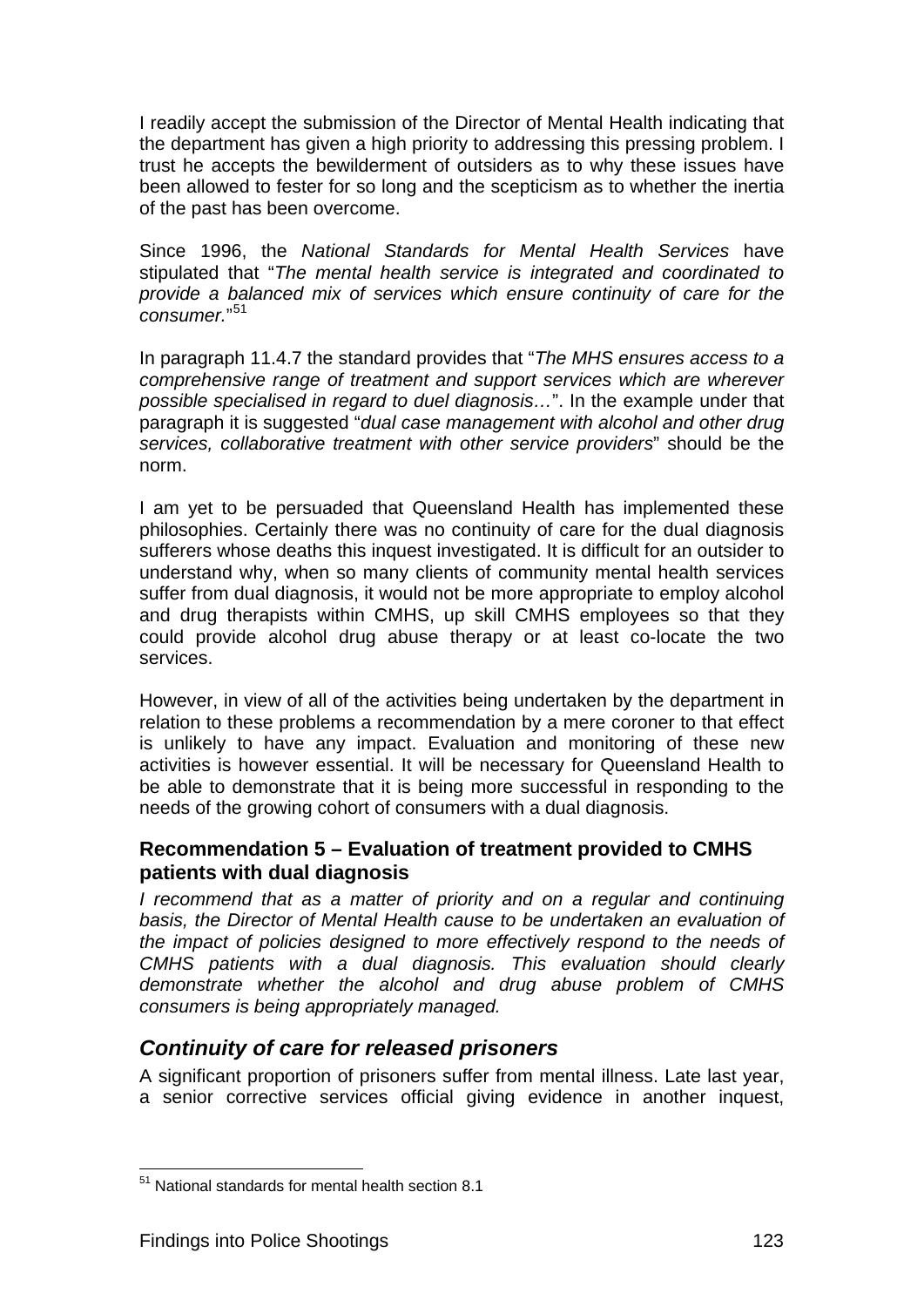I readily accept the submission of the Director of Mental Health indicating that the department has given a high priority to addressing this pressing problem. I trust he accepts the bewilderment of outsiders as to why these issues have been allowed to fester for so long and the scepticism as to whether the inertia of the past has been overcome.

Since 1996, the *National Standards for Mental Health Services* have stipulated that "*The mental health service is integrated and coordinated to provide a balanced mix of services which ensure continuity of care for the consumer.*"[51]

In paragraph 11.4.7 the standard provides that "*The MHS ensures access to a comprehensive range of treatment and support services which are wherever possible specialised in regard to duel diagnosis…*". In the example under that paragraph it is suggested "*dual case management with alcohol and other drug services, collaborative treatment with other service providers*" should be the norm.

I am yet to be persuaded that Queensland Health has implemented these philosophies. Certainly there was no continuity of care for the dual diagnosis sufferers whose deaths this inquest investigated. It is difficult for an outsider to understand why, when so many clients of community mental health services suffer from dual diagnosis, it would not be more appropriate to employ alcohol and drug therapists within CMHS, up skill CMHS employees so that they could provide alcohol drug abuse therapy or at least co-locate the two services.

However, in view of all of the activities being undertaken by the department in relation to these problems a recommendation by a mere coroner to that effect is unlikely to have any impact. Evaluation and monitoring of these new activities is however essential. It will be necessary for Queensland Health to be able to demonstrate that it is being more successful in responding to the needs of the growing cohort of consumers with a dual diagnosis.

### Recommendation 5 – Evaluation of treatment provided to CMHS patients with dual diagnosis

*I recommend that as a matter of priority and on a regular and continuing basis, the Director of Mental Health cause to be undertaken an evaluation of the impact of policies designed to more effectively respond to the needs of CMHS patients with a dual diagnosis. This evaluation should clearly demonstrate whether the alcohol and drug abuse problem of CMHS consumers is being appropriately managed.*

## *Continuity of care for released prisoners*

A significant proportion of prisoners suffer from mental illness. Late last year, a senior corrective services official giving evidence in another inquest,

[51] National standards for mental health section 8.1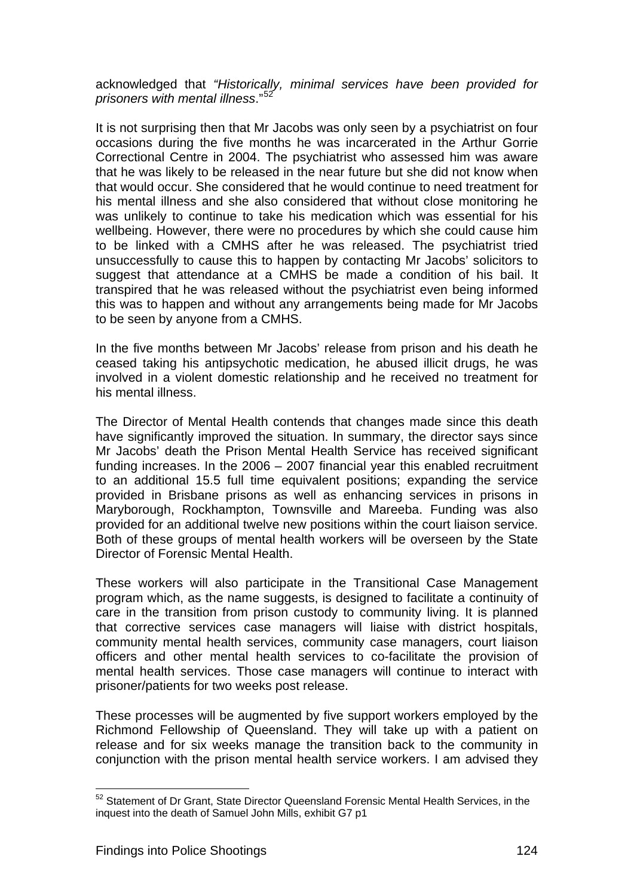acknowledged that *"Historically, minimal services have been provided for prisoners with mental illness*."[52]

It is not surprising then that Mr Jacobs was only seen by a psychiatrist on four occasions during the five months he was incarcerated in the Arthur Gorrie Correctional Centre in 2004. The psychiatrist who assessed him was aware that he was likely to be released in the near future but she did not know when that would occur. She considered that he would continue to need treatment for his mental illness and she also considered that without close monitoring he was unlikely to continue to take his medication which was essential for his wellbeing. However, there were no procedures by which she could cause him to be linked with a CMHS after he was released. The psychiatrist tried unsuccessfully to cause this to happen by contacting Mr Jacobs' solicitors to suggest that attendance at a CMHS be made a condition of his bail. It transpired that he was released without the psychiatrist even being informed this was to happen and without any arrangements being made for Mr Jacobs to be seen by anyone from a CMHS.

In the five months between Mr Jacobs' release from prison and his death he ceased taking his antipsychotic medication, he abused illicit drugs, he was involved in a violent domestic relationship and he received no treatment for his mental illness.

The Director of Mental Health contends that changes made since this death have significantly improved the situation. In summary, the director says since Mr Jacobs' death the Prison Mental Health Service has received significant funding increases. In the 2006 – 2007 financial year this enabled recruitment to an additional 15.5 full time equivalent positions; expanding the service provided in Brisbane prisons as well as enhancing services in prisons in Maryborough, Rockhampton, Townsville and Mareeba. Funding was also provided for an additional twelve new positions within the court liaison service. Both of these groups of mental health workers will be overseen by the State Director of Forensic Mental Health.

These workers will also participate in the Transitional Case Management program which, as the name suggests, is designed to facilitate a continuity of care in the transition from prison custody to community living. It is planned that corrective services case managers will liaise with district hospitals, community mental health services, community case managers, court liaison officers and other mental health services to co-facilitate the provision of mental health services. Those case managers will continue to interact with prisoner/patients for two weeks post release.

These processes will be augmented by five support workers employed by the Richmond Fellowship of Queensland. They will take up with a patient on release and for six weeks manage the transition back to the community in conjunction with the prison mental health service workers. I am advised they

---

[52] Statement of Dr Grant, State Director Queensland Forensic Mental Health Services, in the inquest into the death of Samuel John Mills, exhibit G7 p1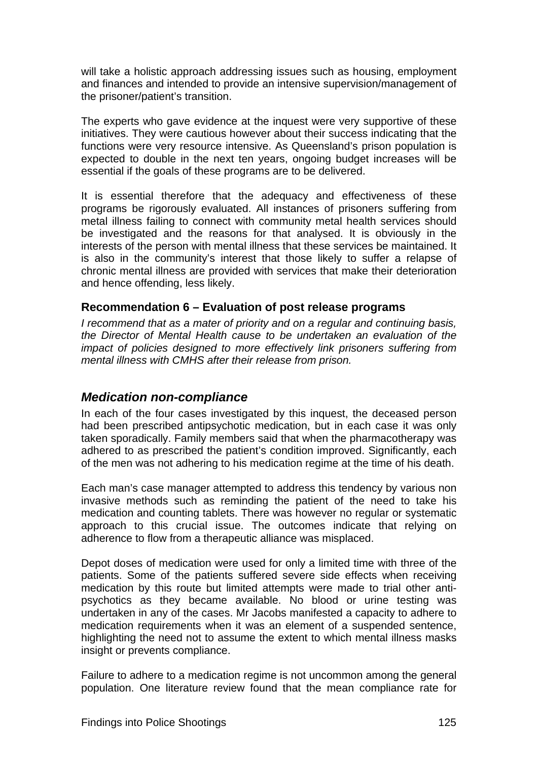will take a holistic approach addressing issues such as housing, employment and finances and intended to provide an intensive supervision/management of the prisoner/patient's transition.

The experts who gave evidence at the inquest were very supportive of these initiatives. They were cautious however about their success indicating that the functions were very resource intensive. As Queensland's prison population is expected to double in the next ten years, ongoing budget increases will be essential if the goals of these programs are to be delivered.

It is essential therefore that the adequacy and effectiveness of these programs be rigorously evaluated. All instances of prisoners suffering from metal illness failing to connect with community metal health services should be investigated and the reasons for that analysed. It is obviously in the interests of the person with mental illness that these services be maintained. It is also in the community's interest that those likely to suffer a relapse of chronic mental illness are provided with services that make their deterioration and hence offending, less likely.

### Recommendation 6 – Evaluation of post release programs

*I recommend that as a mater of priority and on a regular and continuing basis, the Director of Mental Health cause to be undertaken an evaluation of the impact of policies designed to more effectively link prisoners suffering from mental illness with CMHS after their release from prison.*

## *Medication non-compliance*

In each of the four cases investigated by this inquest, the deceased person had been prescribed antipsychotic medication, but in each case it was only taken sporadically. Family members said that when the pharmacotherapy was adhered to as prescribed the patient's condition improved. Significantly, each of the men was not adhering to his medication regime at the time of his death.

Each man's case manager attempted to address this tendency by various non invasive methods such as reminding the patient of the need to take his medication and counting tablets. There was however no regular or systematic approach to this crucial issue. The outcomes indicate that relying on adherence to flow from a therapeutic alliance was misplaced.

Depot doses of medication were used for only a limited time with three of the patients. Some of the patients suffered severe side effects when receiving medication by this route but limited attempts were made to trial other anti-psychotics as they became available. No blood or urine testing was undertaken in any of the cases. Mr Jacobs manifested a capacity to adhere to medication requirements when it was an element of a suspended sentence, highlighting the need not to assume the extent to which mental illness masks insight or prevents compliance.

Failure to adhere to a medication regime is not uncommon among the general population. One literature review found that the mean compliance rate for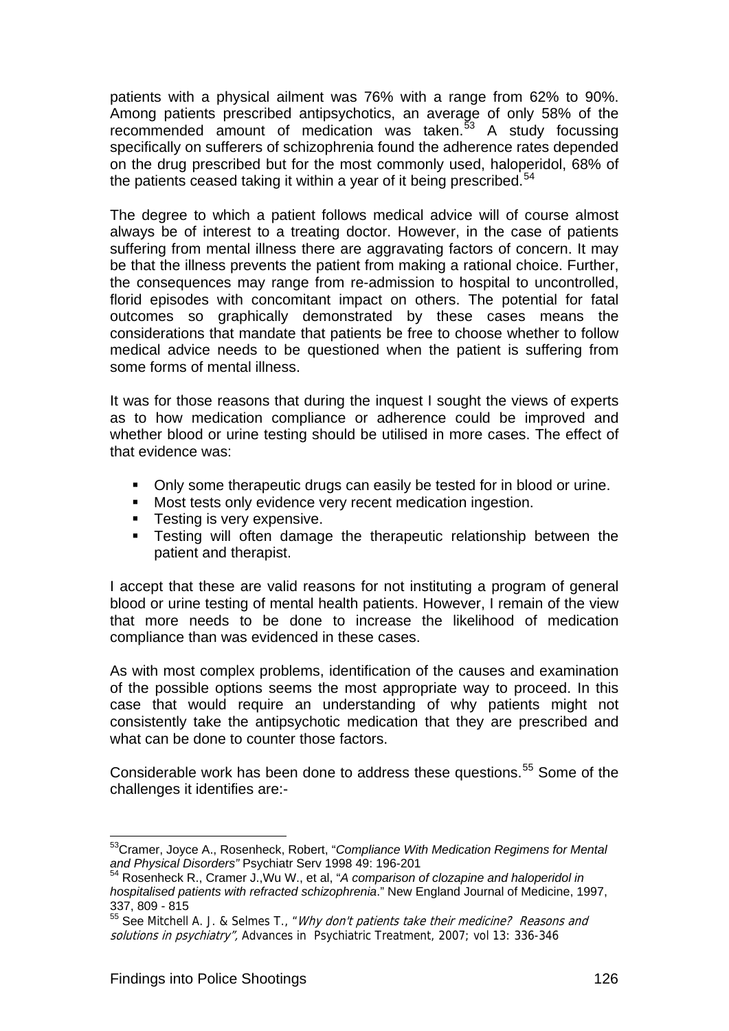patients with a physical ailment was 76% with a range from 62% to 90%. Among patients prescribed antipsychotics, an average of only 58% of the recommended amount of medication was taken.[53] A study focussing specifically on sufferers of schizophrenia found the adherence rates depended on the drug prescribed but for the most commonly used, haloperidol, 68% of the patients ceased taking it within a year of it being prescribed.[54]

The degree to which a patient follows medical advice will of course almost always be of interest to a treating doctor. However, in the case of patients suffering from mental illness there are aggravating factors of concern. It may be that the illness prevents the patient from making a rational choice. Further, the consequences may range from re-admission to hospital to uncontrolled, florid episodes with concomitant impact on others. The potential for fatal outcomes so graphically demonstrated by these cases means the considerations that mandate that patients be free to choose whether to follow medical advice needs to be questioned when the patient is suffering from some forms of mental illness.

It was for those reasons that during the inquest I sought the views of experts as to how medication compliance or adherence could be improved and whether blood or urine testing should be utilised in more cases. The effect of that evidence was:

- Only some therapeutic drugs can easily be tested for in blood or urine.
- Most tests only evidence very recent medication ingestion.
- Testing is very expensive.
- Testing will often damage the therapeutic relationship between the patient and therapist.

I accept that these are valid reasons for not instituting a program of general blood or urine testing of mental health patients. However, I remain of the view that more needs to be done to increase the likelihood of medication compliance than was evidenced in these cases.

As with most complex problems, identification of the causes and examination of the possible options seems the most appropriate way to proceed. In this case that would require an understanding of why patients might not consistently take the antipsychotic medication that they are prescribed and what can be done to counter those factors.

Considerable work has been done to address these questions.[55] Some of the challenges it identifies are:-

---

[53] Cramer, Joyce A., Rosenheck, Robert, "*Compliance With Medication Regimens for Mental and Physical Disorders"* Psychiatr Serv 1998 49: 196-201

[54] Rosenheck R., Cramer J.,Wu W., et al, "*A comparison of clozapine and haloperidol in hospitalised patients with refracted schizophrenia*." New England Journal of Medicine, 1997, 337, 809 - 815

[55] See Mitchell A. J. & Selmes T., "*Why don't patients take their medicine? Reasons and solutions in psychiatry",* Advances in Psychiatric Treatment, 2007; vol 13: 336-346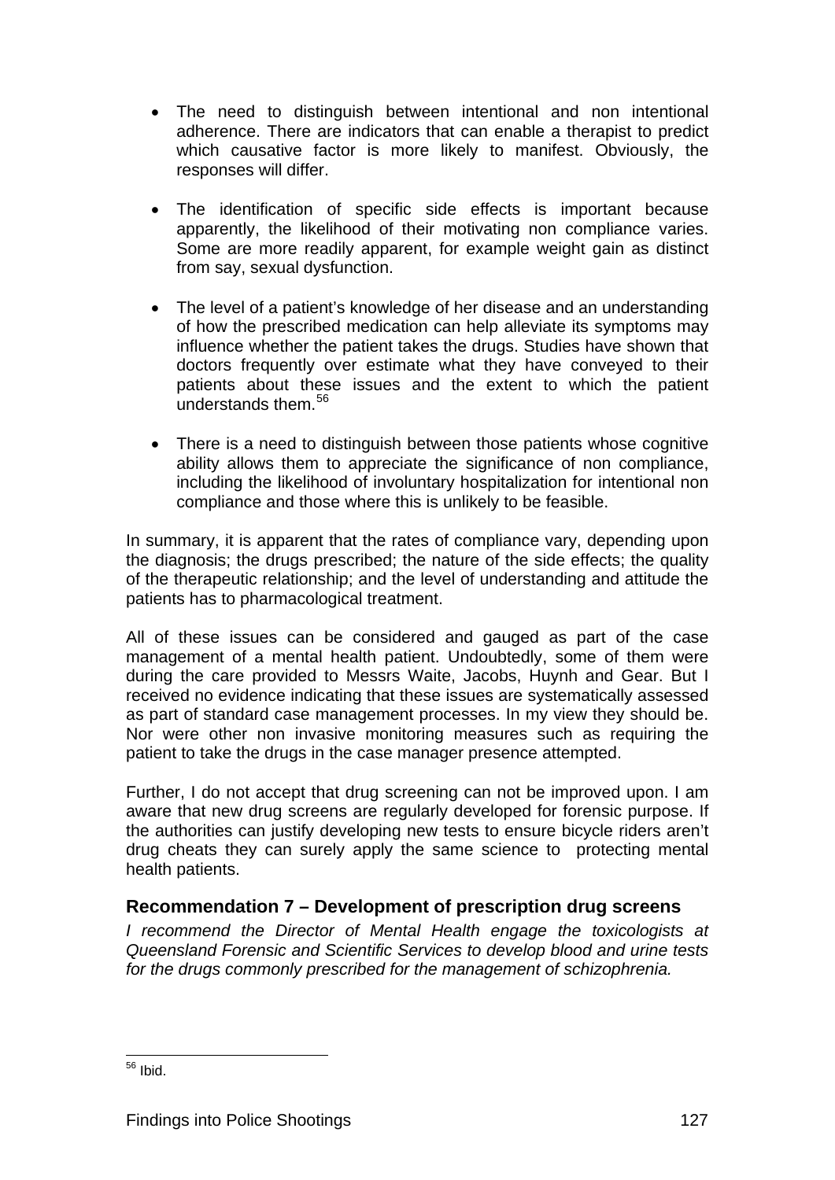- The need to distinguish between intentional and non intentional adherence. There are indicators that can enable a therapist to predict which causative factor is more likely to manifest. Obviously, the responses will differ.

- The identification of specific side effects is important because apparently, the likelihood of their motivating non compliance varies. Some are more readily apparent, for example weight gain as distinct from say, sexual dysfunction.

- The level of a patient's knowledge of her disease and an understanding of how the prescribed medication can help alleviate its symptoms may influence whether the patient takes the drugs. Studies have shown that doctors frequently over estimate what they have conveyed to their patients about these issues and the extent to which the patient understands them.[56]

- There is a need to distinguish between those patients whose cognitive ability allows them to appreciate the significance of non compliance, including the likelihood of involuntary hospitalization for intentional non compliance and those where this is unlikely to be feasible.

In summary, it is apparent that the rates of compliance vary, depending upon the diagnosis; the drugs prescribed; the nature of the side effects; the quality of the therapeutic relationship; and the level of understanding and attitude the patients has to pharmacological treatment.

All of these issues can be considered and gauged as part of the case management of a mental health patient. Undoubtedly, some of them were during the care provided to Messrs Waite, Jacobs, Huynh and Gear. But I received no evidence indicating that these issues are systematically assessed as part of standard case management processes. In my view they should be. Nor were other non invasive monitoring measures such as requiring the patient to take the drugs in the case manager presence attempted.

Further, I do not accept that drug screening can not be improved upon. I am aware that new drug screens are regularly developed for forensic purpose. If the authorities can justify developing new tests to ensure bicycle riders aren't drug cheats they can surely apply the same science to protecting mental health patients.

### Recommendation 7 – Development of prescription drug screens

*I recommend the Director of Mental Health engage the toxicologists at Queensland Forensic and Scientific Services to develop blood and urine tests for the drugs commonly prescribed for the management of schizophrenia.*

---

[56] Ibid.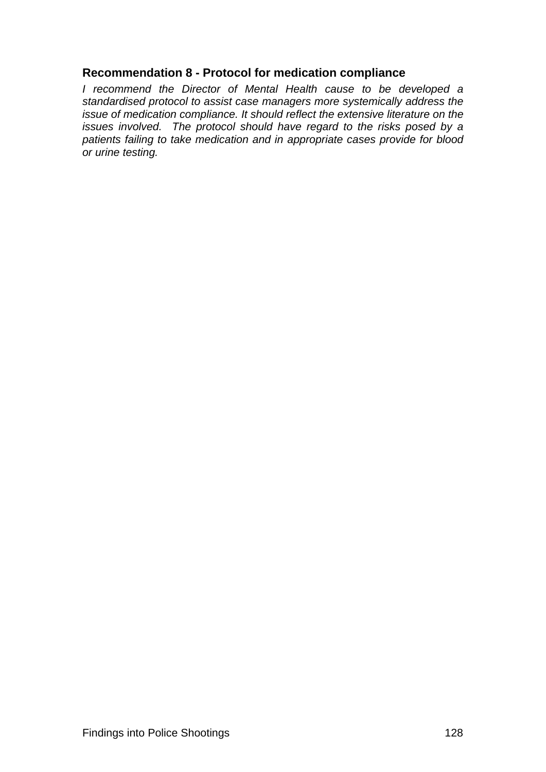### Recommendation 8 - Protocol for medication compliance

*I recommend the Director of Mental Health cause to be developed a standardised protocol to assist case managers more systemically address the issue of medication compliance. It should reflect the extensive literature on the issues involved. The protocol should have regard to the risks posed by a patients failing to take medication and in appropriate cases provide for blood or urine testing.*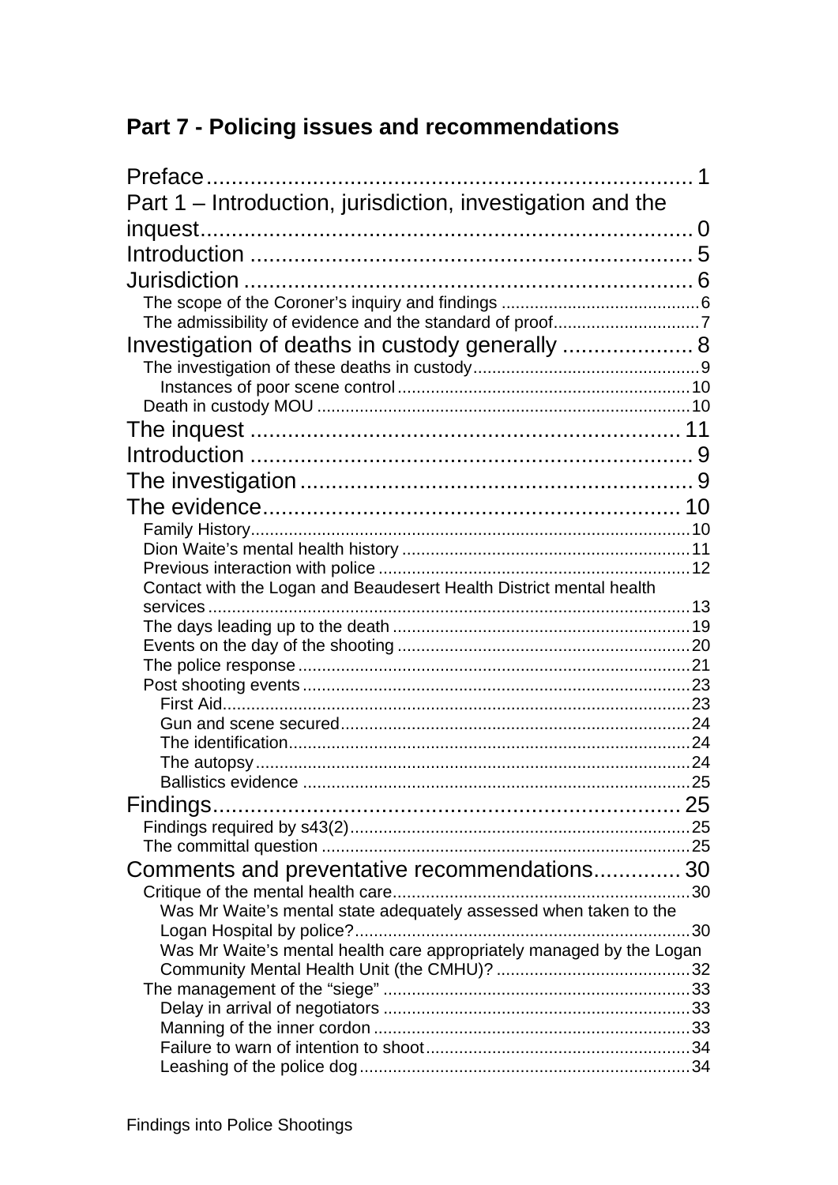## Part 7 - Policing issues and recommendations

Preface.............................................................................1
Part 1 – Introduction, jurisdiction, investigation and the inquest...............................................................................0
Introduction ......................................................................5
Jurisdiction ........................................................................6
- The scope of the Coroner's inquiry and findings ..........................................6
- The admissibility of evidence and the standard of proof...............................7

Investigation of deaths in custody generally .....................8
- The investigation of these deaths in custody................................................9
  - Instances of poor scene control.............................................................10
- Death in custody MOU ..............................................................................10

The inquest ....................................................................11
Introduction ......................................................................9
The investigation................................................................9
The evidence...................................................................10
- Family History............................................................................................10
- Dion Waite's mental health history .............................................................11
- Previous interaction with police ..................................................................12
- Contact with the Logan and Beaudesert Health District mental health services .....................................................................................................13
- The days leading up to the death ...............................................................19
- Events on the day of the shooting ..............................................................20
- The police response ..................................................................................21
- Post shooting events..................................................................................23
  - First Aid...................................................................................................23
  - Gun and scene secured..........................................................................24
  - The identification....................................................................................24
  - The autopsy............................................................................................24
  - Ballistics evidence ..................................................................................25

Findings...........................................................................25
- Findings required by s43(2)........................................................................25
- The committal question ..............................................................................25

Comments and preventative recommendations..............30
- Critique of the mental health care...............................................................30
  - Was Mr Waite's mental state adequately assessed when taken to the Logan Hospital by police?.......................................................................30
  - Was Mr Waite's mental health care appropriately managed by the Logan Community Mental Health Unit (the CMHU)? .........................................32
- The management of the "siege" .................................................................33
  - Delay in arrival of negotiators .................................................................33
  - Manning of the inner cordon ...................................................................33
  - Failure to warn of intention to shoot........................................................34
  - Leashing of the police dog......................................................................34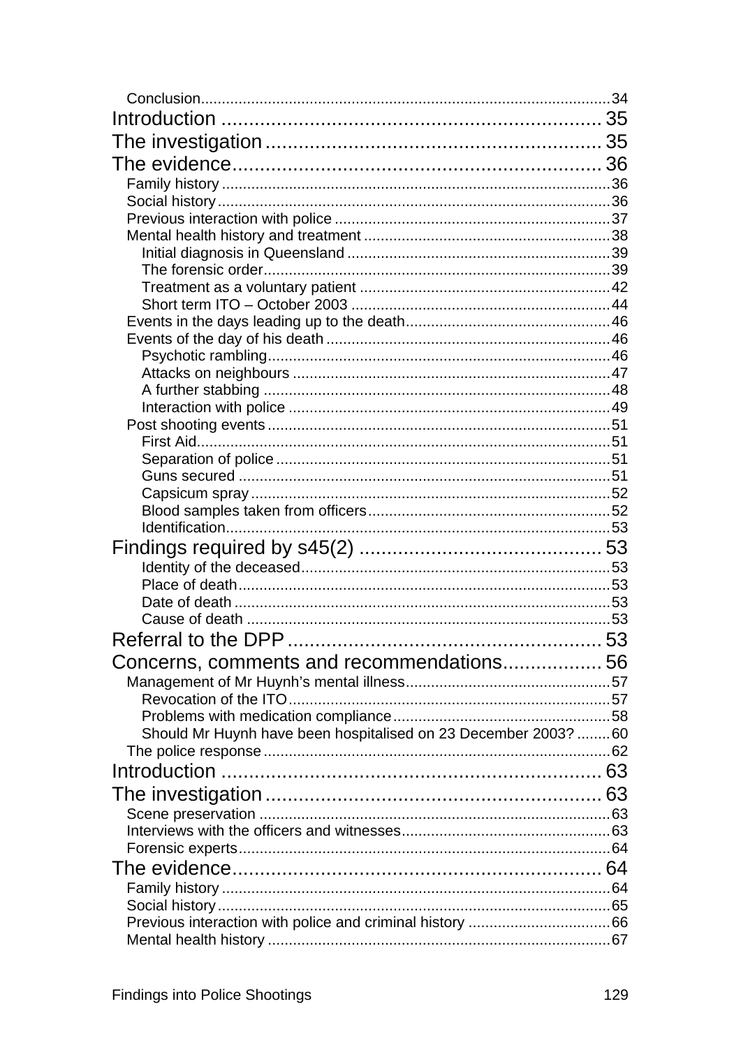Conclusion ........................................................................................ 34

Introduction ........................................................................ 35

The investigation ................................................................ 35

The evidence ....................................................................... 36

Family history ..................................................................................... 36

Social history ....................................................................................... 36

Previous interaction with police ........................................................... 37

Mental health history and treatment .................................................... 38

Initial diagnosis in Queensland ....................................................... 39

The forensic order ........................................................................... 39

Treatment as a voluntary patient .................................................... 42

Short term ITO – October 2003 ...................................................... 44

Events in the days leading up to the death ......................................... 46

Events of the day of his death ............................................................. 46

Psychotic rambling .......................................................................... 46

Attacks on neighbours .................................................................... 47

A further stabbing ........................................................................... 48

Interaction with police ..................................................................... 49

Post shooting events ............................................................................ 51

First Aid ........................................................................................... 51

Separation of police ........................................................................ 51

Guns secured .................................................................................. 51

Capsicum spray ............................................................................... 52

Blood samples taken from officers .................................................. 52

Identification .................................................................................... 53

Findings required by s45(2) ............................................... 53

Identity of the deceased .................................................................. 53

Place of death ................................................................................. 53

Date of death .................................................................................. 53

Cause of death ............................................................................... 53

Referral to the DPP ............................................................ 53

Concerns, comments and recommendations .................. 56

Management of Mr Huynh's mental illness ......................................... 57

Revocation of the ITO ..................................................................... 57

Problems with medication compliance ............................................ 58

Should Mr Huynh have been hospitalised on 23 December 2003? ........ 60

The police response ............................................................................ 62

Introduction ........................................................................ 63

The investigation ................................................................ 63

Scene preservation .............................................................................. 63

Interviews with the officers and witnesses ........................................... 63

Forensic experts ................................................................................... 64

The evidence ....................................................................... 64

Family history ..................................................................................... 64

Social history ....................................................................................... 65

Previous interaction with police and criminal history ........................... 66

Mental health history ........................................................................... 67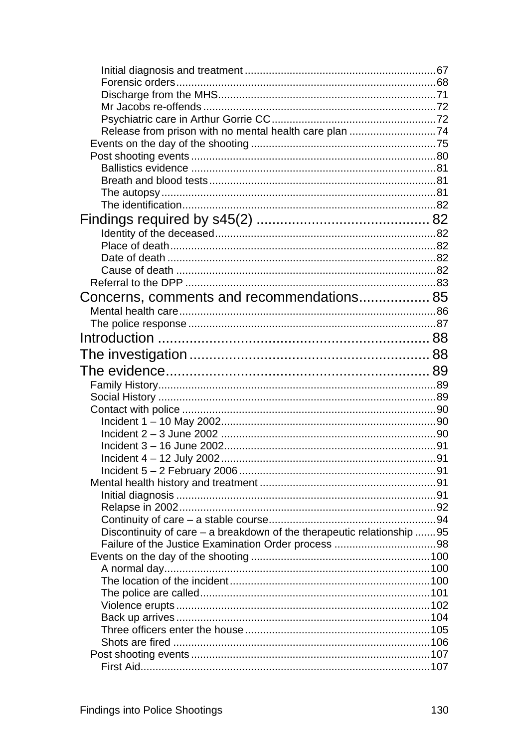Initial diagnosis and treatment ............................................................... 67
Forensic orders ...................................................................................... 68
Discharge from the MHS ........................................................................ 71
Mr Jacobs re-offends ............................................................................. 72
Psychiatric care in Arthur Gorrie CC ...................................................... 72
Release from prison with no mental health care plan ............................ 74
Events on the day of the shooting .............................................................. 75
Post shooting events .................................................................................. 80
Ballistics evidence ................................................................................. 81
Breath and blood tests ........................................................................... 81
The autopsy ........................................................................................... 81
The identification .................................................................................... 82

Findings required by s45(2) ............................................ 82

Identity of the deceased ......................................................................... 82
Place of death ........................................................................................ 82
Date of death ......................................................................................... 82
Cause of death ...................................................................................... 82
Referral to the DPP .................................................................................... 83

Concerns, comments and recommendations.................. 85

Mental health care ...................................................................................... 86
The police response ................................................................................... 87

Introduction ...................................................................... 88

The investigation .............................................................. 88

The evidence .................................................................... 89

Family History ............................................................................................. 89
Social History .............................................................................................. 89
Contact with police ..................................................................................... 90
Incident 1 – 10 May 2002 ....................................................................... 90
Incident 2 – 3 June 2002 ....................................................................... 90
Incident 3 – 16 June 2002 ...................................................................... 91
Incident 4 – 12 July 2002 ....................................................................... 91
Incident 5 – 2 February 2006 .................................................................. 91
Mental health history and treatment ........................................................... 91
Initial diagnosis ...................................................................................... 91
Relapse in 2002 ..................................................................................... 92
Continuity of care – a stable course ........................................................ 94
Discontinuity of care – a breakdown of the therapeutic relationship ....... 95
Failure of the Justice Examination Order process .................................. 98
Events on the day of the shooting ............................................................ 100
A normal day ........................................................................................ 100
The location of the incident ................................................................... 100
The police are called ............................................................................. 101
Violence erupts ..................................................................................... 102
Back up arrives ..................................................................................... 104
Three officers enter the house .............................................................. 105
Shots are fired ...................................................................................... 106
Post shooting events ................................................................................. 107
First Aid ................................................................................................. 107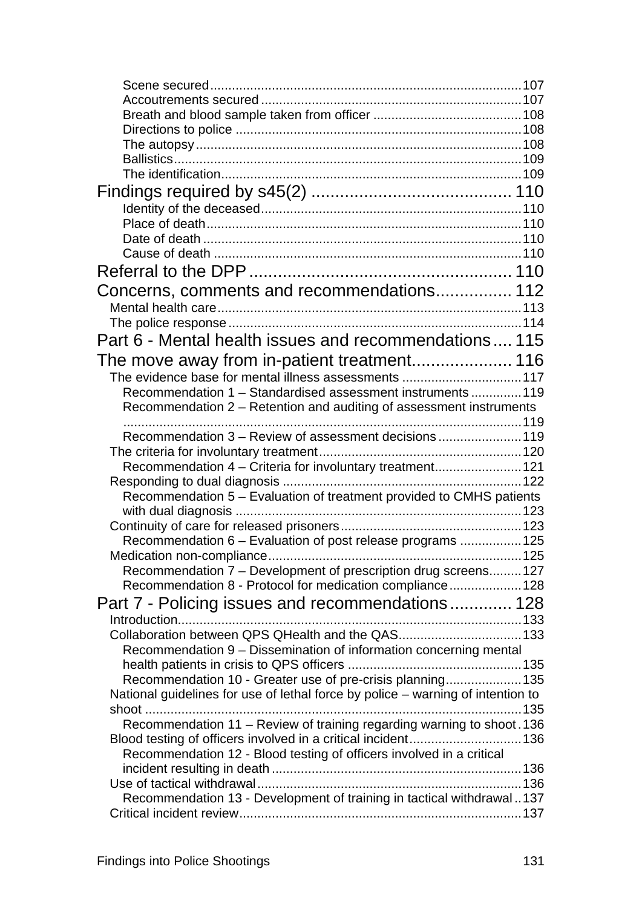Scene secured ..................................................................................... 107
Accoutrements secured ....................................................................... 107
Breath and blood sample taken from officer ......................................... 108
Directions to police .............................................................................. 108
The autopsy ......................................................................................... 108
Ballistics ............................................................................................... 109
The identification .................................................................................. 109

Findings required by s45(2) .......................................... 110

Identity of the deceased ....................................................................... 110
Place of death ...................................................................................... 110
Date of death ....................................................................................... 110
Cause of death .................................................................................... 110

Referral to the DPP ...................................................... 110

Concerns, comments and recommendations ................ 112

Mental health care .................................................................................... 113
The police response ................................................................................. 114

Part 6 - Mental health issues and recommendations .... 115

The move away from in-patient treatment ..................... 116

The evidence base for mental illness assessments .................................. 117
Recommendation 1 – Standardised assessment instruments ............. 119
Recommendation 2 – Retention and auditing of assessment instruments ............................................................................................................. 119
Recommendation 3 – Review of assessment decisions ....................... 119
The criteria for involuntary treatment ........................................................ 120
Recommendation 4 – Criteria for involuntary treatment ........................ 121
Responding to dual diagnosis .................................................................. 122
Recommendation 5 – Evaluation of treatment provided to CMHS patients with dual diagnosis .............................................................................. 123
Continuity of care for released prisoners .................................................. 123
Recommendation 6 – Evaluation of post release programs ................. 125
Medication non-compliance ...................................................................... 125
Recommendation 7 – Development of prescription drug screens ......... 127
Recommendation 8 - Protocol for medication compliance .................... 128

Part 7 - Policing issues and recommendations ............. 128

Introduction ............................................................................................... 133
Collaboration between QPS QHealth and the QAS .................................. 133
Recommendation 9 – Dissemination of information concerning mental health patients in crisis to QPS officers ................................................ 135
Recommendation 10 - Greater use of pre-crisis planning ..................... 135
National guidelines for use of lethal force by police – warning of intention to shoot ........................................................................................................ 135
Recommendation 11 – Review of training regarding warning to shoot . 136
Blood testing of officers involved in a critical incident ............................... 136
Recommendation 12 - Blood testing of officers involved in a critical incident resulting in death ..................................................................... 136
Use of tactical withdrawal .......................................................................... 136
Recommendation 13 - Development of training in tactical withdrawal .. 137
Critical incident review .............................................................................. 137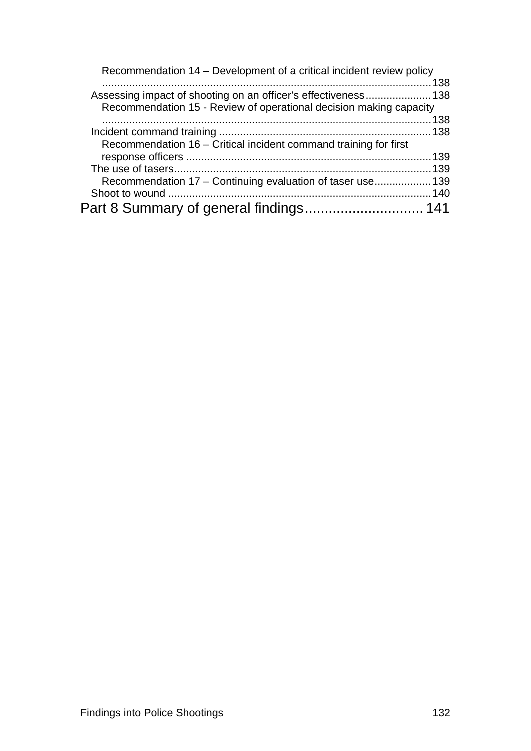Recommendation 14 – Development of a critical incident review policy ............................................................................................................138

Assessing impact of shooting on an officer's effectiveness......................138

Recommendation 15 - Review of operational decision making capacity ............................................................................................................138

Incident command training ......................................................................138

Recommendation 16 – Critical incident command training for first response officers ..................................................................................139

The use of tasers......................................................................................139

Recommendation 17 – Continuing evaluation of taser use...................139

Shoot to wound ........................................................................................140

Part 8 Summary of general findings.............................. 141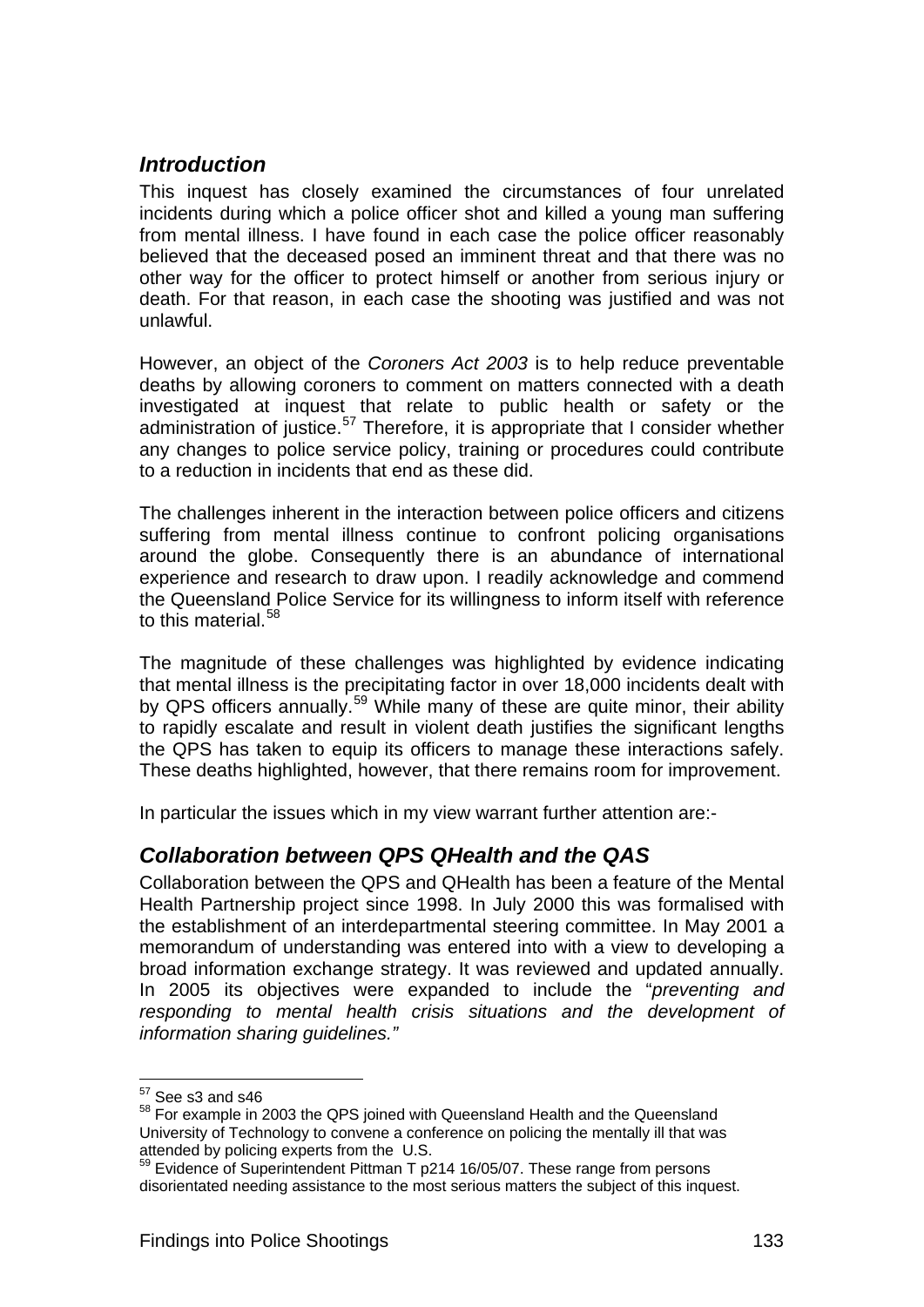## *Introduction*

This inquest has closely examined the circumstances of four unrelated incidents during which a police officer shot and killed a young man suffering from mental illness. I have found in each case the police officer reasonably believed that the deceased posed an imminent threat and that there was no other way for the officer to protect himself or another from serious injury or death. For that reason, in each case the shooting was justified and was not unlawful.

However, an object of the *Coroners Act 2003* is to help reduce preventable deaths by allowing coroners to comment on matters connected with a death investigated at inquest that relate to public health or safety or the administration of justice.[57] Therefore, it is appropriate that I consider whether any changes to police service policy, training or procedures could contribute to a reduction in incidents that end as these did.

The challenges inherent in the interaction between police officers and citizens suffering from mental illness continue to confront policing organisations around the globe. Consequently there is an abundance of international experience and research to draw upon. I readily acknowledge and commend the Queensland Police Service for its willingness to inform itself with reference to this material.[58]

The magnitude of these challenges was highlighted by evidence indicating that mental illness is the precipitating factor in over 18,000 incidents dealt with by QPS officers annually.[59] While many of these are quite minor, their ability to rapidly escalate and result in violent death justifies the significant lengths the QPS has taken to equip its officers to manage these interactions safely. These deaths highlighted, however, that there remains room for improvement.

In particular the issues which in my view warrant further attention are:-

## *Collaboration between QPS QHealth and the QAS*

Collaboration between the QPS and QHealth has been a feature of the Mental Health Partnership project since 1998. In July 2000 this was formalised with the establishment of an interdepartmental steering committee. In May 2001 a memorandum of understanding was entered into with a view to developing a broad information exchange strategy. It was reviewed and updated annually. In 2005 its objectives were expanded to include the "*preventing and responding to mental health crisis situations and the development of information sharing guidelines.*"

---

[57] See s3 and s46

[58] For example in 2003 the QPS joined with Queensland Health and the Queensland University of Technology to convene a conference on policing the mentally ill that was attended by policing experts from the U.S.

[59] Evidence of Superintendent Pittman T p214 16/05/07. These range from persons disorientated needing assistance to the most serious matters the subject of this inquest.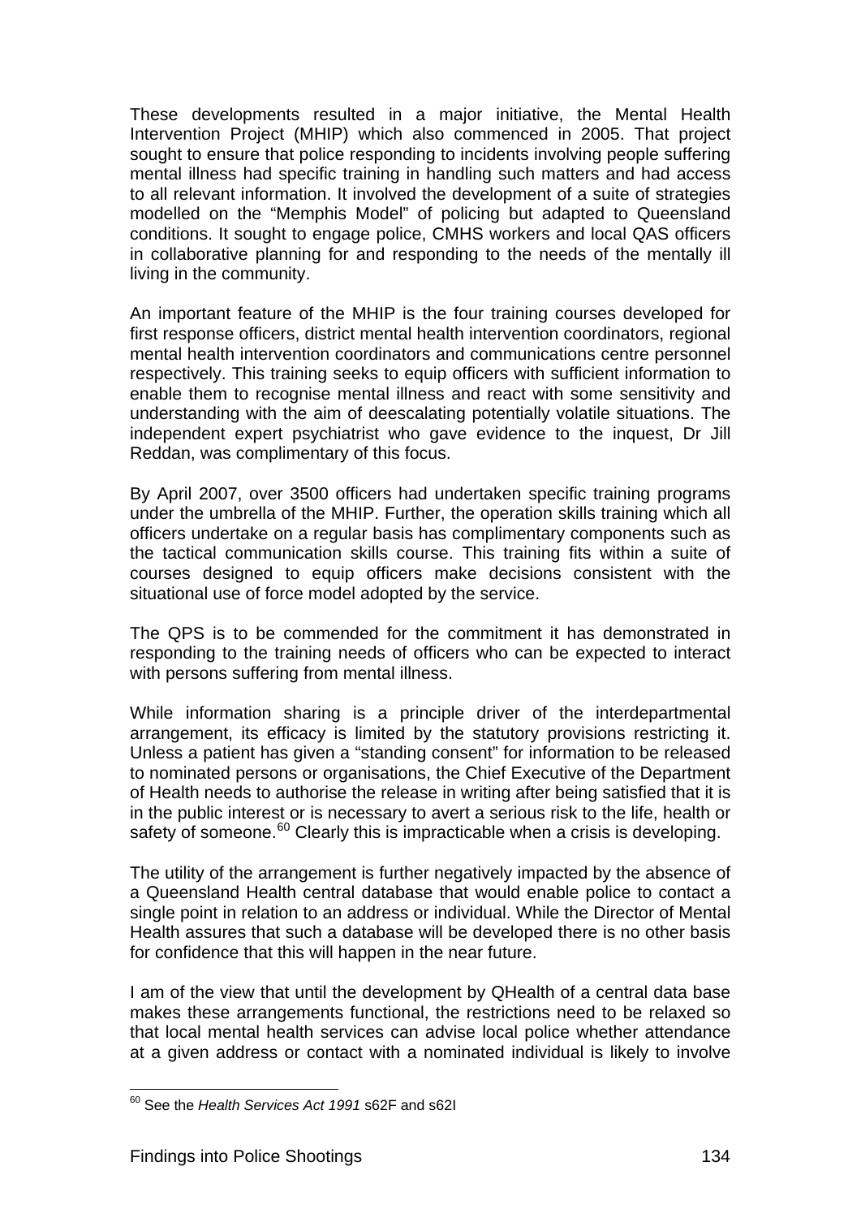These developments resulted in a major initiative, the Mental Health Intervention Project (MHIP) which also commenced in 2005. That project sought to ensure that police responding to incidents involving people suffering mental illness had specific training in handling such matters and had access to all relevant information. It involved the development of a suite of strategies modelled on the "Memphis Model" of policing but adapted to Queensland conditions. It sought to engage police, CMHS workers and local QAS officers in collaborative planning for and responding to the needs of the mentally ill living in the community.

An important feature of the MHIP is the four training courses developed for first response officers, district mental health intervention coordinators, regional mental health intervention coordinators and communications centre personnel respectively. This training seeks to equip officers with sufficient information to enable them to recognise mental illness and react with some sensitivity and understanding with the aim of deescalating potentially volatile situations. The independent expert psychiatrist who gave evidence to the inquest, Dr Jill Reddan, was complimentary of this focus.

By April 2007, over 3500 officers had undertaken specific training programs under the umbrella of the MHIP. Further, the operation skills training which all officers undertake on a regular basis has complimentary components such as the tactical communication skills course. This training fits within a suite of courses designed to equip officers make decisions consistent with the situational use of force model adopted by the service.

The QPS is to be commended for the commitment it has demonstrated in responding to the training needs of officers who can be expected to interact with persons suffering from mental illness.

While information sharing is a principle driver of the interdepartmental arrangement, its efficacy is limited by the statutory provisions restricting it. Unless a patient has given a "standing consent" for information to be released to nominated persons or organisations, the Chief Executive of the Department of Health needs to authorise the release in writing after being satisfied that it is in the public interest or is necessary to avert a serious risk to the life, health or safety of someone.[60] Clearly this is impracticable when a crisis is developing.

The utility of the arrangement is further negatively impacted by the absence of a Queensland Health central database that would enable police to contact a single point in relation to an address or individual. While the Director of Mental Health assures that such a database will be developed there is no other basis for confidence that this will happen in the near future.

I am of the view that until the development by QHealth of a central data base makes these arrangements functional, the restrictions need to be relaxed so that local mental health services can advise local police whether attendance at a given address or contact with a nominated individual is likely to involve

[60] See the *Health Services Act 1991* s62F and s62I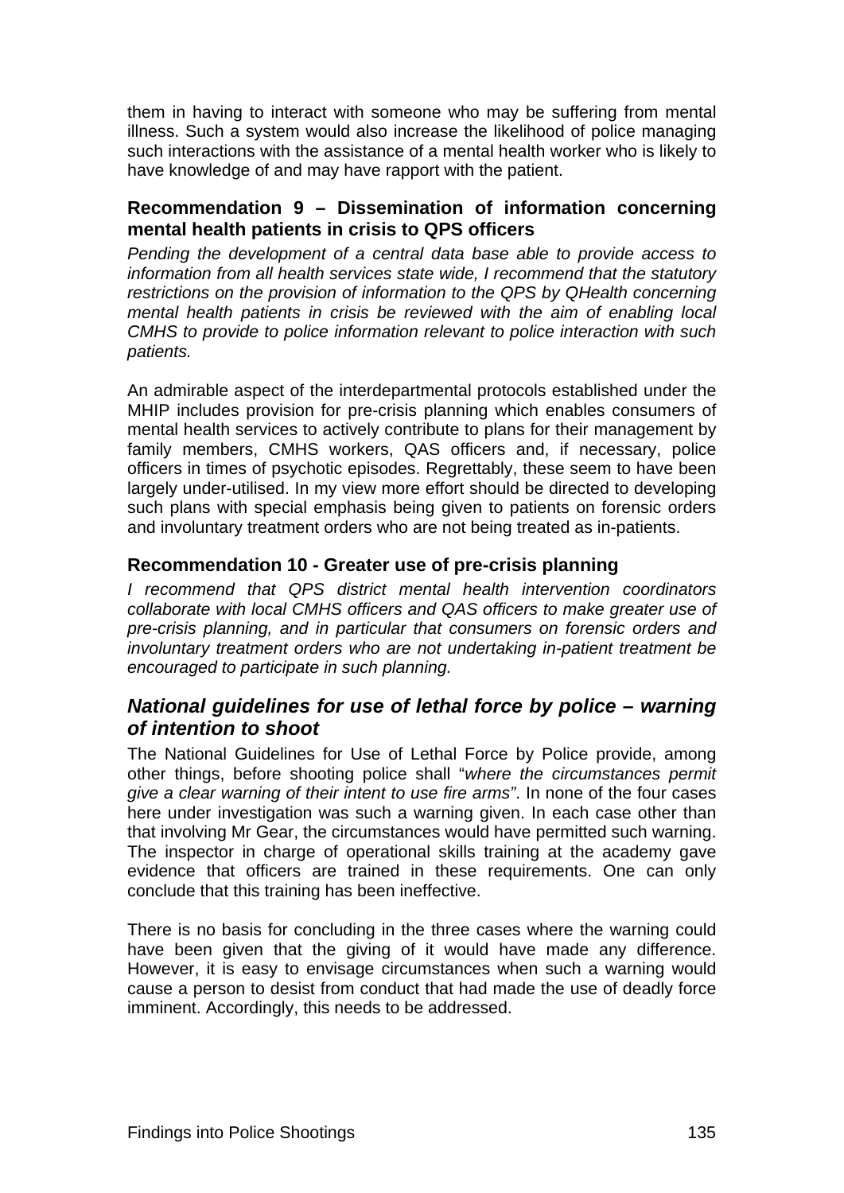them in having to interact with someone who may be suffering from mental illness. Such a system would also increase the likelihood of police managing such interactions with the assistance of a mental health worker who is likely to have knowledge of and may have rapport with the patient.

### Recommendation 9 – Dissemination of information concerning mental health patients in crisis to QPS officers

*Pending the development of a central data base able to provide access to information from all health services state wide, I recommend that the statutory restrictions on the provision of information to the QPS by QHealth concerning mental health patients in crisis be reviewed with the aim of enabling local CMHS to provide to police information relevant to police interaction with such patients.*

An admirable aspect of the interdepartmental protocols established under the MHIP includes provision for pre-crisis planning which enables consumers of mental health services to actively contribute to plans for their management by family members, CMHS workers, QAS officers and, if necessary, police officers in times of psychotic episodes. Regrettably, these seem to have been largely under-utilised. In my view more effort should be directed to developing such plans with special emphasis being given to patients on forensic orders and involuntary treatment orders who are not being treated as in-patients.

### Recommendation 10 - Greater use of pre-crisis planning

*I recommend that QPS district mental health intervention coordinators collaborate with local CMHS officers and QAS officers to make greater use of pre-crisis planning, and in particular that consumers on forensic orders and involuntary treatment orders who are not undertaking in-patient treatment be encouraged to participate in such planning.*

## *National guidelines for use of lethal force by police – warning of intention to shoot*

The National Guidelines for Use of Lethal Force by Police provide, among other things, before shooting police shall "*where the circumstances permit give a clear warning of their intent to use fire arms"*. In none of the four cases here under investigation was such a warning given. In each case other than that involving Mr Gear, the circumstances would have permitted such warning. The inspector in charge of operational skills training at the academy gave evidence that officers are trained in these requirements. One can only conclude that this training has been ineffective.

There is no basis for concluding in the three cases where the warning could have been given that the giving of it would have made any difference. However, it is easy to envisage circumstances when such a warning would cause a person to desist from conduct that had made the use of deadly force imminent. Accordingly, this needs to be addressed.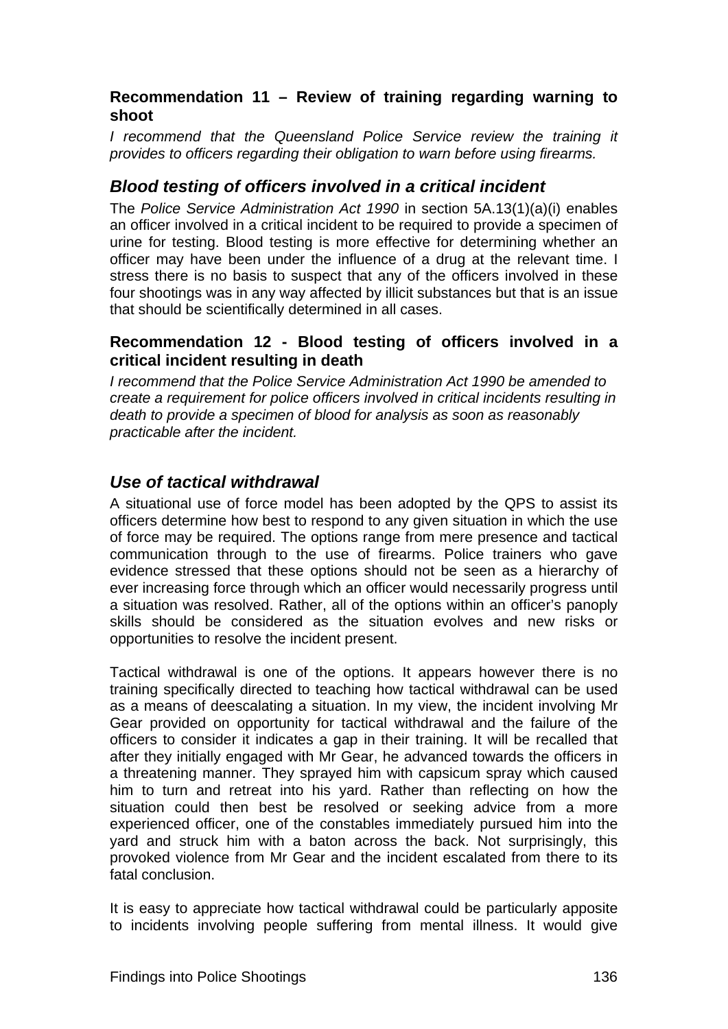### Recommendation 11 – Review of training regarding warning to shoot

*I recommend that the Queensland Police Service review the training it provides to officers regarding their obligation to warn before using firearms.*

## *Blood testing of officers involved in a critical incident*

The *Police Service Administration Act 1990* in section 5A.13(1)(a)(i) enables an officer involved in a critical incident to be required to provide a specimen of urine for testing. Blood testing is more effective for determining whether an officer may have been under the influence of a drug at the relevant time. I stress there is no basis to suspect that any of the officers involved in these four shootings was in any way affected by illicit substances but that is an issue that should be scientifically determined in all cases.

### Recommendation 12 - Blood testing of officers involved in a critical incident resulting in death

*I recommend that the Police Service Administration Act 1990 be amended to create a requirement for police officers involved in critical incidents resulting in death to provide a specimen of blood for analysis as soon as reasonably practicable after the incident.*

## *Use of tactical withdrawal*

A situational use of force model has been adopted by the QPS to assist its officers determine how best to respond to any given situation in which the use of force may be required. The options range from mere presence and tactical communication through to the use of firearms. Police trainers who gave evidence stressed that these options should not be seen as a hierarchy of ever increasing force through which an officer would necessarily progress until a situation was resolved. Rather, all of the options within an officer's panoply skills should be considered as the situation evolves and new risks or opportunities to resolve the incident present.

Tactical withdrawal is one of the options. It appears however there is no training specifically directed to teaching how tactical withdrawal can be used as a means of deescalating a situation. In my view, the incident involving Mr Gear provided on opportunity for tactical withdrawal and the failure of the officers to consider it indicates a gap in their training. It will be recalled that after they initially engaged with Mr Gear, he advanced towards the officers in a threatening manner. They sprayed him with capsicum spray which caused him to turn and retreat into his yard. Rather than reflecting on how the situation could then best be resolved or seeking advice from a more experienced officer, one of the constables immediately pursued him into the yard and struck him with a baton across the back. Not surprisingly, this provoked violence from Mr Gear and the incident escalated from there to its fatal conclusion.

It is easy to appreciate how tactical withdrawal could be particularly apposite to incidents involving people suffering from mental illness. It would give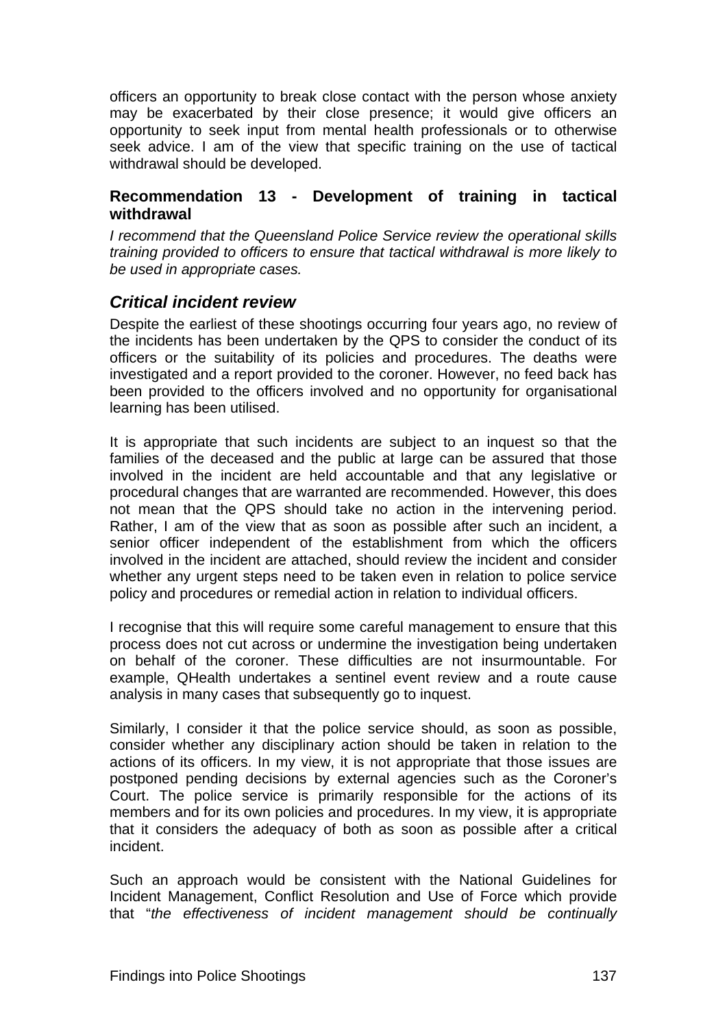officers an opportunity to break close contact with the person whose anxiety may be exacerbated by their close presence; it would give officers an opportunity to seek input from mental health professionals or to otherwise seek advice. I am of the view that specific training on the use of tactical withdrawal should be developed.

#### Recommendation 13 - Development of training in tactical withdrawal

*I recommend that the Queensland Police Service review the operational skills training provided to officers to ensure that tactical withdrawal is more likely to be used in appropriate cases.*

### *Critical incident review*

Despite the earliest of these shootings occurring four years ago, no review of the incidents has been undertaken by the QPS to consider the conduct of its officers or the suitability of its policies and procedures. The deaths were investigated and a report provided to the coroner. However, no feed back has been provided to the officers involved and no opportunity for organisational learning has been utilised.

It is appropriate that such incidents are subject to an inquest so that the families of the deceased and the public at large can be assured that those involved in the incident are held accountable and that any legislative or procedural changes that are warranted are recommended. However, this does not mean that the QPS should take no action in the intervening period. Rather, I am of the view that as soon as possible after such an incident, a senior officer independent of the establishment from which the officers involved in the incident are attached, should review the incident and consider whether any urgent steps need to be taken even in relation to police service policy and procedures or remedial action in relation to individual officers.

I recognise that this will require some careful management to ensure that this process does not cut across or undermine the investigation being undertaken on behalf of the coroner. These difficulties are not insurmountable. For example, QHealth undertakes a sentinel event review and a route cause analysis in many cases that subsequently go to inquest.

Similarly, I consider it that the police service should, as soon as possible, consider whether any disciplinary action should be taken in relation to the actions of its officers. In my view, it is not appropriate that those issues are postponed pending decisions by external agencies such as the Coroner's Court. The police service is primarily responsible for the actions of its members and for its own policies and procedures. In my view, it is appropriate that it considers the adequacy of both as soon as possible after a critical incident.

Such an approach would be consistent with the National Guidelines for Incident Management, Conflict Resolution and Use of Force which provide that "*the effectiveness of incident management should be continually*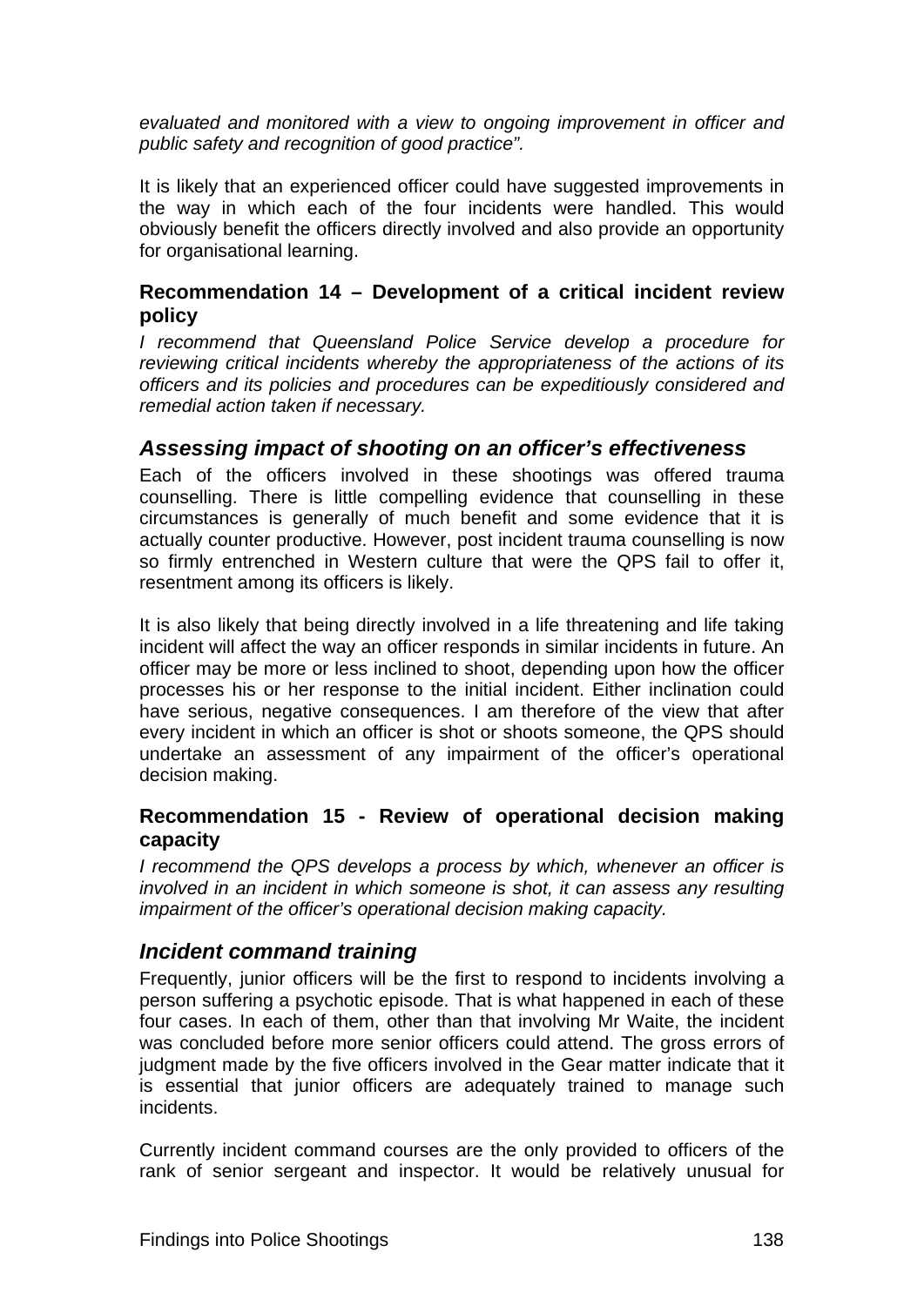*evaluated and monitored with a view to ongoing improvement in officer and public safety and recognition of good practice".*

It is likely that an experienced officer could have suggested improvements in the way in which each of the four incidents were handled. This would obviously benefit the officers directly involved and also provide an opportunity for organisational learning.

**Recommendation 14 – Development of a critical incident review policy**

*I recommend that Queensland Police Service develop a procedure for reviewing critical incidents whereby the appropriateness of the actions of its officers and its policies and procedures can be expeditiously considered and remedial action taken if necessary.*

## *Assessing impact of shooting on an officer's effectiveness*

Each of the officers involved in these shootings was offered trauma counselling. There is little compelling evidence that counselling in these circumstances is generally of much benefit and some evidence that it is actually counter productive. However, post incident trauma counselling is now so firmly entrenched in Western culture that were the QPS fail to offer it, resentment among its officers is likely.

It is also likely that being directly involved in a life threatening and life taking incident will affect the way an officer responds in similar incidents in future. An officer may be more or less inclined to shoot, depending upon how the officer processes his or her response to the initial incident. Either inclination could have serious, negative consequences. I am therefore of the view that after every incident in which an officer is shot or shoots someone, the QPS should undertake an assessment of any impairment of the officer's operational decision making.

**Recommendation 15 - Review of operational decision making capacity**

*I recommend the QPS develops a process by which, whenever an officer is involved in an incident in which someone is shot, it can assess any resulting impairment of the officer's operational decision making capacity.*

## *Incident command training*

Frequently, junior officers will be the first to respond to incidents involving a person suffering a psychotic episode. That is what happened in each of these four cases. In each of them, other than that involving Mr Waite, the incident was concluded before more senior officers could attend. The gross errors of judgment made by the five officers involved in the Gear matter indicate that it is essential that junior officers are adequately trained to manage such incidents.

Currently incident command courses are the only provided to officers of the rank of senior sergeant and inspector. It would be relatively unusual for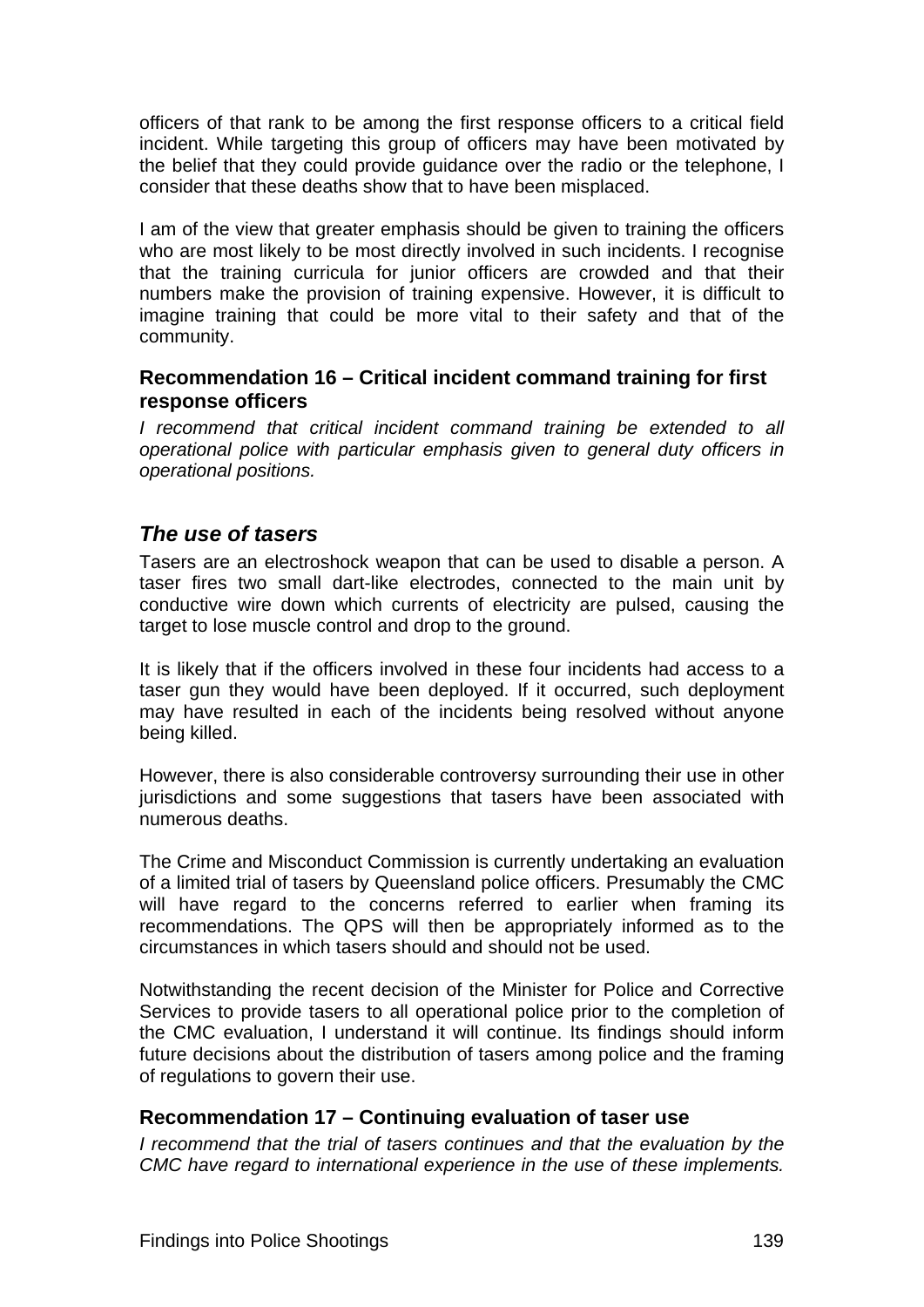officers of that rank to be among the first response officers to a critical field incident. While targeting this group of officers may have been motivated by the belief that they could provide guidance over the radio or the telephone, I consider that these deaths show that to have been misplaced.

I am of the view that greater emphasis should be given to training the officers who are most likely to be most directly involved in such incidents. I recognise that the training curricula for junior officers are crowded and that their numbers make the provision of training expensive. However, it is difficult to imagine training that could be more vital to their safety and that of the community.

### Recommendation 16 – Critical incident command training for first response officers

*I recommend that critical incident command training be extended to all operational police with particular emphasis given to general duty officers in operational positions.*

## *The use of tasers*

Tasers are an electroshock weapon that can be used to disable a person. A taser fires two small dart-like electrodes, connected to the main unit by conductive wire down which currents of electricity are pulsed, causing the target to lose muscle control and drop to the ground.

It is likely that if the officers involved in these four incidents had access to a taser gun they would have been deployed. If it occurred, such deployment may have resulted in each of the incidents being resolved without anyone being killed.

However, there is also considerable controversy surrounding their use in other jurisdictions and some suggestions that tasers have been associated with numerous deaths.

The Crime and Misconduct Commission is currently undertaking an evaluation of a limited trial of tasers by Queensland police officers. Presumably the CMC will have regard to the concerns referred to earlier when framing its recommendations. The QPS will then be appropriately informed as to the circumstances in which tasers should and should not be used.

Notwithstanding the recent decision of the Minister for Police and Corrective Services to provide tasers to all operational police prior to the completion of the CMC evaluation, I understand it will continue. Its findings should inform future decisions about the distribution of tasers among police and the framing of regulations to govern their use.

### Recommendation 17 – Continuing evaluation of taser use

*I recommend that the trial of tasers continues and that the evaluation by the CMC have regard to international experience in the use of these implements.*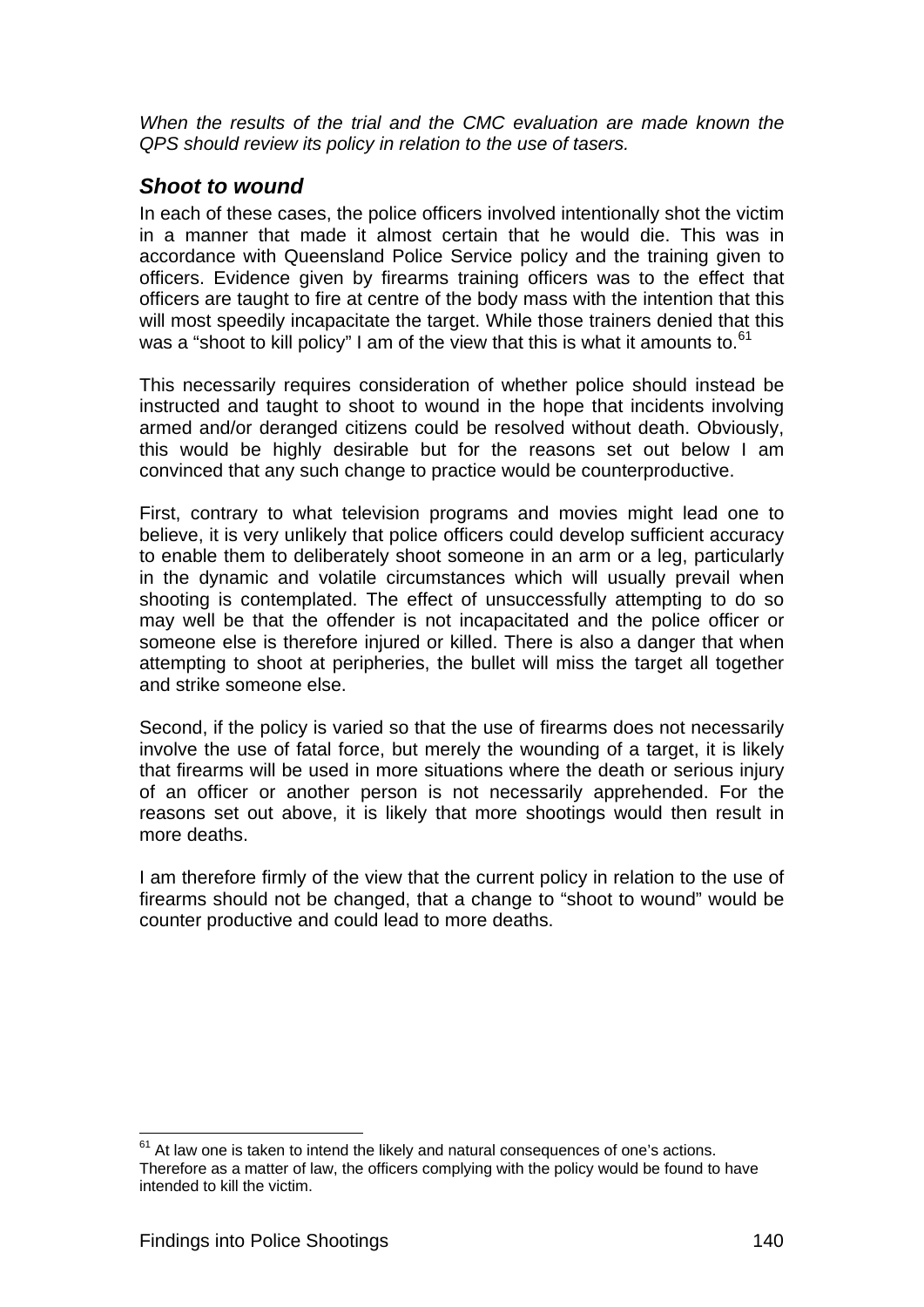*When the results of the trial and the CMC evaluation are made known the QPS should review its policy in relation to the use of tasers.*

### *Shoot to wound*

In each of these cases, the police officers involved intentionally shot the victim in a manner that made it almost certain that he would die. This was in accordance with Queensland Police Service policy and the training given to officers. Evidence given by firearms training officers was to the effect that officers are taught to fire at centre of the body mass with the intention that this will most speedily incapacitate the target. While those trainers denied that this was a "shoot to kill policy" I am of the view that this is what it amounts to.[61]

This necessarily requires consideration of whether police should instead be instructed and taught to shoot to wound in the hope that incidents involving armed and/or deranged citizens could be resolved without death. Obviously, this would be highly desirable but for the reasons set out below I am convinced that any such change to practice would be counterproductive.

First, contrary to what television programs and movies might lead one to believe, it is very unlikely that police officers could develop sufficient accuracy to enable them to deliberately shoot someone in an arm or a leg, particularly in the dynamic and volatile circumstances which will usually prevail when shooting is contemplated. The effect of unsuccessfully attempting to do so may well be that the offender is not incapacitated and the police officer or someone else is therefore injured or killed. There is also a danger that when attempting to shoot at peripheries, the bullet will miss the target all together and strike someone else.

Second, if the policy is varied so that the use of firearms does not necessarily involve the use of fatal force, but merely the wounding of a target, it is likely that firearms will be used in more situations where the death or serious injury of an officer or another person is not necessarily apprehended. For the reasons set out above, it is likely that more shootings would then result in more deaths.

I am therefore firmly of the view that the current policy in relation to the use of firearms should not be changed, that a change to "shoot to wound" would be counter productive and could lead to more deaths.

---

[61] At law one is taken to intend the likely and natural consequences of one's actions. Therefore as a matter of law, the officers complying with the policy would be found to have intended to kill the victim.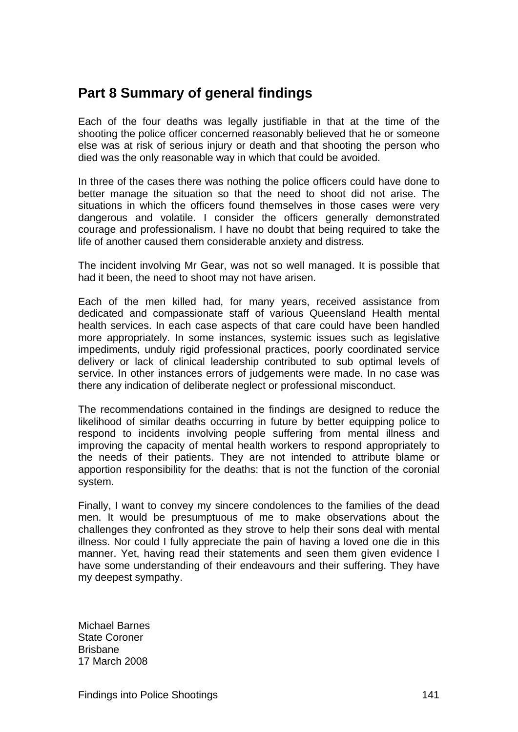## Part 8 Summary of general findings

Each of the four deaths was legally justifiable in that at the time of the shooting the police officer concerned reasonably believed that he or someone else was at risk of serious injury or death and that shooting the person who died was the only reasonable way in which that could be avoided.

In three of the cases there was nothing the police officers could have done to better manage the situation so that the need to shoot did not arise. The situations in which the officers found themselves in those cases were very dangerous and volatile. I consider the officers generally demonstrated courage and professionalism. I have no doubt that being required to take the life of another caused them considerable anxiety and distress.

The incident involving Mr Gear, was not so well managed. It is possible that had it been, the need to shoot may not have arisen.

Each of the men killed had, for many years, received assistance from dedicated and compassionate staff of various Queensland Health mental health services. In each case aspects of that care could have been handled more appropriately. In some instances, systemic issues such as legislative impediments, unduly rigid professional practices, poorly coordinated service delivery or lack of clinical leadership contributed to sub optimal levels of service. In other instances errors of judgements were made. In no case was there any indication of deliberate neglect or professional misconduct.

The recommendations contained in the findings are designed to reduce the likelihood of similar deaths occurring in future by better equipping police to respond to incidents involving people suffering from mental illness and improving the capacity of mental health workers to respond appropriately to the needs of their patients. They are not intended to attribute blame or apportion responsibility for the deaths: that is not the function of the coronial system.

Finally, I want to convey my sincere condolences to the families of the dead men. It would be presumptuous of me to make observations about the challenges they confronted as they strove to help their sons deal with mental illness. Nor could I fully appreciate the pain of having a loved one die in this manner. Yet, having read their statements and seen them given evidence I have some understanding of their endeavours and their suffering. They have my deepest sympathy.

Michael Barnes
State Coroner
Brisbane
17 March 2008